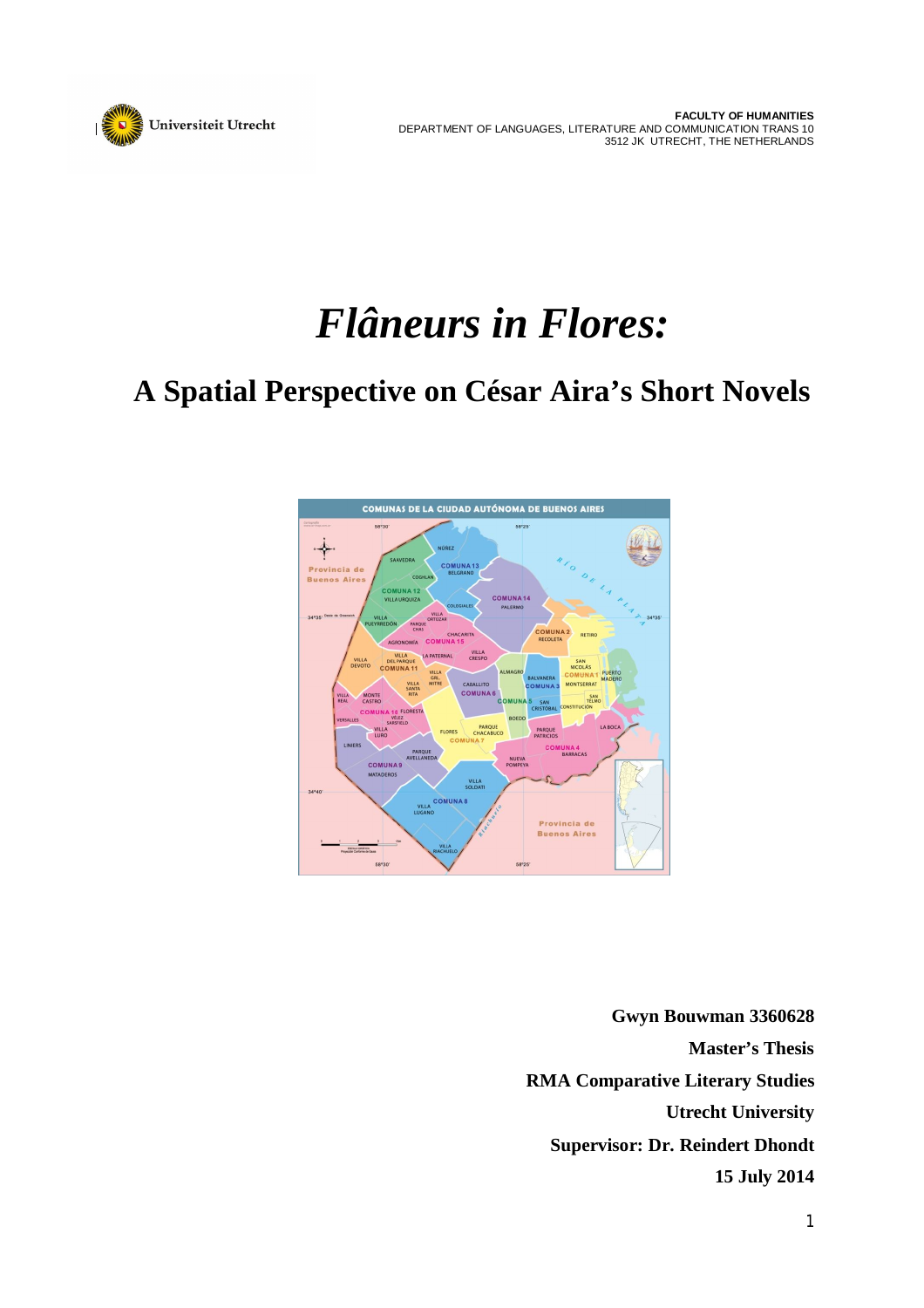Universiteit Utrecht

**FACULTY OF HUMANITIES**
DEPARTMENT OF LANGUAGES, LITERATURE AND COMMUNICATION TRANS 10
3512 JK UTRECHT, THE NETHERLANDS

# *Flâneurs in Flores:*

## A Spatial Perspective on César Aira's Short Novels

**Gwyn Bouwman 3360628**

**Master's Thesis**

**RMA Comparative Literary Studies**

**Utrecht University**

**Supervisor: Dr. Reindert Dhondt**

**15 July 2014**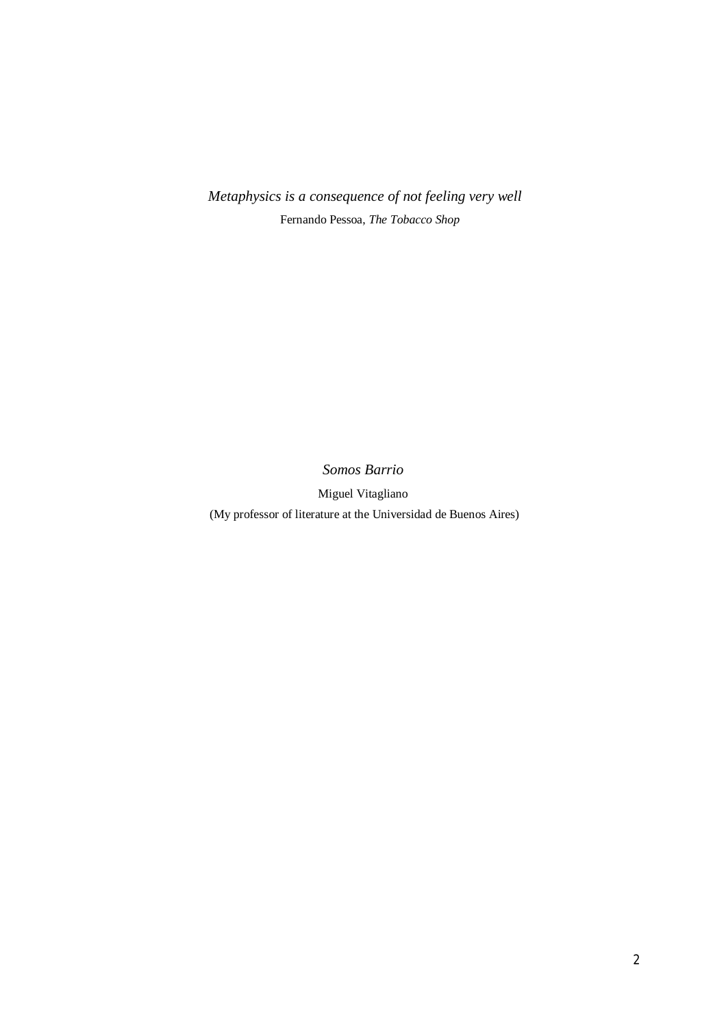*Metaphysics is a consequence of not feeling very well*

Fernando Pessoa, *The Tobacco Shop*

*Somos Barrio*

Miguel Vitagliano

(My professor of literature at the Universidad de Buenos Aires)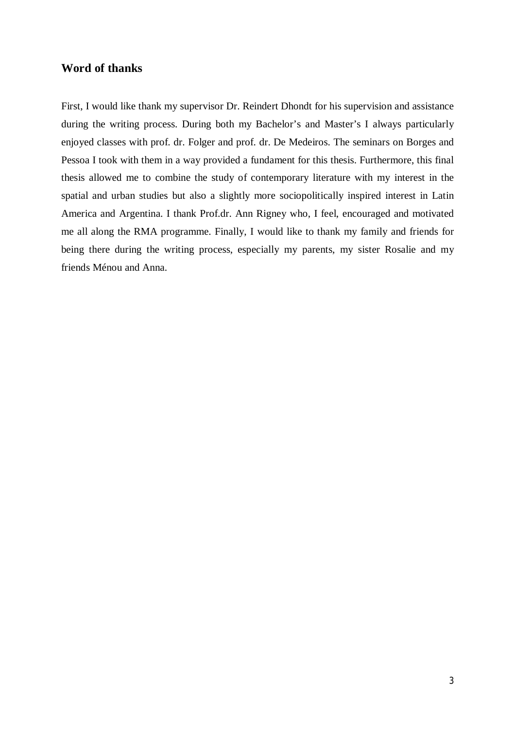## Word of thanks

First, I would like thank my supervisor Dr. Reindert Dhondt for his supervision and assistance during the writing process. During both my Bachelor's and Master's I always particularly enjoyed classes with prof. dr. Folger and prof. dr. De Medeiros. The seminars on Borges and Pessoa I took with them in a way provided a fundament for this thesis. Furthermore, this final thesis allowed me to combine the study of contemporary literature with my interest in the spatial and urban studies but also a slightly more sociopolitically inspired interest in Latin America and Argentina. I thank Prof.dr. Ann Rigney who, I feel, encouraged and motivated me all along the RMA programme. Finally, I would like to thank my family and friends for being there during the writing process, especially my parents, my sister Rosalie and my friends Ménou and Anna.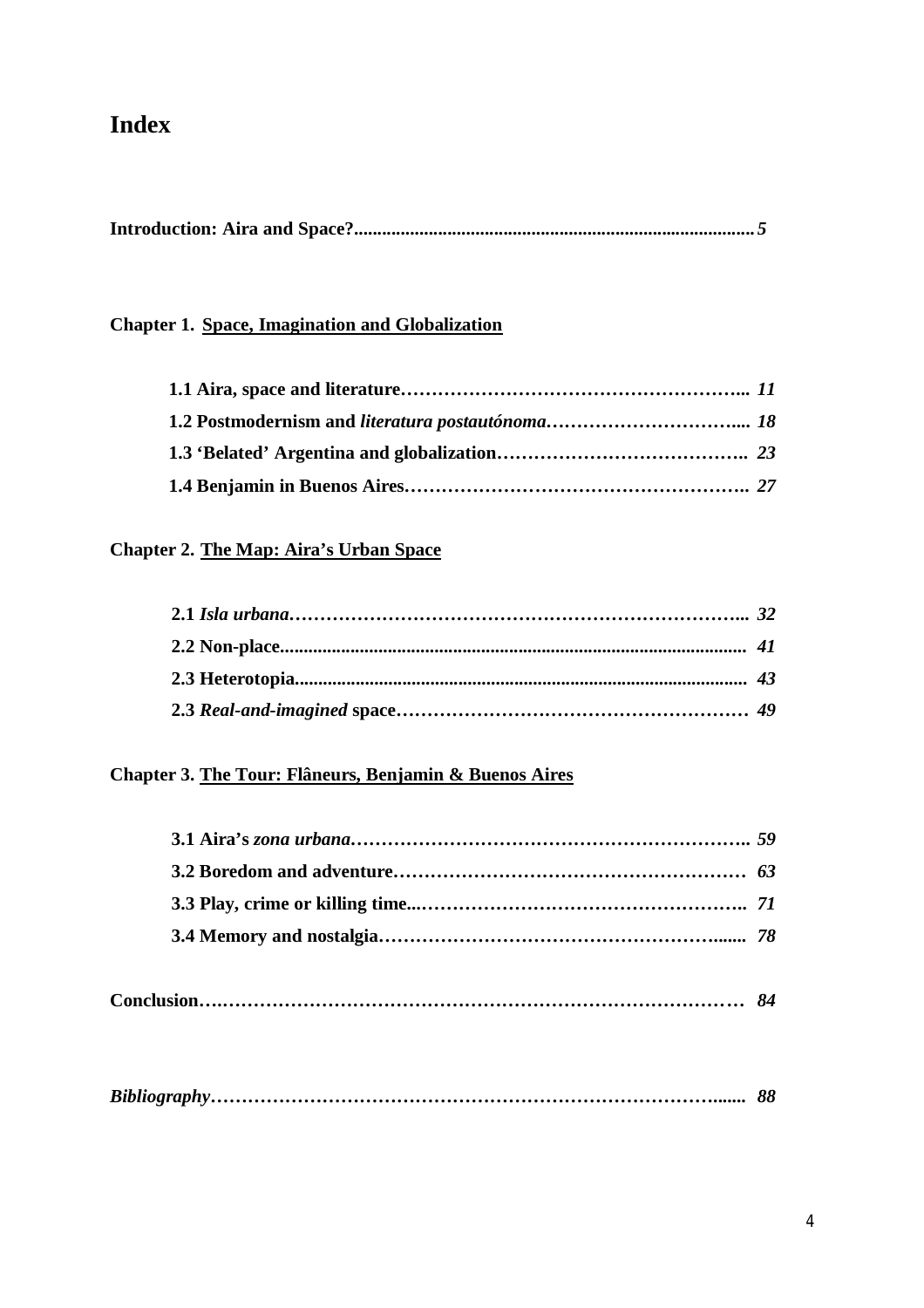# Index

**Introduction: Aira and Space?** ........................................................................................ *5*

**Chapter 1. <u>Space, Imagination and Globalization</u>**

- **1.1 Aira, space and literature** ........................................................ *11*
- **1.2 Postmodernism and *literatura postautónoma*** ................................ *18*
- **1.3 'Belated' Argentina and globalization** ........................................ *23*
- **1.4 Benjamin in Buenos Aires** ........................................................ *27*

**Chapter 2. <u>The Map: Aira's Urban Space</u>**

- **2.1 *Isla urbana*** ........................................................................ *32*
- **2.2 Non-place** ............................................................................ *41*
- **2.3 Heterotopia** .......................................................................... *43*
- **2.3 *Real-and-imagined* space** ...................................................... *49*

**Chapter 3. <u>The Tour: Flâneurs, Benjamin & Buenos Aires</u>**

- **3.1 Aira's *zona urbana*** ............................................................... *59*
- **3.2 Boredom and adventure** ........................................................... *63*
- **3.3 Play, crime or killing time** ...................................................... *71*
- **3.4 Memory and nostalgia** ............................................................ *78*

**Conclusion** ................................................................................ *84*

***Bibliography*** ............................................................................ *88*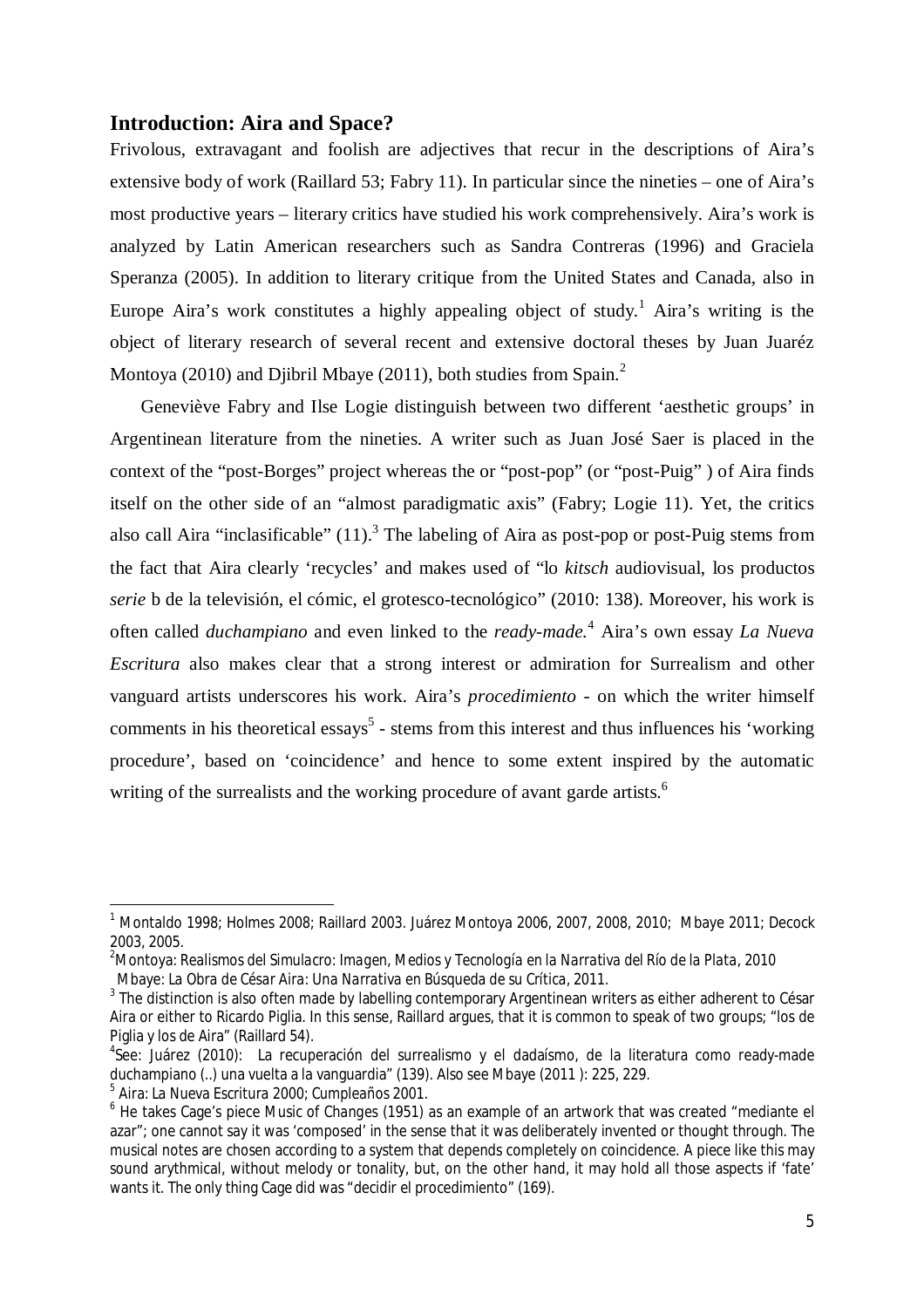## Introduction: Aira and Space?

Frivolous, extravagant and foolish are adjectives that recur in the descriptions of Aira's extensive body of work (Raillard 53; Fabry 11). In particular since the nineties – one of Aira's most productive years – literary critics have studied his work comprehensively. Aira's work is analyzed by Latin American researchers such as Sandra Contreras (1996) and Graciela Speranza (2005). In addition to literary critique from the United States and Canada, also in Europe Aira's work constitutes a highly appealing object of study.[1] Aira's writing is the object of literary research of several recent and extensive doctoral theses by Juan Juaréz Montoya (2010) and Djibril Mbaye (2011), both studies from Spain.[2]

Geneviève Fabry and Ilse Logie distinguish between two different 'aesthetic groups' in Argentinean literature from the nineties. A writer such as Juan José Saer is placed in the context of the "post-Borges" project whereas the or "post-pop" (or "post-Puig" ) of Aira finds itself on the other side of an "almost paradigmatic axis" (Fabry; Logie 11). Yet, the critics also call Aira "inclasificable" (11).[3] The labeling of Aira as post-pop or post-Puig stems from the fact that Aira clearly 'recycles' and makes used of "lo *kitsch* audiovisual, los productos *serie* b de la televisión, el cómic, el grotesco-tecnológico" (2010: 138). Moreover, his work is often called *duchampiano* and even linked to the *ready-made.*[4] Aira's own essay *La Nueva Escritura* also makes clear that a strong interest or admiration for Surrealism and other vanguard artists underscores his work. Aira's *procedimiento* - on which the writer himself comments in his theoretical essays[5] - stems from this interest and thus influences his 'working procedure', based on 'coincidence' and hence to some extent inspired by the automatic writing of the surrealists and the working procedure of avant garde artists.[6]

---

[1] Montaldo 1998; Holmes 2008; Raillard 2003. Juárez Montoya 2006, 2007, 2008, 2010; Mbaye 2011; Decock 2003, 2005.

[2] Montoya: *Realismos del Simulacro: Imagen, Medios y Tecnología en la Narrativa del Río de la Plata*, 2010
Mbaye: *La Obra de César Aira: Una Narrativa en Búsqueda de su Crítica*, 2011.

[3] The distinction is also often made by labelling contemporary Argentinean writers as either adherent to César Aira or either to Ricardo Piglia. In this sense, Raillard argues, that it is common to speak of two groups; "los de Piglia y los de Aira" (Raillard 54).

[4] See: Juárez (2010): La recuperación del surrealismo y el dadaísmo, de la literatura como ready-made duchampiano (..) una vuelta a la vanguardia" (139). Also see Mbaye (2011 ): 225, 229.

[5] Aira: *La Nueva Escritura* 2000; *Cumpleaños* 2001.

[6] He takes Cage's piece *Music of Changes* (1951) as an example of an artwork that was created "mediante el azar"; one cannot say it was 'composed' in the sense that it was deliberately invented or thought through. The musical notes are chosen according to a system that depends completely on coincidence. A piece like this may sound arythmical, without melody or tonality, but, on the other hand, it may hold all those aspects if 'fate' wants it. The only thing Cage did was "decidir el procedimiento" (169).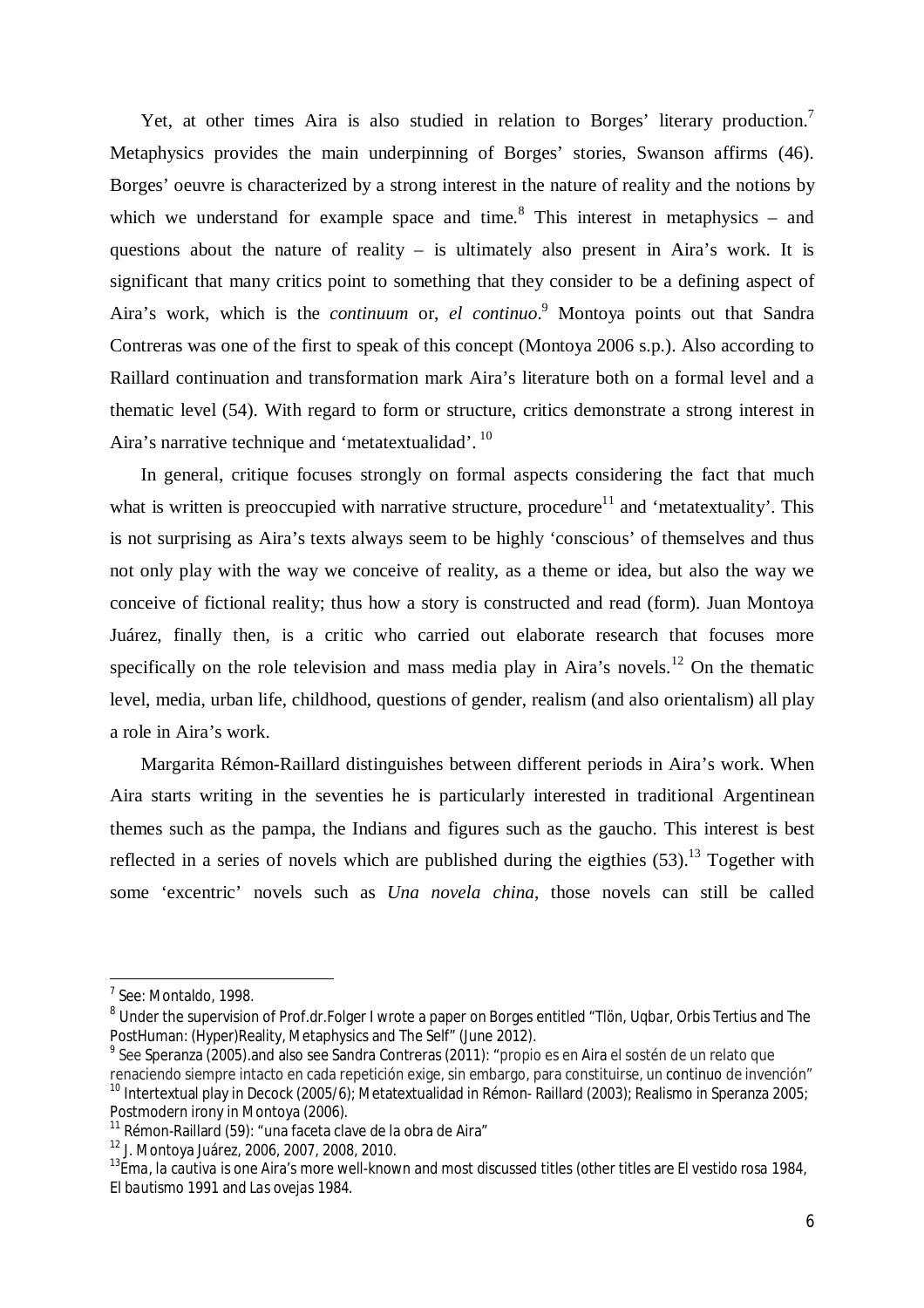Yet, at other times Aira is also studied in relation to Borges' literary production.[7] Metaphysics provides the main underpinning of Borges' stories, Swanson affirms (46). Borges' oeuvre is characterized by a strong interest in the nature of reality and the notions by which we understand for example space and time.[8] This interest in metaphysics – and questions about the nature of reality – is ultimately also present in Aira's work. It is significant that many critics point to something that they consider to be a defining aspect of Aira's work, which is the *continuum* or, *el continuo*.[9] Montoya points out that Sandra Contreras was one of the first to speak of this concept (Montoya 2006 s.p.). Also according to Raillard continuation and transformation mark Aira's literature both on a formal level and a thematic level (54). With regard to form or structure, critics demonstrate a strong interest in Aira's narrative technique and 'metatextualidad'. [10]

In general, critique focuses strongly on formal aspects considering the fact that much what is written is preoccupied with narrative structure, procedure[11] and 'metatextuality'. This is not surprising as Aira's texts always seem to be highly 'conscious' of themselves and thus not only play with the way we conceive of reality, as a theme or idea, but also the way we conceive of fictional reality; thus how a story is constructed and read (form). Juan Montoya Juárez, finally then, is a critic who carried out elaborate research that focuses more specifically on the role television and mass media play in Aira's novels.[12] On the thematic level, media, urban life, childhood, questions of gender, realism (and also orientalism) all play a role in Aira's work.

Margarita Rémon-Raillard distinguishes between different periods in Aira's work. When Aira starts writing in the seventies he is particularly interested in traditional Argentinean themes such as the pampa, the Indians and figures such as the gaucho. This interest is best reflected in a series of novels which are published during the eigthies (53).[13] Together with some 'excentric' novels such as *Una novela china*, those novels can still be called

---

[7] See: Montaldo, 1998.

[8] Under the supervision of Prof.dr.Folger I wrote a paper on Borges entitled "Tlön, Uqbar, Orbis Tertius and The PostHuman: (Hyper)Reality, Metaphysics and The Self" (June 2012).

[9] See Speranza (2005).and also see Sandra Contreras (2011): "propio es en Aira el sostén de un relato que renaciendo siempre intacto en cada repetición exige, sin embargo, para constituirse, un continuo de invención"

[10] Intertextual play in Decock (2005/6); Metatextualidad in Rémon- Raillard (2003); Realismo in Speranza 2005; Postmodern irony in Montoya (2006).

[11] Rémon-Raillard (59): "una faceta clave de la obra de Aira"

[12] J. Montoya Juárez, 2006, 2007, 2008, 2010.

[13] Ema, la cautiva is one Aira's more well-known and most discussed titles (other titles are El vestido rosa 1984, El bautismo 1991 and Las ovejas 1984.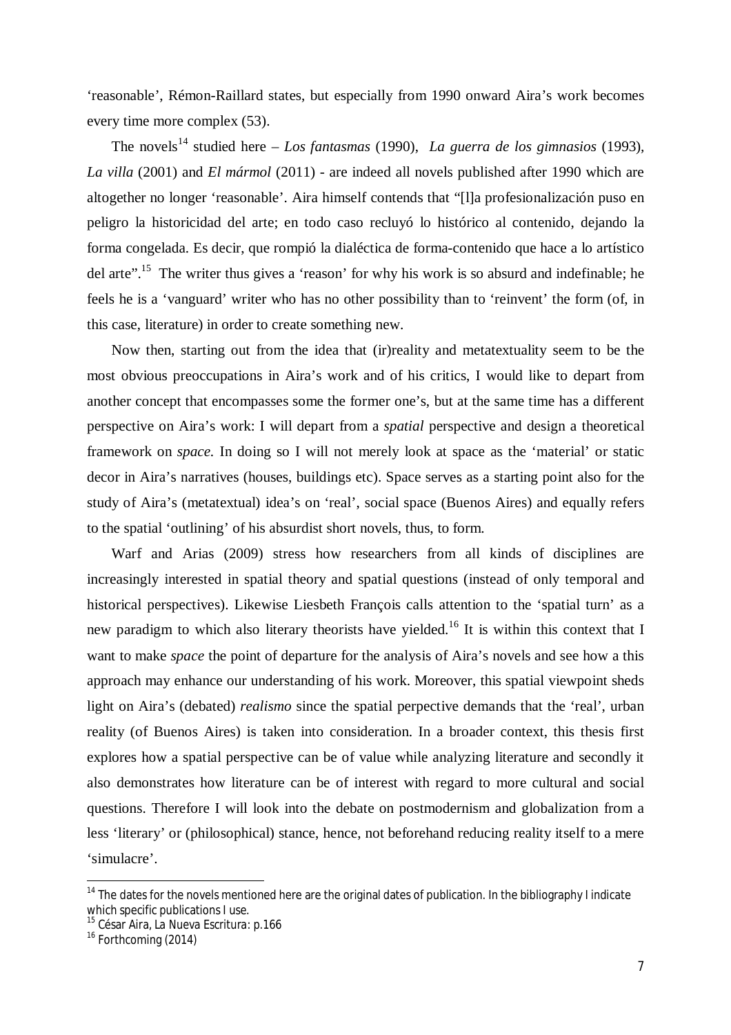'reasonable', Rémon-Raillard states, but especially from 1990 onward Aira's work becomes every time more complex (53).

The novels[14] studied here – *Los fantasmas* (1990), *La guerra de los gimnasios* (1993), *La villa* (2001) and *El mármol* (2011) - are indeed all novels published after 1990 which are altogether no longer 'reasonable'. Aira himself contends that "[l]a profesionalización puso en peligro la historicidad del arte; en todo caso recluyó lo histórico al contenido, dejando la forma congelada. Es decir, que rompió la dialéctica de forma-contenido que hace a lo artístico del arte".[15] The writer thus gives a 'reason' for why his work is so absurd and indefinable; he feels he is a 'vanguard' writer who has no other possibility than to 'reinvent' the form (of, in this case, literature) in order to create something new.

Now then, starting out from the idea that (ir)reality and metatextuality seem to be the most obvious preoccupations in Aira's work and of his critics, I would like to depart from another concept that encompasses some the former one's, but at the same time has a different perspective on Aira's work: I will depart from a *spatial* perspective and design a theoretical framework on *space.* In doing so I will not merely look at space as the 'material' or static decor in Aira's narratives (houses, buildings etc). Space serves as a starting point also for the study of Aira's (metatextual) idea's on 'real', social space (Buenos Aires) and equally refers to the spatial 'outlining' of his absurdist short novels, thus, to form.

Warf and Arias (2009) stress how researchers from all kinds of disciplines are increasingly interested in spatial theory and spatial questions (instead of only temporal and historical perspectives). Likewise Liesbeth François calls attention to the 'spatial turn' as a new paradigm to which also literary theorists have yielded.[16] It is within this context that I want to make *space* the point of departure for the analysis of Aira's novels and see how a this approach may enhance our understanding of his work. Moreover, this spatial viewpoint sheds light on Aira's (debated) *realismo* since the spatial perpective demands that the 'real', urban reality (of Buenos Aires) is taken into consideration. In a broader context, this thesis first explores how a spatial perspective can be of value while analyzing literature and secondly it also demonstrates how literature can be of interest with regard to more cultural and social questions. Therefore I will look into the debate on postmodernism and globalization from a less 'literary' or (philosophical) stance, hence, not beforehand reducing reality itself to a mere 'simulacre'.

---

[14] The dates for the novels mentioned here are the original dates of publication. In the bibliography I indicate which specific publications I use.

[15] César Aira, La Nueva Escritura: p.166

[16] Forthcoming (2014)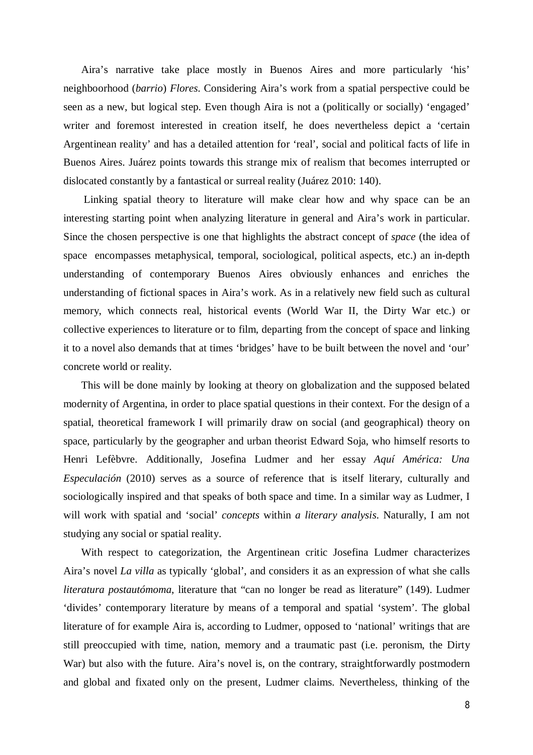Aira's narrative take place mostly in Buenos Aires and more particularly 'his' neighboorhood (*barrio*) *Flores*. Considering Aira's work from a spatial perspective could be seen as a new, but logical step. Even though Aira is not a (politically or socially) 'engaged' writer and foremost interested in creation itself, he does nevertheless depict a 'certain Argentinean reality' and has a detailed attention for 'real', social and political facts of life in Buenos Aires. Juárez points towards this strange mix of realism that becomes interrupted or dislocated constantly by a fantastical or surreal reality (Juárez 2010: 140).

Linking spatial theory to literature will make clear how and why space can be an interesting starting point when analyzing literature in general and Aira's work in particular. Since the chosen perspective is one that highlights the abstract concept of *space* (the idea of space encompasses metaphysical, temporal, sociological, political aspects, etc.) an in-depth understanding of contemporary Buenos Aires obviously enhances and enriches the understanding of fictional spaces in Aira's work. As in a relatively new field such as cultural memory, which connects real, historical events (World War II, the Dirty War etc.) or collective experiences to literature or to film, departing from the concept of space and linking it to a novel also demands that at times 'bridges' have to be built between the novel and 'our' concrete world or reality.

This will be done mainly by looking at theory on globalization and the supposed belated modernity of Argentina, in order to place spatial questions in their context. For the design of a spatial, theoretical framework I will primarily draw on social (and geographical) theory on space, particularly by the geographer and urban theorist Edward Soja, who himself resorts to Henri Lefèbvre. Additionally, Josefina Ludmer and her essay *Aquí América: Una Especulación* (2010) serves as a source of reference that is itself literary, culturally and sociologically inspired and that speaks of both space and time. In a similar way as Ludmer, I will work with spatial and 'social' *concepts* within *a literary analysis*. Naturally, I am not studying any social or spatial reality.

With respect to categorization, the Argentinean critic Josefina Ludmer characterizes Aira's novel *La villa* as typically 'global', and considers it as an expression of what she calls *literatura postautómoma*, literature that "can no longer be read as literature" (149). Ludmer 'divides' contemporary literature by means of a temporal and spatial 'system'. The global literature of for example Aira is, according to Ludmer, opposed to 'national' writings that are still preoccupied with time, nation, memory and a traumatic past (i.e. peronism, the Dirty War) but also with the future. Aira's novel is, on the contrary, straightforwardly postmodern and global and fixated only on the present, Ludmer claims. Nevertheless, thinking of the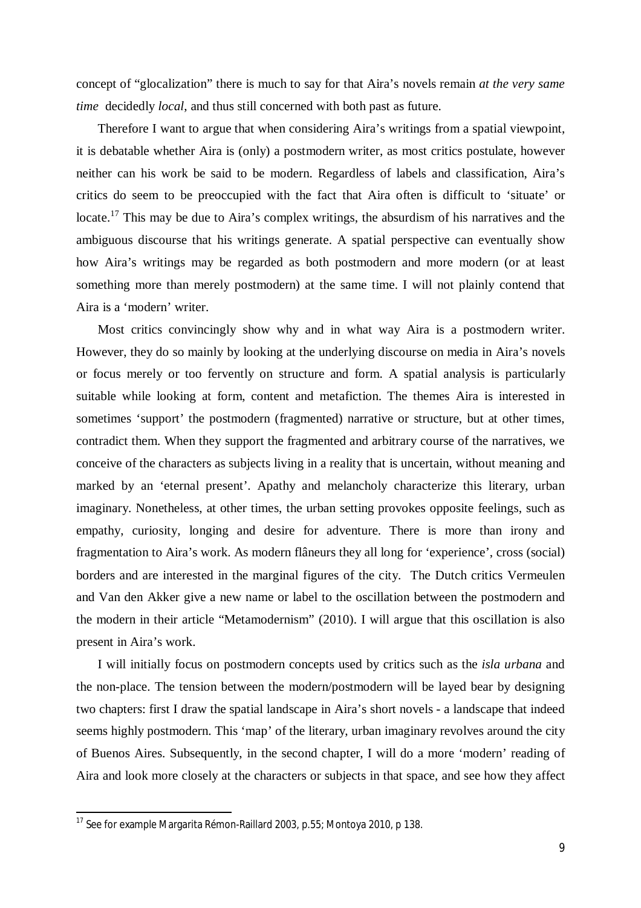concept of "glocalization" there is much to say for that Aira's novels remain *at the very same time* decidedly *local*, and thus still concerned with both past as future.

Therefore I want to argue that when considering Aira's writings from a spatial viewpoint, it is debatable whether Aira is (only) a postmodern writer, as most critics postulate, however neither can his work be said to be modern. Regardless of labels and classification, Aira's critics do seem to be preoccupied with the fact that Aira often is difficult to 'situate' or locate.[17] This may be due to Aira's complex writings, the absurdism of his narratives and the ambiguous discourse that his writings generate. A spatial perspective can eventually show how Aira's writings may be regarded as both postmodern and more modern (or at least something more than merely postmodern) at the same time. I will not plainly contend that Aira is a 'modern' writer.

Most critics convincingly show why and in what way Aira is a postmodern writer. However, they do so mainly by looking at the underlying discourse on media in Aira's novels or focus merely or too fervently on structure and form. A spatial analysis is particularly suitable while looking at form, content and metafiction. The themes Aira is interested in sometimes 'support' the postmodern (fragmented) narrative or structure, but at other times, contradict them. When they support the fragmented and arbitrary course of the narratives, we conceive of the characters as subjects living in a reality that is uncertain, without meaning and marked by an 'eternal present'. Apathy and melancholy characterize this literary, urban imaginary. Nonetheless, at other times, the urban setting provokes opposite feelings, such as empathy, curiosity, longing and desire for adventure. There is more than irony and fragmentation to Aira's work. As modern flâneurs they all long for 'experience', cross (social) borders and are interested in the marginal figures of the city. The Dutch critics Vermeulen and Van den Akker give a new name or label to the oscillation between the postmodern and the modern in their article "Metamodernism" (2010). I will argue that this oscillation is also present in Aira's work.

I will initially focus on postmodern concepts used by critics such as the *isla urbana* and the non-place. The tension between the modern/postmodern will be layed bear by designing two chapters: first I draw the spatial landscape in Aira's short novels - a landscape that indeed seems highly postmodern. This 'map' of the literary, urban imaginary revolves around the city of Buenos Aires. Subsequently, in the second chapter, I will do a more 'modern' reading of Aira and look more closely at the characters or subjects in that space, and see how they affect

---

[17] See for example Margarita Rémon-Raillard 2003, p.55; Montoya 2010, p 138.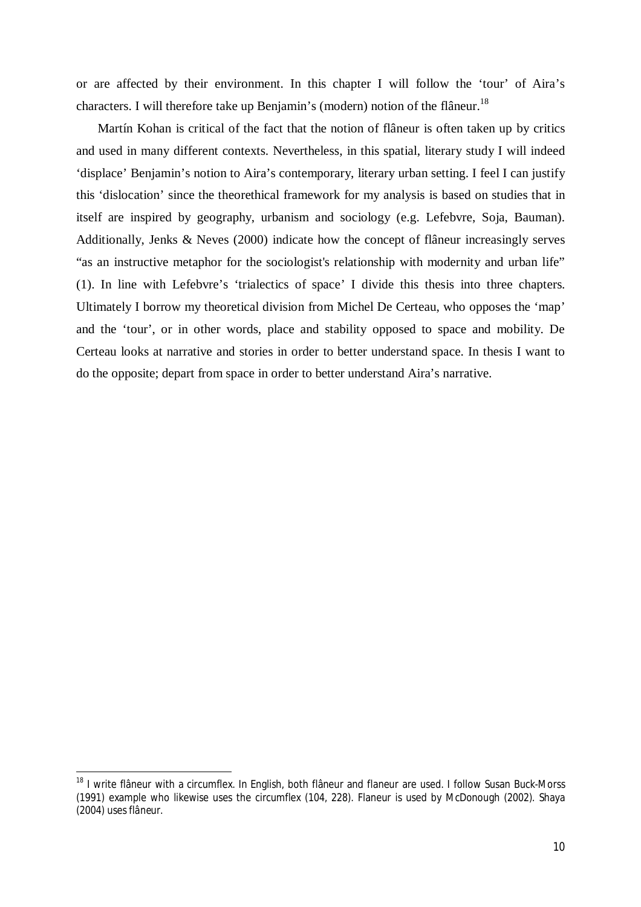or are affected by their environment. In this chapter I will follow the 'tour' of Aira's characters. I will therefore take up Benjamin's (modern) notion of the flâneur.[18]

Martín Kohan is critical of the fact that the notion of flâneur is often taken up by critics and used in many different contexts. Nevertheless, in this spatial, literary study I will indeed 'displace' Benjamin's notion to Aira's contemporary, literary urban setting. I feel I can justify this 'dislocation' since the theorethical framework for my analysis is based on studies that in itself are inspired by geography, urbanism and sociology (e.g. Lefebvre, Soja, Bauman). Additionally, Jenks & Neves (2000) indicate how the concept of flâneur increasingly serves "as an instructive metaphor for the sociologist's relationship with modernity and urban life" (1). In line with Lefebvre's 'trialectics of space' I divide this thesis into three chapters. Ultimately I borrow my theoretical division from Michel De Certeau, who opposes the 'map' and the 'tour', or in other words, place and stability opposed to space and mobility. De Certeau looks at narrative and stories in order to better understand space. In thesis I want to do the opposite; depart from space in order to better understand Aira's narrative.

[18] I write flâneur with a circumflex. In English, both flâneur and flaneur are used. I follow Susan Buck-Morss (1991) example who likewise uses the circumflex (104, 228). Flaneur is used by McDonough (2002). Shaya (2004) uses flâneur.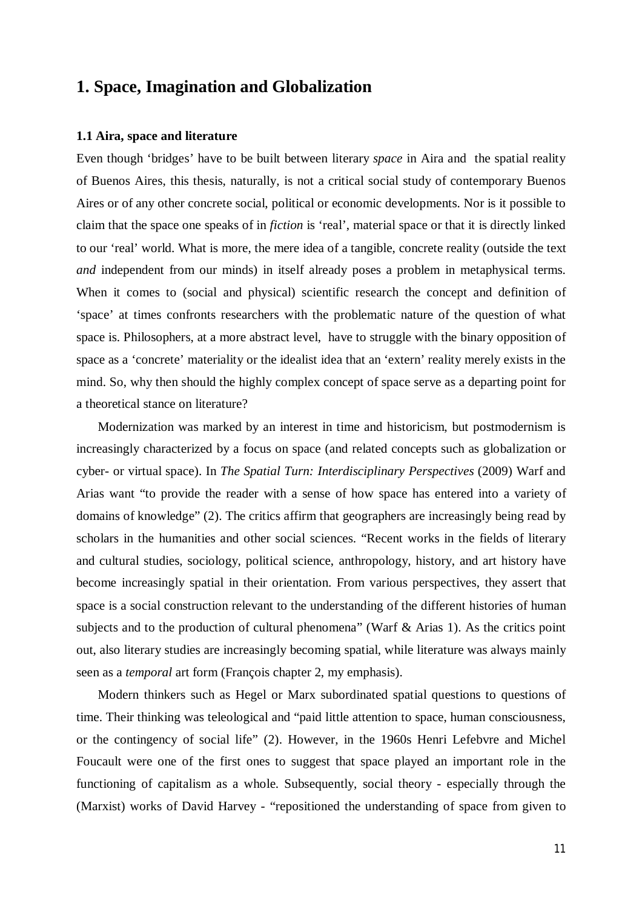# 1. Space, Imagination and Globalization

## 1.1 Aira, space and literature

Even though 'bridges' have to be built between literary *space* in Aira and the spatial reality of Buenos Aires, this thesis, naturally, is not a critical social study of contemporary Buenos Aires or of any other concrete social, political or economic developments. Nor is it possible to claim that the space one speaks of in *fiction* is 'real', material space or that it is directly linked to our 'real' world. What is more, the mere idea of a tangible, concrete reality (outside the text *and* independent from our minds) in itself already poses a problem in metaphysical terms. When it comes to (social and physical) scientific research the concept and definition of 'space' at times confronts researchers with the problematic nature of the question of what space is. Philosophers, at a more abstract level, have to struggle with the binary opposition of space as a 'concrete' materiality or the idealist idea that an 'extern' reality merely exists in the mind. So, why then should the highly complex concept of space serve as a departing point for a theoretical stance on literature?

Modernization was marked by an interest in time and historicism, but postmodernism is increasingly characterized by a focus on space (and related concepts such as globalization or cyber- or virtual space). In *The Spatial Turn: Interdisciplinary Perspectives* (2009) Warf and Arias want "to provide the reader with a sense of how space has entered into a variety of domains of knowledge" (2). The critics affirm that geographers are increasingly being read by scholars in the humanities and other social sciences. "Recent works in the fields of literary and cultural studies, sociology, political science, anthropology, history, and art history have become increasingly spatial in their orientation. From various perspectives, they assert that space is a social construction relevant to the understanding of the different histories of human subjects and to the production of cultural phenomena" (Warf & Arias 1). As the critics point out, also literary studies are increasingly becoming spatial, while literature was always mainly seen as a *temporal* art form (François chapter 2, my emphasis).

Modern thinkers such as Hegel or Marx subordinated spatial questions to questions of time. Their thinking was teleological and "paid little attention to space, human consciousness, or the contingency of social life" (2). However, in the 1960s Henri Lefebvre and Michel Foucault were one of the first ones to suggest that space played an important role in the functioning of capitalism as a whole. Subsequently, social theory - especially through the (Marxist) works of David Harvey - "repositioned the understanding of space from given to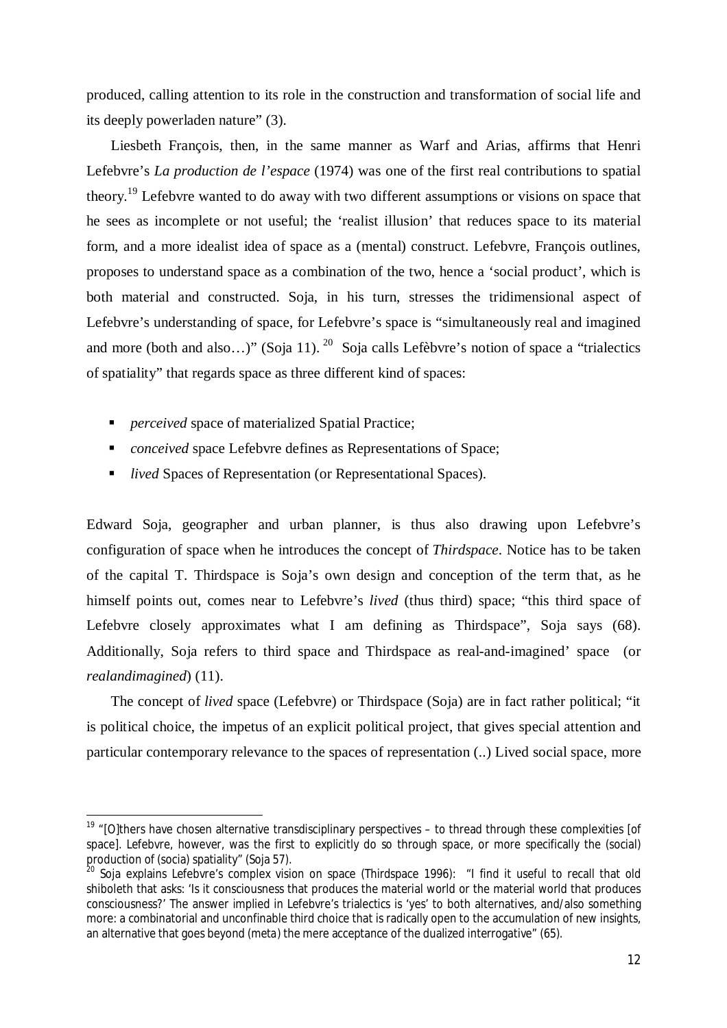produced, calling attention to its role in the construction and transformation of social life and its deeply powerladen nature" (3).

Liesbeth François, then, in the same manner as Warf and Arias, affirms that Henri Lefebvre's *La production de l'espace* (1974) was one of the first real contributions to spatial theory.[19] Lefebvre wanted to do away with two different assumptions or visions on space that he sees as incomplete or not useful; the 'realist illusion' that reduces space to its material form, and a more idealist idea of space as a (mental) construct. Lefebvre, François outlines, proposes to understand space as a combination of the two, hence a 'social product', which is both material and constructed. Soja, in his turn, stresses the tridimensional aspect of Lefebvre's understanding of space, for Lefebvre's space is "simultaneously real and imagined and more (both and also…)" (Soja 11).[20] Soja calls Lefèbvre's notion of space a "trialectics of spatiality" that regards space as three different kind of spaces:

- *perceived* space of materialized Spatial Practice;
- *conceived* space Lefebvre defines as Representations of Space;
- *lived* Spaces of Representation (or Representational Spaces).

Edward Soja, geographer and urban planner, is thus also drawing upon Lefebvre's configuration of space when he introduces the concept of *Thirdspace*. Notice has to be taken of the capital T. Thirdspace is Soja's own design and conception of the term that, as he himself points out, comes near to Lefebvre's *lived* (thus third) space; "this third space of Lefebvre closely approximates what I am defining as Thirdspace", Soja says (68). Additionally, Soja refers to third space and Thirdspace as real-and-imagined' space (or *realandimagined*) (11).

The concept of *lived* space (Lefebvre) or Thirdspace (Soja) are in fact rather political; "it is political choice, the impetus of an explicit political project, that gives special attention and particular contemporary relevance to the spaces of representation (..) Lived social space, more

---

[19] "[O]thers have chosen alternative transdisciplinary perspectives – to thread through these complexities [of space]. Lefebvre, however, was the first to explicitly do so through space, or more specifically the (social) production of (socia) spatiality" (Soja 57).

[20] Soja explains Lefebvre's complex vision on space (Thirdspace 1996): "I find it useful to recall that old shiboleth that asks: 'Is it consciousness that produces the material world or the material world that produces consciousness?' The answer implied in Lefebvre's trialectics is 'yes' to both alternatives, and/also something more: a combinatorial and unconfinable third choice that is radically open to the accumulation of new insights, an alternative that goes beyond (meta) the mere acceptance of the dualized interrogative" (65).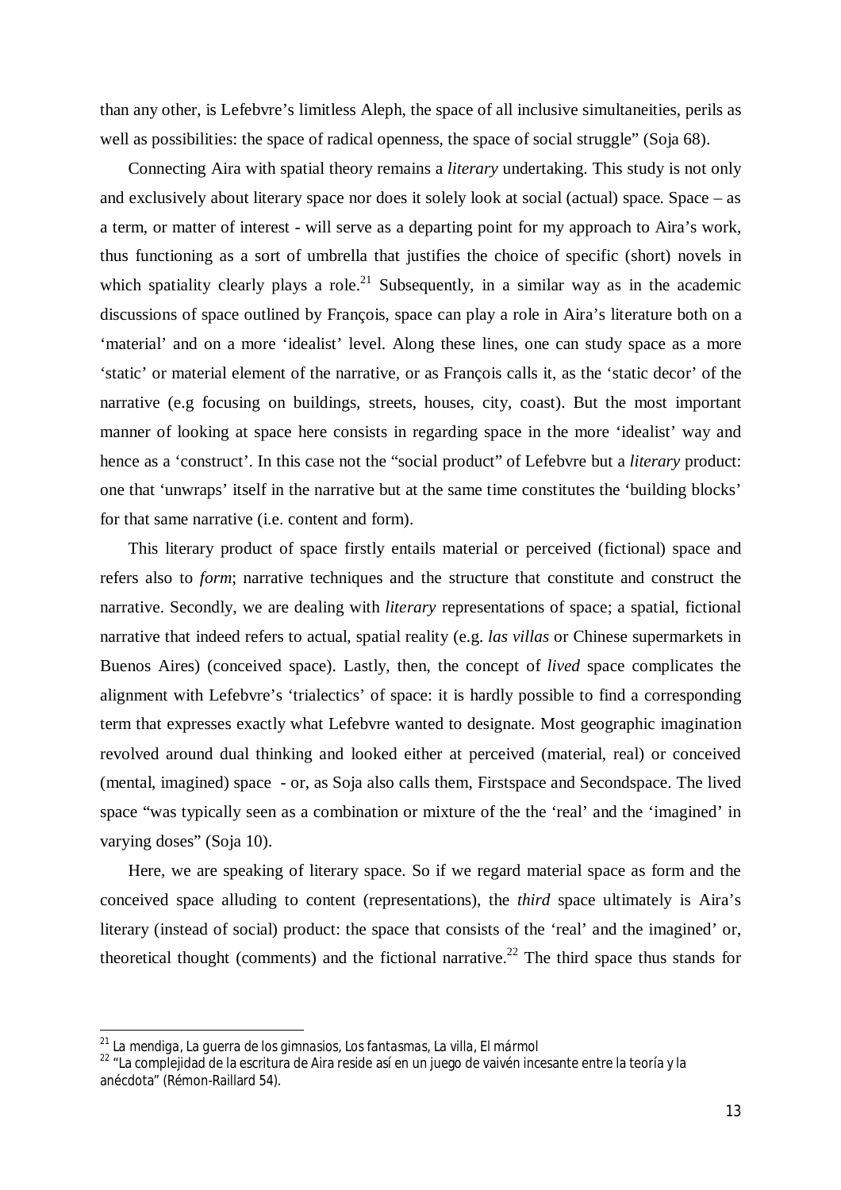than any other, is Lefebvre's limitless Aleph, the space of all inclusive simultaneities, perils as well as possibilities: the space of radical openness, the space of social struggle" (Soja 68).

Connecting Aira with spatial theory remains a *literary* undertaking. This study is not only and exclusively about literary space nor does it solely look at social (actual) space. Space – as a term, or matter of interest - will serve as a departing point for my approach to Aira's work, thus functioning as a sort of umbrella that justifies the choice of specific (short) novels in which spatiality clearly plays a role.[21] Subsequently, in a similar way as in the academic discussions of space outlined by François, space can play a role in Aira's literature both on a 'material' and on a more 'idealist' level. Along these lines, one can study space as a more 'static' or material element of the narrative, or as François calls it, as the 'static decor' of the narrative (e.g focusing on buildings, streets, houses, city, coast). But the most important manner of looking at space here consists in regarding space in the more 'idealist' way and hence as a 'construct'. In this case not the "social product" of Lefebvre but a *literary* product: one that 'unwraps' itself in the narrative but at the same time constitutes the 'building blocks' for that same narrative (i.e. content and form).

This literary product of space firstly entails material or perceived (fictional) space and refers also to *form*; narrative techniques and the structure that constitute and construct the narrative. Secondly, we are dealing with *literary* representations of space; a spatial, fictional narrative that indeed refers to actual, spatial reality (e.g. *las villas* or Chinese supermarkets in Buenos Aires) (conceived space). Lastly, then, the concept of *lived* space complicates the alignment with Lefebvre's 'trialectics' of space: it is hardly possible to find a corresponding term that expresses exactly what Lefebvre wanted to designate. Most geographic imagination revolved around dual thinking and looked either at perceived (material, real) or conceived (mental, imagined) space - or, as Soja also calls them, Firstspace and Secondspace. The lived space "was typically seen as a combination or mixture of the the 'real' and the 'imagined' in varying doses" (Soja 10).

Here, we are speaking of literary space. So if we regard material space as form and the conceived space alluding to content (representations), the *third* space ultimately is Aira's literary (instead of social) product: the space that consists of the 'real' and the imagined' or, theoretical thought (comments) and the fictional narrative.[22] The third space thus stands for

---

[21] *La mendiga*, *La guerra de los gimnasios*, *Los fantasmas*, *La villa*, *El mármol*

[22] "La complejidad de la escritura de Aira reside así en un juego de vaivén incesante entre la teoría y la anécdota" (Rémon-Raillard 54).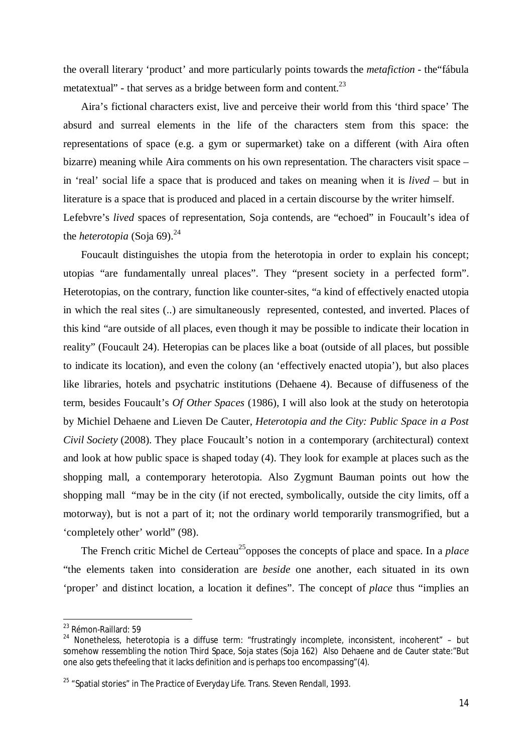the overall literary 'product' and more particularly points towards the *metafiction* - the"fábula metatextual" - that serves as a bridge between form and content.[23]

Aira's fictional characters exist, live and perceive their world from this 'third space' The absurd and surreal elements in the life of the characters stem from this space: the representations of space (e.g. a gym or supermarket) take on a different (with Aira often bizarre) meaning while Aira comments on his own representation. The characters visit space – in 'real' social life a space that is produced and takes on meaning when it is *lived* – but in literature is a space that is produced and placed in a certain discourse by the writer himself. Lefebvre's *lived* spaces of representation, Soja contends, are "echoed" in Foucault's idea of the *heterotopia* (Soja 69).[24]

Foucault distinguishes the utopia from the heterotopia in order to explain his concept; utopias "are fundamentally unreal places". They "present society in a perfected form". Heterotopias, on the contrary, function like counter-sites, "a kind of effectively enacted utopia in which the real sites (..) are simultaneously represented, contested, and inverted. Places of this kind "are outside of all places, even though it may be possible to indicate their location in reality" (Foucault 24). Heteropias can be places like a boat (outside of all places, but possible to indicate its location), and even the colony (an 'effectively enacted utopia'), but also places like libraries, hotels and psychatric institutions (Dehaene 4). Because of diffuseness of the term, besides Foucault's *Of Other Spaces* (1986), I will also look at the study on heterotopia by Michiel Dehaene and Lieven De Cauter, *Heterotopia and the City: Public Space in a Post Civil Society* (2008). They place Foucault's notion in a contemporary (architectural) context and look at how public space is shaped today (4). They look for example at places such as the shopping mall, a contemporary heterotopia. Also Zygmunt Bauman points out how the shopping mall "may be in the city (if not erected, symbolically, outside the city limits, off a motorway), but is not a part of it; not the ordinary world temporarily transmogrified, but a 'completely other' world" (98).

The French critic Michel de Certeau[25]opposes the concepts of place and space. In a *place* "the elements taken into consideration are *beside* one another, each situated in its own 'proper' and distinct location, a location it defines". The concept of *place* thus "implies an

---

[23] Rémon-Raillard: 59

[24] Nonetheless, heterotopia is a diffuse term: "frustratingly incomplete, inconsistent, incoherent" – but somehow ressembling the notion Third Space, Soja states (Soja 162) Also Dehaene and de Cauter state:"But one also gets thefeeling that it lacks definition and is perhaps too encompassing"(4).

[25] "Spatial stories" in *The Practice of Everyday Life*. Trans. Steven Rendall, 1993.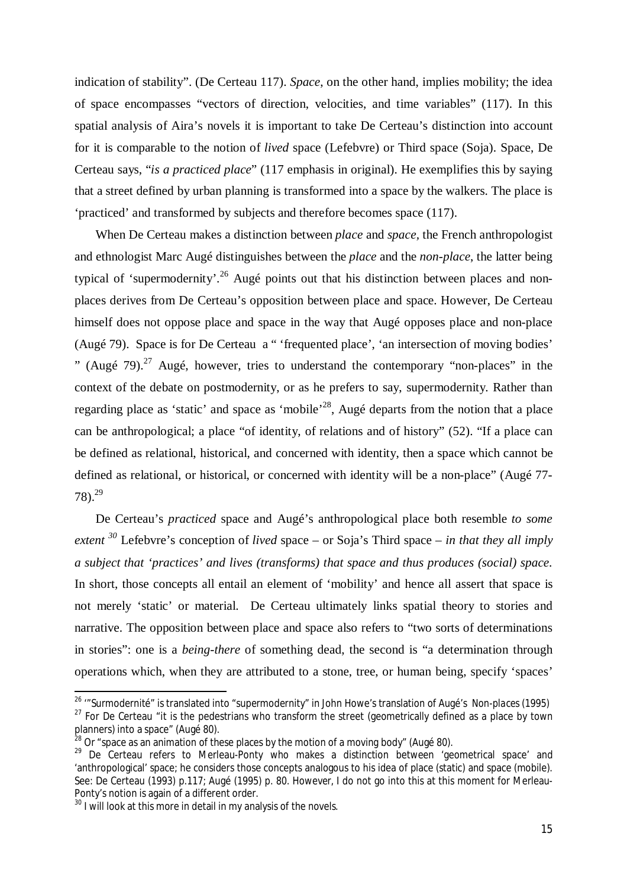indication of stability". (De Certeau 117). *Space*, on the other hand, implies mobility; the idea of space encompasses "vectors of direction, velocities, and time variables" (117). In this spatial analysis of Aira's novels it is important to take De Certeau's distinction into account for it is comparable to the notion of *lived* space (Lefebvre) or Third space (Soja). Space, De Certeau says, "*is a practiced place*" (117 emphasis in original). He exemplifies this by saying that a street defined by urban planning is transformed into a space by the walkers. The place is 'practiced' and transformed by subjects and therefore becomes space (117).

When De Certeau makes a distinction between *place* and *space*, the French anthropologist and ethnologist Marc Augé distinguishes between the *place* and the *non-place*, the latter being typical of 'supermodernity'.[26] Augé points out that his distinction between places and non-places derives from De Certeau's opposition between place and space. However, De Certeau himself does not oppose place and space in the way that Augé opposes place and non-place (Augé 79). Space is for De Certeau a " 'frequented place', 'an intersection of moving bodies' " (Augé 79).[27] Augé, however, tries to understand the contemporary "non-places" in the context of the debate on postmodernity, or as he prefers to say, supermodernity. Rather than regarding place as 'static' and space as 'mobile'[28], Augé departs from the notion that a place can be anthropological; a place "of identity, of relations and of history" (52). "If a place can be defined as relational, historical, and concerned with identity, then a space which cannot be defined as relational, or historical, or concerned with identity will be a non-place" (Augé 77-78).[29]

De Certeau's *practiced* space and Augé's anthropological place both resemble *to some extent* [30] Lefebvre's conception of *lived* space – or Soja's Third space – *in that they all imply a subject that 'practices' and lives (transforms) that space and thus produces (social) space.* In short, those concepts all entail an element of 'mobility' and hence all assert that space is not merely 'static' or material. De Certeau ultimately links spatial theory to stories and narrative. The opposition between place and space also refers to "two sorts of determinations in stories": one is a *being-there* of something dead, the second is "a determination through operations which, when they are attributed to a stone, tree, or human being, specify 'spaces'

---

[26] '"Surmodernité" is translated into "supermodernity" in John Howe's translation of Augé's *Non-places* (1995)

[27] For De Certeau "it is the pedestrians who transform the street (geometrically defined as a place by town planners) into a space" (Augé 80).

[28] Or "space as an animation of these places by the motion of a moving body" (Augé 80).

[29] De Certeau refers to Merleau-Ponty who makes a distinction between 'geometrical space' and 'anthropological' space; he considers those concepts analogous to his idea of place (static) and space (mobile). See: De Certeau (1993) p.117; Augé (1995) p. 80. However, I do not go into this at this moment for Merleau-Ponty's notion is again of a different order.

[30] I will look at this more in detail in my analysis of the novels.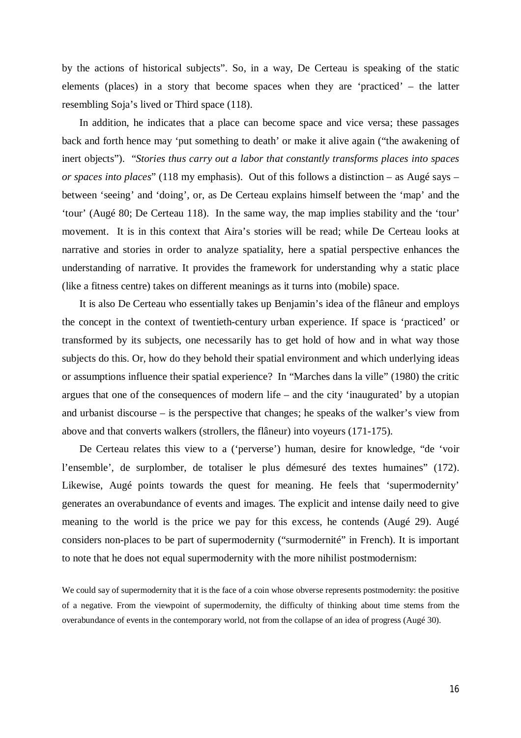by the actions of historical subjects". So, in a way, De Certeau is speaking of the static elements (places) in a story that become spaces when they are 'practiced' – the latter resembling Soja's lived or Third space (118).

In addition, he indicates that a place can become space and vice versa; these passages back and forth hence may 'put something to death' or make it alive again ("the awakening of inert objects"). "*Stories thus carry out a labor that constantly transforms places into spaces or spaces into places*" (118 my emphasis). Out of this follows a distinction – as Augé says – between 'seeing' and 'doing', or, as De Certeau explains himself between the 'map' and the 'tour' (Augé 80; De Certeau 118). In the same way, the map implies stability and the 'tour' movement. It is in this context that Aira's stories will be read; while De Certeau looks at narrative and stories in order to analyze spatiality, here a spatial perspective enhances the understanding of narrative. It provides the framework for understanding why a static place (like a fitness centre) takes on different meanings as it turns into (mobile) space.

It is also De Certeau who essentially takes up Benjamin's idea of the flâneur and employs the concept in the context of twentieth-century urban experience. If space is 'practiced' or transformed by its subjects, one necessarily has to get hold of how and in what way those subjects do this. Or, how do they behold their spatial environment and which underlying ideas or assumptions influence their spatial experience? In "Marches dans la ville" (1980) the critic argues that one of the consequences of modern life – and the city 'inaugurated' by a utopian and urbanist discourse – is the perspective that changes; he speaks of the walker's view from above and that converts walkers (strollers, the flâneur) into voyeurs (171-175).

De Certeau relates this view to a ('perverse') human, desire for knowledge, "de 'voir l'ensemble', de surplomber, de totaliser le plus démesuré des textes humaines" (172). Likewise, Augé points towards the quest for meaning. He feels that 'supermodernity' generates an overabundance of events and images. The explicit and intense daily need to give meaning to the world is the price we pay for this excess, he contends (Augé 29). Augé considers non-places to be part of supermodernity ("surmodernité" in French). It is important to note that he does not equal supermodernity with the more nihilist postmodernism:

> We could say of supermodernity that it is the face of a coin whose obverse represents postmodernity: the positive of a negative. From the viewpoint of supermodernity, the difficulty of thinking about time stems from the overabundance of events in the contemporary world, not from the collapse of an idea of progress (Augé 30).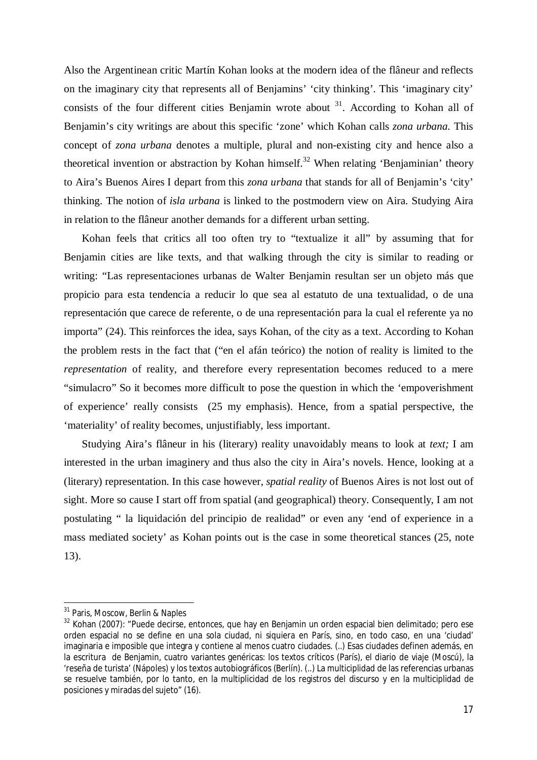Also the Argentinean critic Martín Kohan looks at the modern idea of the flâneur and reflects on the imaginary city that represents all of Benjamins' 'city thinking'. This 'imaginary city' consists of the four different cities Benjamin wrote about [31]. According to Kohan all of Benjamin's city writings are about this specific 'zone' which Kohan calls *zona urbana.* This concept of *zona urbana* denotes a multiple, plural and non-existing city and hence also a theoretical invention or abstraction by Kohan himself.[32] When relating 'Benjaminian' theory to Aira's Buenos Aires I depart from this *zona urbana* that stands for all of Benjamin's 'city' thinking. The notion of *isla urbana* is linked to the postmodern view on Aira. Studying Aira in relation to the flâneur another demands for a different urban setting.

Kohan feels that critics all too often try to "textualize it all" by assuming that for Benjamin cities are like texts, and that walking through the city is similar to reading or writing: "Las representaciones urbanas de Walter Benjamin resultan ser un objeto más que propicio para esta tendencia a reducir lo que sea al estatuto de una textualidad, o de una representación que carece de referente, o de una representación para la cual el referente ya no importa" (24). This reinforces the idea, says Kohan, of the city as a text. According to Kohan the problem rests in the fact that ("en el afán teórico) the notion of reality is limited to the *representation* of reality, and therefore every representation becomes reduced to a mere "simulacro" So it becomes more difficult to pose the question in which the 'empoverishment of experience' really consists (25 my emphasis). Hence, from a spatial perspective, the 'materiality' of reality becomes, unjustifiably, less important.

Studying Aira's flâneur in his (literary) reality unavoidably means to look at *text;* I am interested in the urban imaginery and thus also the city in Aira's novels. Hence, looking at a (literary) representation. In this case however, *spatial reality* of Buenos Aires is not lost out of sight. More so cause I start off from spatial (and geographical) theory. Consequently, I am not postulating " la liquidación del principio de realidad" or even any 'end of experience in a mass mediated society' as Kohan points out is the case in some theoretical stances (25, note 13).

---

[31] Paris, Moscow, Berlin & Naples

[32] Kohan (2007): "Puede decirse, entonces, que hay en Benjamin un orden espacial bien delimitado; pero ese orden espacial no se define en una sola ciudad, ni siquiera en París, sino, en todo caso, en una 'ciudad' imaginaria e imposible que integra y contiene al menos cuatro ciudades. (..) Esas ciudades definen además, en la escritura de Benjamin, cuatro variantes genéricas: los textos críticos (París), el diario de viaje (Moscú), la 'reseña de turista' (Nápoles) y los textos autobiográficos (Berlín). (..) La multiciplidad de las referencias urbanas se resuelve también, por lo tanto, en la multiplicidad de los registros del discurso y en la multiciplidad de posiciones y miradas del sujeto" (16).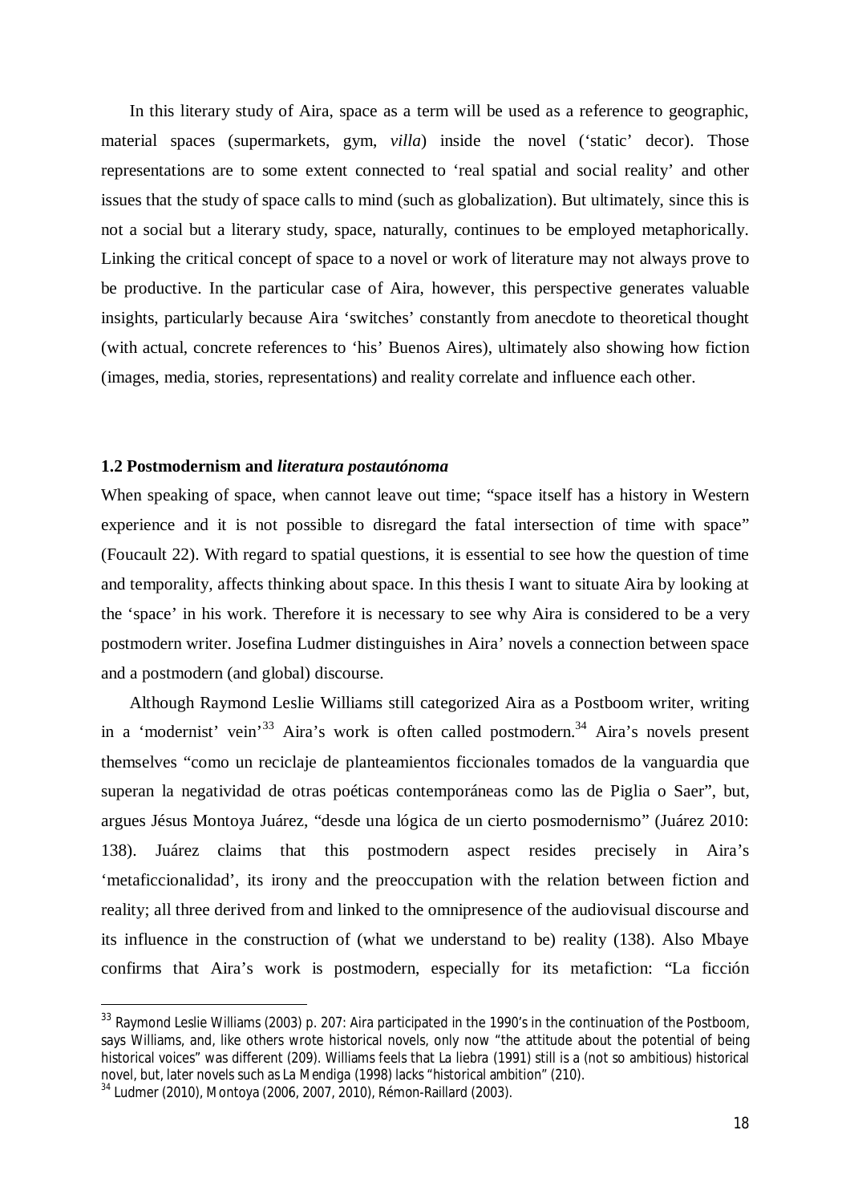In this literary study of Aira, space as a term will be used as a reference to geographic, material spaces (supermarkets, gym, *villa*) inside the novel ('static' decor). Those representations are to some extent connected to 'real spatial and social reality' and other issues that the study of space calls to mind (such as globalization). But ultimately, since this is not a social but a literary study, space, naturally, continues to be employed metaphorically. Linking the critical concept of space to a novel or work of literature may not always prove to be productive. In the particular case of Aira, however, this perspective generates valuable insights, particularly because Aira 'switches' constantly from anecdote to theoretical thought (with actual, concrete references to 'his' Buenos Aires), ultimately also showing how fiction (images, media, stories, representations) and reality correlate and influence each other.

### 1.2 Postmodernism and *literatura postautónoma*

When speaking of space, when cannot leave out time; "space itself has a history in Western experience and it is not possible to disregard the fatal intersection of time with space" (Foucault 22). With regard to spatial questions, it is essential to see how the question of time and temporality, affects thinking about space. In this thesis I want to situate Aira by looking at the 'space' in his work. Therefore it is necessary to see why Aira is considered to be a very postmodern writer. Josefina Ludmer distinguishes in Aira' novels a connection between space and a postmodern (and global) discourse.

Although Raymond Leslie Williams still categorized Aira as a Postboom writer, writing in a 'modernist' vein'[33] Aira's work is often called postmodern.[34] Aira's novels present themselves "como un reciclaje de planteamientos ficcionales tomados de la vanguardia que superan la negatividad de otras poéticas contemporáneas como las de Piglia o Saer", but, argues Jésus Montoya Juárez, "desde una lógica de un cierto posmodernismo" (Juárez 2010: 138). Juárez claims that this postmodern aspect resides precisely in Aira's 'metaficcionalidad', its irony and the preoccupation with the relation between fiction and reality; all three derived from and linked to the omnipresence of the audiovisual discourse and its influence in the construction of (what we understand to be) reality (138). Also Mbaye confirms that Aira's work is postmodern, especially for its metafiction: "La ficción

---

[33] Raymond Leslie Williams (2003) p. 207: Aira participated in the 1990's in the continuation of the Postboom, says Williams, and, like others wrote historical novels, only now "the attitude about the potential of being historical voices" was different (209). Williams feels that La liebra (1991) still is a (not so ambitious) historical novel, but, later novels such as La Mendiga (1998) lacks "historical ambition" (210).

[34] Ludmer (2010), Montoya (2006, 2007, 2010), Rémon-Raillard (2003).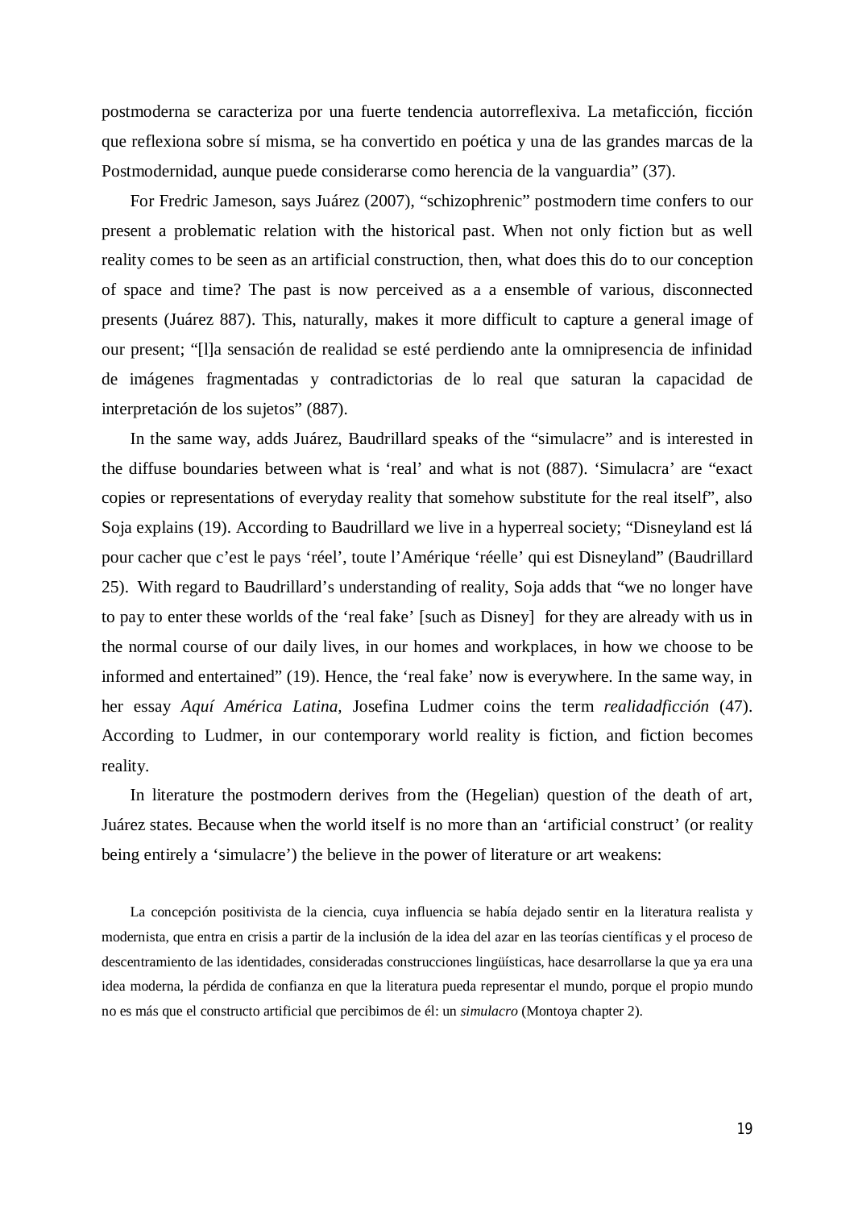postmoderna se caracteriza por una fuerte tendencia autorreflexiva. La metaficción, ficción que reflexiona sobre sí misma, se ha convertido en poética y una de las grandes marcas de la Postmodernidad, aunque puede considerarse como herencia de la vanguardia" (37).

For Fredric Jameson, says Juárez (2007), "schizophrenic" postmodern time confers to our present a problematic relation with the historical past. When not only fiction but as well reality comes to be seen as an artificial construction, then, what does this do to our conception of space and time? The past is now perceived as a a ensemble of various, disconnected presents (Juárez 887). This, naturally, makes it more difficult to capture a general image of our present; "[l]a sensación de realidad se esté perdiendo ante la omnipresencia de infinidad de imágenes fragmentadas y contradictorias de lo real que saturan la capacidad de interpretación de los sujetos" (887).

In the same way, adds Juárez, Baudrillard speaks of the "simulacre" and is interested in the diffuse boundaries between what is 'real' and what is not (887). 'Simulacra' are "exact copies or representations of everyday reality that somehow substitute for the real itself", also Soja explains (19). According to Baudrillard we live in a hyperreal society; "Disneyland est lá pour cacher que c'est le pays 'réel', toute l'Amérique 'réelle' qui est Disneyland" (Baudrillard 25). With regard to Baudrillard's understanding of reality, Soja adds that "we no longer have to pay to enter these worlds of the 'real fake' [such as Disney] for they are already with us in the normal course of our daily lives, in our homes and workplaces, in how we choose to be informed and entertained" (19). Hence, the 'real fake' now is everywhere. In the same way, in her essay *Aquí América Latina*, Josefina Ludmer coins the term *realidadficción* (47). According to Ludmer, in our contemporary world reality is fiction, and fiction becomes reality.

In literature the postmodern derives from the (Hegelian) question of the death of art, Juárez states. Because when the world itself is no more than an 'artificial construct' (or reality being entirely a 'simulacre') the believe in the power of literature or art weakens:

> La concepción positivista de la ciencia, cuya influencia se había dejado sentir en la literatura realista y modernista, que entra en crisis a partir de la inclusión de la idea del azar en las teorías científicas y el proceso de descentramiento de las identidades, consideradas construcciones lingüísticas, hace desarrollarse la que ya era una idea moderna, la pérdida de confianza en que la literatura pueda representar el mundo, porque el propio mundo no es más que el constructo artificial que percibimos de él: un *simulacro* (Montoya chapter 2).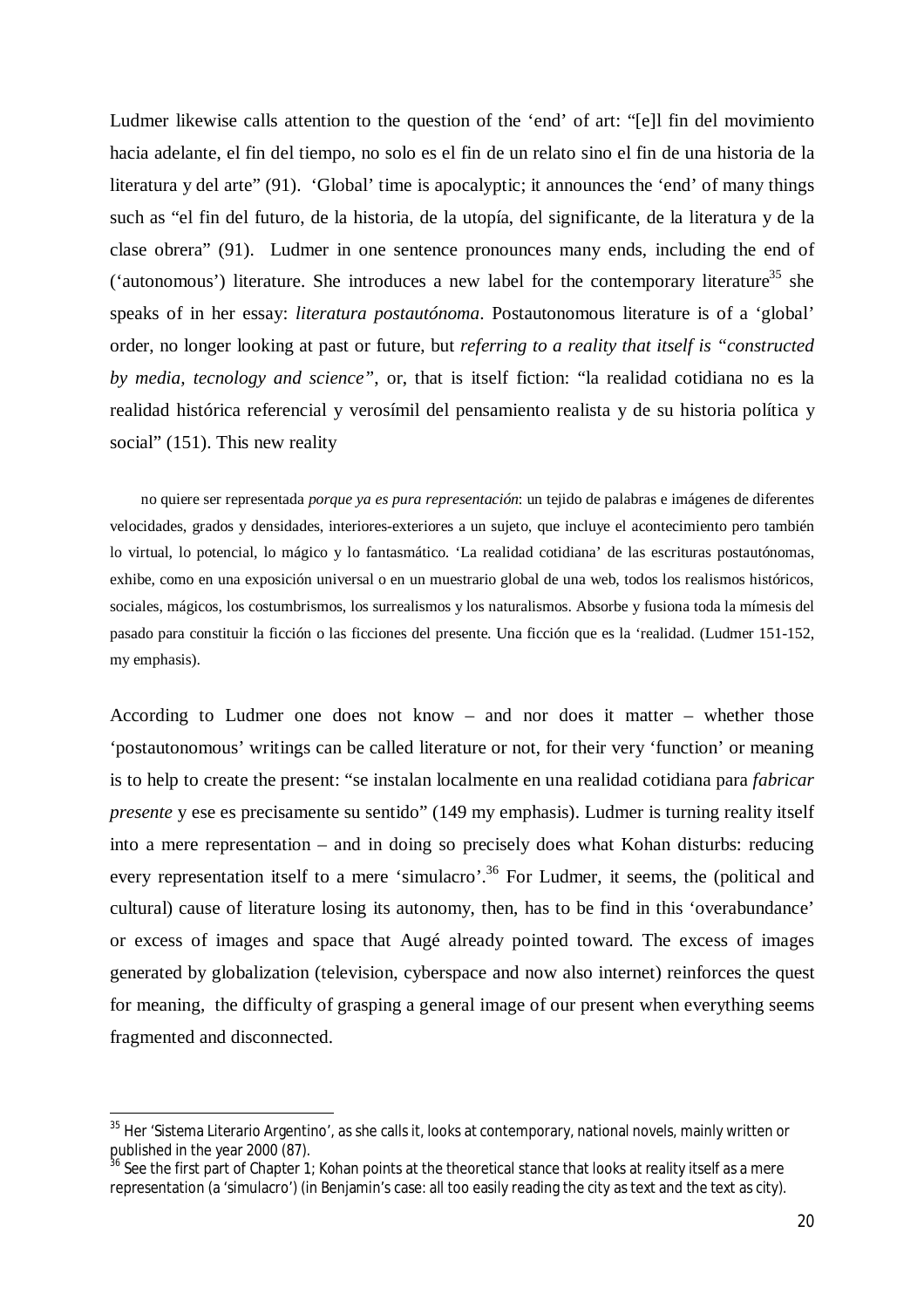Ludmer likewise calls attention to the question of the 'end' of art: "[e]l fin del movimiento hacia adelante, el fin del tiempo, no solo es el fin de un relato sino el fin de una historia de la literatura y del arte" (91). 'Global' time is apocalyptic; it announces the 'end' of many things such as "el fin del futuro, de la historia, de la utopía, del significante, de la literatura y de la clase obrera" (91). Ludmer in one sentence pronounces many ends, including the end of ('autonomous') literature. She introduces a new label for the contemporary literature[35] she speaks of in her essay: *literatura postautónoma*. Postautonomous literature is of a 'global' order, no longer looking at past or future, but *referring to a reality that itself is "constructed by media, tecnology and science"*, or, that is itself fiction: "la realidad cotidiana no es la realidad histórica referencial y verosímil del pensamiento realista y de su historia política y social" (151). This new reality

> no quiere ser representada *porque ya es pura representación*: un tejido de palabras e imágenes de diferentes velocidades, grados y densidades, interiores-exteriores a un sujeto, que incluye el acontecimiento pero también lo virtual, lo potencial, lo mágico y lo fantasmático. 'La realidad cotidiana' de las escrituras postautónomas, exhibe, como en una exposición universal o en un muestrario global de una web, todos los realismos históricos, sociales, mágicos, los costumbrismos, los surrealismos y los naturalismos. Absorbe y fusiona toda la mímesis del pasado para constituir la ficción o las ficciones del presente. Una ficción que es la 'realidad. (Ludmer 151-152, my emphasis).

According to Ludmer one does not know – and nor does it matter – whether those 'postautonomous' writings can be called literature or not, for their very 'function' or meaning is to help to create the present: "se instalan localmente en una realidad cotidiana para *fabricar presente* y ese es precisamente su sentido" (149 my emphasis). Ludmer is turning reality itself into a mere representation – and in doing so precisely does what Kohan disturbs: reducing every representation itself to a mere 'simulacro'.[36] For Ludmer, it seems, the (political and cultural) cause of literature losing its autonomy, then, has to be find in this 'overabundance' or excess of images and space that Augé already pointed toward. The excess of images generated by globalization (television, cyberspace and now also internet) reinforces the quest for meaning, the difficulty of grasping a general image of our present when everything seems fragmented and disconnected.

---

[35] Her 'Sistema Literario Argentino', as she calls it, looks at contemporary, national novels, mainly written or published in the year 2000 (87).

[36] See the first part of Chapter 1; Kohan points at the theoretical stance that looks at reality itself as a mere representation (a 'simulacro') (in Benjamin's case: all too easily reading the city as text and the text as city).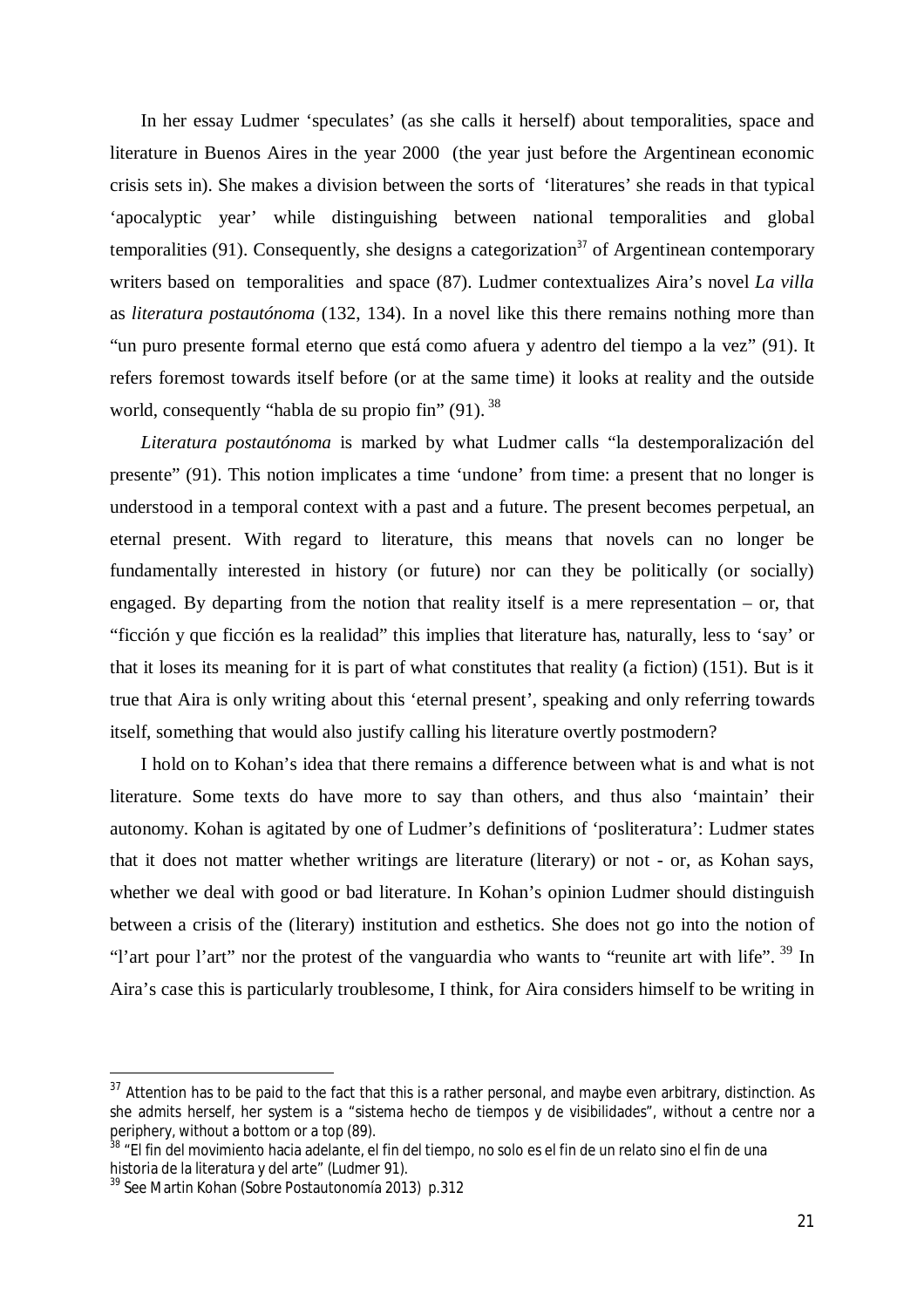In her essay Ludmer 'speculates' (as she calls it herself) about temporalities, space and literature in Buenos Aires in the year 2000 (the year just before the Argentinean economic crisis sets in). She makes a division between the sorts of 'literatures' she reads in that typical 'apocalyptic year' while distinguishing between national temporalities and global temporalities (91). Consequently, she designs a categorization[37] of Argentinean contemporary writers based on temporalities and space (87). Ludmer contextualizes Aira's novel *La villa* as *literatura postautónoma* (132, 134). In a novel like this there remains nothing more than "un puro presente formal eterno que está como afuera y adentro del tiempo a la vez" (91). It refers foremost towards itself before (or at the same time) it looks at reality and the outside world, consequently "habla de su propio fin" (91). [38]

*Literatura postautónoma* is marked by what Ludmer calls "la destemporalización del presente" (91). This notion implicates a time 'undone' from time: a present that no longer is understood in a temporal context with a past and a future. The present becomes perpetual, an eternal present. With regard to literature, this means that novels can no longer be fundamentally interested in history (or future) nor can they be politically (or socially) engaged. By departing from the notion that reality itself is a mere representation – or, that "ficción y que ficción es la realidad" this implies that literature has, naturally, less to 'say' or that it loses its meaning for it is part of what constitutes that reality (a fiction) (151). But is it true that Aira is only writing about this 'eternal present', speaking and only referring towards itself, something that would also justify calling his literature overtly postmodern?

I hold on to Kohan's idea that there remains a difference between what is and what is not literature. Some texts do have more to say than others, and thus also 'maintain' their autonomy. Kohan is agitated by one of Ludmer's definitions of 'posliteratura': Ludmer states that it does not matter whether writings are literature (literary) or not - or, as Kohan says, whether we deal with good or bad literature. In Kohan's opinion Ludmer should distinguish between a crisis of the (literary) institution and esthetics. She does not go into the notion of "l'art pour l'art" nor the protest of the vanguardia who wants to "reunite art with life". [39] In Aira's case this is particularly troublesome, I think, for Aira considers himself to be writing in

---

[37] Attention has to be paid to the fact that this is a rather personal, and maybe even arbitrary, distinction. As she admits herself, her system is a "sistema hecho de tiempos y de visibilidades", without a centre nor a periphery, without a bottom or a top (89).

[38] "El fin del movimiento hacia adelante, el fin del tiempo, no solo es el fin de un relato sino el fin de una historia de la literatura y del arte" (Ludmer 91).

[39] See Martin Kohan (Sobre Postautonomía 2013) p.312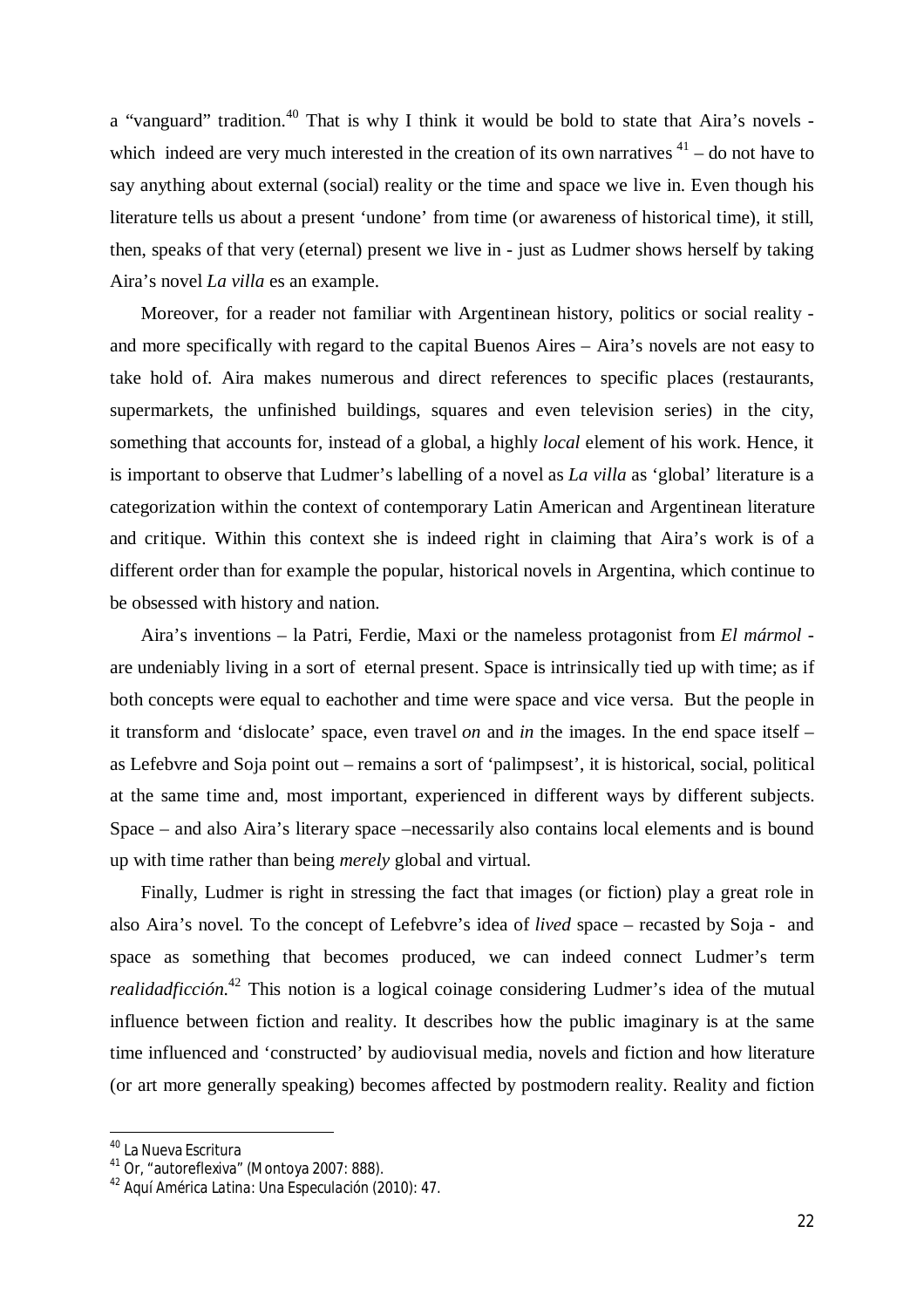a "vanguard" tradition.[40] That is why I think it would be bold to state that Aira's novels - which indeed are very much interested in the creation of its own narratives [41] – do not have to say anything about external (social) reality or the time and space we live in. Even though his literature tells us about a present 'undone' from time (or awareness of historical time), it still, then, speaks of that very (eternal) present we live in - just as Ludmer shows herself by taking Aira's novel *La villa* es an example.

Moreover, for a reader not familiar with Argentinean history, politics or social reality - and more specifically with regard to the capital Buenos Aires – Aira's novels are not easy to take hold of. Aira makes numerous and direct references to specific places (restaurants, supermarkets, the unfinished buildings, squares and even television series) in the city, something that accounts for, instead of a global, a highly *local* element of his work. Hence, it is important to observe that Ludmer's labelling of a novel as *La villa* as 'global' literature is a categorization within the context of contemporary Latin American and Argentinean literature and critique. Within this context she is indeed right in claiming that Aira's work is of a different order than for example the popular, historical novels in Argentina, which continue to be obsessed with history and nation.

Aira's inventions – la Patri, Ferdie, Maxi or the nameless protagonist from *El mármol* - are undeniably living in a sort of eternal present. Space is intrinsically tied up with time; as if both concepts were equal to eachother and time were space and vice versa. But the people in it transform and 'dislocate' space, even travel *on* and *in* the images. In the end space itself – as Lefebvre and Soja point out – remains a sort of 'palimpsest', it is historical, social, political at the same time and, most important, experienced in different ways by different subjects. Space – and also Aira's literary space –necessarily also contains local elements and is bound up with time rather than being *merely* global and virtual.

Finally, Ludmer is right in stressing the fact that images (or fiction) play a great role in also Aira's novel. To the concept of Lefebvre's idea of *lived* space – recasted by Soja - and space as something that becomes produced, we can indeed connect Ludmer's term *realidadficción*.[42] This notion is a logical coinage considering Ludmer's idea of the mutual influence between fiction and reality. It describes how the public imaginary is at the same time influenced and 'constructed' by audiovisual media, novels and fiction and how literature (or art more generally speaking) becomes affected by postmodern reality. Reality and fiction

---

[40] La Nueva Escritura

[41] Or, "autoreflexiva" (Montoya 2007: 888).

[42] *Aquí América Latina: Una Especulación* (2010): 47.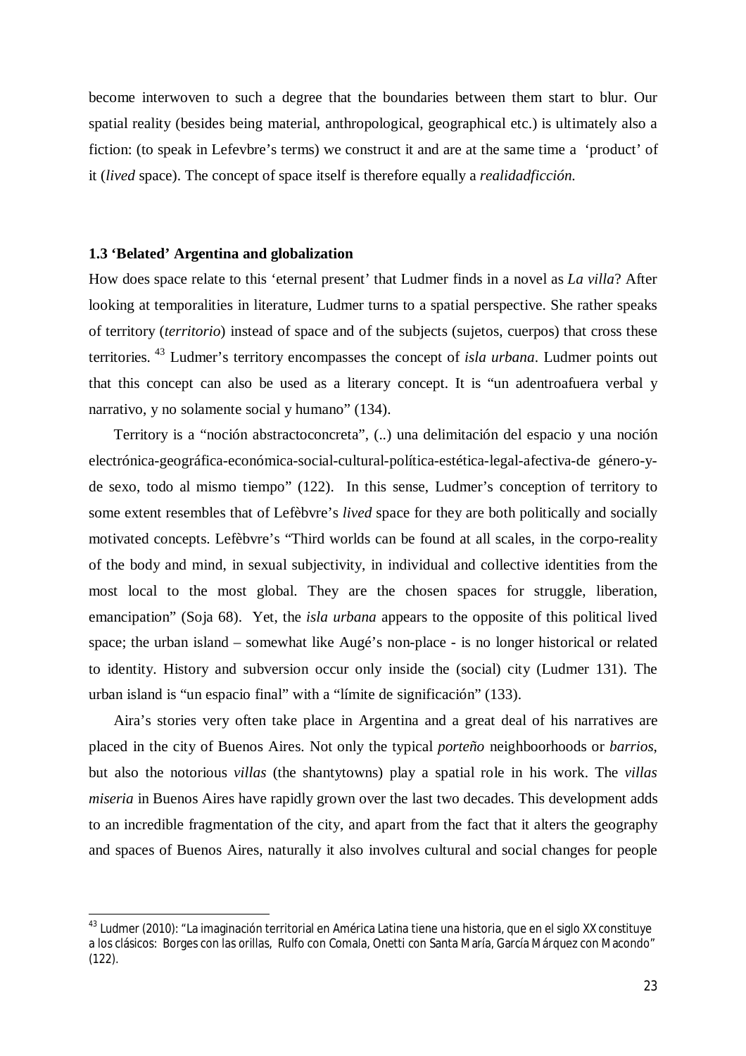become interwoven to such a degree that the boundaries between them start to blur. Our spatial reality (besides being material, anthropological, geographical etc.) is ultimately also a fiction: (to speak in Lefevbre's terms) we construct it and are at the same time a 'product' of it (*lived* space). The concept of space itself is therefore equally a *realidadficción*.

### 1.3 'Belated' Argentina and globalization

How does space relate to this 'eternal present' that Ludmer finds in a novel as *La villa*? After looking at temporalities in literature, Ludmer turns to a spatial perspective. She rather speaks of territory (*territorio*) instead of space and of the subjects (sujetos, cuerpos) that cross these territories. [43] Ludmer's territory encompasses the concept of *isla urbana*. Ludmer points out that this concept can also be used as a literary concept. It is "un adentroafuera verbal y narrativo, y no solamente social y humano" (134).

Territory is a "noción abstractoconcreta", (..) una delimitación del espacio y una noción electrónica-geográfica-económica-social-cultural-política-estética-legal-afectiva-de género-y-de sexo, todo al mismo tiempo" (122). In this sense, Ludmer's conception of territory to some extent resembles that of Lefèbvre's *lived* space for they are both politically and socially motivated concepts. Lefèbvre's "Third worlds can be found at all scales, in the corpo-reality of the body and mind, in sexual subjectivity, in individual and collective identities from the most local to the most global. They are the chosen spaces for struggle, liberation, emancipation" (Soja 68). Yet, the *isla urbana* appears to the opposite of this political lived space; the urban island – somewhat like Augé's non-place - is no longer historical or related to identity. History and subversion occur only inside the (social) city (Ludmer 131). The urban island is "un espacio final" with a "límite de significación" (133).

Aira's stories very often take place in Argentina and a great deal of his narratives are placed in the city of Buenos Aires. Not only the typical *porteño* neighboorhoods or *barrios*, but also the notorious *villas* (the shantytowns) play a spatial role in his work. The *villas miseria* in Buenos Aires have rapidly grown over the last two decades. This development adds to an incredible fragmentation of the city, and apart from the fact that it alters the geography and spaces of Buenos Aires, naturally it also involves cultural and social changes for people

[43] Ludmer (2010): "La imaginación territorial en América Latina tiene una historia, que en el siglo XX constituye a los clásicos: Borges con las orillas, Rulfo con Comala, Onetti con Santa María, García Márquez con Macondo" (122).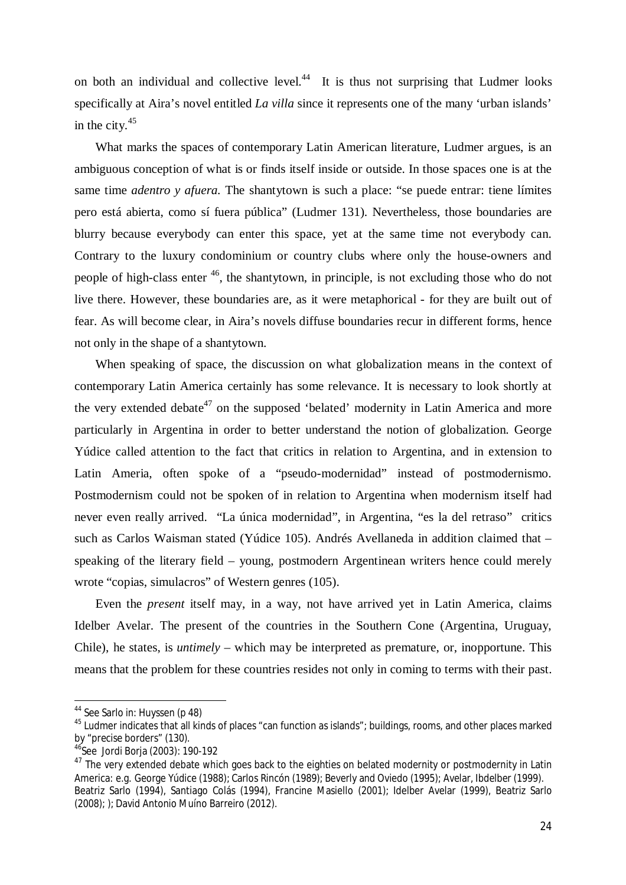on both an individual and collective level.[44] It is thus not surprising that Ludmer looks specifically at Aira's novel entitled *La villa* since it represents one of the many 'urban islands' in the city.[45]

What marks the spaces of contemporary Latin American literature, Ludmer argues, is an ambiguous conception of what is or finds itself inside or outside. In those spaces one is at the same time *adentro y afuera.* The shantytown is such a place: "se puede entrar: tiene límites pero está abierta, como sí fuera pública" (Ludmer 131). Nevertheless, those boundaries are blurry because everybody can enter this space, yet at the same time not everybody can. Contrary to the luxury condominium or country clubs where only the house-owners and people of high-class enter [46], the shantytown, in principle, is not excluding those who do not live there. However, these boundaries are, as it were metaphorical - for they are built out of fear. As will become clear, in Aira's novels diffuse boundaries recur in different forms, hence not only in the shape of a shantytown.

When speaking of space, the discussion on what globalization means in the context of contemporary Latin America certainly has some relevance. It is necessary to look shortly at the very extended debate[47] on the supposed 'belated' modernity in Latin America and more particularly in Argentina in order to better understand the notion of globalization. George Yúdice called attention to the fact that critics in relation to Argentina, and in extension to Latin Ameria, often spoke of a "pseudo-modernidad" instead of postmodernismo. Postmodernism could not be spoken of in relation to Argentina when modernism itself had never even really arrived. "La única modernidad", in Argentina, "es la del retraso" critics such as Carlos Waisman stated (Yúdice 105). Andrés Avellaneda in addition claimed that – speaking of the literary field – young, postmodern Argentinean writers hence could merely wrote "copias, simulacros" of Western genres (105).

Even the *present* itself may, in a way, not have arrived yet in Latin America, claims Idelber Avelar. The present of the countries in the Southern Cone (Argentina, Uruguay, Chile), he states, is *untimely* – which may be interpreted as premature, or, inopportune. This means that the problem for these countries resides not only in coming to terms with their past.

---

[44] See Sarlo in: Huyssen (p 48)

[45] Ludmer indicates that all kinds of places "can function as islands"; buildings, rooms, and other places marked by "precise borders" (130).

[46] See Jordi Borja (2003): 190-192

[47] The very extended debate which goes back to the eighties on belated modernity or postmodernity in Latin America: e.g. George Yúdice (1988); Carlos Rincón (1989); Beverly and Oviedo (1995); Avelar, Ibdelber (1999). Beatriz Sarlo (1994), Santiago Colás (1994), Francine Masiello (2001); Idelber Avelar (1999), Beatriz Sarlo (2008); ); David Antonio Muíno Barreiro (2012).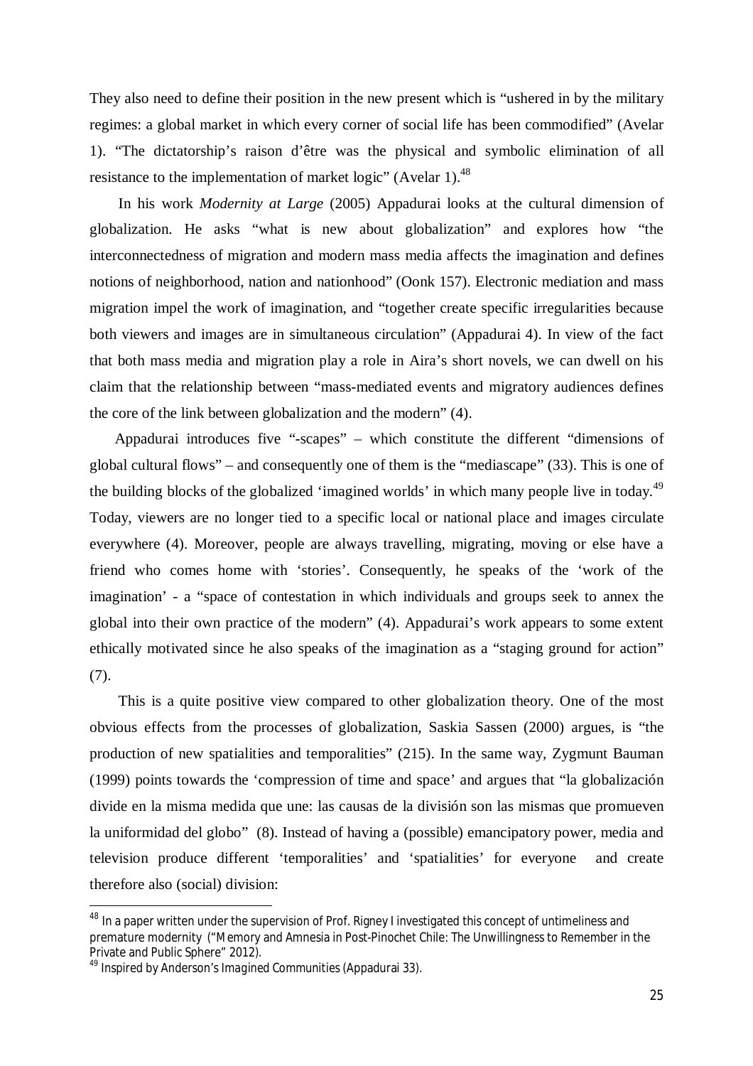They also need to define their position in the new present which is "ushered in by the military regimes: a global market in which every corner of social life has been commodified" (Avelar 1). "The dictatorship's raison d'être was the physical and symbolic elimination of all resistance to the implementation of market logic" (Avelar 1).[48]

In his work *Modernity at Large* (2005) Appadurai looks at the cultural dimension of globalization. He asks "what is new about globalization" and explores how "the interconnectedness of migration and modern mass media affects the imagination and defines notions of neighborhood, nation and nationhood" (Oonk 157). Electronic mediation and mass migration impel the work of imagination, and "together create specific irregularities because both viewers and images are in simultaneous circulation" (Appadurai 4). In view of the fact that both mass media and migration play a role in Aira's short novels, we can dwell on his claim that the relationship between "mass-mediated events and migratory audiences defines the core of the link between globalization and the modern" (4).

Appadurai introduces five "-scapes" – which constitute the different "dimensions of global cultural flows" – and consequently one of them is the "mediascape" (33). This is one of the building blocks of the globalized 'imagined worlds' in which many people live in today.[49] Today, viewers are no longer tied to a specific local or national place and images circulate everywhere (4). Moreover, people are always travelling, migrating, moving or else have a friend who comes home with 'stories'. Consequently, he speaks of the 'work of the imagination' - a "space of contestation in which individuals and groups seek to annex the global into their own practice of the modern" (4). Appadurai's work appears to some extent ethically motivated since he also speaks of the imagination as a "staging ground for action" (7).

This is a quite positive view compared to other globalization theory. One of the most obvious effects from the processes of globalization, Saskia Sassen (2000) argues, is "the production of new spatialities and temporalities" (215). In the same way, Zygmunt Bauman (1999) points towards the 'compression of time and space' and argues that "la globalización divide en la misma medida que une: las causas de la división son las mismas que promueven la uniformidad del globo" (8). Instead of having a (possible) emancipatory power, media and television produce different 'temporalities' and 'spatialities' for everyone and create therefore also (social) division:

---

[48] In a paper written under the supervision of Prof. Rigney I investigated this concept of untimeliness and premature modernity ("Memory and Amnesia in Post-Pinochet Chile: The Unwillingness to Remember in the Private and Public Sphere" 2012).

[49] Inspired by Anderson's Imagined Communities (Appadurai 33).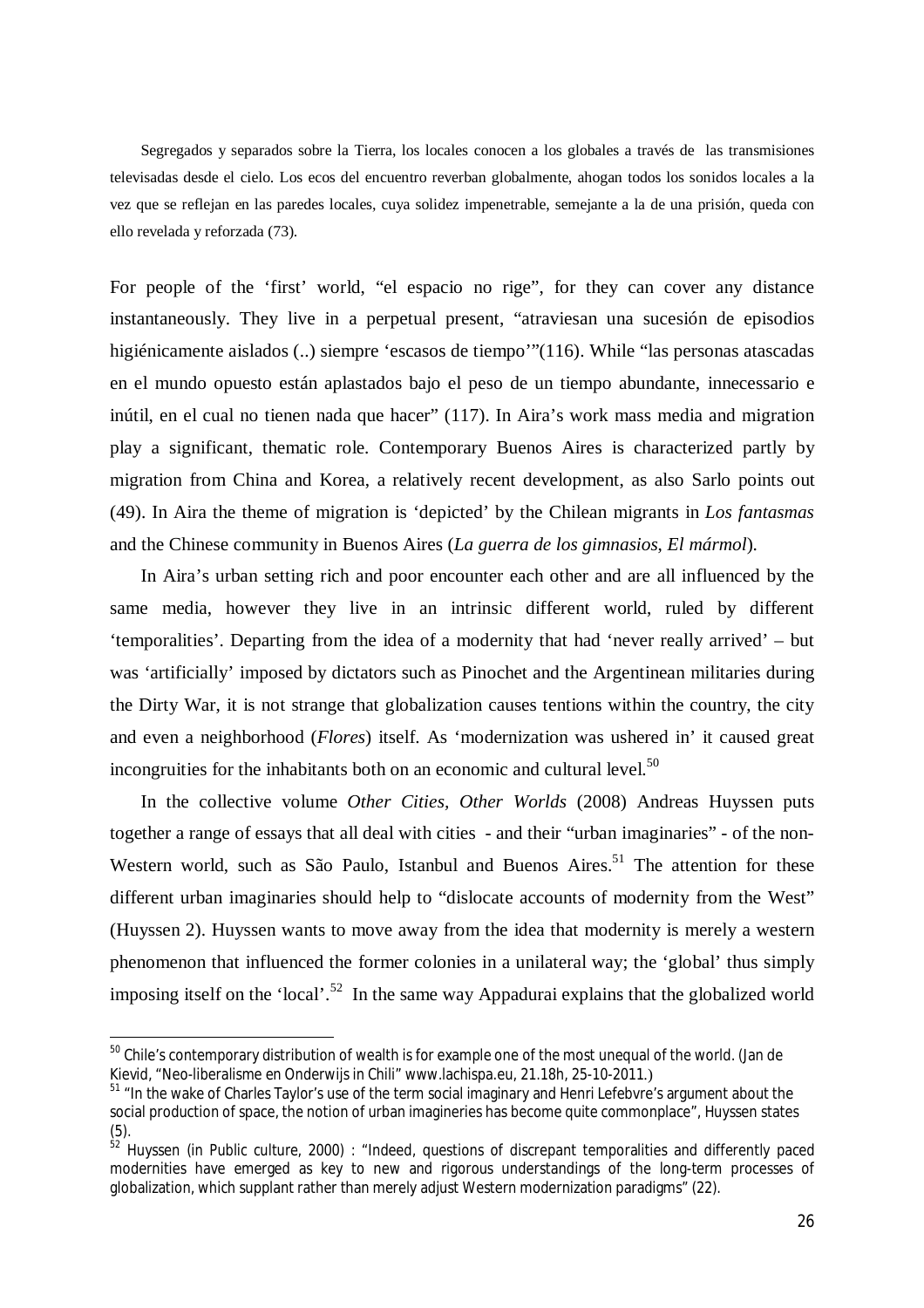> Segregados y separados sobre la Tierra, los locales conocen a los globales a través de las transmisiones televisadas desde el cielo. Los ecos del encuentro reverban globalmente, ahogan todos los sonidos locales a la vez que se reflejan en las paredes locales, cuya solidez impenetrable, semejante a la de una prisión, queda con ello revelada y reforzada (73).

For people of the 'first' world, "el espacio no rige", for they can cover any distance instantaneously. They live in a perpetual present, "atraviesan una sucesión de episodios higiénicamente aislados (..) siempre 'escasos de tiempo'"(116). While "las personas atascadas en el mundo opuesto están aplastados bajo el peso de un tiempo abundante, innecessario e inútil, en el cual no tienen nada que hacer" (117). In Aira's work mass media and migration play a significant, thematic role. Contemporary Buenos Aires is characterized partly by migration from China and Korea, a relatively recent development, as also Sarlo points out (49). In Aira the theme of migration is 'depicted' by the Chilean migrants in *Los fantasmas* and the Chinese community in Buenos Aires (*La guerra de los gimnasios*, *El mármol*).

In Aira's urban setting rich and poor encounter each other and are all influenced by the same media, however they live in an intrinsic different world, ruled by different 'temporalities'. Departing from the idea of a modernity that had 'never really arrived' – but was 'artificially' imposed by dictators such as Pinochet and the Argentinean militaries during the Dirty War, it is not strange that globalization causes tentions within the country, the city and even a neighborhood (*Flores*) itself. As 'modernization was ushered in' it caused great incongruities for the inhabitants both on an economic and cultural level.[50]

In the collective volume *Other Cities, Other Worlds* (2008) Andreas Huyssen puts together a range of essays that all deal with cities - and their "urban imaginaries" - of the non-Western world, such as São Paulo, Istanbul and Buenos Aires.[51] The attention for these different urban imaginaries should help to "dislocate accounts of modernity from the West" (Huyssen 2). Huyssen wants to move away from the idea that modernity is merely a western phenomenon that influenced the former colonies in a unilateral way; the 'global' thus simply imposing itself on the 'local'.[52] In the same way Appadurai explains that the globalized world

---

[50] Chile's contemporary distribution of wealth is for example one of the most unequal of the world. (Jan de Kievid, "Neo-liberalisme en Onderwijs in Chili" www.lachispa.eu, 21.18h, 25-10-2011.)

[51] "In the wake of Charles Taylor's use of the term social imaginary and Henri Lefebvre's argument about the social production of space, the notion of urban imagineries has become quite commonplace", Huyssen states (5).

[52] Huyssen (in Public culture, 2000) : "Indeed, questions of discrepant temporalities and differently paced modernities have emerged as key to new and rigorous understandings of the long-term processes of globalization, which supplant rather than merely adjust Western modernization paradigms" (22).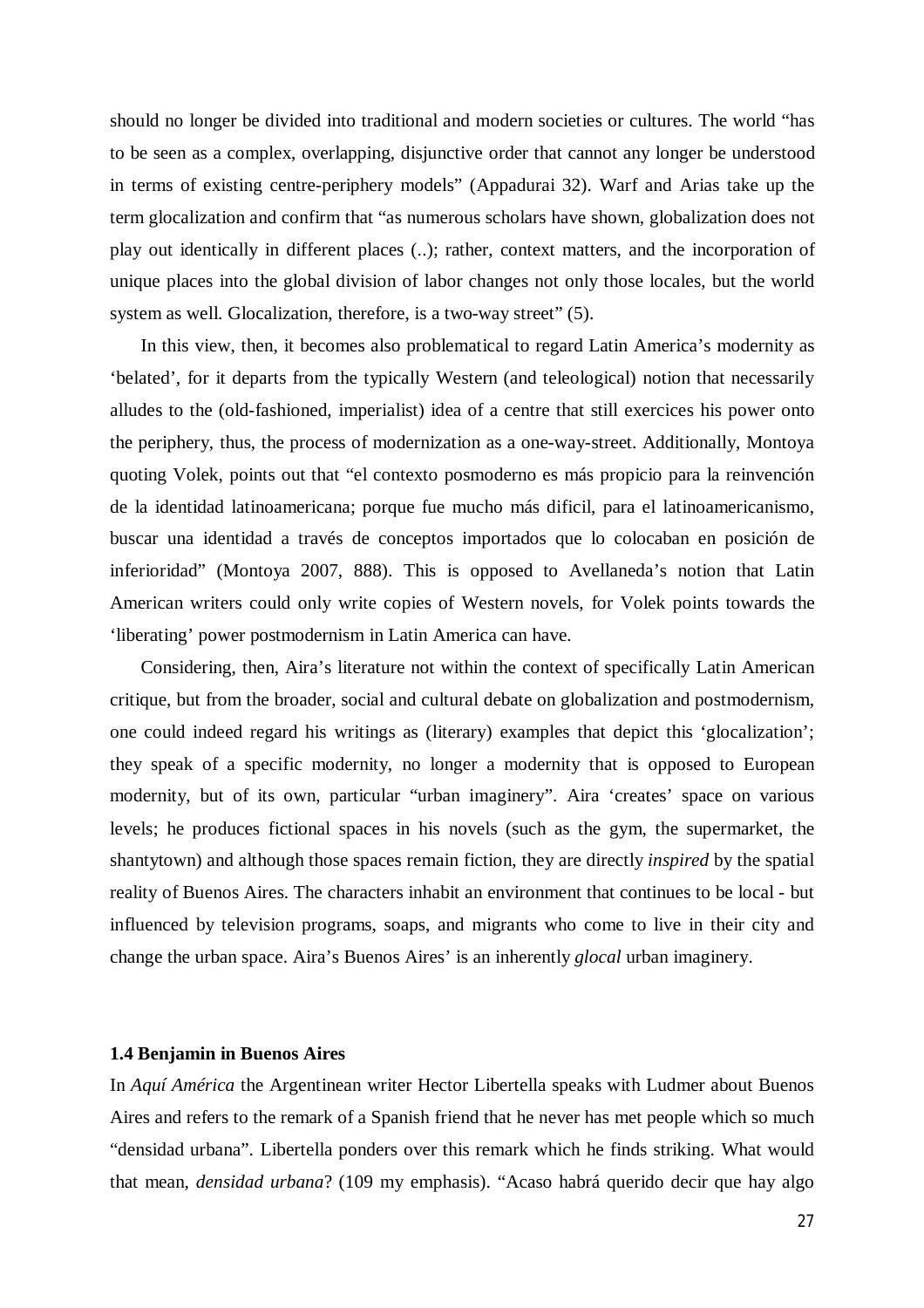should no longer be divided into traditional and modern societies or cultures. The world "has to be seen as a complex, overlapping, disjunctive order that cannot any longer be understood in terms of existing centre-periphery models" (Appadurai 32). Warf and Arias take up the term glocalization and confirm that "as numerous scholars have shown, globalization does not play out identically in different places (..); rather, context matters, and the incorporation of unique places into the global division of labor changes not only those locales, but the world system as well. Glocalization, therefore, is a two-way street" (5).

In this view, then, it becomes also problematical to regard Latin America's modernity as 'belated', for it departs from the typically Western (and teleological) notion that necessarily alludes to the (old-fashioned, imperialist) idea of a centre that still exercices his power onto the periphery, thus, the process of modernization as a one-way-street. Additionally, Montoya quoting Volek, points out that "el contexto posmoderno es más propicio para la reinvención de la identidad latinoamericana; porque fue mucho más dificil, para el latinoamericanismo, buscar una identidad a través de conceptos importados que lo colocaban en posición de inferioridad" (Montoya 2007, 888). This is opposed to Avellaneda's notion that Latin American writers could only write copies of Western novels, for Volek points towards the 'liberating' power postmodernism in Latin America can have.

Considering, then, Aira's literature not within the context of specifically Latin American critique, but from the broader, social and cultural debate on globalization and postmodernism, one could indeed regard his writings as (literary) examples that depict this 'glocalization'; they speak of a specific modernity, no longer a modernity that is opposed to European modernity, but of its own, particular "urban imaginery". Aira 'creates' space on various levels; he produces fictional spaces in his novels (such as the gym, the supermarket, the shantytown) and although those spaces remain fiction, they are directly *inspired* by the spatial reality of Buenos Aires. The characters inhabit an environment that continues to be local - but influenced by television programs, soaps, and migrants who come to live in their city and change the urban space. Aira's Buenos Aires' is an inherently *glocal* urban imaginery.

### 1.4 Benjamin in Buenos Aires

In *Aquí América* the Argentinean writer Hector Libertella speaks with Ludmer about Buenos Aires and refers to the remark of a Spanish friend that he never has met people which so much "densidad urbana". Libertella ponders over this remark which he finds striking. What would that mean, *densidad urbana*? (109 my emphasis). "Acaso habrá querido decir que hay algo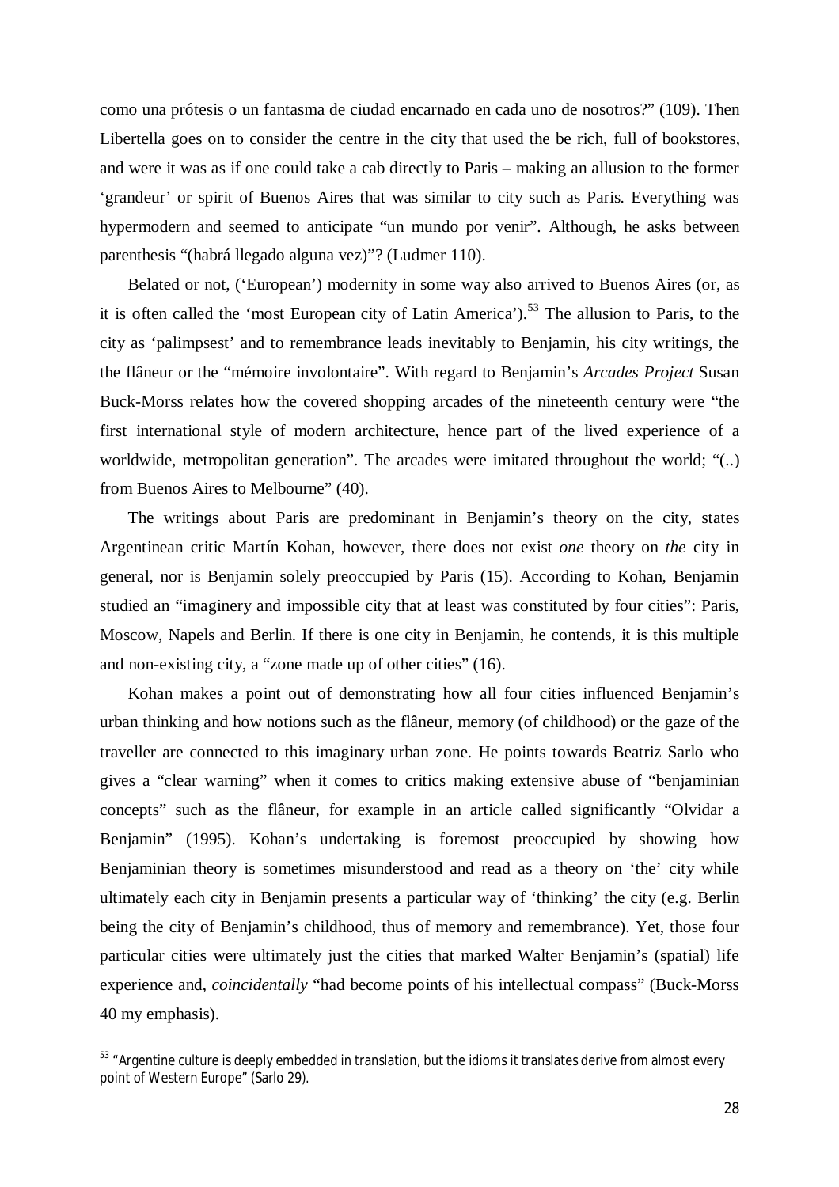como una prótesis o un fantasma de ciudad encarnado en cada uno de nosotros?" (109). Then Libertella goes on to consider the centre in the city that used the be rich, full of bookstores, and were it was as if one could take a cab directly to Paris – making an allusion to the former 'grandeur' or spirit of Buenos Aires that was similar to city such as Paris. Everything was hypermodern and seemed to anticipate "un mundo por venir". Although, he asks between parenthesis "(habrá llegado alguna vez)"? (Ludmer 110).

Belated or not, ('European') modernity in some way also arrived to Buenos Aires (or, as it is often called the 'most European city of Latin America').[53] The allusion to Paris, to the city as 'palimpsest' and to remembrance leads inevitably to Benjamin, his city writings, the the flâneur or the "mémoire involontaire". With regard to Benjamin's *Arcades Project* Susan Buck-Morss relates how the covered shopping arcades of the nineteenth century were "the first international style of modern architecture, hence part of the lived experience of a worldwide, metropolitan generation". The arcades were imitated throughout the world; "(..) from Buenos Aires to Melbourne" (40).

The writings about Paris are predominant in Benjamin's theory on the city, states Argentinean critic Martín Kohan, however, there does not exist *one* theory on *the* city in general, nor is Benjamin solely preoccupied by Paris (15). According to Kohan, Benjamin studied an "imaginery and impossible city that at least was constituted by four cities": Paris, Moscow, Napels and Berlin. If there is one city in Benjamin, he contends, it is this multiple and non-existing city, a "zone made up of other cities" (16).

Kohan makes a point out of demonstrating how all four cities influenced Benjamin's urban thinking and how notions such as the flâneur, memory (of childhood) or the gaze of the traveller are connected to this imaginary urban zone. He points towards Beatriz Sarlo who gives a "clear warning" when it comes to critics making extensive abuse of "benjaminian concepts" such as the flâneur, for example in an article called significantly "Olvidar a Benjamin" (1995). Kohan's undertaking is foremost preoccupied by showing how Benjaminian theory is sometimes misunderstood and read as a theory on 'the' city while ultimately each city in Benjamin presents a particular way of 'thinking' the city (e.g. Berlin being the city of Benjamin's childhood, thus of memory and remembrance). Yet, those four particular cities were ultimately just the cities that marked Walter Benjamin's (spatial) life experience and, *coincidentally* "had become points of his intellectual compass" (Buck-Morss 40 my emphasis).

---

[53] "Argentine culture is deeply embedded in translation, but the idioms it translates derive from almost every point of Western Europe" (Sarlo 29).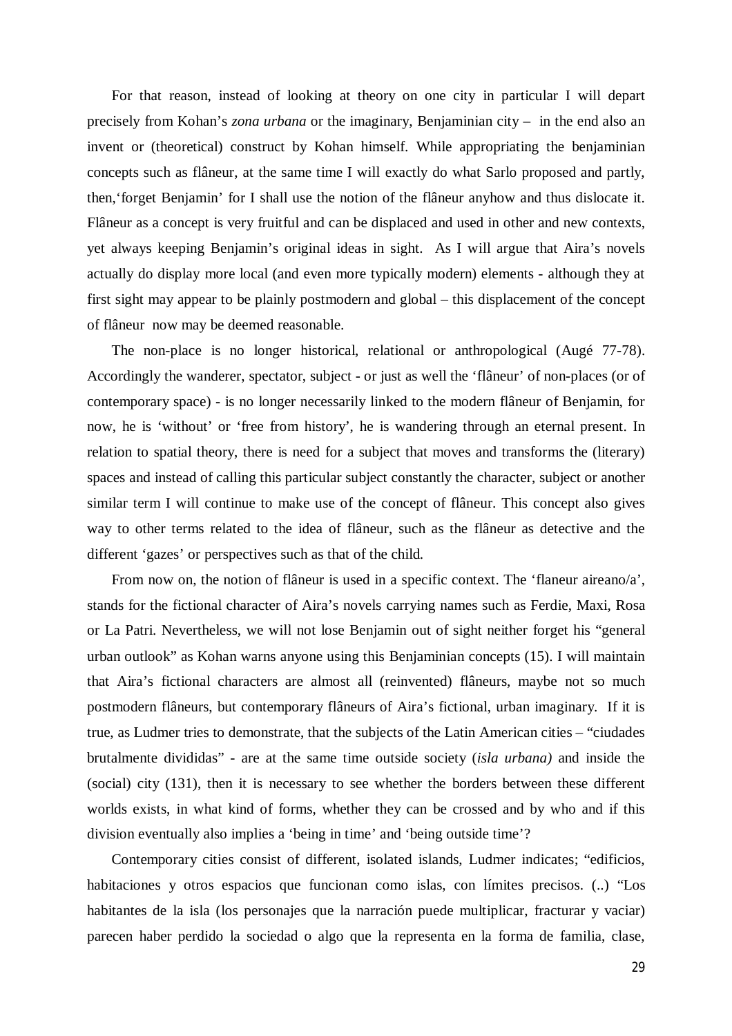For that reason, instead of looking at theory on one city in particular I will depart precisely from Kohan's *zona urbana* or the imaginary, Benjaminian city – in the end also an invent or (theoretical) construct by Kohan himself. While appropriating the benjaminian concepts such as flâneur, at the same time I will exactly do what Sarlo proposed and partly, then,'forget Benjamin' for I shall use the notion of the flâneur anyhow and thus dislocate it. Flâneur as a concept is very fruitful and can be displaced and used in other and new contexts, yet always keeping Benjamin's original ideas in sight. As I will argue that Aira's novels actually do display more local (and even more typically modern) elements - although they at first sight may appear to be plainly postmodern and global – this displacement of the concept of flâneur now may be deemed reasonable.

The non-place is no longer historical, relational or anthropological (Augé 77-78). Accordingly the wanderer, spectator, subject - or just as well the 'flâneur' of non-places (or of contemporary space) - is no longer necessarily linked to the modern flâneur of Benjamin, for now, he is 'without' or 'free from history', he is wandering through an eternal present. In relation to spatial theory, there is need for a subject that moves and transforms the (literary) spaces and instead of calling this particular subject constantly the character, subject or another similar term I will continue to make use of the concept of flâneur. This concept also gives way to other terms related to the idea of flâneur, such as the flâneur as detective and the different 'gazes' or perspectives such as that of the child.

From now on, the notion of flâneur is used in a specific context. The 'flaneur aireano/a', stands for the fictional character of Aira's novels carrying names such as Ferdie, Maxi, Rosa or La Patri. Nevertheless, we will not lose Benjamin out of sight neither forget his "general urban outlook" as Kohan warns anyone using this Benjaminian concepts (15). I will maintain that Aira's fictional characters are almost all (reinvented) flâneurs, maybe not so much postmodern flâneurs, but contemporary flâneurs of Aira's fictional, urban imaginary. If it is true, as Ludmer tries to demonstrate, that the subjects of the Latin American cities – "ciudades brutalmente divididas" - are at the same time outside society (*isla urbana)* and inside the (social) city (131), then it is necessary to see whether the borders between these different worlds exists, in what kind of forms, whether they can be crossed and by who and if this division eventually also implies a 'being in time' and 'being outside time'?

Contemporary cities consist of different, isolated islands, Ludmer indicates; "edificios, habitaciones y otros espacios que funcionan como islas, con límites precisos. (..) "Los habitantes de la isla (los personajes que la narración puede multiplicar, fracturar y vaciar) parecen haber perdido la sociedad o algo que la representa en la forma de familia, clase,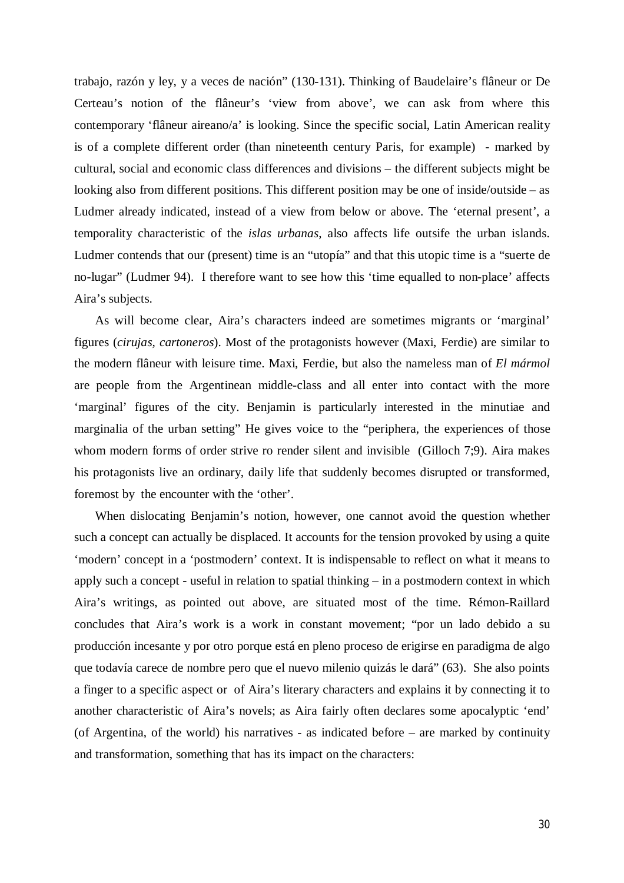trabajo, razón y ley, y a veces de nación" (130-131). Thinking of Baudelaire's flâneur or De Certeau's notion of the flâneur's 'view from above', we can ask from where this contemporary 'flâneur aireano/a' is looking. Since the specific social, Latin American reality is of a complete different order (than nineteenth century Paris, for example) - marked by cultural, social and economic class differences and divisions – the different subjects might be looking also from different positions. This different position may be one of inside/outside – as Ludmer already indicated, instead of a view from below or above. The 'eternal present', a temporality characteristic of the *islas urbanas,* also affects life outsife the urban islands. Ludmer contends that our (present) time is an "utopía" and that this utopic time is a "suerte de no-lugar" (Ludmer 94). I therefore want to see how this 'time equalled to non-place' affects Aira's subjects.

As will become clear, Aira's characters indeed are sometimes migrants or 'marginal' figures (*cirujas, cartoneros*). Most of the protagonists however (Maxi, Ferdie) are similar to the modern flâneur with leisure time. Maxi, Ferdie, but also the nameless man of *El mármol* are people from the Argentinean middle-class and all enter into contact with the more 'marginal' figures of the city. Benjamin is particularly interested in the minutiae and marginalia of the urban setting" He gives voice to the "periphera, the experiences of those whom modern forms of order strive ro render silent and invisible (Gilloch 7;9). Aira makes his protagonists live an ordinary, daily life that suddenly becomes disrupted or transformed, foremost by the encounter with the 'other'.

When dislocating Benjamin's notion, however, one cannot avoid the question whether such a concept can actually be displaced. It accounts for the tension provoked by using a quite 'modern' concept in a 'postmodern' context. It is indispensable to reflect on what it means to apply such a concept - useful in relation to spatial thinking – in a postmodern context in which Aira's writings, as pointed out above, are situated most of the time. Rémon-Raillard concludes that Aira's work is a work in constant movement; "por un lado debido a su producción incesante y por otro porque está en pleno proceso de erigirse en paradigma de algo que todavía carece de nombre pero que el nuevo milenio quizás le dará" (63). She also points a finger to a specific aspect or of Aira's literary characters and explains it by connecting it to another characteristic of Aira's novels; as Aira fairly often declares some apocalyptic 'end' (of Argentina, of the world) his narratives - as indicated before – are marked by continuity and transformation, something that has its impact on the characters: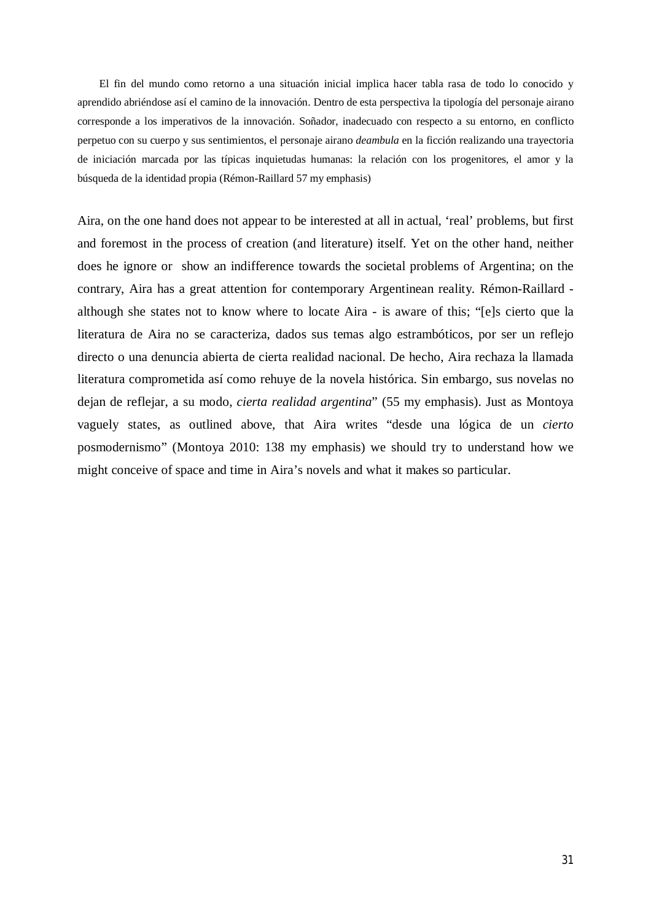> El fin del mundo como retorno a una situación inicial implica hacer tabla rasa de todo lo conocido y aprendido abriéndose así el camino de la innovación. Dentro de esta perspectiva la tipología del personaje airano corresponde a los imperativos de la innovación. Soñador, inadecuado con respecto a su entorno, en conflicto perpetuo con su cuerpo y sus sentimientos, el personaje airano *deambula* en la ficción realizando una trayectoria de iniciación marcada por las típicas inquietudas humanas: la relación con los progenitores, el amor y la búsqueda de la identidad propia (Rémon-Raillard 57 my emphasis)

Aira, on the one hand does not appear to be interested at all in actual, 'real' problems, but first and foremost in the process of creation (and literature) itself. Yet on the other hand, neither does he ignore or show an indifference towards the societal problems of Argentina; on the contrary, Aira has a great attention for contemporary Argentinean reality. Rémon-Raillard - although she states not to know where to locate Aira - is aware of this; "[e]s cierto que la literatura de Aira no se caracteriza, dados sus temas algo estrambóticos, por ser un reflejo directo o una denuncia abierta de cierta realidad nacional. De hecho, Aira rechaza la llamada literatura comprometida así como rehuye de la novela histórica. Sin embargo, sus novelas no dejan de reflejar, a su modo, *cierta realidad argentina*" (55 my emphasis). Just as Montoya vaguely states, as outlined above, that Aira writes "desde una lógica de un *cierto* posmodernismo" (Montoya 2010: 138 my emphasis) we should try to understand how we might conceive of space and time in Aira's novels and what it makes so particular.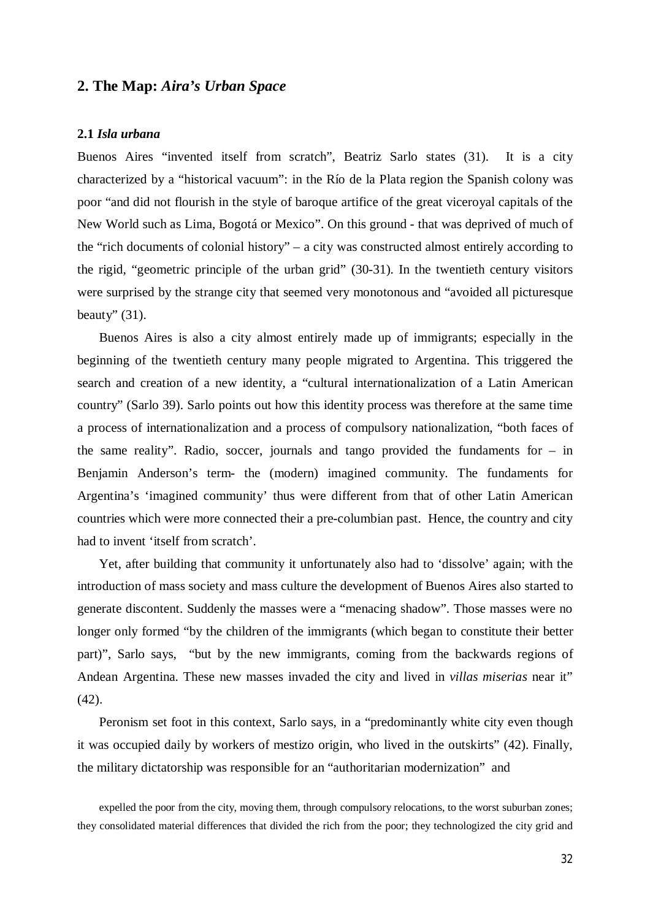## 2. The Map: *Aira's Urban Space*

### 2.1 *Isla urbana*

Buenos Aires "invented itself from scratch", Beatriz Sarlo states (31). It is a city characterized by a "historical vacuum": in the Río de la Plata region the Spanish colony was poor "and did not flourish in the style of baroque artifice of the great viceroyal capitals of the New World such as Lima, Bogotá or Mexico". On this ground - that was deprived of much of the "rich documents of colonial history" – a city was constructed almost entirely according to the rigid, "geometric principle of the urban grid" (30-31). In the twentieth century visitors were surprised by the strange city that seemed very monotonous and "avoided all picturesque beauty" (31).

Buenos Aires is also a city almost entirely made up of immigrants; especially in the beginning of the twentieth century many people migrated to Argentina. This triggered the search and creation of a new identity, a "cultural internationalization of a Latin American country" (Sarlo 39). Sarlo points out how this identity process was therefore at the same time a process of internationalization and a process of compulsory nationalization, "both faces of the same reality". Radio, soccer, journals and tango provided the fundaments for – in Benjamin Anderson's term- the (modern) imagined community. The fundaments for Argentina's 'imagined community' thus were different from that of other Latin American countries which were more connected their a pre-columbian past. Hence, the country and city had to invent 'itself from scratch'.

Yet, after building that community it unfortunately also had to 'dissolve' again; with the introduction of mass society and mass culture the development of Buenos Aires also started to generate discontent. Suddenly the masses were a "menacing shadow". Those masses were no longer only formed "by the children of the immigrants (which began to constitute their better part)", Sarlo says, "but by the new immigrants, coming from the backwards regions of Andean Argentina. These new masses invaded the city and lived in *villas miserias* near it" (42).

Peronism set foot in this context, Sarlo says, in a "predominantly white city even though it was occupied daily by workers of mestizo origin, who lived in the outskirts" (42). Finally, the military dictatorship was responsible for an "authoritarian modernization" and

> expelled the poor from the city, moving them, through compulsory relocations, to the worst suburban zones; they consolidated material differences that divided the rich from the poor; they technologized the city grid and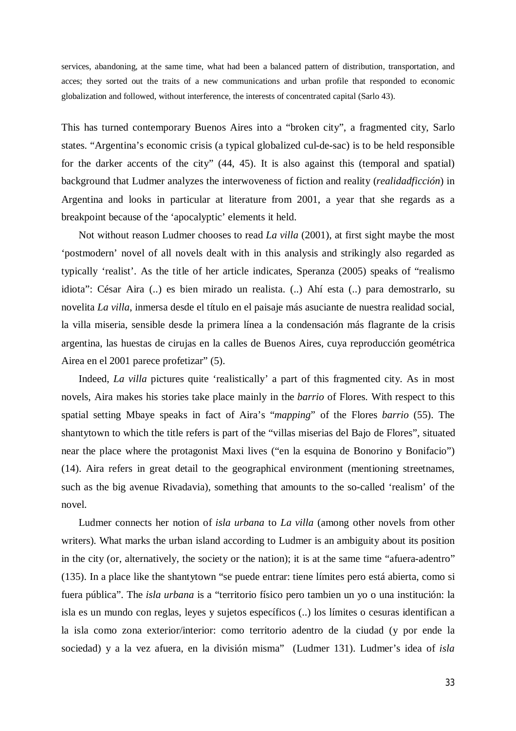services, abandoning, at the same time, what had been a balanced pattern of distribution, transportation, and acces; they sorted out the traits of a new communications and urban profile that responded to economic globalization and followed, without interference, the interests of concentrated capital (Sarlo 43).

This has turned contemporary Buenos Aires into a "broken city", a fragmented city, Sarlo states. "Argentina's economic crisis (a typical globalized cul-de-sac) is to be held responsible for the darker accents of the city" (44, 45). It is also against this (temporal and spatial) background that Ludmer analyzes the interwoveness of fiction and reality (*realidadficción*) in Argentina and looks in particular at literature from 2001, a year that she regards as a breakpoint because of the 'apocalyptic' elements it held.

Not without reason Ludmer chooses to read *La villa* (2001), at first sight maybe the most 'postmodern' novel of all novels dealt with in this analysis and strikingly also regarded as typically 'realist'. As the title of her article indicates, Speranza (2005) speaks of "realismo idiota": César Aira (..) es bien mirado un realista. (..) Ahí esta (..) para demostrarlo, su novelita *La villa*, inmersa desde el título en el paisaje más asuciante de nuestra realidad social, la villa miseria, sensible desde la primera línea a la condensación más flagrante de la crisis argentina, las huestas de cirujas en la calles de Buenos Aires, cuya reproducción geométrica Airea en el 2001 parece profetizar" (5).

Indeed, *La villa* pictures quite 'realistically' a part of this fragmented city. As in most novels, Aira makes his stories take place mainly in the *barrio* of Flores. With respect to this spatial setting Mbaye speaks in fact of Aira's "*mapping*" of the Flores *barrio* (55). The shantytown to which the title refers is part of the "villas miserias del Bajo de Flores", situated near the place where the protagonist Maxi lives ("en la esquina de Bonorino y Bonifacio") (14). Aira refers in great detail to the geographical environment (mentioning streetnames, such as the big avenue Rivadavia), something that amounts to the so-called 'realism' of the novel.

Ludmer connects her notion of *isla urbana* to *La villa* (among other novels from other writers). What marks the urban island according to Ludmer is an ambiguity about its position in the city (or, alternatively, the society or the nation); it is at the same time "afuera-adentro" (135). In a place like the shantytown "se puede entrar: tiene límites pero está abierta, como si fuera pública". The *isla urbana* is a "territorio físico pero tambien un yo o una institución: la isla es un mundo con reglas, leyes y sujetos específicos (..) los límites o cesuras identifican a la isla como zona exterior/interior: como territorio adentro de la ciudad (y por ende la sociedad) y a la vez afuera, en la división misma" (Ludmer 131). Ludmer's idea of *isla*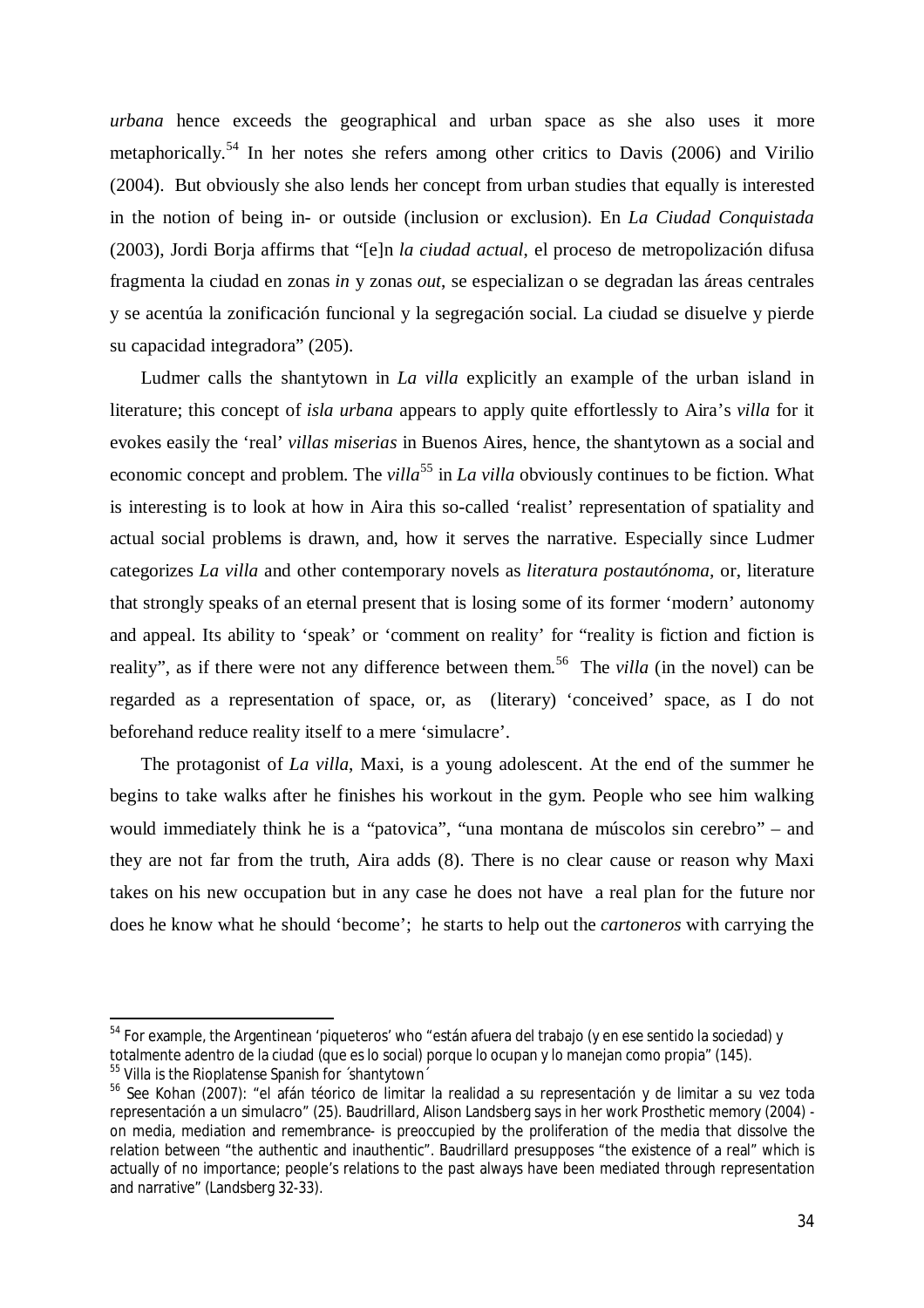*urbana* hence exceeds the geographical and urban space as she also uses it more metaphorically.[54] In her notes she refers among other critics to Davis (2006) and Virilio (2004). But obviously she also lends her concept from urban studies that equally is interested in the notion of being in- or outside (inclusion or exclusion). En *La Ciudad Conquistada* (2003), Jordi Borja affirms that "[e]n *la ciudad actual*, el proceso de metropolización difusa fragmenta la ciudad en zonas *in* y zonas *out*, se especializan o se degradan las áreas centrales y se acentúa la zonificación funcional y la segregación social. La ciudad se disuelve y pierde su capacidad integradora" (205).

Ludmer calls the shantytown in *La villa* explicitly an example of the urban island in literature; this concept of *isla urbana* appears to apply quite effortlessly to Aira's *villa* for it evokes easily the 'real' *villas miserias* in Buenos Aires, hence, the shantytown as a social and economic concept and problem. The *villa*[55] in *La villa* obviously continues to be fiction. What is interesting is to look at how in Aira this so-called 'realist' representation of spatiality and actual social problems is drawn, and, how it serves the narrative. Especially since Ludmer categorizes *La villa* and other contemporary novels as *literatura postautónoma*, or, literature that strongly speaks of an eternal present that is losing some of its former 'modern' autonomy and appeal. Its ability to 'speak' or 'comment on reality' for "reality is fiction and fiction is reality", as if there were not any difference between them.[56] The *villa* (in the novel) can be regarded as a representation of space, or, as (literary) 'conceived' space, as I do not beforehand reduce reality itself to a mere 'simulacre'.

The protagonist of *La villa*, Maxi, is a young adolescent. At the end of the summer he begins to take walks after he finishes his workout in the gym. People who see him walking would immediately think he is a "patovica", "una montana de múscolos sin cerebro" – and they are not far from the truth, Aira adds (8). There is no clear cause or reason why Maxi takes on his new occupation but in any case he does not have a real plan for the future nor does he know what he should 'become'; he starts to help out the *cartoneros* with carrying the

---

[54] For example, the Argentinean 'piqueteros' who "están afuera del trabajo (y en ese sentido la sociedad) y totalmente adentro de la ciudad (que es lo social) porque lo ocupan y lo manejan como propia" (145).

[55] Villa is the Rioplatense Spanish for ´shantytown´

[56] See Kohan (2007): "el afán téorico de limitar la realidad a su representación y de limitar a su vez toda representación a un simulacro" (25). Baudrillard, Alison Landsberg says in her work Prosthetic memory (2004) - on media, mediation and remembrance- is preoccupied by the proliferation of the media that dissolve the relation between "the authentic and inauthentic". Baudrillard presupposes "the existence of a real" which is actually of no importance; people's relations to the past always have been mediated through representation and narrative" (Landsberg 32-33).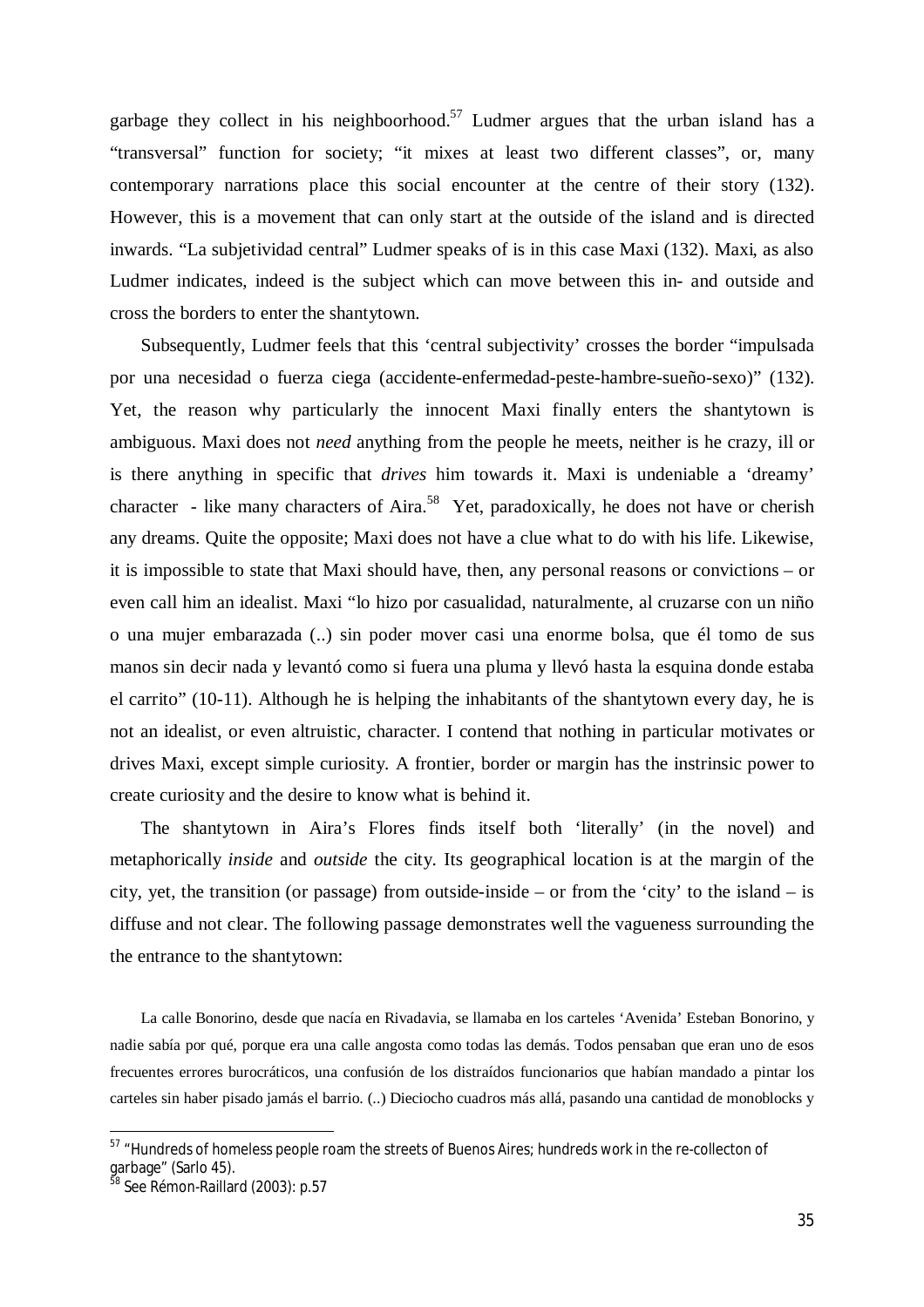garbage they collect in his neighboorhood.[57] Ludmer argues that the urban island has a "transversal" function for society; "it mixes at least two different classes", or, many contemporary narrations place this social encounter at the centre of their story (132). However, this is a movement that can only start at the outside of the island and is directed inwards. "La subjetividad central" Ludmer speaks of is in this case Maxi (132). Maxi, as also Ludmer indicates, indeed is the subject which can move between this in- and outside and cross the borders to enter the shantytown.

Subsequently, Ludmer feels that this 'central subjectivity' crosses the border "impulsada por una necesidad o fuerza ciega (accidente-enfermedad-peste-hambre-sueño-sexo)" (132). Yet, the reason why particularly the innocent Maxi finally enters the shantytown is ambiguous. Maxi does not *need* anything from the people he meets, neither is he crazy, ill or is there anything in specific that *drives* him towards it. Maxi is undeniable a 'dreamy' character - like many characters of Aira.[58] Yet, paradoxically, he does not have or cherish any dreams. Quite the opposite; Maxi does not have a clue what to do with his life. Likewise, it is impossible to state that Maxi should have, then, any personal reasons or convictions – or even call him an idealist. Maxi "lo hizo por casualidad, naturalmente, al cruzarse con un niño o una mujer embarazada (..) sin poder mover casi una enorme bolsa, que él tomo de sus manos sin decir nada y levantó como si fuera una pluma y llevó hasta la esquina donde estaba el carrito" (10-11). Although he is helping the inhabitants of the shantytown every day, he is not an idealist, or even altruistic, character. I contend that nothing in particular motivates or drives Maxi, except simple curiosity. A frontier, border or margin has the instrinsic power to create curiosity and the desire to know what is behind it.

The shantytown in Aira's Flores finds itself both 'literally' (in the novel) and metaphorically *inside* and *outside* the city. Its geographical location is at the margin of the city, yet, the transition (or passage) from outside-inside – or from the 'city' to the island – is diffuse and not clear. The following passage demonstrates well the vagueness surrounding the the entrance to the shantytown:

> La calle Bonorino, desde que nacía en Rivadavia, se llamaba en los carteles 'Avenida' Esteban Bonorino, y nadie sabía por qué, porque era una calle angosta como todas las demás. Todos pensaban que eran uno de esos frecuentes errores burocráticos, una confusión de los distraídos funcionarios que habían mandado a pintar los carteles sin haber pisado jamás el barrio. (..) Dieciocho cuadros más allá, pasando una cantidad de monoblocks y

---

[57] "Hundreds of homeless people roam the streets of Buenos Aires; hundreds work in the re-collecton of garbage" (Sarlo 45).

[58] See Rémon-Raillard (2003): p.57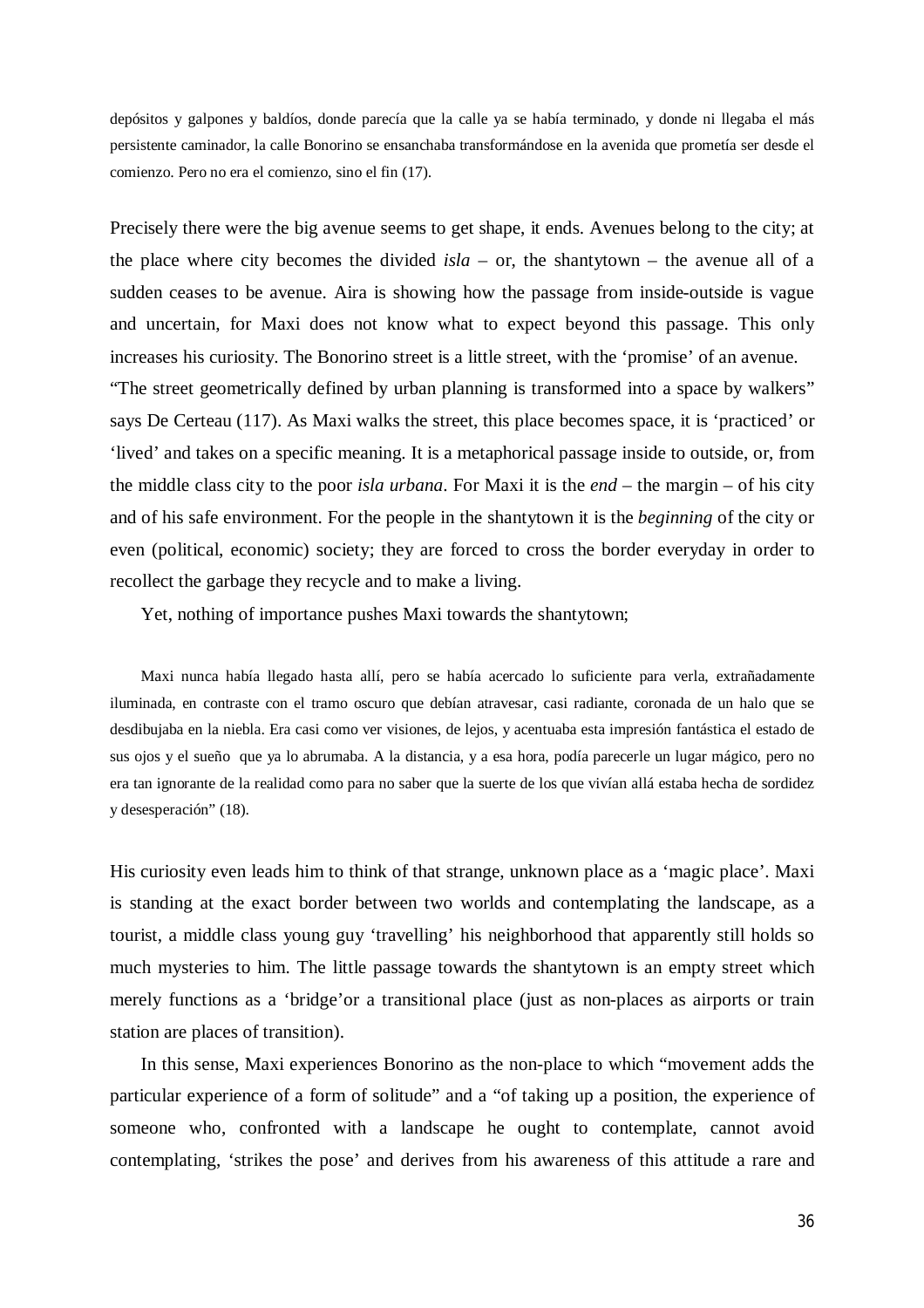> depósitos y galpones y baldíos, donde parecía que la calle ya se había terminado, y donde ni llegaba el más persistente caminador, la calle Bonorino se ensanchaba transformándose en la avenida que prometía ser desde el comienzo. Pero no era el comienzo, sino el fin (17).

Precisely there were the big avenue seems to get shape, it ends. Avenues belong to the city; at the place where city becomes the divided *isla* – or, the shantytown – the avenue all of a sudden ceases to be avenue. Aira is showing how the passage from inside-outside is vague and uncertain, for Maxi does not know what to expect beyond this passage. This only increases his curiosity. The Bonorino street is a little street, with the 'promise' of an avenue. "The street geometrically defined by urban planning is transformed into a space by walkers" says De Certeau (117). As Maxi walks the street, this place becomes space, it is 'practiced' or 'lived' and takes on a specific meaning. It is a metaphorical passage inside to outside, or, from the middle class city to the poor *isla urbana*. For Maxi it is the *end* – the margin – of his city and of his safe environment. For the people in the shantytown it is the *beginning* of the city or even (political, economic) society; they are forced to cross the border everyday in order to recollect the garbage they recycle and to make a living.

Yet, nothing of importance pushes Maxi towards the shantytown;

> Maxi nunca había llegado hasta allí, pero se había acercado lo suficiente para verla, extrañadamente iluminada, en contraste con el tramo oscuro que debían atravesar, casi radiante, coronada de un halo que se desdibujaba en la niebla. Era casi como ver visiones, de lejos, y acentuaba esta impresión fantástica el estado de sus ojos y el sueño que ya lo abrumaba. A la distancia, y a esa hora, podía parecerle un lugar mágico, pero no era tan ignorante de la realidad como para no saber que la suerte de los que vivían allá estaba hecha de sordidez y desesperación" (18).

His curiosity even leads him to think of that strange, unknown place as a 'magic place'. Maxi is standing at the exact border between two worlds and contemplating the landscape, as a tourist, a middle class young guy 'travelling' his neighborhood that apparently still holds so much mysteries to him. The little passage towards the shantytown is an empty street which merely functions as a 'bridge'or a transitional place (just as non-places as airports or train station are places of transition).

In this sense, Maxi experiences Bonorino as the non-place to which "movement adds the particular experience of a form of solitude" and a "of taking up a position, the experience of someone who, confronted with a landscape he ought to contemplate, cannot avoid contemplating, 'strikes the pose' and derives from his awareness of this attitude a rare and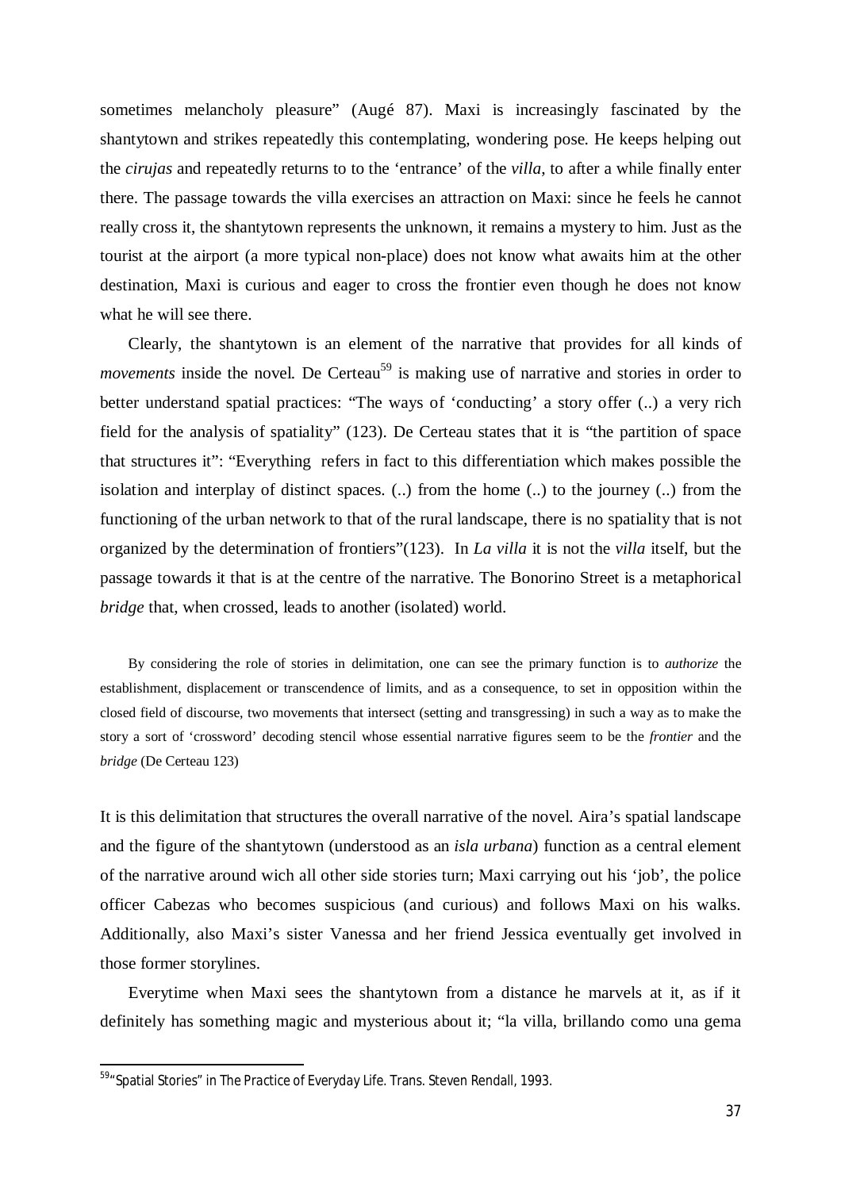sometimes melancholy pleasure" (Augé 87). Maxi is increasingly fascinated by the shantytown and strikes repeatedly this contemplating, wondering pose. He keeps helping out the *cirujas* and repeatedly returns to to the 'entrance' of the *villa*, to after a while finally enter there. The passage towards the villa exercises an attraction on Maxi: since he feels he cannot really cross it, the shantytown represents the unknown, it remains a mystery to him. Just as the tourist at the airport (a more typical non-place) does not know what awaits him at the other destination, Maxi is curious and eager to cross the frontier even though he does not know what he will see there.

Clearly, the shantytown is an element of the narrative that provides for all kinds of *movements* inside the novel. De Certeau[59] is making use of narrative and stories in order to better understand spatial practices: "The ways of 'conducting' a story offer (..) a very rich field for the analysis of spatiality" (123). De Certeau states that it is "the partition of space that structures it": "Everything refers in fact to this differentiation which makes possible the isolation and interplay of distinct spaces. (..) from the home (..) to the journey (..) from the functioning of the urban network to that of the rural landscape, there is no spatiality that is not organized by the determination of frontiers"(123). In *La villa* it is not the *villa* itself, but the passage towards it that is at the centre of the narrative. The Bonorino Street is a metaphorical *bridge* that, when crossed, leads to another (isolated) world.

> By considering the role of stories in delimitation, one can see the primary function is to *authorize* the establishment, displacement or transcendence of limits, and as a consequence, to set in opposition within the closed field of discourse, two movements that intersect (setting and transgressing) in such a way as to make the story a sort of 'crossword' decoding stencil whose essential narrative figures seem to be the *frontier* and the *bridge* (De Certeau 123)

It is this delimitation that structures the overall narrative of the novel. Aira's spatial landscape and the figure of the shantytown (understood as an *isla urbana*) function as a central element of the narrative around wich all other side stories turn; Maxi carrying out his 'job', the police officer Cabezas who becomes suspicious (and curious) and follows Maxi on his walks. Additionally, also Maxi's sister Vanessa and her friend Jessica eventually get involved in those former storylines.

Everytime when Maxi sees the shantytown from a distance he marvels at it, as if it definitely has something magic and mysterious about it; "la villa, brillando como una gema

---

[59] "Spatial Stories" in *The Practice of Everyday Life*. Trans. Steven Rendall, 1993.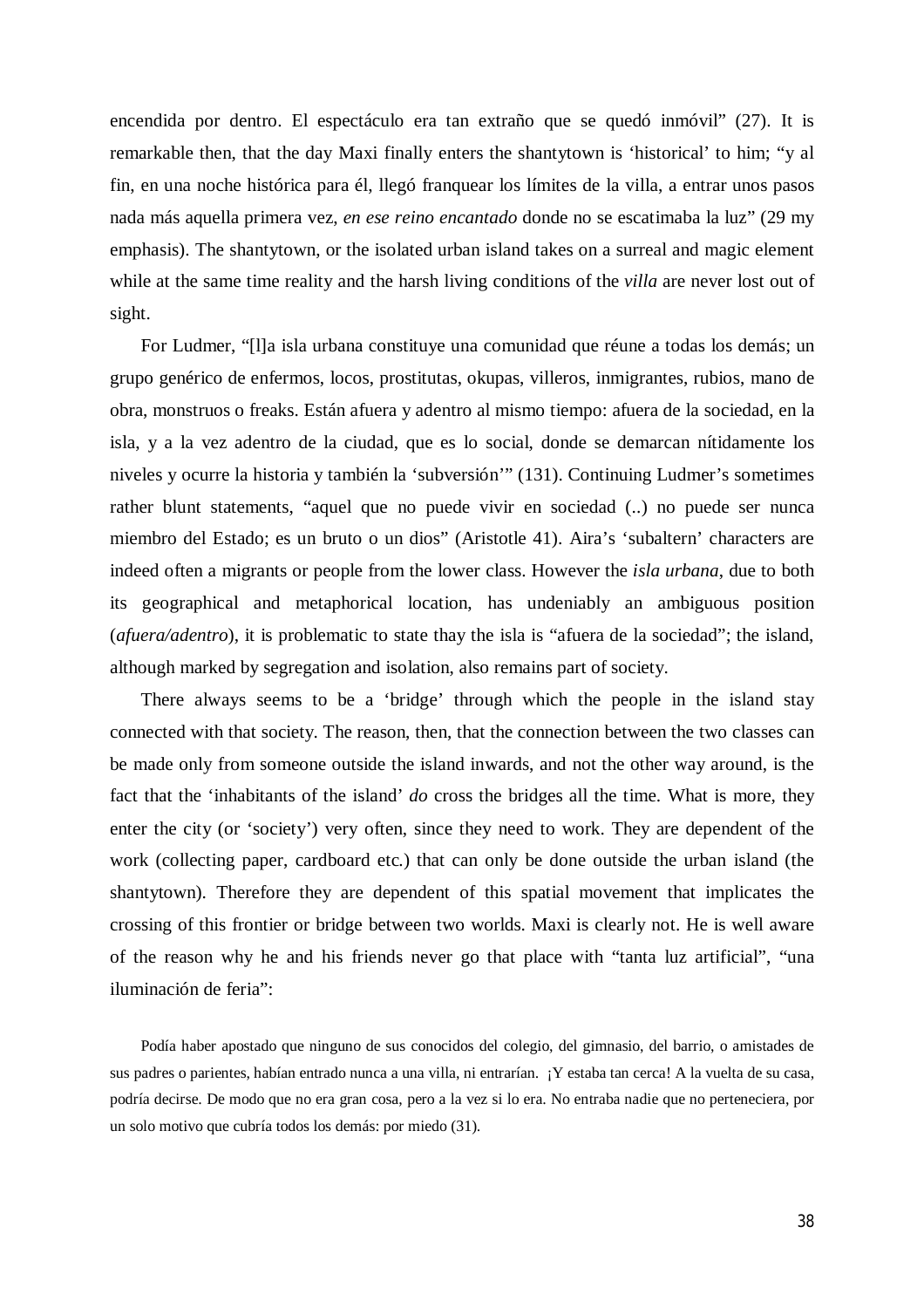encendida por dentro. El espectáculo era tan extraño que se quedó inmóvil" (27). It is remarkable then, that the day Maxi finally enters the shantytown is 'historical' to him; "y al fin, en una noche histórica para él, llegó franquear los límites de la villa, a entrar unos pasos nada más aquella primera vez, *en ese reino encantado* donde no se escatimaba la luz" (29 my emphasis). The shantytown, or the isolated urban island takes on a surreal and magic element while at the same time reality and the harsh living conditions of the *villa* are never lost out of sight.

For Ludmer, "[l]a isla urbana constituye una comunidad que réune a todas los demás; un grupo genérico de enfermos, locos, prostitutas, okupas, villeros, inmigrantes, rubios, mano de obra, monstruos o freaks. Están afuera y adentro al mismo tiempo: afuera de la sociedad, en la isla, y a la vez adentro de la ciudad, que es lo social, donde se demarcan nítidamente los niveles y ocurre la historia y también la 'subversión'" (131). Continuing Ludmer's sometimes rather blunt statements, "aquel que no puede vivir en sociedad (..) no puede ser nunca miembro del Estado; es un bruto o un dios" (Aristotle 41). Aira's 'subaltern' characters are indeed often a migrants or people from the lower class. However the *isla urbana*, due to both its geographical and metaphorical location, has undeniably an ambiguous position (*afuera/adentro*), it is problematic to state thay the isla is "afuera de la sociedad"; the island, although marked by segregation and isolation, also remains part of society.

There always seems to be a 'bridge' through which the people in the island stay connected with that society. The reason, then, that the connection between the two classes can be made only from someone outside the island inwards, and not the other way around, is the fact that the 'inhabitants of the island' *do* cross the bridges all the time. What is more, they enter the city (or 'society') very often, since they need to work. They are dependent of the work (collecting paper, cardboard etc.) that can only be done outside the urban island (the shantytown). Therefore they are dependent of this spatial movement that implicates the crossing of this frontier or bridge between two worlds. Maxi is clearly not. He is well aware of the reason why he and his friends never go that place with "tanta luz artificial", "una iluminación de feria":

> Podía haber apostado que ninguno de sus conocidos del colegio, del gimnasio, del barrio, o amistades de sus padres o parientes, habían entrado nunca a una villa, ni entrarían. ¡Y estaba tan cerca! A la vuelta de su casa, podría decirse. De modo que no era gran cosa, pero a la vez si lo era. No entraba nadie que no perteneciera, por un solo motivo que cubría todos los demás: por miedo (31).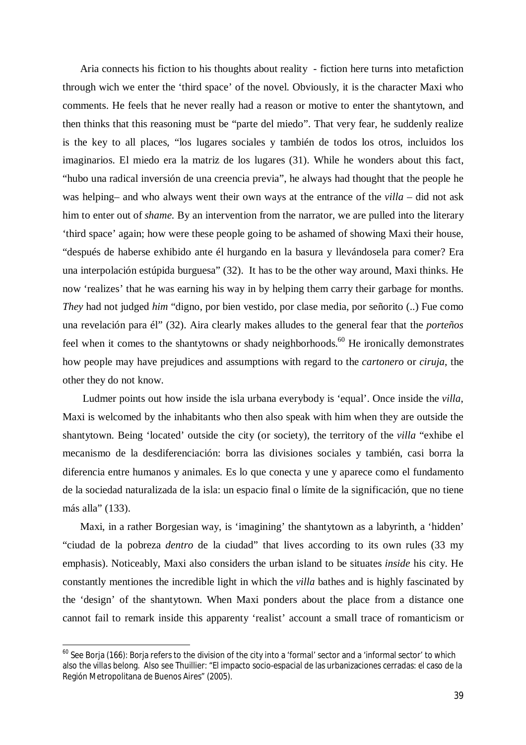Aria connects his fiction to his thoughts about reality - fiction here turns into metafiction through wich we enter the 'third space' of the novel. Obviously, it is the character Maxi who comments. He feels that he never really had a reason or motive to enter the shantytown, and then thinks that this reasoning must be "parte del miedo". That very fear, he suddenly realize is the key to all places, "los lugares sociales y también de todos los otros, incluidos los imaginarios. El miedo era la matriz de los lugares (31). While he wonders about this fact, "hubo una radical inversión de una creencia previa", he always had thought that the people he was helping– and who always went their own ways at the entrance of the *villa* – did not ask him to enter out of *shame*. By an intervention from the narrator, we are pulled into the literary 'third space' again; how were these people going to be ashamed of showing Maxi their house, "después de haberse exhibido ante él hurgando en la basura y llevándosela para comer? Era una interpolación estúpida burguesa" (32). It has to be the other way around, Maxi thinks. He now 'realizes' that he was earning his way in by helping them carry their garbage for months. *They* had not judged *him* "digno, por bien vestido, por clase media, por señorito (..) Fue como una revelación para él" (32). Aira clearly makes alludes to the general fear that the *porteños* feel when it comes to the shantytowns or shady neighborhoods.[60] He ironically demonstrates how people may have prejudices and assumptions with regard to the *cartonero* or *ciruja*, the other they do not know.

Ludmer points out how inside the isla urbana everybody is 'equal'. Once inside the *villa*, Maxi is welcomed by the inhabitants who then also speak with him when they are outside the shantytown. Being 'located' outside the city (or society), the territory of the *villa* "exhibe el mecanismo de la desdiferenciación: borra las divisiones sociales y también, casi borra la diferencia entre humanos y animales. Es lo que conecta y une y aparece como el fundamento de la sociedad naturalizada de la isla: un espacio final o límite de la significación, que no tiene más alla" (133).

Maxi, in a rather Borgesian way, is 'imagining' the shantytown as a labyrinth, a 'hidden' "ciudad de la pobreza *dentro* de la ciudad" that lives according to its own rules (33 my emphasis). Noticeably, Maxi also considers the urban island to be situates *inside* his city. He constantly mentiones the incredible light in which the *villa* bathes and is highly fascinated by the 'design' of the shantytown. When Maxi ponders about the place from a distance one cannot fail to remark inside this apparenty 'realist' account a small trace of romanticism or

---

[60] See Borja (166): Borja refers to the division of the city into a 'formal' sector and a 'informal sector' to which also the villas belong. Also see Thuillier: "El impacto socio-espacial de las urbanizaciones cerradas: el caso de la Región Metropolitana de Buenos Aires" (2005).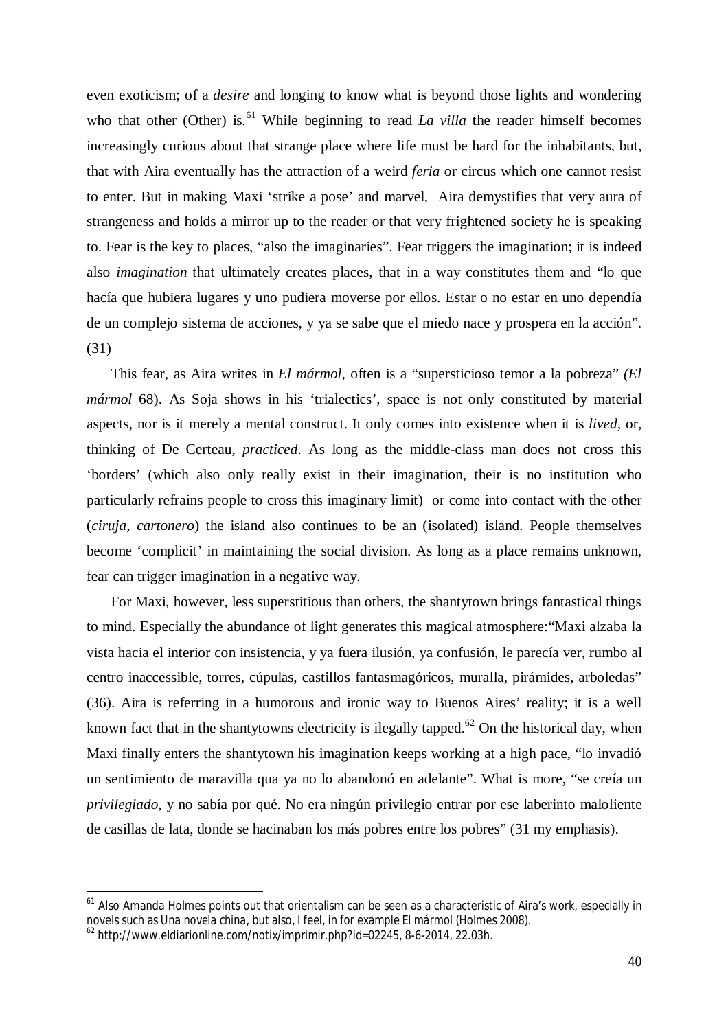even exoticism; of a *desire* and longing to know what is beyond those lights and wondering who that other (Other) is.[61] While beginning to read *La villa* the reader himself becomes increasingly curious about that strange place where life must be hard for the inhabitants, but, that with Aira eventually has the attraction of a weird *feria* or circus which one cannot resist to enter. But in making Maxi 'strike a pose' and marvel, Aira demystifies that very aura of strangeness and holds a mirror up to the reader or that very frightened society he is speaking to. Fear is the key to places, "also the imaginaries". Fear triggers the imagination; it is indeed also *imagination* that ultimately creates places, that in a way constitutes them and "lo que hacía que hubiera lugares y uno pudiera moverse por ellos. Estar o no estar en uno dependía de un complejo sistema de acciones, y ya se sabe que el miedo nace y prospera en la acción". (31)

This fear, as Aira writes in *El mármol,* often is a "supersticioso temor a la pobreza" *(El mármol* 68). As Soja shows in his 'trialectics', space is not only constituted by material aspects, nor is it merely a mental construct. It only comes into existence when it is *lived*, or, thinking of De Certeau, *practiced*. As long as the middle-class man does not cross this 'borders' (which also only really exist in their imagination, their is no institution who particularly refrains people to cross this imaginary limit) or come into contact with the other (*ciruja, cartonero*) the island also continues to be an (isolated) island. People themselves become 'complicit' in maintaining the social division. As long as a place remains unknown, fear can trigger imagination in a negative way.

For Maxi, however, less superstitious than others, the shantytown brings fantastical things to mind. Especially the abundance of light generates this magical atmosphere:"Maxi alzaba la vista hacia el interior con insistencia, y ya fuera ilusión, ya confusión, le parecía ver, rumbo al centro inaccessible, torres, cúpulas, castillos fantasmagóricos, muralla, pirámides, arboledas" (36). Aira is referring in a humorous and ironic way to Buenos Aires' reality; it is a well known fact that in the shantytowns electricity is ilegally tapped.[62] On the historical day, when Maxi finally enters the shantytown his imagination keeps working at a high pace, "lo invadió un sentimiento de maravilla qua ya no lo abandonó en adelante". What is more, "se creía un *privilegiado*, y no sabía por qué. No era ningún privilegio entrar por ese laberinto maloliente de casillas de lata, donde se hacinaban los más pobres entre los pobres" (31 my emphasis).

---

[61] Also Amanda Holmes points out that orientalism can be seen as a characteristic of Aira's work, especially in novels such as Una novela china, but also, I feel, in for example El mármol (Holmes 2008).

[62] http://www.eldiarionline.com/notix/imprimir.php?id=02245, 8-6-2014, 22.03h.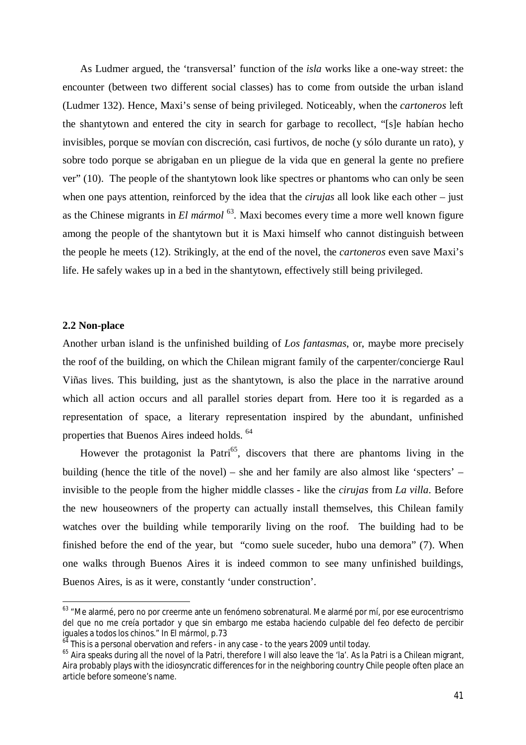As Ludmer argued, the 'transversal' function of the *isla* works like a one-way street: the encounter (between two different social classes) has to come from outside the urban island (Ludmer 132). Hence, Maxi's sense of being privileged. Noticeably, when the *cartoneros* left the shantytown and entered the city in search for garbage to recollect, "[s]e habían hecho invisibles, porque se movían con discreción, casi furtivos, de noche (y sólo durante un rato), y sobre todo porque se abrigaban en un pliegue de la vida que en general la gente no prefiere ver" (10). The people of the shantytown look like spectres or phantoms who can only be seen when one pays attention, reinforced by the idea that the *cirujas* all look like each other – just as the Chinese migrants in *El mármol* [63]. Maxi becomes every time a more well known figure among the people of the shantytown but it is Maxi himself who cannot distinguish between the people he meets (12). Strikingly, at the end of the novel, the *cartoneros* even save Maxi's life. He safely wakes up in a bed in the shantytown, effectively still being privileged.

### 2.2 Non-place

Another urban island is the unfinished building of *Los fantasmas*, or, maybe more precisely the roof of the building, on which the Chilean migrant family of the carpenter/concierge Raul Viñas lives. This building, just as the shantytown, is also the place in the narrative around which all action occurs and all parallel stories depart from. Here too it is regarded as a representation of space, a literary representation inspired by the abundant, unfinished properties that Buenos Aires indeed holds. [64]

However the protagonist la Patri[65], discovers that there are phantoms living in the building (hence the title of the novel) – she and her family are also almost like 'specters' – invisible to the people from the higher middle classes - like the *cirujas* from *La villa*. Before the new houseowners of the property can actually install themselves, this Chilean family watches over the building while temporarily living on the roof. The building had to be finished before the end of the year, but "como suele suceder, hubo una demora" (7). When one walks through Buenos Aires it is indeed common to see many unfinished buildings, Buenos Aires, is as it were, constantly 'under construction'.

---

[63] "Me alarmé, pero no por creerme ante un fenómeno sobrenatural. Me alarmé por mí, por ese eurocentrismo del que no me creía portador y que sin embargo me estaba haciendo culpable del feo defecto de percibir iguales a todos los chinos." In El mármol, p.73

[64] This is a personal obervation and refers - in any case - to the years 2009 until today.

[65] Aira speaks during all the novel of la Patri, therefore I will also leave the 'la'. As la Patri is a Chilean migrant, Aira probably plays with the idiosyncratic differences for in the neighboring country Chile people often place an article before someone's name.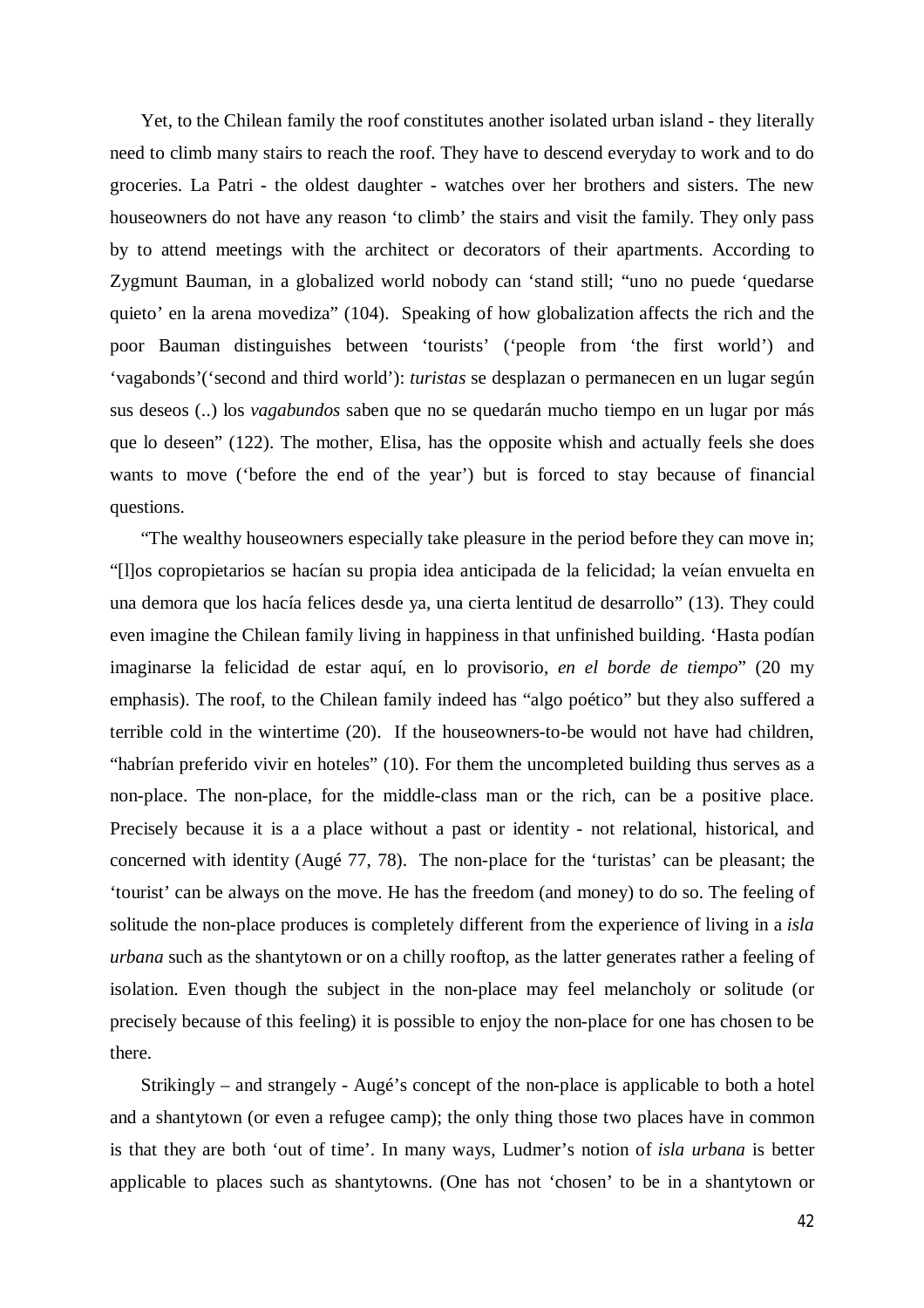Yet, to the Chilean family the roof constitutes another isolated urban island - they literally need to climb many stairs to reach the roof. They have to descend everyday to work and to do groceries. La Patri - the oldest daughter - watches over her brothers and sisters. The new houseowners do not have any reason 'to climb' the stairs and visit the family. They only pass by to attend meetings with the architect or decorators of their apartments. According to Zygmunt Bauman, in a globalized world nobody can 'stand still; "uno no puede 'quedarse quieto' en la arena movediza" (104). Speaking of how globalization affects the rich and the poor Bauman distinguishes between 'tourists' ('people from 'the first world') and 'vagabonds'('second and third world'): *turistas* se desplazan o permanecen en un lugar según sus deseos (..) los *vagabundos* saben que no se quedarán mucho tiempo en un lugar por más que lo deseen" (122). The mother, Elisa, has the opposite whish and actually feels she does wants to move ('before the end of the year') but is forced to stay because of financial questions.

"The wealthy houseowners especially take pleasure in the period before they can move in; "[l]os copropietarios se hacían su propia idea anticipada de la felicidad; la veían envuelta en una demora que los hacía felices desde ya, una cierta lentitud de desarrollo" (13). They could even imagine the Chilean family living in happiness in that unfinished building. 'Hasta podían imaginarse la felicidad de estar aquí, en lo provisorio, *en el borde de tiempo*" (20 my emphasis). The roof, to the Chilean family indeed has "algo poético" but they also suffered a terrible cold in the wintertime (20). If the houseowners-to-be would not have had children, "habrían preferido vivir en hoteles" (10). For them the uncompleted building thus serves as a non-place. The non-place, for the middle-class man or the rich, can be a positive place. Precisely because it is a a place without a past or identity - not relational, historical, and concerned with identity (Augé 77, 78). The non-place for the 'turistas' can be pleasant; the 'tourist' can be always on the move. He has the freedom (and money) to do so. The feeling of solitude the non-place produces is completely different from the experience of living in a *isla urbana* such as the shantytown or on a chilly rooftop, as the latter generates rather a feeling of isolation. Even though the subject in the non-place may feel melancholy or solitude (or precisely because of this feeling) it is possible to enjoy the non-place for one has chosen to be there.

Strikingly – and strangely - Augé's concept of the non-place is applicable to both a hotel and a shantytown (or even a refugee camp); the only thing those two places have in common is that they are both 'out of time'. In many ways, Ludmer's notion of *isla urbana* is better applicable to places such as shantytowns. (One has not 'chosen' to be in a shantytown or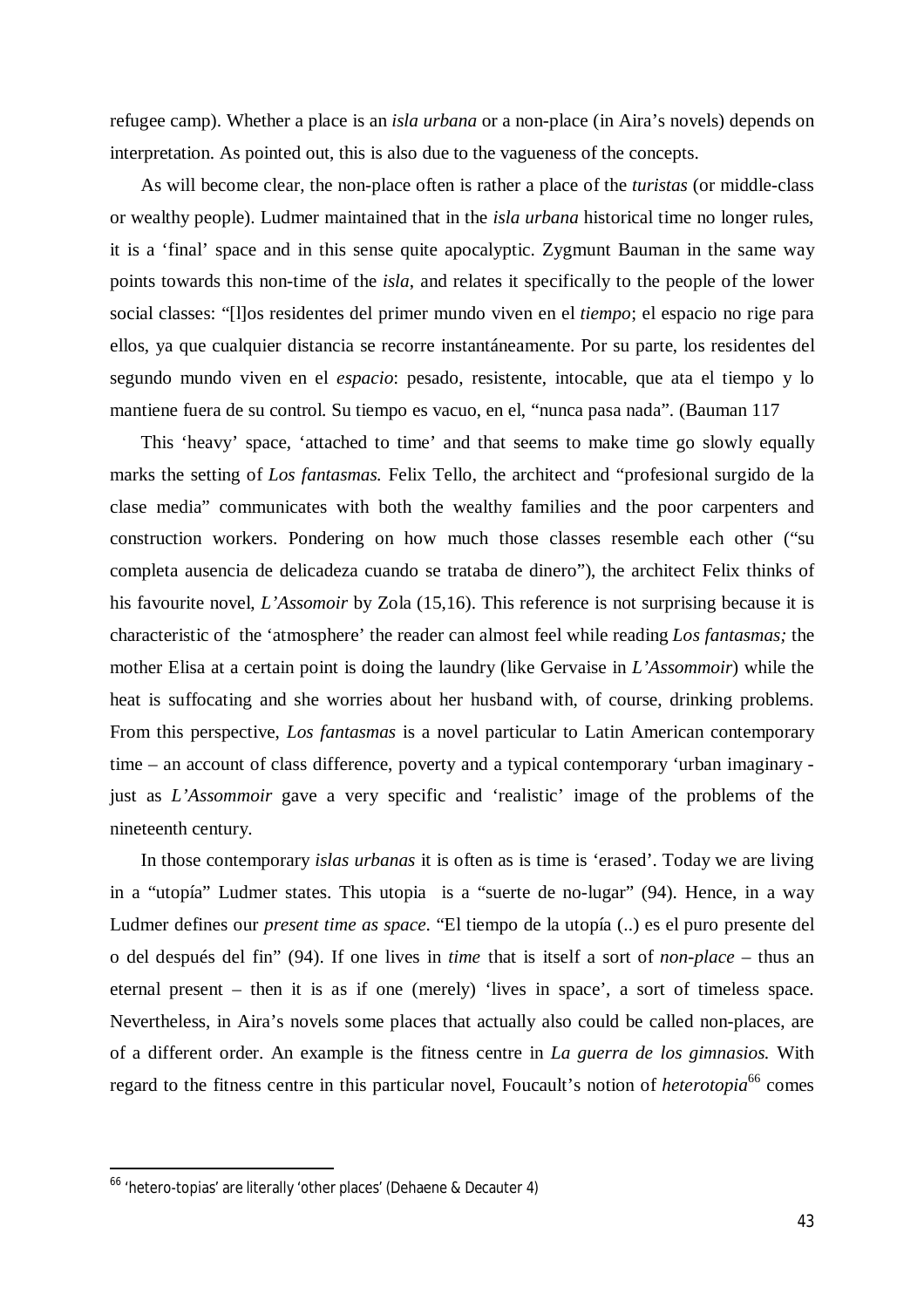refugee camp). Whether a place is an *isla urbana* or a non-place (in Aira's novels) depends on interpretation. As pointed out, this is also due to the vagueness of the concepts.

As will become clear, the non-place often is rather a place of the *turistas* (or middle-class or wealthy people). Ludmer maintained that in the *isla urbana* historical time no longer rules, it is a 'final' space and in this sense quite apocalyptic. Zygmunt Bauman in the same way points towards this non-time of the *isla*, and relates it specifically to the people of the lower social classes: "[l]os residentes del primer mundo viven en el *tiempo*; el espacio no rige para ellos, ya que cualquier distancia se recorre instantáneamente. Por su parte, los residentes del segundo mundo viven en el *espacio*: pesado, resistente, intocable, que ata el tiempo y lo mantiene fuera de su control. Su tiempo es vacuo, en el, "nunca pasa nada". (Bauman 117

This 'heavy' space, 'attached to time' and that seems to make time go slowly equally marks the setting of *Los fantasmas.* Felix Tello, the architect and "profesional surgido de la clase media" communicates with both the wealthy families and the poor carpenters and construction workers. Pondering on how much those classes resemble each other ("su completa ausencia de delicadeza cuando se trataba de dinero"), the architect Felix thinks of his favourite novel, *L'Assomoir* by Zola (15,16). This reference is not surprising because it is characteristic of the 'atmosphere' the reader can almost feel while reading *Los fantasmas;* the mother Elisa at a certain point is doing the laundry (like Gervaise in *L'Assommoir*) while the heat is suffocating and she worries about her husband with, of course, drinking problems. From this perspective, *Los fantasmas* is a novel particular to Latin American contemporary time – an account of class difference, poverty and a typical contemporary 'urban imaginary - just as *L'Assommoir* gave a very specific and 'realistic' image of the problems of the nineteenth century.

In those contemporary *islas urbanas* it is often as is time is 'erased'. Today we are living in a "utopía" Ludmer states. This utopia is a "suerte de no-lugar" (94). Hence, in a way Ludmer defines our *present time as space*. "El tiempo de la utopía (..) es el puro presente del o del después del fin" (94). If one lives in *time* that is itself a sort of *non-place* – thus an eternal present – then it is as if one (merely) 'lives in space', a sort of timeless space. Nevertheless, in Aira's novels some places that actually also could be called non-places, are of a different order. An example is the fitness centre in *La guerra de los gimnasios.* With regard to the fitness centre in this particular novel, Foucault's notion of *heterotopia*[66] comes

[66] 'hetero-topias' are literally 'other places' (Dehaene & Decauter 4)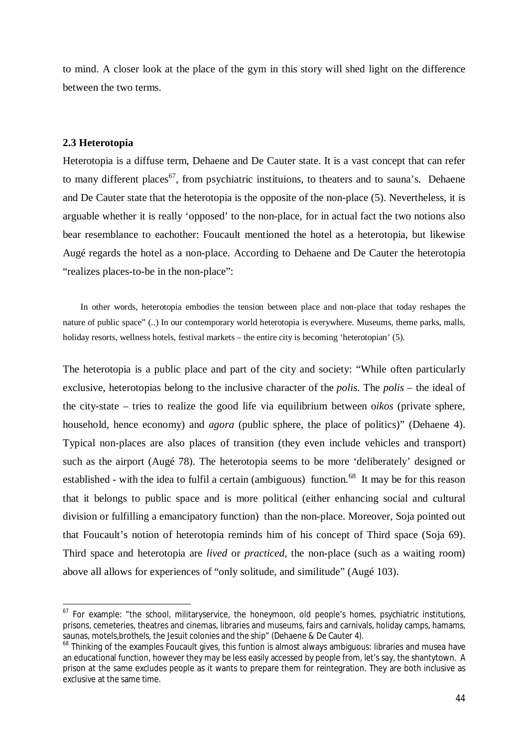to mind. A closer look at the place of the gym in this story will shed light on the difference between the two terms.

### 2.3 Heterotopia

Heterotopia is a diffuse term, Dehaene and De Cauter state. It is a vast concept that can refer to many different places[67], from psychiatric instituions, to theaters and to sauna's. Dehaene and De Cauter state that the heterotopia is the opposite of the non-place (5). Nevertheless, it is arguable whether it is really 'opposed' to the non-place, for in actual fact the two notions also bear resemblance to eachother: Foucault mentioned the hotel as a heterotopia, but likewise Augé regards the hotel as a non-place. According to Dehaene and De Cauter the heterotopia "realizes places-to-be in the non-place":

> In other words, heterotopia embodies the tension between place and non-place that today reshapes the nature of public space" (..) In our contemporary world heterotopia is everywhere. Museums, theme parks, malls, holiday resorts, wellness hotels, festival markets – the entire city is becoming 'heterotopian' (5).

The heterotopia is a public place and part of the city and society: "While often particularly exclusive, heterotopias belong to the inclusive character of the *polis*. The *polis* – the ideal of the city-state – tries to realize the good life via equilibrium between o*ikos* (private sphere, household, hence economy) and *agora* (public sphere, the place of politics)" (Dehaene 4). Typical non-places are also places of transition (they even include vehicles and transport) such as the airport (Augé 78). The heterotopia seems to be more 'deliberately' designed or established - with the idea to fulfil a certain (ambiguous) function.[68] It may be for this reason that it belongs to public space and is more political (either enhancing social and cultural division or fulfilling a emancipatory function) than the non-place. Moreover, Soja pointed out that Foucault's notion of heterotopia reminds him of his concept of Third space (Soja 69). Third space and heterotopia are *lived* or *practiced*, the non-place (such as a waiting room) above all allows for experiences of "only solitude, and similitude" (Augé 103).

---

[67] For example: "the school, militaryservice, the honeymoon, old people's homes, psychiatric institutions, prisons, cemeteries, theatres and cinemas, libraries and museums, fairs and carnivals, holiday camps, hamams, saunas, motels,brothels, the Jesuit colonies and the ship" (Dehaene & De Cauter 4).

[68] Thinking of the examples Foucault gives, this funtion is almost always ambiguous: libraries and musea have an educational function, however they may be less easily accessed by people from, let's say, the shantytown. A prison at the same excludes people as it wants to prepare them for reintegration. They are both inclusive as exclusive at the same time.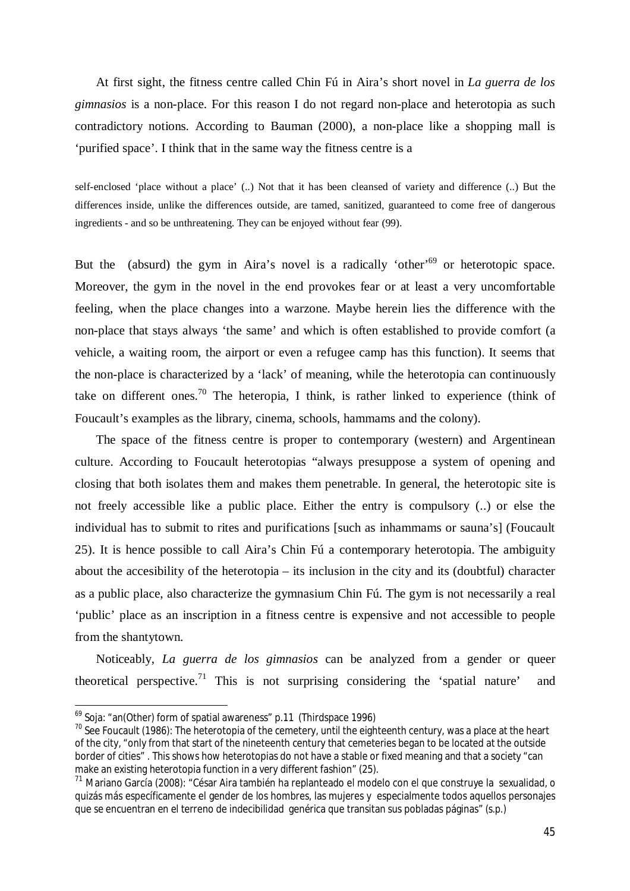At first sight, the fitness centre called Chin Fú in Aira's short novel in *La guerra de los gimnasios* is a non-place. For this reason I do not regard non-place and heterotopia as such contradictory notions. According to Bauman (2000), a non-place like a shopping mall is 'purified space'. I think that in the same way the fitness centre is a

> self-enclosed 'place without a place' (..) Not that it has been cleansed of variety and difference (..) But the differences inside, unlike the differences outside, are tamed, sanitized, guaranteed to come free of dangerous ingredients - and so be unthreatening. They can be enjoyed without fear (99).

But the (absurd) the gym in Aira's novel is a radically 'other'[69] or heterotopic space. Moreover, the gym in the novel in the end provokes fear or at least a very uncomfortable feeling, when the place changes into a warzone. Maybe herein lies the difference with the non-place that stays always 'the same' and which is often established to provide comfort (a vehicle, a waiting room, the airport or even a refugee camp has this function). It seems that the non-place is characterized by a 'lack' of meaning, while the heterotopia can continuously take on different ones.[70] The heteropia, I think, is rather linked to experience (think of Foucault's examples as the library, cinema, schools, hammams and the colony).

The space of the fitness centre is proper to contemporary (western) and Argentinean culture. According to Foucault heterotopias "always presuppose a system of opening and closing that both isolates them and makes them penetrable. In general, the heterotopic site is not freely accessible like a public place. Either the entry is compulsory (..) or else the individual has to submit to rites and purifications [such as inhammams or sauna's] (Foucault 25). It is hence possible to call Aira's Chin Fú a contemporary heterotopia. The ambiguity about the accesibility of the heterotopia – its inclusion in the city and its (doubtful) character as a public place, also characterize the gymnasium Chin Fú. The gym is not necessarily a real 'public' place as an inscription in a fitness centre is expensive and not accessible to people from the shantytown.

Noticeably, *La guerra de los gimnasios* can be analyzed from a gender or queer theoretical perspective.[71] This is not surprising considering the 'spatial nature' and

---

[69] Soja: "an(Other) form of spatial awareness" p.11 (Thirdspace 1996)

[70] See Foucault (1986): The heterotopia of the cemetery, until the eighteenth century, was a place at the heart of the city, "only from that start of the nineteenth century that cemeteries began to be located at the outside border of cities" . This shows how heterotopias do not have a stable or fixed meaning and that a society "can make an existing heterotopia function in a very different fashion" (25).

[71] Mariano García (2008): "César Aira también ha replanteado el modelo con el que construye la sexualidad, o quizás más específicamente el gender de los hombres, las mujeres y especialmente todos aquellos personajes que se encuentran en el terreno de indecibilidad genérica que transitan sus pobladas páginas" (s.p.)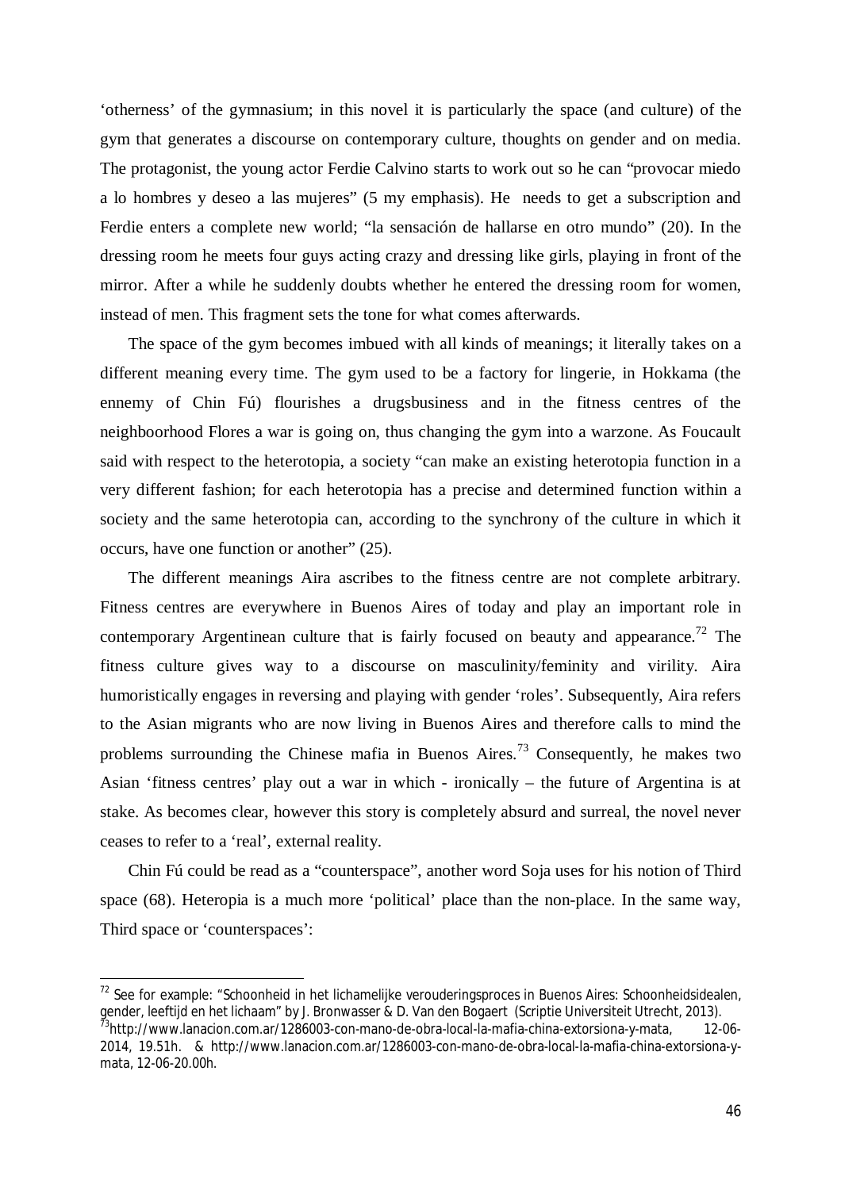'otherness' of the gymnasium; in this novel it is particularly the space (and culture) of the gym that generates a discourse on contemporary culture, thoughts on gender and on media. The protagonist, the young actor Ferdie Calvino starts to work out so he can "provocar miedo a lo hombres y deseo a las mujeres" (5 my emphasis). He needs to get a subscription and Ferdie enters a complete new world; "la sensación de hallarse en otro mundo" (20). In the dressing room he meets four guys acting crazy and dressing like girls, playing in front of the mirror. After a while he suddenly doubts whether he entered the dressing room for women, instead of men. This fragment sets the tone for what comes afterwards.

The space of the gym becomes imbued with all kinds of meanings; it literally takes on a different meaning every time. The gym used to be a factory for lingerie, in Hokkama (the ennemy of Chin Fú) flourishes a drugsbusiness and in the fitness centres of the neighboorhood Flores a war is going on, thus changing the gym into a warzone. As Foucault said with respect to the heterotopia, a society "can make an existing heterotopia function in a very different fashion; for each heterotopia has a precise and determined function within a society and the same heterotopia can, according to the synchrony of the culture in which it occurs, have one function or another" (25).

The different meanings Aira ascribes to the fitness centre are not complete arbitrary. Fitness centres are everywhere in Buenos Aires of today and play an important role in contemporary Argentinean culture that is fairly focused on beauty and appearance.[72] The fitness culture gives way to a discourse on masculinity/feminity and virility. Aira humoristically engages in reversing and playing with gender 'roles'. Subsequently, Aira refers to the Asian migrants who are now living in Buenos Aires and therefore calls to mind the problems surrounding the Chinese mafia in Buenos Aires.[73] Consequently, he makes two Asian 'fitness centres' play out a war in which - ironically – the future of Argentina is at stake. As becomes clear, however this story is completely absurd and surreal, the novel never ceases to refer to a 'real', external reality.

Chin Fú could be read as a "counterspace", another word Soja uses for his notion of Third space (68). Heteropia is a much more 'political' place than the non-place. In the same way, Third space or 'counterspaces':

---

[72] See for example: "Schoonheid in het lichamelijke verouderingsproces in Buenos Aires: Schoonheidsidealen, gender, leeftijd en het lichaam" by J. Bronwasser & D. Van den Bogaert (Scriptie Universiteit Utrecht, 2013).

[73] http://www.lanacion.com.ar/1286003-con-mano-de-obra-local-la-mafia-china-extorsiona-y-mata, 12-06-2014, 19.51h. & http://www.lanacion.com.ar/1286003-con-mano-de-obra-local-la-mafia-china-extorsiona-y-mata, 12-06-20.00h.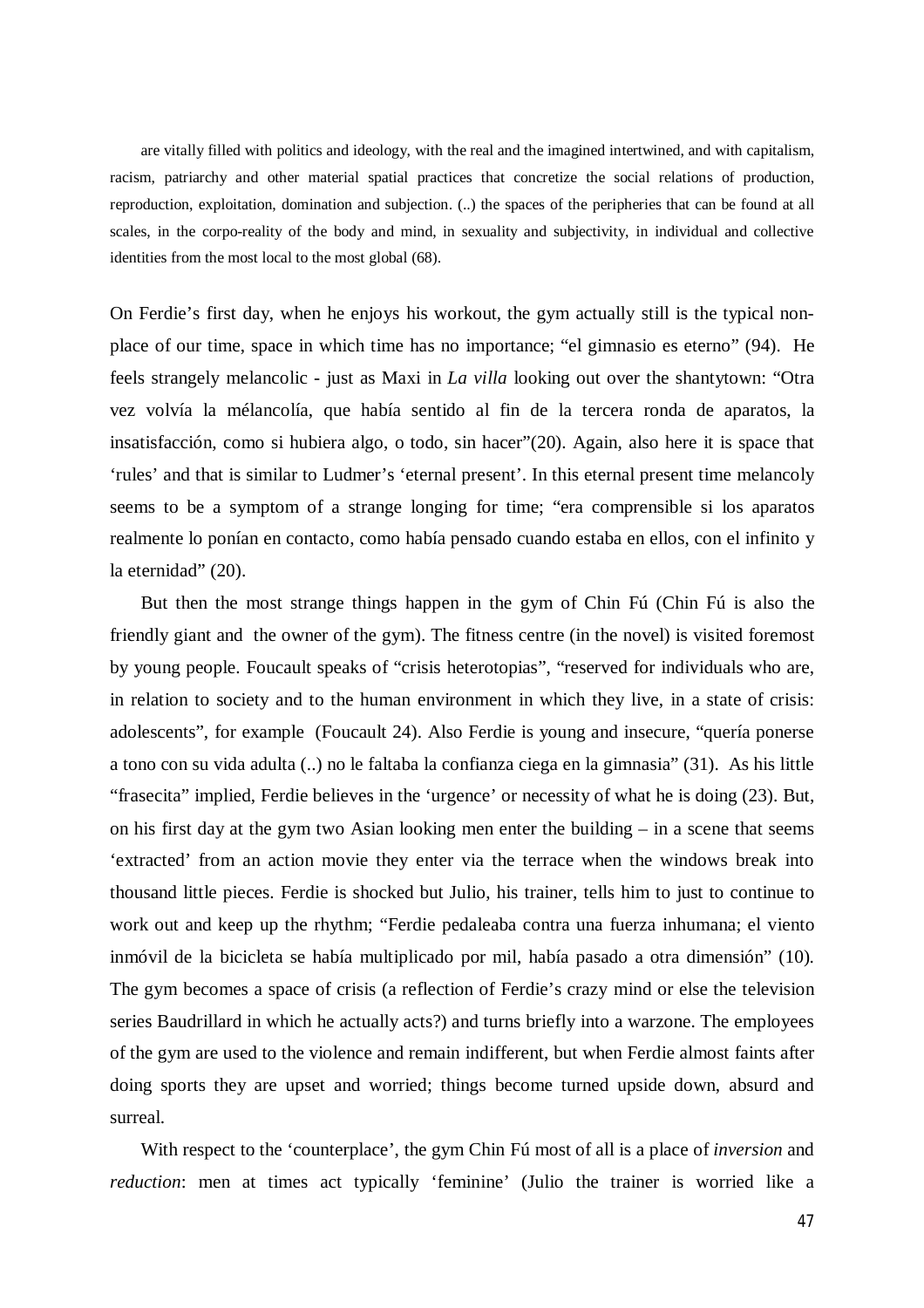> are vitally filled with politics and ideology, with the real and the imagined intertwined, and with capitalism, racism, patriarchy and other material spatial practices that concretize the social relations of production, reproduction, exploitation, domination and subjection. (..) the spaces of the peripheries that can be found at all scales, in the corpo-reality of the body and mind, in sexuality and subjectivity, in individual and collective identities from the most local to the most global (68).

On Ferdie's first day, when he enjoys his workout, the gym actually still is the typical non-place of our time, space in which time has no importance; "el gimnasio es eterno" (94). He feels strangely melancolic - just as Maxi in *La villa* looking out over the shantytown: "Otra vez volvía la mélancolía, que había sentido al fin de la tercera ronda de aparatos, la insatisfacción, como si hubiera algo, o todo, sin hacer"(20). Again, also here it is space that 'rules' and that is similar to Ludmer's 'eternal present'. In this eternal present time melancoly seems to be a symptom of a strange longing for time; "era comprensible si los aparatos realmente lo ponían en contacto, como había pensado cuando estaba en ellos, con el infinito y la eternidad" (20).

But then the most strange things happen in the gym of Chin Fú (Chin Fú is also the friendly giant and the owner of the gym). The fitness centre (in the novel) is visited foremost by young people. Foucault speaks of "crisis heterotopias", "reserved for individuals who are, in relation to society and to the human environment in which they live, in a state of crisis: adolescents", for example (Foucault 24). Also Ferdie is young and insecure, "quería ponerse a tono con su vida adulta (..) no le faltaba la confianza ciega en la gimnasia" (31). As his little "frasecita" implied, Ferdie believes in the 'urgence' or necessity of what he is doing (23). But, on his first day at the gym two Asian looking men enter the building – in a scene that seems 'extracted' from an action movie they enter via the terrace when the windows break into thousand little pieces. Ferdie is shocked but Julio, his trainer, tells him to just to continue to work out and keep up the rhythm; "Ferdie pedaleaba contra una fuerza inhumana; el viento inmóvil de la bicicleta se había multiplicado por mil, había pasado a otra dimensión" (10). The gym becomes a space of crisis (a reflection of Ferdie's crazy mind or else the television series Baudrillard in which he actually acts?) and turns briefly into a warzone. The employees of the gym are used to the violence and remain indifferent, but when Ferdie almost faints after doing sports they are upset and worried; things become turned upside down, absurd and surreal.

With respect to the 'counterplace', the gym Chin Fú most of all is a place of *inversion* and *reduction*: men at times act typically 'feminine' (Julio the trainer is worried like a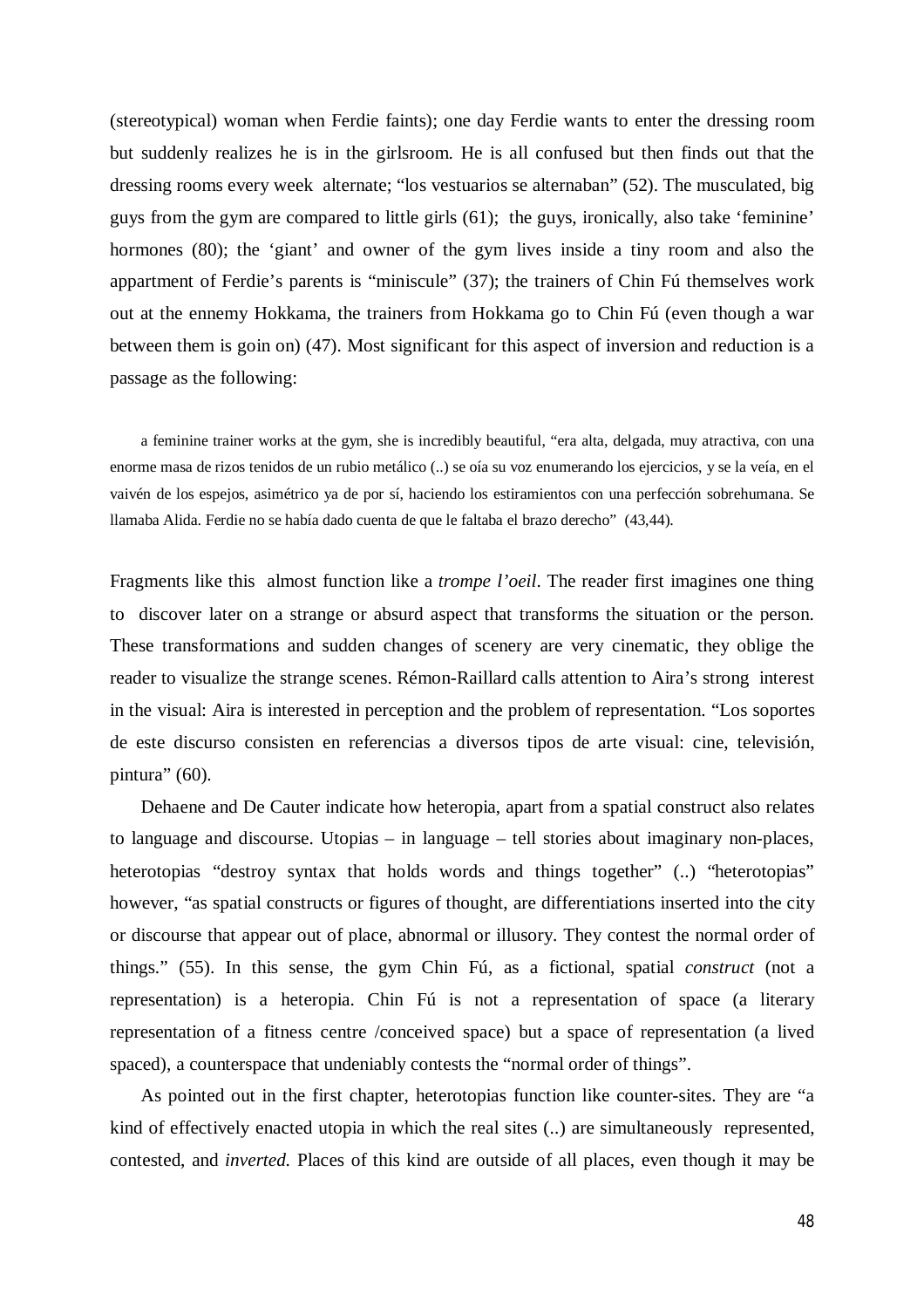(stereotypical) woman when Ferdie faints); one day Ferdie wants to enter the dressing room but suddenly realizes he is in the girlsroom. He is all confused but then finds out that the dressing rooms every week alternate; "los vestuarios se alternaban" (52). The musculated, big guys from the gym are compared to little girls (61); the guys, ironically, also take 'feminine' hormones (80); the 'giant' and owner of the gym lives inside a tiny room and also the appartment of Ferdie's parents is "miniscule" (37); the trainers of Chin Fú themselves work out at the ennemy Hokkama, the trainers from Hokkama go to Chin Fú (even though a war between them is goin on) (47). Most significant for this aspect of inversion and reduction is a passage as the following:

> a feminine trainer works at the gym, she is incredibly beautiful, "era alta, delgada, muy atractiva, con una enorme masa de rizos tenidos de un rubio metálico (..) se oía su voz enumerando los ejercicios, y se la veía, en el vaivén de los espejos, asimétrico ya de por sí, haciendo los estiramientos con una perfección sobrehumana. Se llamaba Alida. Ferdie no se había dado cuenta de que le faltaba el brazo derecho" (43,44).

Fragments like this almost function like a *trompe l'oeil*. The reader first imagines one thing to discover later on a strange or absurd aspect that transforms the situation or the person. These transformations and sudden changes of scenery are very cinematic, they oblige the reader to visualize the strange scenes. Rémon-Raillard calls attention to Aira's strong interest in the visual: Aira is interested in perception and the problem of representation. "Los soportes de este discurso consisten en referencias a diversos tipos de arte visual: cine, televisión, pintura" (60).

Dehaene and De Cauter indicate how heteropia, apart from a spatial construct also relates to language and discourse. Utopias – in language – tell stories about imaginary non-places, heterotopias "destroy syntax that holds words and things together" (..) "heterotopias" however, "as spatial constructs or figures of thought, are differentiations inserted into the city or discourse that appear out of place, abnormal or illusory. They contest the normal order of things." (55). In this sense, the gym Chin Fú, as a fictional, spatial *construct* (not a representation) is a heteropia. Chin Fú is not a representation of space (a literary representation of a fitness centre /conceived space) but a space of representation (a lived spaced), a counterspace that undeniably contests the "normal order of things".

As pointed out in the first chapter, heterotopias function like counter-sites. They are "a kind of effectively enacted utopia in which the real sites (..) are simultaneously represented, contested, and *inverted*. Places of this kind are outside of all places, even though it may be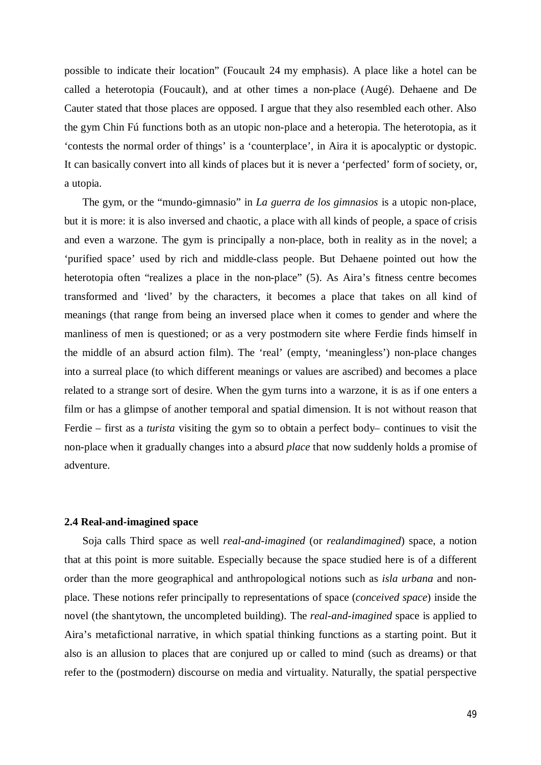possible to indicate their location" (Foucault 24 my emphasis). A place like a hotel can be called a heterotopia (Foucault), and at other times a non-place (Augé). Dehaene and De Cauter stated that those places are opposed. I argue that they also resembled each other. Also the gym Chin Fú functions both as an utopic non-place and a heteropia. The heterotopia, as it 'contests the normal order of things' is a 'counterplace', in Aira it is apocalyptic or dystopic. It can basically convert into all kinds of places but it is never a 'perfected' form of society, or, a utopia.

The gym, or the "mundo-gimnasio" in *La guerra de los gimnasios* is a utopic non-place, but it is more: it is also inversed and chaotic, a place with all kinds of people, a space of crisis and even a warzone. The gym is principally a non-place, both in reality as in the novel; a 'purified space' used by rich and middle-class people. But Dehaene pointed out how the heterotopia often "realizes a place in the non-place" (5). As Aira's fitness centre becomes transformed and 'lived' by the characters, it becomes a place that takes on all kind of meanings (that range from being an inversed place when it comes to gender and where the manliness of men is questioned; or as a very postmodern site where Ferdie finds himself in the middle of an absurd action film). The 'real' (empty, 'meaningless') non-place changes into a surreal place (to which different meanings or values are ascribed) and becomes a place related to a strange sort of desire. When the gym turns into a warzone, it is as if one enters a film or has a glimpse of another temporal and spatial dimension. It is not without reason that Ferdie – first as a *turista* visiting the gym so to obtain a perfect body– continues to visit the non-place when it gradually changes into a absurd *place* that now suddenly holds a promise of adventure.

### 2.4 Real-and-imagined space

Soja calls Third space as well *real-and-imagined* (or *realandimagined*) space, a notion that at this point is more suitable. Especially because the space studied here is of a different order than the more geographical and anthropological notions such as *isla urbana* and non-place. These notions refer principally to representations of space (*conceived space*) inside the novel (the shantytown, the uncompleted building). The *real-and-imagined* space is applied to Aira's metafictional narrative, in which spatial thinking functions as a starting point. But it also is an allusion to places that are conjured up or called to mind (such as dreams) or that refer to the (postmodern) discourse on media and virtuality. Naturally, the spatial perspective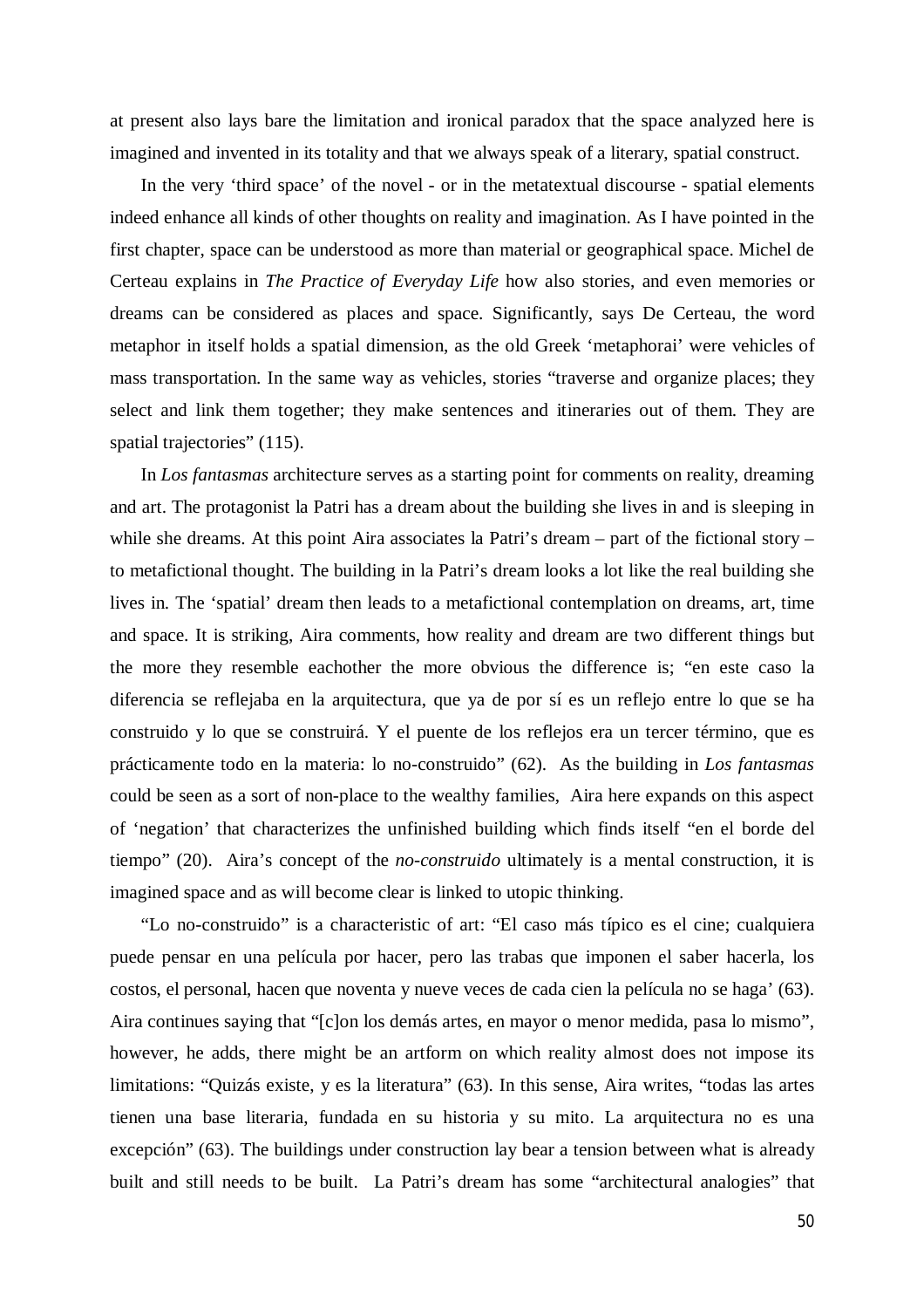at present also lays bare the limitation and ironical paradox that the space analyzed here is imagined and invented in its totality and that we always speak of a literary, spatial construct.

In the very 'third space' of the novel - or in the metatextual discourse - spatial elements indeed enhance all kinds of other thoughts on reality and imagination. As I have pointed in the first chapter, space can be understood as more than material or geographical space. Michel de Certeau explains in *The Practice of Everyday Life* how also stories, and even memories or dreams can be considered as places and space. Significantly, says De Certeau, the word metaphor in itself holds a spatial dimension, as the old Greek 'metaphorai' were vehicles of mass transportation. In the same way as vehicles, stories "traverse and organize places; they select and link them together; they make sentences and itineraries out of them. They are spatial trajectories" (115).

In *Los fantasmas* architecture serves as a starting point for comments on reality, dreaming and art. The protagonist la Patri has a dream about the building she lives in and is sleeping in while she dreams. At this point Aira associates la Patri's dream – part of the fictional story – to metafictional thought. The building in la Patri's dream looks a lot like the real building she lives in. The 'spatial' dream then leads to a metafictional contemplation on dreams, art, time and space. It is striking, Aira comments, how reality and dream are two different things but the more they resemble eachother the more obvious the difference is; "en este caso la diferencia se reflejaba en la arquitectura, que ya de por sí es un reflejo entre lo que se ha construido y lo que se construirá. Y el puente de los reflejos era un tercer término, que es prácticamente todo en la materia: lo no-construido" (62). As the building in *Los fantasmas* could be seen as a sort of non-place to the wealthy families, Aira here expands on this aspect of 'negation' that characterizes the unfinished building which finds itself "en el borde del tiempo" (20). Aira's concept of the *no-construido* ultimately is a mental construction, it is imagined space and as will become clear is linked to utopic thinking.

"Lo no-construido" is a characteristic of art: "El caso más típico es el cine; cualquiera puede pensar en una película por hacer, pero las trabas que imponen el saber hacerla, los costos, el personal, hacen que noventa y nueve veces de cada cien la película no se haga' (63). Aira continues saying that "[c]on los demás artes, en mayor o menor medida, pasa lo mismo", however, he adds, there might be an artform on which reality almost does not impose its limitations: "Quizás existe, y es la literatura" (63). In this sense, Aira writes, "todas las artes tienen una base literaria, fundada en su historia y su mito. La arquitectura no es una excepción" (63). The buildings under construction lay bear a tension between what is already built and still needs to be built. La Patri's dream has some "architectural analogies" that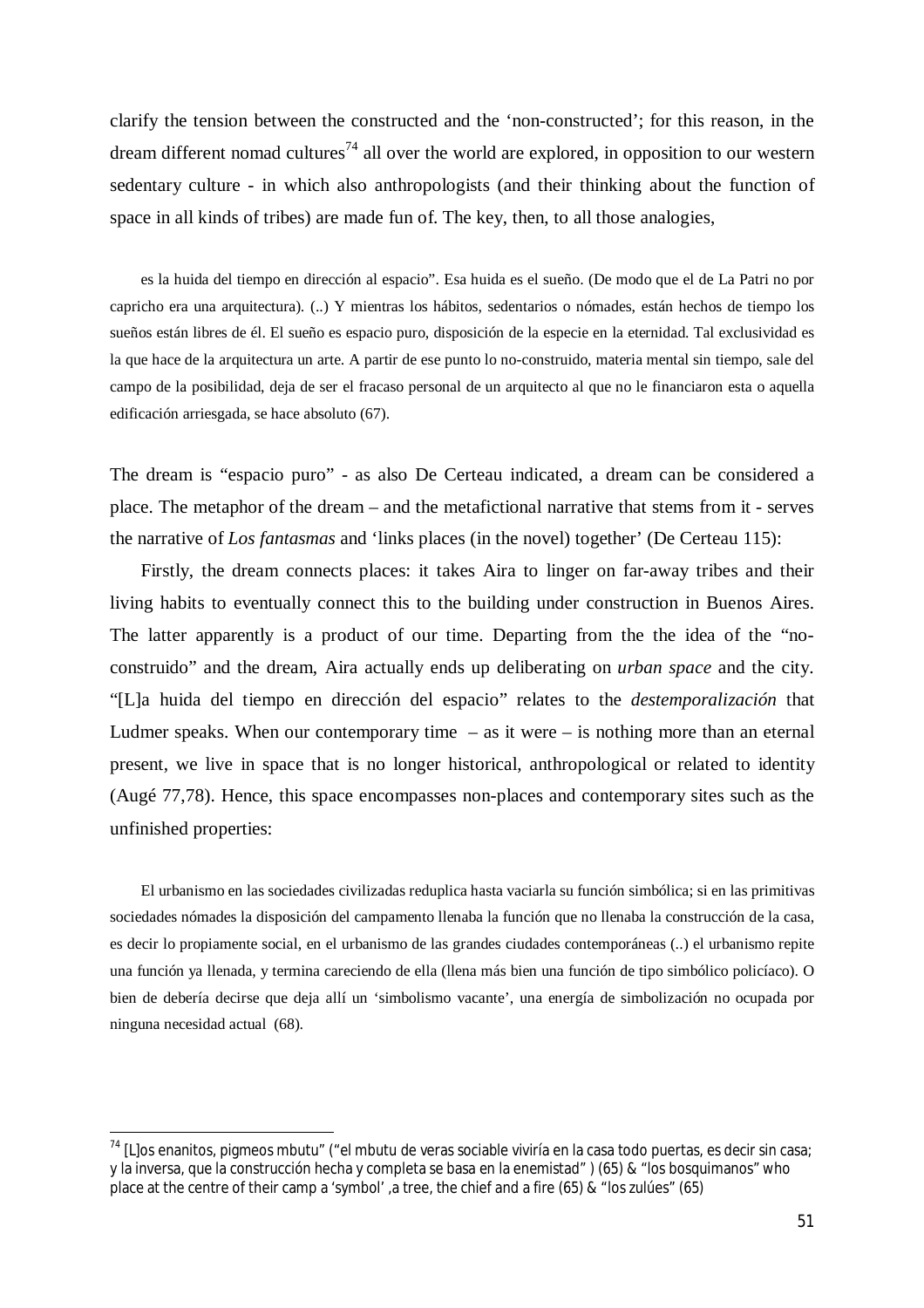clarify the tension between the constructed and the 'non-constructed'; for this reason, in the dream different nomad cultures[74] all over the world are explored, in opposition to our western sedentary culture - in which also anthropologists (and their thinking about the function of space in all kinds of tribes) are made fun of. The key, then, to all those analogies,

> es la huida del tiempo en dirección al espacio". Esa huida es el sueño. (De modo que el de La Patri no por capricho era una arquitectura). (..) Y mientras los hábitos, sedentarios o nómades, están hechos de tiempo los sueños están libres de él. El sueño es espacio puro, disposición de la especie en la eternidad. Tal exclusividad es la que hace de la arquitectura un arte. A partir de ese punto lo no-construido, materia mental sin tiempo, sale del campo de la posibilidad, deja de ser el fracaso personal de un arquitecto al que no le financiaron esta o aquella edificación arriesgada, se hace absoluto (67).

The dream is "espacio puro" - as also De Certeau indicated, a dream can be considered a place. The metaphor of the dream – and the metafictional narrative that stems from it - serves the narrative of *Los fantasmas* and 'links places (in the novel) together' (De Certeau 115):

Firstly, the dream connects places: it takes Aira to linger on far-away tribes and their living habits to eventually connect this to the building under construction in Buenos Aires. The latter apparently is a product of our time. Departing from the the idea of the "no-construido" and the dream, Aira actually ends up deliberating on *urban space* and the city. "[L]a huida del tiempo en dirección del espacio" relates to the *destemporalización* that Ludmer speaks. When our contemporary time – as it were – is nothing more than an eternal present, we live in space that is no longer historical, anthropological or related to identity (Augé 77,78). Hence, this space encompasses non-places and contemporary sites such as the unfinished properties:

> El urbanismo en las sociedades civilizadas reduplica hasta vaciarla su función simbólica; si en las primitivas sociedades nómades la disposición del campamento llenaba la función que no llenaba la construcción de la casa, es decir lo propiamente social, en el urbanismo de las grandes ciudades contemporáneas (..) el urbanismo repite una función ya llenada, y termina careciendo de ella (llena más bien una función de tipo simbólico policíaco). O bien de debería decirse que deja allí un 'simbolismo vacante', una energía de simbolización no ocupada por ninguna necesidad actual (68).

---

[74] [L]os enanitos, pigmeos mbutu" ("el mbutu de veras sociable viviría en la casa todo puertas, es decir sin casa; y la inversa, que la construcción hecha y completa se basa en la enemistad" ) (65) & "los bosquimanos" who place at the centre of their camp a 'symbol' ,a tree, the chief and a fire (65) & "los zulúes" (65)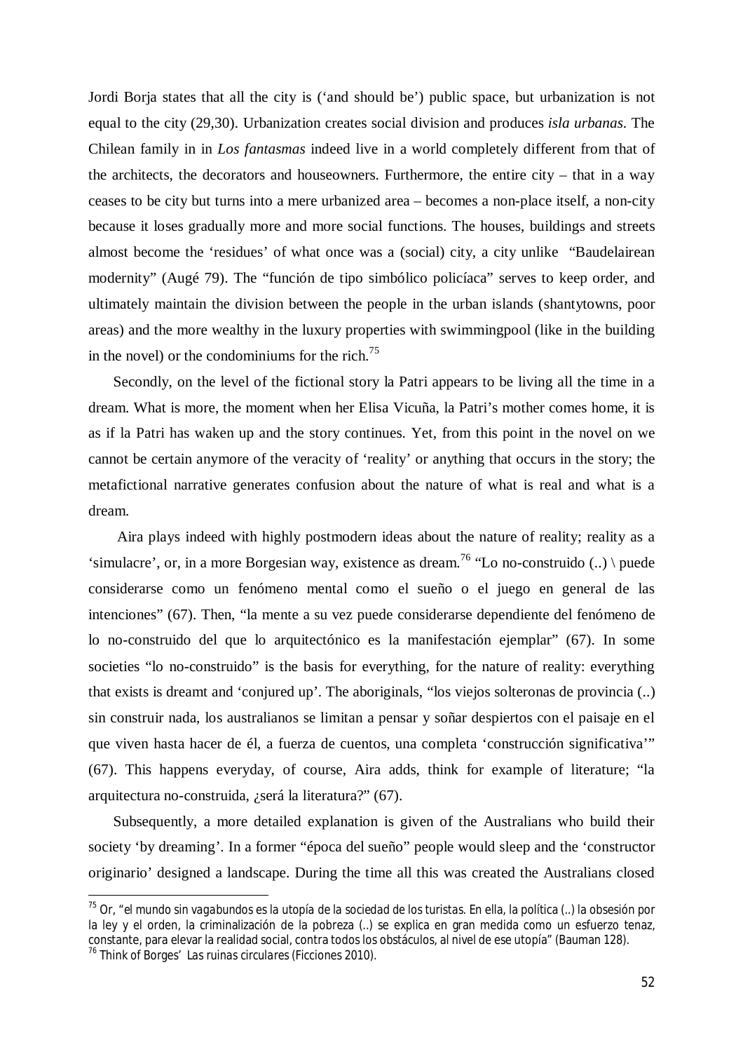Jordi Borja states that all the city is ('and should be') public space, but urbanization is not equal to the city (29,30). Urbanization creates social division and produces *isla urbanas*. The Chilean family in in *Los fantasmas* indeed live in a world completely different from that of the architects, the decorators and houseowners. Furthermore, the entire city – that in a way ceases to be city but turns into a mere urbanized area – becomes a non-place itself, a non-city because it loses gradually more and more social functions. The houses, buildings and streets almost become the 'residues' of what once was a (social) city, a city unlike "Baudelairean modernity" (Augé 79). The "función de tipo simbólico policíaca" serves to keep order, and ultimately maintain the division between the people in the urban islands (shantytowns, poor areas) and the more wealthy in the luxury properties with swimmingpool (like in the building in the novel) or the condominiums for the rich.[75]

Secondly, on the level of the fictional story la Patri appears to be living all the time in a dream. What is more, the moment when her Elisa Vicuña, la Patri's mother comes home, it is as if la Patri has waken up and the story continues. Yet, from this point in the novel on we cannot be certain anymore of the veracity of 'reality' or anything that occurs in the story; the metafictional narrative generates confusion about the nature of what is real and what is a dream.

Aira plays indeed with highly postmodern ideas about the nature of reality; reality as a 'simulacre', or, in a more Borgesian way, existence as dream.[76] "Lo no-construido (..) \ puede considerarse como un fenómeno mental como el sueño o el juego en general de las intenciones" (67). Then, "la mente a su vez puede considerarse dependiente del fenómeno de lo no-construido del que lo arquitectónico es la manifestación ejemplar" (67). In some societies "lo no-construido" is the basis for everything, for the nature of reality: everything that exists is dreamt and 'conjured up'. The aboriginals, "los viejos solteronas de provincia (..) sin construir nada, los australianos se limitan a pensar y soñar despiertos con el paisaje en el que viven hasta hacer de él, a fuerza de cuentos, una completa 'construcción significativa'" (67). This happens everyday, of course, Aira adds, think for example of literature; "la arquitectura no-construida, ¿será la literatura?" (67).

Subsequently, a more detailed explanation is given of the Australians who build their society 'by dreaming'. In a former "época del sueño" people would sleep and the 'constructor originario' designed a landscape. During the time all this was created the Australians closed

---

[75] Or, "el mundo sin vagabundos es la utopía de la sociedad de los turistas. En ella, la política (..) la obsesión por la ley y el orden, la criminalización de la pobreza (..) se explica en gran medida como un esfuerzo tenaz, constante, para elevar la realidad social, contra todos los obstáculos, al nivel de ese utopía" (Bauman 128).

[76] Think of Borges' *Las ruinas circulares* (Ficciones 2010).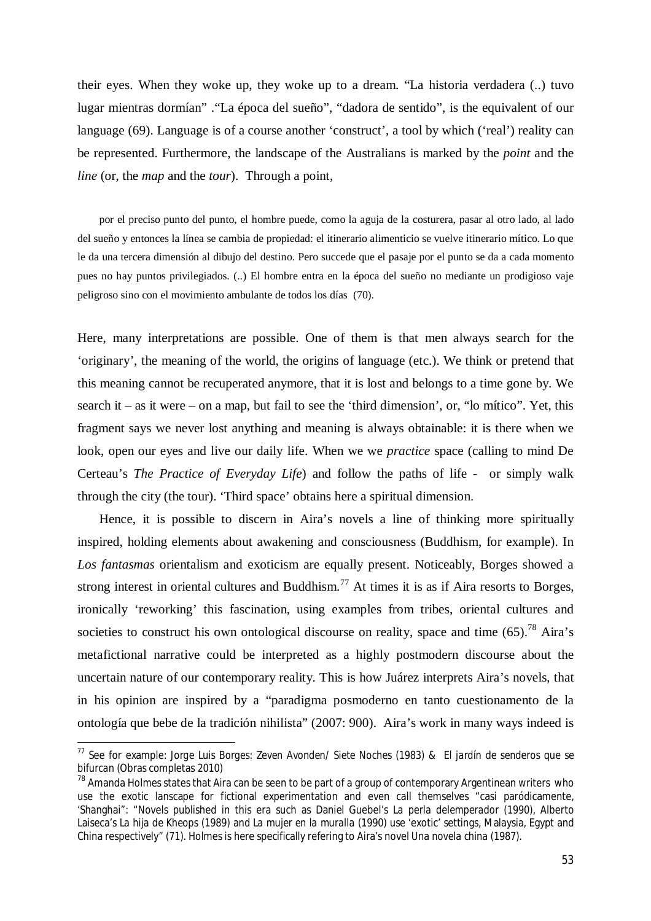their eyes. When they woke up, they woke up to a dream. "La historia verdadera (..) tuvo lugar mientras dormían" ."La época del sueño", "dadora de sentido", is the equivalent of our language (69). Language is of a course another 'construct', a tool by which ('real') reality can be represented. Furthermore, the landscape of the Australians is marked by the *point* and the *line* (or, the *map* and the *tour*). Through a point,

> por el preciso punto del punto, el hombre puede, como la aguja de la costurera, pasar al otro lado, al lado del sueño y entonces la línea se cambia de propiedad: el itinerario alimenticio se vuelve itinerario mítico. Lo que le da una tercera dimensión al dibujo del destino. Pero succede que el pasaje por el punto se da a cada momento pues no hay puntos privilegiados. (..) El hombre entra en la época del sueño no mediante un prodigioso vaje peligroso sino con el movimiento ambulante de todos los días (70).

Here, many interpretations are possible. One of them is that men always search for the 'originary', the meaning of the world, the origins of language (etc.). We think or pretend that this meaning cannot be recuperated anymore, that it is lost and belongs to a time gone by. We search it – as it were – on a map, but fail to see the 'third dimension', or, "lo mítico". Yet, this fragment says we never lost anything and meaning is always obtainable: it is there when we look, open our eyes and live our daily life. When we we *practice* space (calling to mind De Certeau's *The Practice of Everyday Life*) and follow the paths of life - or simply walk through the city (the tour). 'Third space' obtains here a spiritual dimension.

Hence, it is possible to discern in Aira's novels a line of thinking more spiritually inspired, holding elements about awakening and consciousness (Buddhism, for example). In *Los fantasmas* orientalism and exoticism are equally present. Noticeably, Borges showed a strong interest in oriental cultures and Buddhism.[77] At times it is as if Aira resorts to Borges, ironically 'reworking' this fascination, using examples from tribes, oriental cultures and societies to construct his own ontological discourse on reality, space and time (65).[78] Aira's metafictional narrative could be interpreted as a highly postmodern discourse about the uncertain nature of our contemporary reality. This is how Juárez interprets Aira's novels, that in his opinion are inspired by a "paradigma posmoderno en tanto cuestionamento de la ontología que bebe de la tradición nihilista" (2007: 900). Aira's work in many ways indeed is

---

[77] See for example: Jorge Luis Borges: Zeven Avonden/ Siete Noches (1983) & El jardín de senderos que se bifurcan (Obras completas 2010)

[78] Amanda Holmes states that Aira can be seen to be part of a group of contemporary Argentinean writers who use the exotic lanscape for fictional experimentation and even call themselves "casi paródicamente, 'Shanghai": "Novels published in this era such as Daniel Guebel's La perla delemperador (1990), Alberto Laiseca's La hija de Kheops (1989) and La mujer en la muralla (1990) use 'exotic' settings, Malaysia, Egypt and China respectively" (71). Holmes is here specifically refering to Aira's novel Una novela china (1987).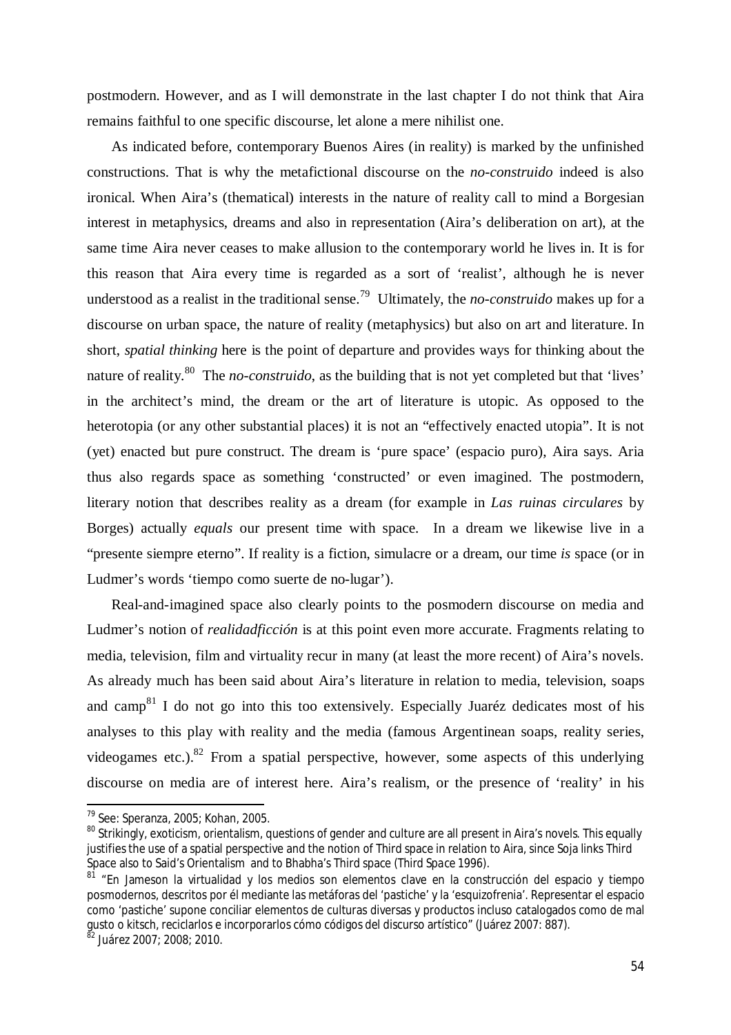postmodern. However, and as I will demonstrate in the last chapter I do not think that Aira remains faithful to one specific discourse, let alone a mere nihilist one.

As indicated before, contemporary Buenos Aires (in reality) is marked by the unfinished constructions. That is why the metafictional discourse on the *no-construido* indeed is also ironical. When Aira's (thematical) interests in the nature of reality call to mind a Borgesian interest in metaphysics, dreams and also in representation (Aira's deliberation on art), at the same time Aira never ceases to make allusion to the contemporary world he lives in. It is for this reason that Aira every time is regarded as a sort of 'realist', although he is never understood as a realist in the traditional sense.[79] Ultimately, the *no-construido* makes up for a discourse on urban space, the nature of reality (metaphysics) but also on art and literature. In short, *spatial thinking* here is the point of departure and provides ways for thinking about the nature of reality.[80] The *no-construido*, as the building that is not yet completed but that 'lives' in the architect's mind, the dream or the art of literature is utopic. As opposed to the heterotopia (or any other substantial places) it is not an "effectively enacted utopia". It is not (yet) enacted but pure construct. The dream is 'pure space' (espacio puro), Aira says. Aria thus also regards space as something 'constructed' or even imagined. The postmodern, literary notion that describes reality as a dream (for example in *Las ruinas circulares* by Borges) actually *equals* our present time with space. In a dream we likewise live in a "presente siempre eterno". If reality is a fiction, simulacre or a dream, our time *is* space (or in Ludmer's words 'tiempo como suerte de no-lugar').

Real-and-imagined space also clearly points to the posmodern discourse on media and Ludmer's notion of *realidadficción* is at this point even more accurate. Fragments relating to media, television, film and virtuality recur in many (at least the more recent) of Aira's novels. As already much has been said about Aira's literature in relation to media, television, soaps and camp[81] I do not go into this too extensively. Especially Juaréz dedicates most of his analyses to this play with reality and the media (famous Argentinean soaps, reality series, videogames etc.).[82] From a spatial perspective, however, some aspects of this underlying discourse on media are of interest here. Aira's realism, or the presence of 'reality' in his

---

[79] See: Speranza, 2005; Kohan, 2005.

[80] Strikingly, exoticism, orientalism, questions of gender and culture are all present in Aira's novels. This equally justifies the use of a spatial perspective and the notion of Third space in relation to Aira, since Soja links Third Space also to Said's Orientalism and to Bhabha's Third space (Third Space 1996).

[81] "En Jameson la virtualidad y los medios son elementos clave en la construcción del espacio y tiempo posmodernos, descritos por él mediante las metáforas del 'pastiche' y la 'esquizofrenia'. Representar el espacio como 'pastiche' supone conciliar elementos de culturas diversas y productos incluso catalogados como de mal gusto o kitsch, reciclarlos e incorporarlos cómo códigos del discurso artístico" (Juárez 2007: 887).

[82] Juárez 2007; 2008; 2010.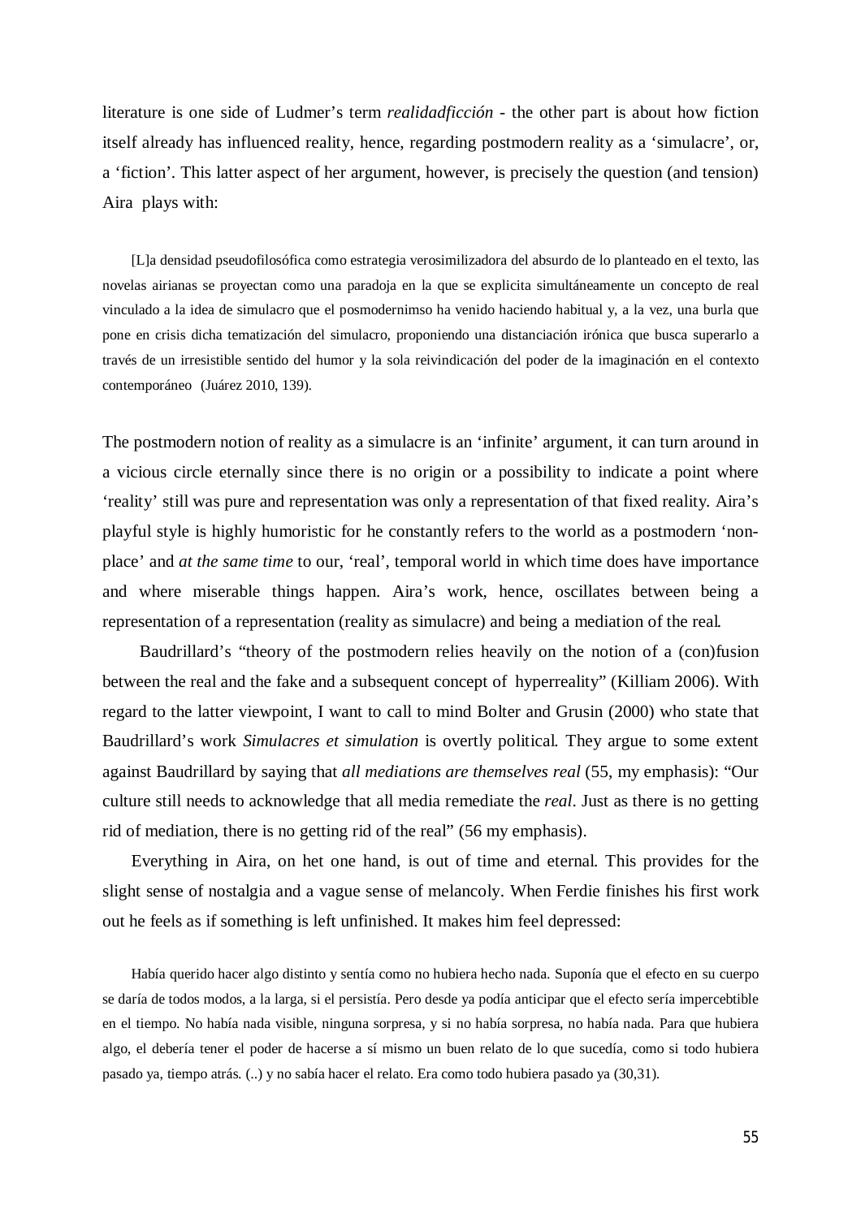literature is one side of Ludmer's term *realidadficción* - the other part is about how fiction itself already has influenced reality, hence, regarding postmodern reality as a 'simulacre', or, a 'fiction'. This latter aspect of her argument, however, is precisely the question (and tension) Aira plays with:

> [L]a densidad pseudofilosófica como estrategia verosimilizadora del absurdo de lo planteado en el texto, las novelas airianas se proyectan como una paradoja en la que se explicita simultáneamente un concepto de real vinculado a la idea de simulacro que el posmodernimso ha venido haciendo habitual y, a la vez, una burla que pone en crisis dicha tematización del simulacro, proponiendo una distanciación irónica que busca superarlo a través de un irresistible sentido del humor y la sola reivindicación del poder de la imaginación en el contexto contemporáneo (Juárez 2010, 139).

The postmodern notion of reality as a simulacre is an 'infinite' argument, it can turn around in a vicious circle eternally since there is no origin or a possibility to indicate a point where 'reality' still was pure and representation was only a representation of that fixed reality. Aira's playful style is highly humoristic for he constantly refers to the world as a postmodern 'non-place' and *at the same time* to our, 'real', temporal world in which time does have importance and where miserable things happen. Aira's work, hence, oscillates between being a representation of a representation (reality as simulacre) and being a mediation of the real.

Baudrillard's "theory of the postmodern relies heavily on the notion of a (con)fusion between the real and the fake and a subsequent concept of hyperreality" (Killiam 2006). With regard to the latter viewpoint, I want to call to mind Bolter and Grusin (2000) who state that Baudrillard's work *Simulacres et simulation* is overtly political. They argue to some extent against Baudrillard by saying that *all mediations are themselves real* (55, my emphasis): "Our culture still needs to acknowledge that all media remediate the *real*. Just as there is no getting rid of mediation, there is no getting rid of the real" (56 my emphasis).

Everything in Aira, on het one hand, is out of time and eternal. This provides for the slight sense of nostalgia and a vague sense of melancoly. When Ferdie finishes his first work out he feels as if something is left unfinished. It makes him feel depressed:

> Había querido hacer algo distinto y sentía como no hubiera hecho nada. Suponía que el efecto en su cuerpo se daría de todos modos, a la larga, si el persistía. Pero desde ya podía anticipar que el efecto sería impercebtible en el tiempo. No había nada visible, ninguna sorpresa, y si no había sorpresa, no había nada. Para que hubiera algo, el debería tener el poder de hacerse a sí mismo un buen relato de lo que sucedía, como si todo hubiera pasado ya, tiempo atrás. (..) y no sabía hacer el relato. Era como todo hubiera pasado ya (30,31).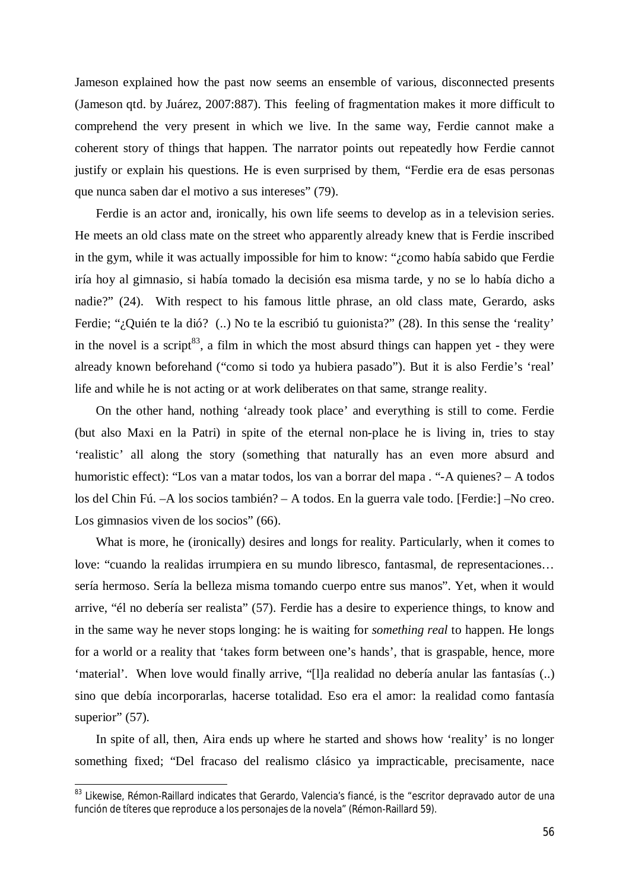Jameson explained how the past now seems an ensemble of various, disconnected presents (Jameson qtd. by Juárez, 2007:887). This feeling of fragmentation makes it more difficult to comprehend the very present in which we live. In the same way, Ferdie cannot make a coherent story of things that happen. The narrator points out repeatedly how Ferdie cannot justify or explain his questions. He is even surprised by them, "Ferdie era de esas personas que nunca saben dar el motivo a sus intereses" (79).

Ferdie is an actor and, ironically, his own life seems to develop as in a television series. He meets an old class mate on the street who apparently already knew that is Ferdie inscribed in the gym, while it was actually impossible for him to know: "¿como había sabido que Ferdie iría hoy al gimnasio, si había tomado la decisión esa misma tarde, y no se lo había dicho a nadie?" (24). With respect to his famous little phrase, an old class mate, Gerardo, asks Ferdie; "¿Quién te la dió? (..) No te la escribió tu guionista?" (28). In this sense the 'reality' in the novel is a script[83], a film in which the most absurd things can happen yet - they were already known beforehand ("como si todo ya hubiera pasado"). But it is also Ferdie's 'real' life and while he is not acting or at work deliberates on that same, strange reality.

On the other hand, nothing 'already took place' and everything is still to come. Ferdie (but also Maxi en la Patri) in spite of the eternal non-place he is living in, tries to stay 'realistic' all along the story (something that naturally has an even more absurd and humoristic effect): "Los van a matar todos, los van a borrar del mapa . "-A quienes? – A todos los del Chin Fú. –A los socios también? – A todos. En la guerra vale todo. [Ferdie:] –No creo. Los gimnasios viven de los socios" (66).

What is more, he (ironically) desires and longs for reality. Particularly, when it comes to love: "cuando la realidas irrumpiera en su mundo libresco, fantasmal, de representaciones… sería hermoso. Sería la belleza misma tomando cuerpo entre sus manos". Yet, when it would arrive, "él no debería ser realista" (57). Ferdie has a desire to experience things, to know and in the same way he never stops longing: he is waiting for *something real* to happen. He longs for a world or a reality that 'takes form between one's hands', that is graspable, hence, more 'material'. When love would finally arrive, "[l]a realidad no debería anular las fantasías (..) sino que debía incorporarlas, hacerse totalidad. Eso era el amor: la realidad como fantasía superior" (57).

In spite of all, then, Aira ends up where he started and shows how 'reality' is no longer something fixed; "Del fracaso del realismo clásico ya impracticable, precisamente, nace

---

[83] Likewise, Rémon-Raillard indicates that Gerardo, Valencia's fiancé, is the "escritor depravado autor de una función de títeres que reproduce a los personajes de la novela" (Rémon-Raillard 59).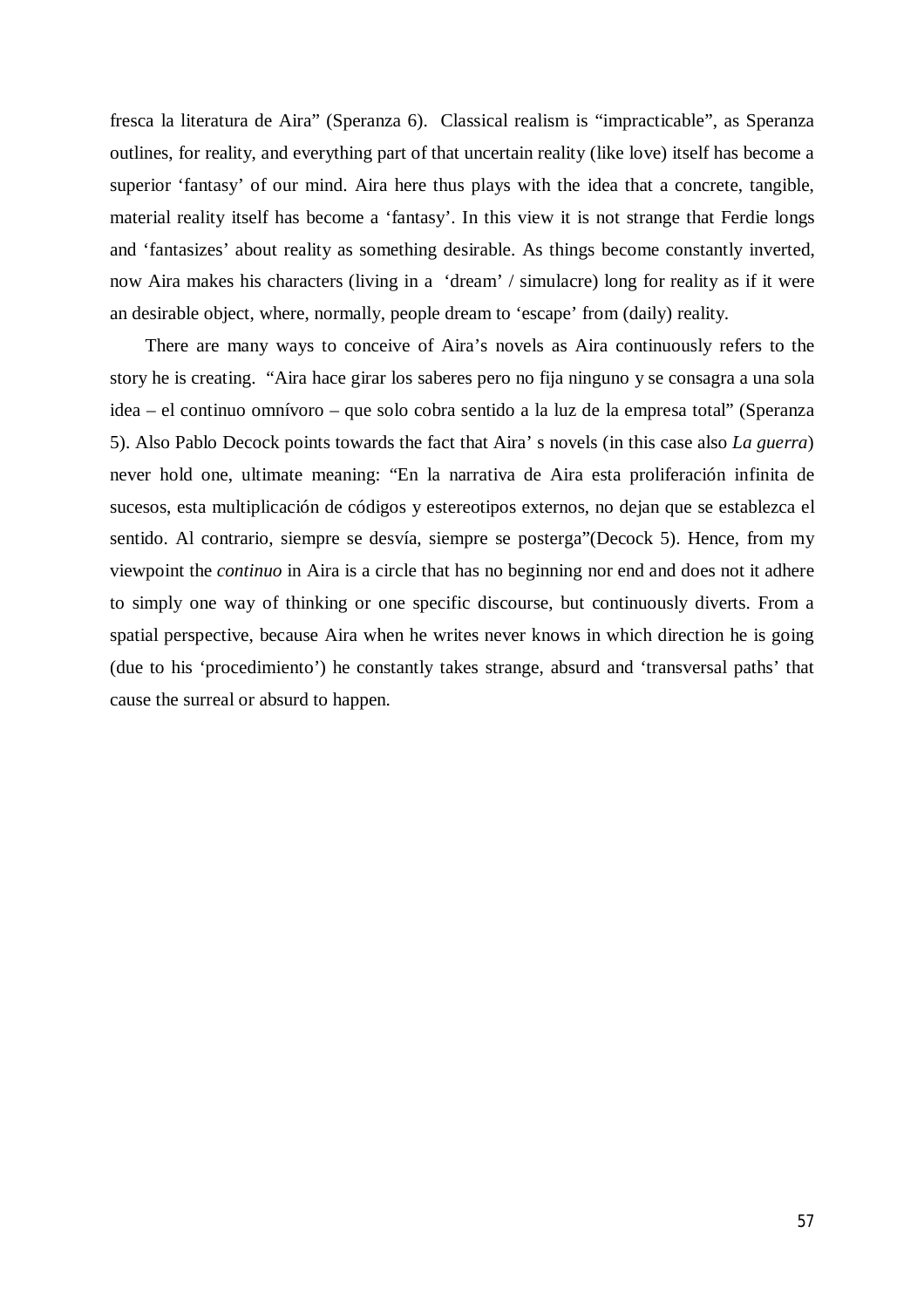fresca la literatura de Aira" (Speranza 6). Classical realism is "impracticable", as Speranza outlines, for reality, and everything part of that uncertain reality (like love) itself has become a superior 'fantasy' of our mind. Aira here thus plays with the idea that a concrete, tangible, material reality itself has become a 'fantasy'. In this view it is not strange that Ferdie longs and 'fantasizes' about reality as something desirable. As things become constantly inverted, now Aira makes his characters (living in a 'dream' / simulacre) long for reality as if it were an desirable object, where, normally, people dream to 'escape' from (daily) reality.

There are many ways to conceive of Aira's novels as Aira continuously refers to the story he is creating. "Aira hace girar los saberes pero no fija ninguno y se consagra a una sola idea – el continuo omnívoro – que solo cobra sentido a la luz de la empresa total" (Speranza 5). Also Pablo Decock points towards the fact that Aira' s novels (in this case also *La guerra*) never hold one, ultimate meaning: "En la narrativa de Aira esta proliferación infinita de sucesos, esta multiplicación de códigos y estereotipos externos, no dejan que se establezca el sentido. Al contrario, siempre se desvía, siempre se posterga"(Decock 5). Hence, from my viewpoint the *continuo* in Aira is a circle that has no beginning nor end and does not it adhere to simply one way of thinking or one specific discourse, but continuously diverts. From a spatial perspective, because Aira when he writes never knows in which direction he is going (due to his 'procedimiento') he constantly takes strange, absurd and 'transversal paths' that cause the surreal or absurd to happen.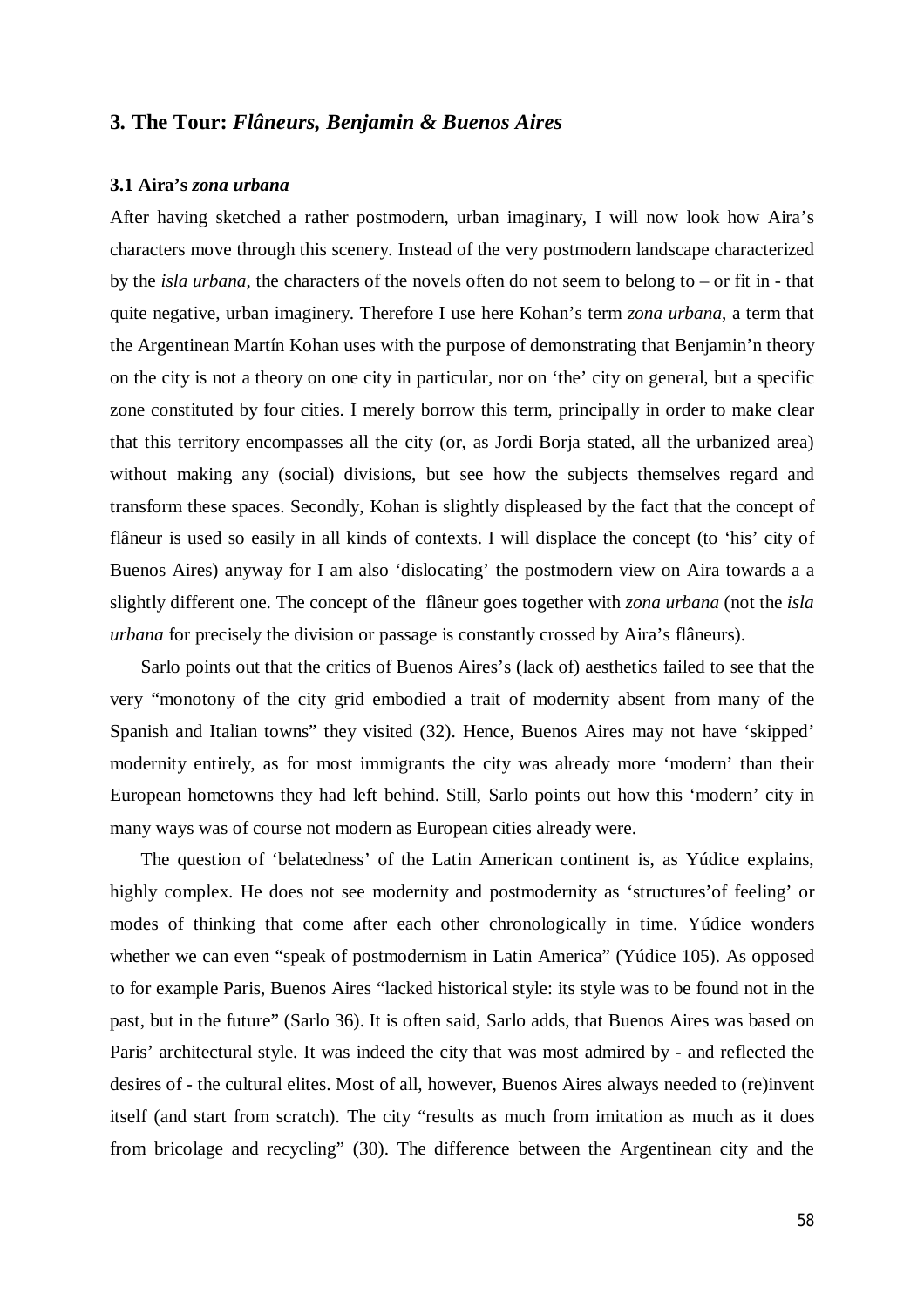## 3. The Tour: *Flâneurs, Benjamin & Buenos Aires*

### 3.1 Aira's *zona urbana*

After having sketched a rather postmodern, urban imaginary, I will now look how Aira's characters move through this scenery. Instead of the very postmodern landscape characterized by the *isla urbana*, the characters of the novels often do not seem to belong to – or fit in - that quite negative, urban imaginery. Therefore I use here Kohan's term *zona urbana*, a term that the Argentinean Martín Kohan uses with the purpose of demonstrating that Benjamin'n theory on the city is not a theory on one city in particular, nor on 'the' city on general, but a specific zone constituted by four cities. I merely borrow this term, principally in order to make clear that this territory encompasses all the city (or, as Jordi Borja stated, all the urbanized area) without making any (social) divisions, but see how the subjects themselves regard and transform these spaces. Secondly, Kohan is slightly displeased by the fact that the concept of flâneur is used so easily in all kinds of contexts. I will displace the concept (to 'his' city of Buenos Aires) anyway for I am also 'dislocating' the postmodern view on Aira towards a a slightly different one. The concept of the flâneur goes together with *zona urbana* (not the *isla urbana* for precisely the division or passage is constantly crossed by Aira's flâneurs).

Sarlo points out that the critics of Buenos Aires's (lack of) aesthetics failed to see that the very "monotony of the city grid embodied a trait of modernity absent from many of the Spanish and Italian towns" they visited (32). Hence, Buenos Aires may not have 'skipped' modernity entirely, as for most immigrants the city was already more 'modern' than their European hometowns they had left behind. Still, Sarlo points out how this 'modern' city in many ways was of course not modern as European cities already were.

The question of 'belatedness' of the Latin American continent is, as Yúdice explains, highly complex. He does not see modernity and postmodernity as 'structures'of feeling' or modes of thinking that come after each other chronologically in time. Yúdice wonders whether we can even "speak of postmodernism in Latin America" (Yúdice 105). As opposed to for example Paris, Buenos Aires "lacked historical style: its style was to be found not in the past, but in the future" (Sarlo 36). It is often said, Sarlo adds, that Buenos Aires was based on Paris' architectural style. It was indeed the city that was most admired by - and reflected the desires of - the cultural elites. Most of all, however, Buenos Aires always needed to (re)invent itself (and start from scratch). The city "results as much from imitation as much as it does from bricolage and recycling" (30). The difference between the Argentinean city and the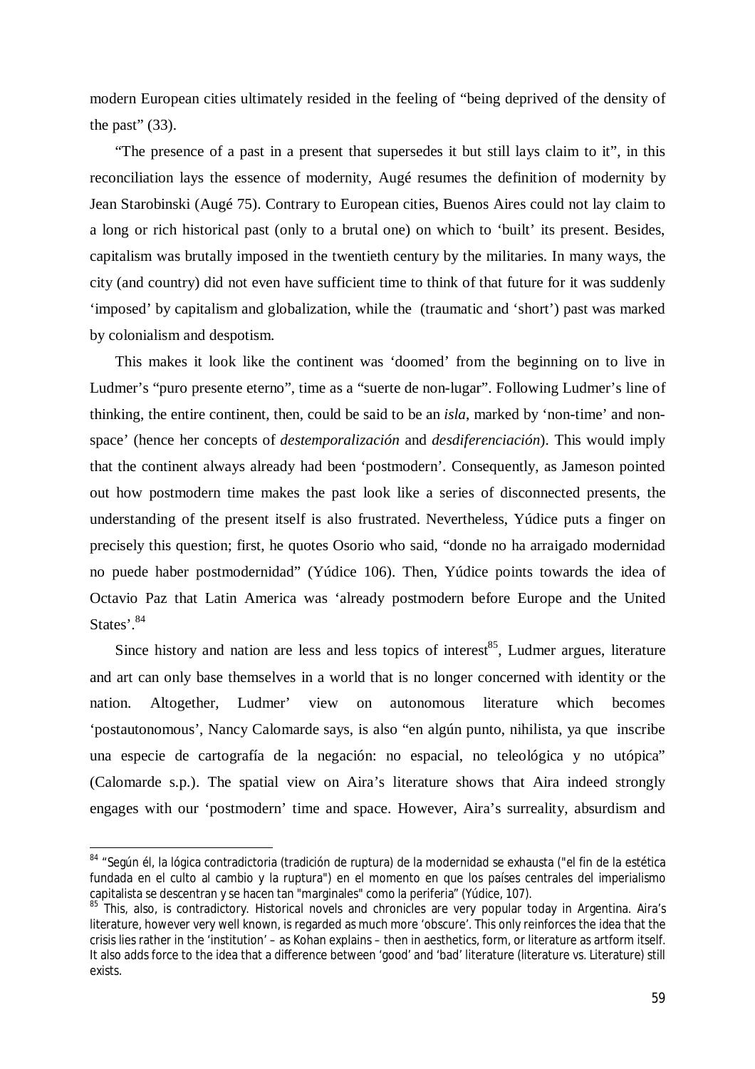modern European cities ultimately resided in the feeling of "being deprived of the density of the past" (33).

"The presence of a past in a present that supersedes it but still lays claim to it", in this reconciliation lays the essence of modernity, Augé resumes the definition of modernity by Jean Starobinski (Augé 75). Contrary to European cities, Buenos Aires could not lay claim to a long or rich historical past (only to a brutal one) on which to 'built' its present. Besides, capitalism was brutally imposed in the twentieth century by the militaries. In many ways, the city (and country) did not even have sufficient time to think of that future for it was suddenly 'imposed' by capitalism and globalization, while the (traumatic and 'short') past was marked by colonialism and despotism.

This makes it look like the continent was 'doomed' from the beginning on to live in Ludmer's "puro presente eterno", time as a "suerte de non-lugar". Following Ludmer's line of thinking, the entire continent, then, could be said to be an *isla*, marked by 'non-time' and non-space' (hence her concepts of *destemporalización* and *desdiferenciación*). This would imply that the continent always already had been 'postmodern'. Consequently, as Jameson pointed out how postmodern time makes the past look like a series of disconnected presents, the understanding of the present itself is also frustrated. Nevertheless, Yúdice puts a finger on precisely this question; first, he quotes Osorio who said, "donde no ha arraigado modernidad no puede haber postmodernidad" (Yúdice 106). Then, Yúdice points towards the idea of Octavio Paz that Latin America was 'already postmodern before Europe and the United States'.[84]

Since history and nation are less and less topics of interest[85], Ludmer argues, literature and art can only base themselves in a world that is no longer concerned with identity or the nation. Altogether, Ludmer' view on autonomous literature which becomes 'postautonomous', Nancy Calomarde says, is also "en algún punto, nihilista, ya que inscribe una especie de cartografía de la negación: no espacial, no teleológica y no utópica" (Calomarde s.p.). The spatial view on Aira's literature shows that Aira indeed strongly engages with our 'postmodern' time and space. However, Aira's surreality, absurdism and

---

[84] "Según él, la lógica contradictoria (tradición de ruptura) de la modernidad se exhausta ("el fin de la estética fundada en el culto al cambio y la ruptura") en el momento en que los países centrales del imperialismo capitalista se descentran y se hacen tan "marginales" como la periferia" (Yúdice, 107).

[85] This, also, is contradictory. Historical novels and chronicles are very popular today in Argentina. Aira's literature, however very well known, is regarded as much more 'obscure'. This only reinforces the idea that the crisis lies rather in the 'institution' – as Kohan explains – then in aesthetics, form, or literature as artform itself. It also adds force to the idea that a difference between 'good' and 'bad' literature (literature vs. Literature) still exists.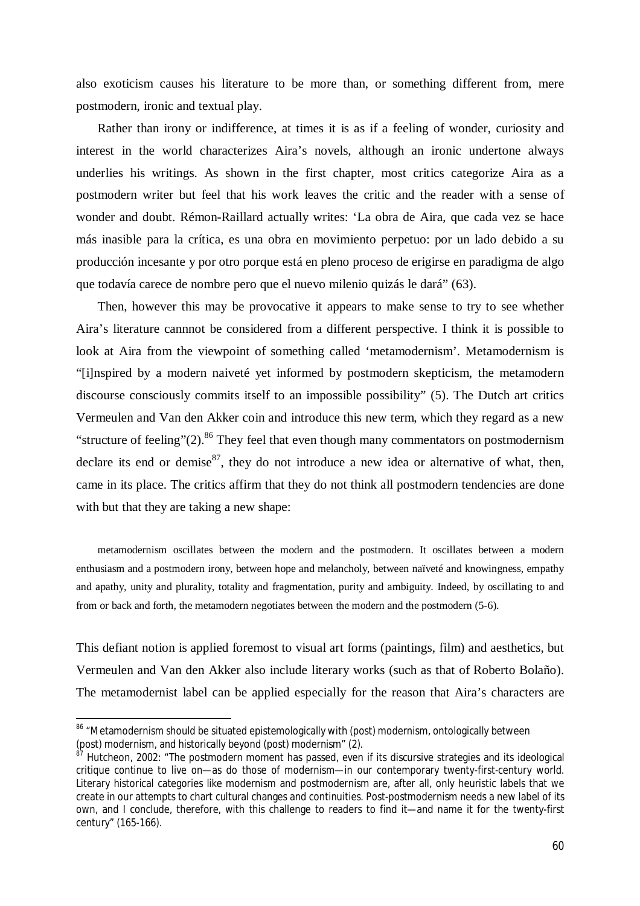also exoticism causes his literature to be more than, or something different from, mere postmodern, ironic and textual play.

Rather than irony or indifference, at times it is as if a feeling of wonder, curiosity and interest in the world characterizes Aira's novels, although an ironic undertone always underlies his writings. As shown in the first chapter, most critics categorize Aira as a postmodern writer but feel that his work leaves the critic and the reader with a sense of wonder and doubt. Rémon-Raillard actually writes: 'La obra de Aira, que cada vez se hace más inasible para la crítica, es una obra en movimiento perpetuo: por un lado debido a su producción incesante y por otro porque está en pleno proceso de erigirse en paradigma de algo que todavía carece de nombre pero que el nuevo milenio quizás le dará" (63).

Then, however this may be provocative it appears to make sense to try to see whether Aira's literature cannnot be considered from a different perspective. I think it is possible to look at Aira from the viewpoint of something called 'metamodernism'. Metamodernism is "[i]nspired by a modern naiveté yet informed by postmodern skepticism, the metamodern discourse consciously commits itself to an impossible possibility" (5). The Dutch art critics Vermeulen and Van den Akker coin and introduce this new term, which they regard as a new "structure of feeling"(2).[86] They feel that even though many commentators on postmodernism declare its end or demise[87], they do not introduce a new idea or alternative of what, then, came in its place. The critics affirm that they do not think all postmodern tendencies are done with but that they are taking a new shape:

> metamodernism oscillates between the modern and the postmodern. It oscillates between a modern enthusiasm and a postmodern irony, between hope and melancholy, between naïveté and knowingness, empathy and apathy, unity and plurality, totality and fragmentation, purity and ambiguity. Indeed, by oscillating to and from or back and forth, the metamodern negotiates between the modern and the postmodern (5-6).

This defiant notion is applied foremost to visual art forms (paintings, film) and aesthetics, but Vermeulen and Van den Akker also include literary works (such as that of Roberto Bolaño). The metamodernist label can be applied especially for the reason that Aira's characters are

---

[86] "Metamodernism should be situated epistemologically with (post) modernism, ontologically between (post) modernism, and historically beyond (post) modernism" (2).

[87] Hutcheon, 2002: "The postmodern moment has passed, even if its discursive strategies and its ideological critique continue to live on—as do those of modernism—in our contemporary twenty-first-century world. Literary historical categories like modernism and postmodernism are, after all, only heuristic labels that we create in our attempts to chart cultural changes and continuities. Post-postmodernism needs a new label of its own, and I conclude, therefore, with this challenge to readers to find it—and name it for the twenty-first century" (165-166).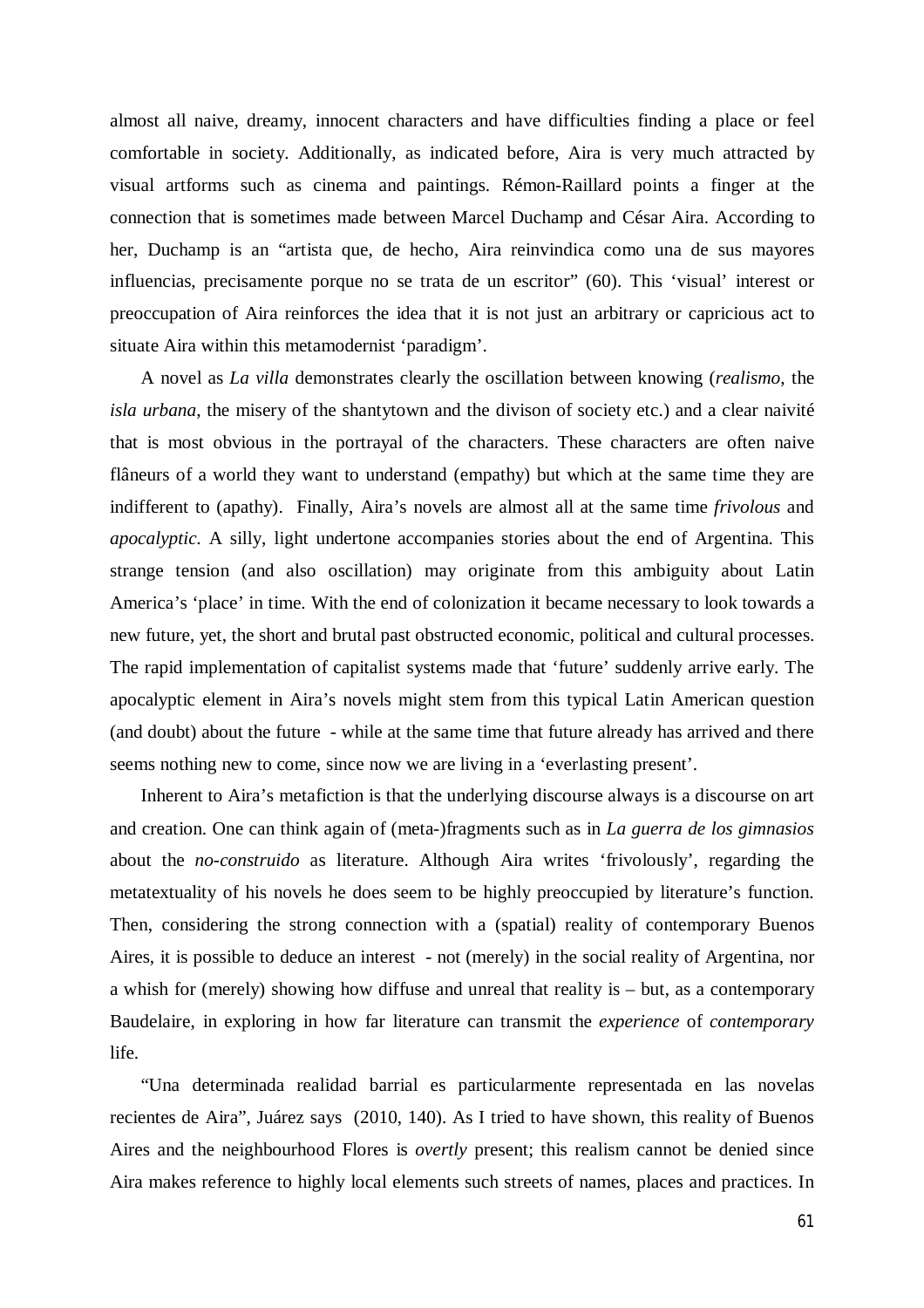almost all naive, dreamy, innocent characters and have difficulties finding a place or feel comfortable in society. Additionally, as indicated before, Aira is very much attracted by visual artforms such as cinema and paintings. Rémon-Raillard points a finger at the connection that is sometimes made between Marcel Duchamp and César Aira. According to her, Duchamp is an "artista que, de hecho, Aira reinvindica como una de sus mayores influencias, precisamente porque no se trata de un escritor" (60). This 'visual' interest or preoccupation of Aira reinforces the idea that it is not just an arbitrary or capricious act to situate Aira within this metamodernist 'paradigm'.

A novel as *La villa* demonstrates clearly the oscillation between knowing (*realismo*, the *isla urbana*, the misery of the shantytown and the divison of society etc.) and a clear naivité that is most obvious in the portrayal of the characters. These characters are often naive flâneurs of a world they want to understand (empathy) but which at the same time they are indifferent to (apathy). Finally, Aira's novels are almost all at the same time *frivolous* and *apocalyptic*. A silly, light undertone accompanies stories about the end of Argentina. This strange tension (and also oscillation) may originate from this ambiguity about Latin America's 'place' in time. With the end of colonization it became necessary to look towards a new future, yet, the short and brutal past obstructed economic, political and cultural processes. The rapid implementation of capitalist systems made that 'future' suddenly arrive early. The apocalyptic element in Aira's novels might stem from this typical Latin American question (and doubt) about the future - while at the same time that future already has arrived and there seems nothing new to come, since now we are living in a 'everlasting present'.

Inherent to Aira's metafiction is that the underlying discourse always is a discourse on art and creation. One can think again of (meta-)fragments such as in *La guerra de los gimnasios* about the *no-construido* as literature. Although Aira writes 'frivolously', regarding the metatextuality of his novels he does seem to be highly preoccupied by literature's function. Then, considering the strong connection with a (spatial) reality of contemporary Buenos Aires, it is possible to deduce an interest - not (merely) in the social reality of Argentina, nor a whish for (merely) showing how diffuse and unreal that reality is – but, as a contemporary Baudelaire, in exploring in how far literature can transmit the *experience* of *contemporary* life.

"Una determinada realidad barrial es particularmente representada en las novelas recientes de Aira", Juárez says (2010, 140). As I tried to have shown, this reality of Buenos Aires and the neighbourhood Flores is *overtly* present; this realism cannot be denied since Aira makes reference to highly local elements such streets of names, places and practices. In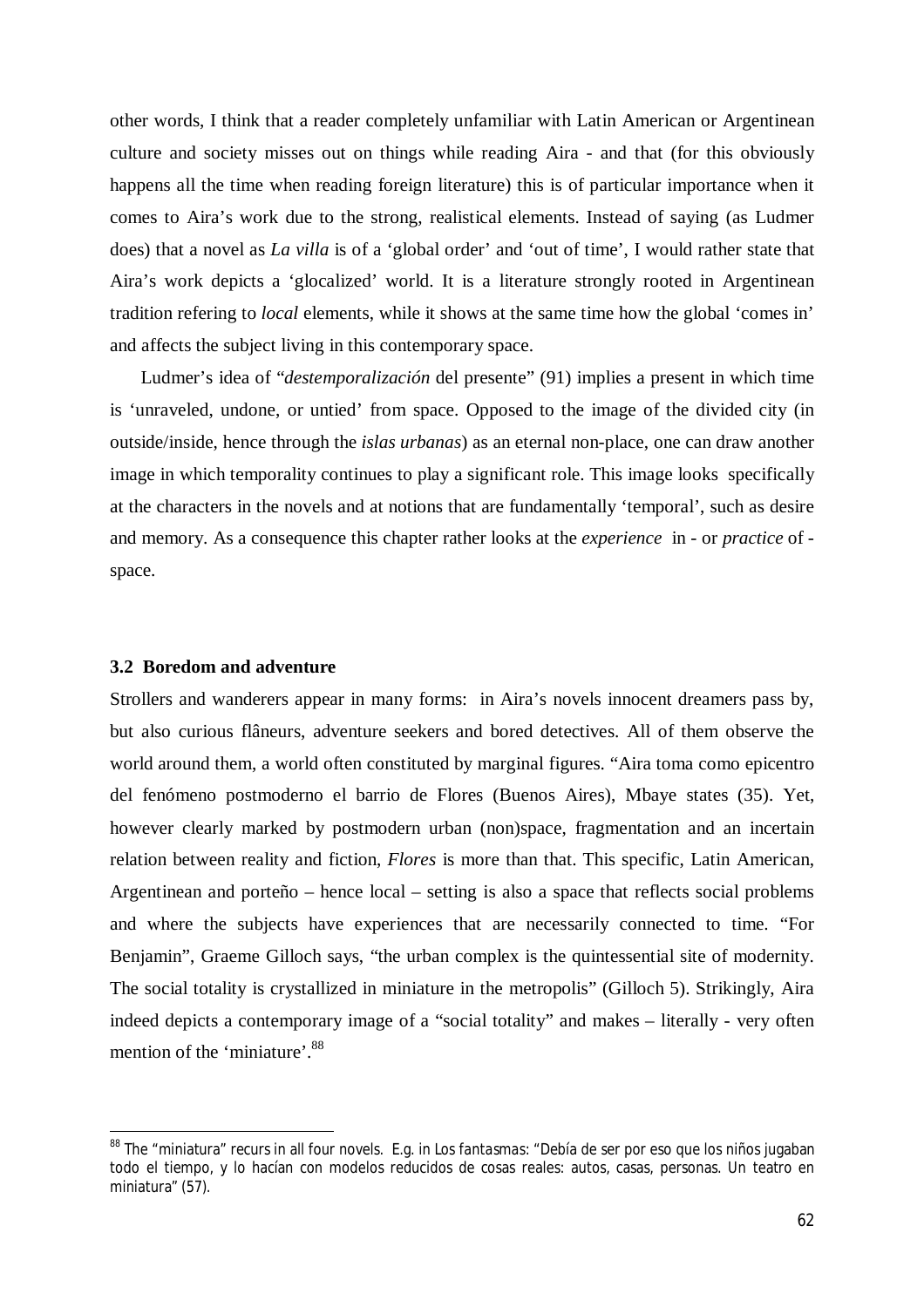other words, I think that a reader completely unfamiliar with Latin American or Argentinean culture and society misses out on things while reading Aira - and that (for this obviously happens all the time when reading foreign literature) this is of particular importance when it comes to Aira's work due to the strong, realistical elements. Instead of saying (as Ludmer does) that a novel as *La villa* is of a 'global order' and 'out of time', I would rather state that Aira's work depicts a 'glocalized' world. It is a literature strongly rooted in Argentinean tradition refering to *local* elements, while it shows at the same time how the global 'comes in' and affects the subject living in this contemporary space.

Ludmer's idea of "*destemporalización* del presente" (91) implies a present in which time is 'unraveled, undone, or untied' from space. Opposed to the image of the divided city (in outside/inside, hence through the *islas urbanas*) as an eternal non-place, one can draw another image in which temporality continues to play a significant role. This image looks specifically at the characters in the novels and at notions that are fundamentally 'temporal', such as desire and memory. As a consequence this chapter rather looks at the *experience* in - or *practice* of - space.

### 3.2 Boredom and adventure

Strollers and wanderers appear in many forms: in Aira's novels innocent dreamers pass by, but also curious flâneurs, adventure seekers and bored detectives. All of them observe the world around them, a world often constituted by marginal figures. "Aira toma como epicentro del fenómeno postmoderno el barrio de Flores (Buenos Aires), Mbaye states (35). Yet, however clearly marked by postmodern urban (non)space, fragmentation and an incertain relation between reality and fiction, *Flores* is more than that. This specific, Latin American, Argentinean and porteño – hence local – setting is also a space that reflects social problems and where the subjects have experiences that are necessarily connected to time. "For Benjamin", Graeme Gilloch says, "the urban complex is the quintessential site of modernity. The social totality is crystallized in miniature in the metropolis" (Gilloch 5). Strikingly, Aira indeed depicts a contemporary image of a "social totality" and makes – literally - very often mention of the 'miniature'.[88]

---

[88] The "miniatura" recurs in all four novels. E.g. in Los fantasmas: "Debía de ser por eso que los niños jugaban todo el tiempo, y lo hacían con modelos reducidos de cosas reales: autos, casas, personas. Un teatro en miniatura" (57).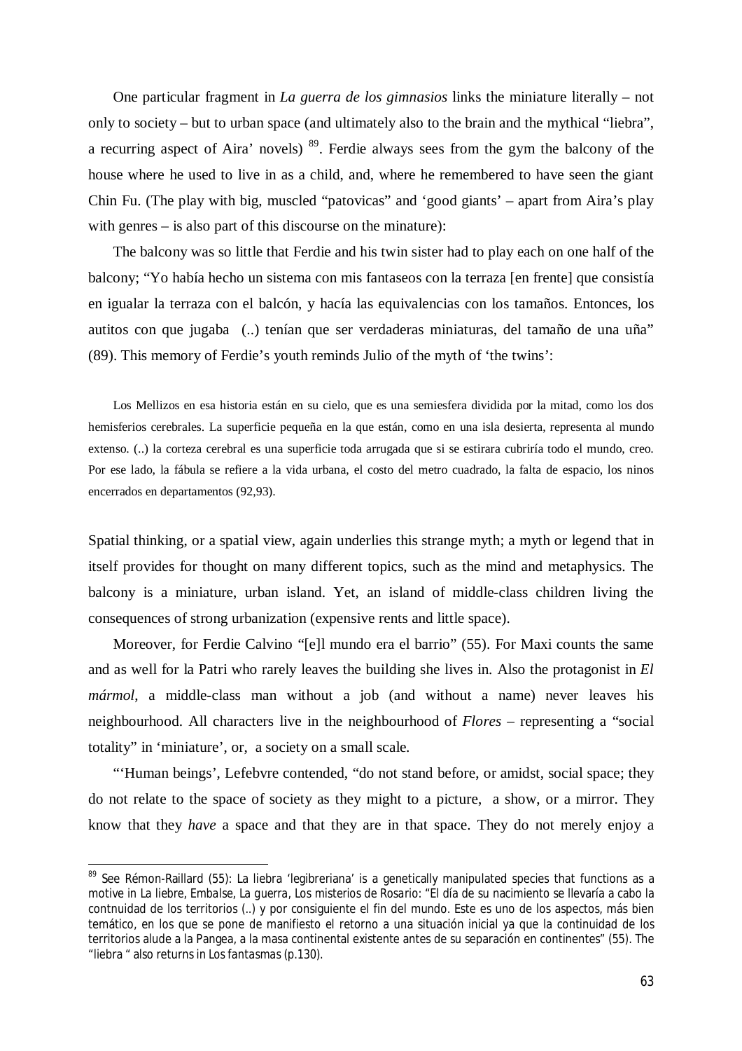One particular fragment in *La guerra de los gimnasios* links the miniature literally – not only to society – but to urban space (and ultimately also to the brain and the mythical "liebra", a recurring aspect of Aira' novels) [89]. Ferdie always sees from the gym the balcony of the house where he used to live in as a child, and, where he remembered to have seen the giant Chin Fu. (The play with big, muscled "patovicas" and 'good giants' – apart from Aira's play with genres – is also part of this discourse on the minature):

The balcony was so little that Ferdie and his twin sister had to play each on one half of the balcony; "Yo había hecho un sistema con mis fantaseos con la terraza [en frente] que consistía en igualar la terraza con el balcón, y hacía las equivalencias con los tamaños. Entonces, los autitos con que jugaba (..) tenían que ser verdaderas miniaturas, del tamaño de una uña" (89). This memory of Ferdie's youth reminds Julio of the myth of 'the twins':

> Los Mellizos en esa historia están en su cielo, que es una semiesfera dividida por la mitad, como los dos hemisferios cerebrales. La superficie pequeña en la que están, como en una isla desierta, representa al mundo extenso. (..) la corteza cerebral es una superficie toda arrugada que si se estirara cubriría todo el mundo, creo. Por ese lado, la fábula se refiere a la vida urbana, el costo del metro cuadrado, la falta de espacio, los ninos encerrados en departamentos (92,93).

Spatial thinking, or a spatial view, again underlies this strange myth; a myth or legend that in itself provides for thought on many different topics, such as the mind and metaphysics. The balcony is a miniature, urban island. Yet, an island of middle-class children living the consequences of strong urbanization (expensive rents and little space).

Moreover, for Ferdie Calvino "[e]l mundo era el barrio" (55). For Maxi counts the same and as well for la Patri who rarely leaves the building she lives in. Also the protagonist in *El mármol*, a middle-class man without a job (and without a name) never leaves his neighbourhood. All characters live in the neighbourhood of *Flores* – representing a "social totality" in 'miniature', or, a society on a small scale.

"'Human beings', Lefebvre contended, "do not stand before, or amidst, social space; they do not relate to the space of society as they might to a picture, a show, or a mirror. They know that they *have* a space and that they are in that space. They do not merely enjoy a

---

[89] See Rémon-Raillard (55): La liebra 'legibreriana' is a genetically manipulated species that functions as a motive in La liebre, Embalse, La guerra, Los misterios de Rosario: "El día de su nacimiento se llevaría a cabo la contnuidad de los territorios (..) y por consiguiente el fin del mundo. Este es uno de los aspectos, más bien temático, en los que se pone de manifiesto el retorno a una situación inicial ya que la continuidad de los territorios alude a la Pangea, a la masa continental existente antes de su separación en continentes" (55). The "liebra " also returns in Los fantasmas (p.130).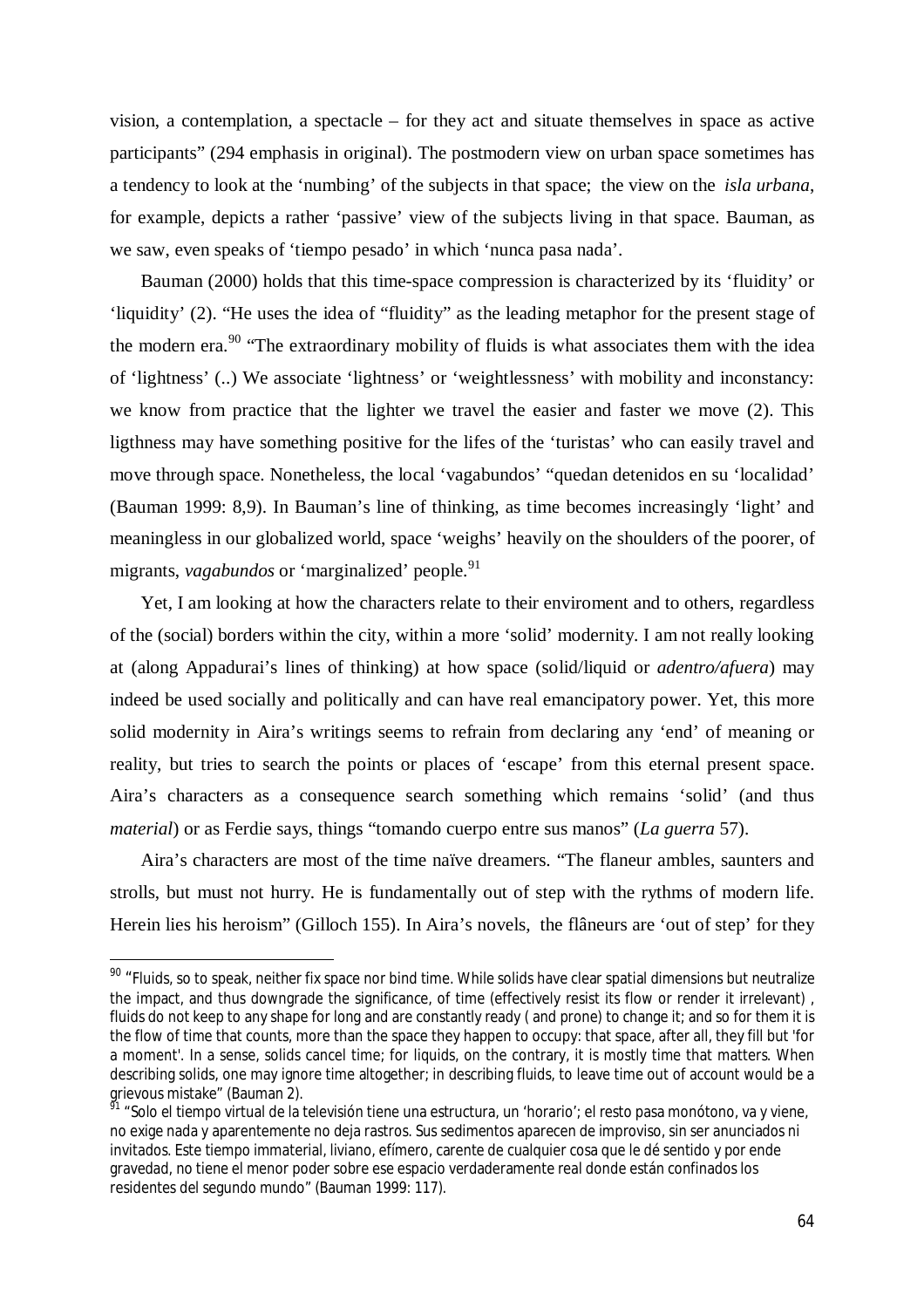vision, a contemplation, a spectacle – for they act and situate themselves in space as active participants" (294 emphasis in original). The postmodern view on urban space sometimes has a tendency to look at the 'numbing' of the subjects in that space; the view on the *isla urbana*, for example, depicts a rather 'passive' view of the subjects living in that space. Bauman, as we saw, even speaks of 'tiempo pesado' in which 'nunca pasa nada'.

Bauman (2000) holds that this time-space compression is characterized by its 'fluidity' or 'liquidity' (2). "He uses the idea of "fluidity" as the leading metaphor for the present stage of the modern era.[90] "The extraordinary mobility of fluids is what associates them with the idea of 'lightness' (..) We associate 'lightness' or 'weightlessness' with mobility and inconstancy: we know from practice that the lighter we travel the easier and faster we move (2). This ligthness may have something positive for the lifes of the 'turistas' who can easily travel and move through space. Nonetheless, the local 'vagabundos' "quedan detenidos en su 'localidad' (Bauman 1999: 8,9). In Bauman's line of thinking, as time becomes increasingly 'light' and meaningless in our globalized world, space 'weighs' heavily on the shoulders of the poorer, of migrants, *vagabundos* or 'marginalized' people.[91]

Yet, I am looking at how the characters relate to their enviroment and to others, regardless of the (social) borders within the city, within a more 'solid' modernity. I am not really looking at (along Appadurai's lines of thinking) at how space (solid/liquid or *adentro/afuera*) may indeed be used socially and politically and can have real emancipatory power. Yet, this more solid modernity in Aira's writings seems to refrain from declaring any 'end' of meaning or reality, but tries to search the points or places of 'escape' from this eternal present space. Aira's characters as a consequence search something which remains 'solid' (and thus *material*) or as Ferdie says, things "tomando cuerpo entre sus manos" (*La guerra* 57).

Aira's characters are most of the time naïve dreamers. "The flaneur ambles, saunters and strolls, but must not hurry. He is fundamentally out of step with the rythms of modern life. Herein lies his heroism" (Gilloch 155). In Aira's novels, the flâneurs are 'out of step' for they

[90] "Fluids, so to speak, neither fix space nor bind time. While solids have clear spatial dimensions but neutralize the impact, and thus downgrade the significance, of time (effectively resist its flow or render it irrelevant) , fluids do not keep to any shape for long and are constantly ready ( and prone) to change it; and so for them it is the flow of time that counts, more than the space they happen to occupy: that space, after all, they fill but 'for a moment'. In a sense, solids cancel time; for liquids, on the contrary, it is mostly time that matters. When describing solids, one may ignore time altogether; in describing fluids, to leave time out of account would be a grievous mistake" (Bauman 2).

[91] "Solo el tiempo virtual de la televisión tiene una estructura, un 'horario'; el resto pasa monótono, va y viene, no exige nada y aparentemente no deja rastros. Sus sedimentos aparecen de improviso, sin ser anunciados ni invitados. Este tiempo immaterial, liviano, efímero, carente de cualquier cosa que le dé sentido y por ende gravedad, no tiene el menor poder sobre ese espacio verdaderamente real donde están confinados los residentes del segundo mundo" (Bauman 1999: 117).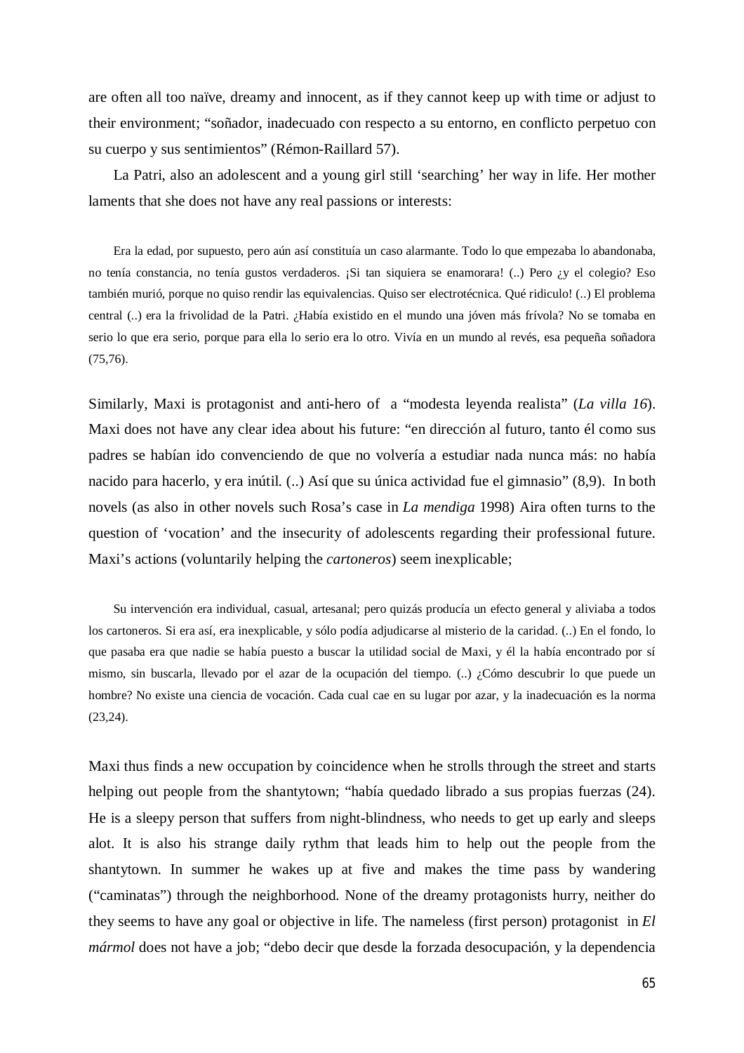are often all too naïve, dreamy and innocent, as if they cannot keep up with time or adjust to their environment; "soñador, inadecuado con respecto a su entorno, en conflicto perpetuo con su cuerpo y sus sentimientos" (Rémon-Raillard 57).

La Patri, also an adolescent and a young girl still 'searching' her way in life. Her mother laments that she does not have any real passions or interests:

> Era la edad, por supuesto, pero aún así constituía un caso alarmante. Todo lo que empezaba lo abandonaba, no tenía constancia, no tenía gustos verdaderos. ¡Si tan siquiera se enamorara! (..) Pero ¿y el colegio? Eso también murió, porque no quiso rendir las equivalencias. Quiso ser electrotécnica. Qué ridiculo! (..) El problema central (..) era la frivolidad de la Patri. ¿Había existido en el mundo una jóven más frívola? No se tomaba en serio lo que era serio, porque para ella lo serio era lo otro. Vivía en un mundo al revés, esa pequeña soñadora (75,76).

Similarly, Maxi is protagonist and anti-hero of a "modesta leyenda realista" (*La villa 16*). Maxi does not have any clear idea about his future: "en dirección al futuro, tanto él como sus padres se habían ido convenciendo de que no volvería a estudiar nada nunca más: no había nacido para hacerlo, y era inútil. (..) Así que su única actividad fue el gimnasio" (8,9). In both novels (as also in other novels such Rosa's case in *La mendiga* 1998) Aira often turns to the question of 'vocation' and the insecurity of adolescents regarding their professional future. Maxi's actions (voluntarily helping the *cartoneros*) seem inexplicable;

> Su intervención era individual, casual, artesanal; pero quizás producía un efecto general y aliviaba a todos los cartoneros. Si era así, era inexplicable, y sólo podía adjudicarse al misterio de la caridad. (..) En el fondo, lo que pasaba era que nadie se había puesto a buscar la utilidad social de Maxi, y él la había encontrado por sí mismo, sin buscarla, llevado por el azar de la ocupación del tiempo. (..) ¿Cómo descubrir lo que puede un hombre? No existe una ciencia de vocación. Cada cual cae en su lugar por azar, y la inadecuación es la norma (23,24).

Maxi thus finds a new occupation by coincidence when he strolls through the street and starts helping out people from the shantytown; "había quedado librado a sus propias fuerzas (24). He is a sleepy person that suffers from night-blindness, who needs to get up early and sleeps alot. It is also his strange daily rythm that leads him to help out the people from the shantytown. In summer he wakes up at five and makes the time pass by wandering ("caminatas") through the neighborhood. None of the dreamy protagonists hurry, neither do they seems to have any goal or objective in life. The nameless (first person) protagonist in *El mármol* does not have a job; "debo decir que desde la forzada desocupación, y la dependencia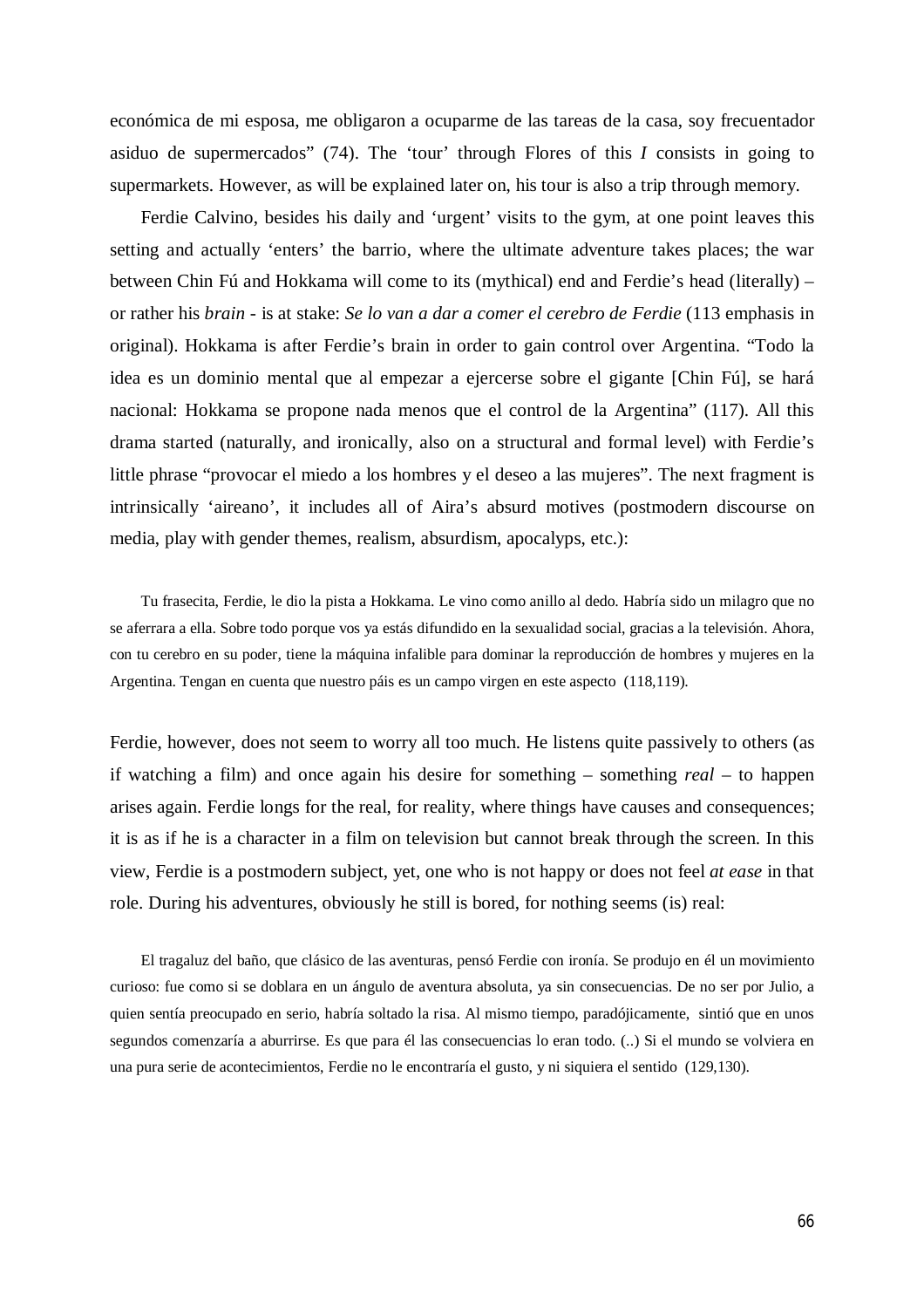económica de mi esposa, me obligaron a ocuparme de las tareas de la casa, soy frecuentador asiduo de supermercados" (74). The 'tour' through Flores of this *I* consists in going to supermarkets. However, as will be explained later on, his tour is also a trip through memory.

Ferdie Calvino, besides his daily and 'urgent' visits to the gym, at one point leaves this setting and actually 'enters' the barrio, where the ultimate adventure takes places; the war between Chin Fú and Hokkama will come to its (mythical) end and Ferdie's head (literally) – or rather his *brain* - is at stake: *Se lo van a dar a comer el cerebro de Ferdie* (113 emphasis in original). Hokkama is after Ferdie's brain in order to gain control over Argentina. "Todo la idea es un dominio mental que al empezar a ejercerse sobre el gigante [Chin Fú], se hará nacional: Hokkama se propone nada menos que el control de la Argentina" (117). All this drama started (naturally, and ironically, also on a structural and formal level) with Ferdie's little phrase "provocar el miedo a los hombres y el deseo a las mujeres". The next fragment is intrinsically 'aireano', it includes all of Aira's absurd motives (postmodern discourse on media, play with gender themes, realism, absurdism, apocalyps, etc.):

> Tu frasecita, Ferdie, le dio la pista a Hokkama. Le vino como anillo al dedo. Habría sido un milagro que no se aferrara a ella. Sobre todo porque vos ya estás difundido en la sexualidad social, gracias a la televisión. Ahora, con tu cerebro en su poder, tiene la máquina infalible para dominar la reproducción de hombres y mujeres en la Argentina. Tengan en cuenta que nuestro páis es un campo virgen en este aspecto (118,119).

Ferdie, however, does not seem to worry all too much. He listens quite passively to others (as if watching a film) and once again his desire for something – something *real* – to happen arises again. Ferdie longs for the real, for reality, where things have causes and consequences; it is as if he is a character in a film on television but cannot break through the screen. In this view, Ferdie is a postmodern subject, yet, one who is not happy or does not feel *at ease* in that role. During his adventures, obviously he still is bored, for nothing seems (is) real:

> El tragaluz del baño, que clásico de las aventuras, pensó Ferdie con ironía. Se produjo en él un movimiento curioso: fue como si se doblara en un ángulo de aventura absoluta, ya sin consecuencias. De no ser por Julio, a quien sentía preocupado en serio, habría soltado la risa. Al mismo tiempo, paradójicamente, sintió que en unos segundos comenzaría a aburrirse. Es que para él las consecuencias lo eran todo. (..) Si el mundo se volviera en una pura serie de acontecimientos, Ferdie no le encontraría el gusto, y ni siquiera el sentido (129,130).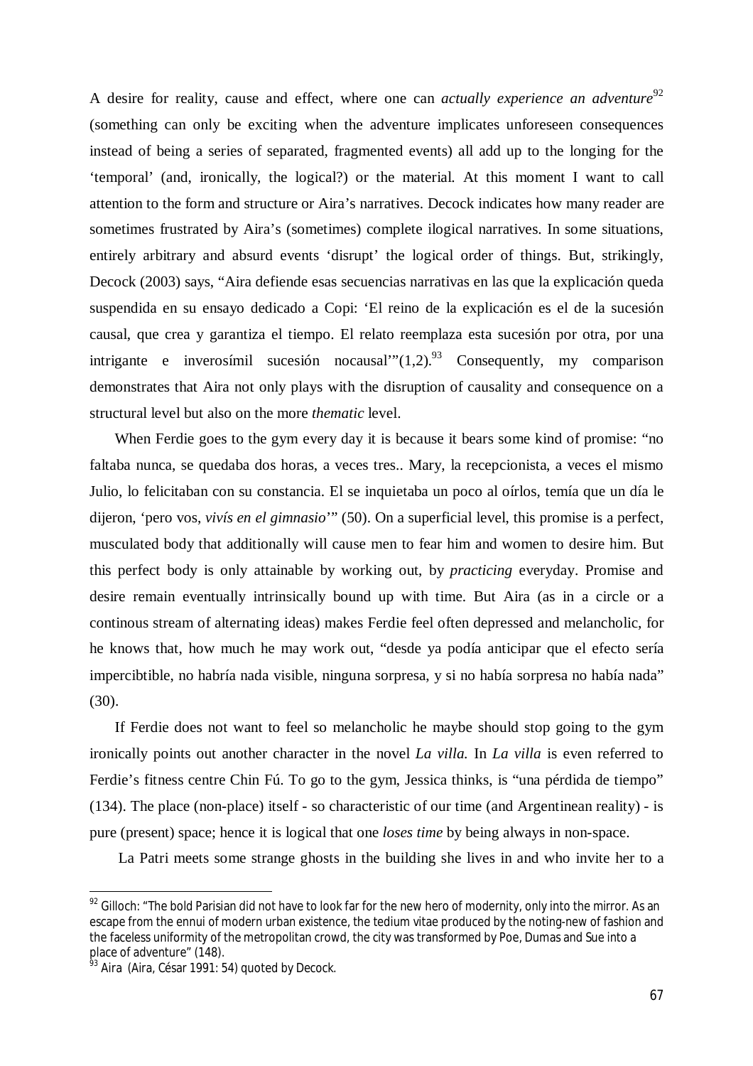A desire for reality, cause and effect, where one can *actually experience an adventure*[92] (something can only be exciting when the adventure implicates unforeseen consequences instead of being a series of separated, fragmented events) all add up to the longing for the 'temporal' (and, ironically, the logical?) or the material. At this moment I want to call attention to the form and structure or Aira's narratives. Decock indicates how many reader are sometimes frustrated by Aira's (sometimes) complete ilogical narratives. In some situations, entirely arbitrary and absurd events 'disrupt' the logical order of things. But, strikingly, Decock (2003) says, "Aira defiende esas secuencias narrativas en las que la explicación queda suspendida en su ensayo dedicado a Copi: 'El reino de la explicación es el de la sucesión causal, que crea y garantiza el tiempo. El relato reemplaza esta sucesión por otra, por una intrigante e inverosímil sucesión nocausal'"(1,2).[93] Consequently, my comparison demonstrates that Aira not only plays with the disruption of causality and consequence on a structural level but also on the more *thematic* level.

When Ferdie goes to the gym every day it is because it bears some kind of promise: "no faltaba nunca, se quedaba dos horas, a veces tres.. Mary, la recepcionista, a veces el mismo Julio, lo felicitaban con su constancia. El se inquietaba un poco al oírlos, temía que un día le dijeron, 'pero vos, *vivís en el gimnasio*'" (50). On a superficial level, this promise is a perfect, musculated body that additionally will cause men to fear him and women to desire him. But this perfect body is only attainable by working out, by *practicing* everyday. Promise and desire remain eventually intrinsically bound up with time. But Aira (as in a circle or a continous stream of alternating ideas) makes Ferdie feel often depressed and melancholic, for he knows that, how much he may work out, "desde ya podía anticipar que el efecto sería impercibtible, no habría nada visible, ninguna sorpresa, y si no había sorpresa no había nada" (30).

If Ferdie does not want to feel so melancholic he maybe should stop going to the gym ironically points out another character in the novel *La villa.* In *La villa* is even referred to Ferdie's fitness centre Chin Fú. To go to the gym, Jessica thinks, is "una pérdida de tiempo" (134). The place (non-place) itself - so characteristic of our time (and Argentinean reality) - is pure (present) space; hence it is logical that one *loses time* by being always in non-space.

La Patri meets some strange ghosts in the building she lives in and who invite her to a

---

[92] Gilloch: "The bold Parisian did not have to look far for the new hero of modernity, only into the mirror. As an escape from the ennui of modern urban existence, the tedium vitae produced by the noting-new of fashion and the faceless uniformity of the metropolitan crowd, the city was transformed by Poe, Dumas and Sue into a place of adventure" (148).

[93] Aira (Aira, César 1991: 54) quoted by Decock.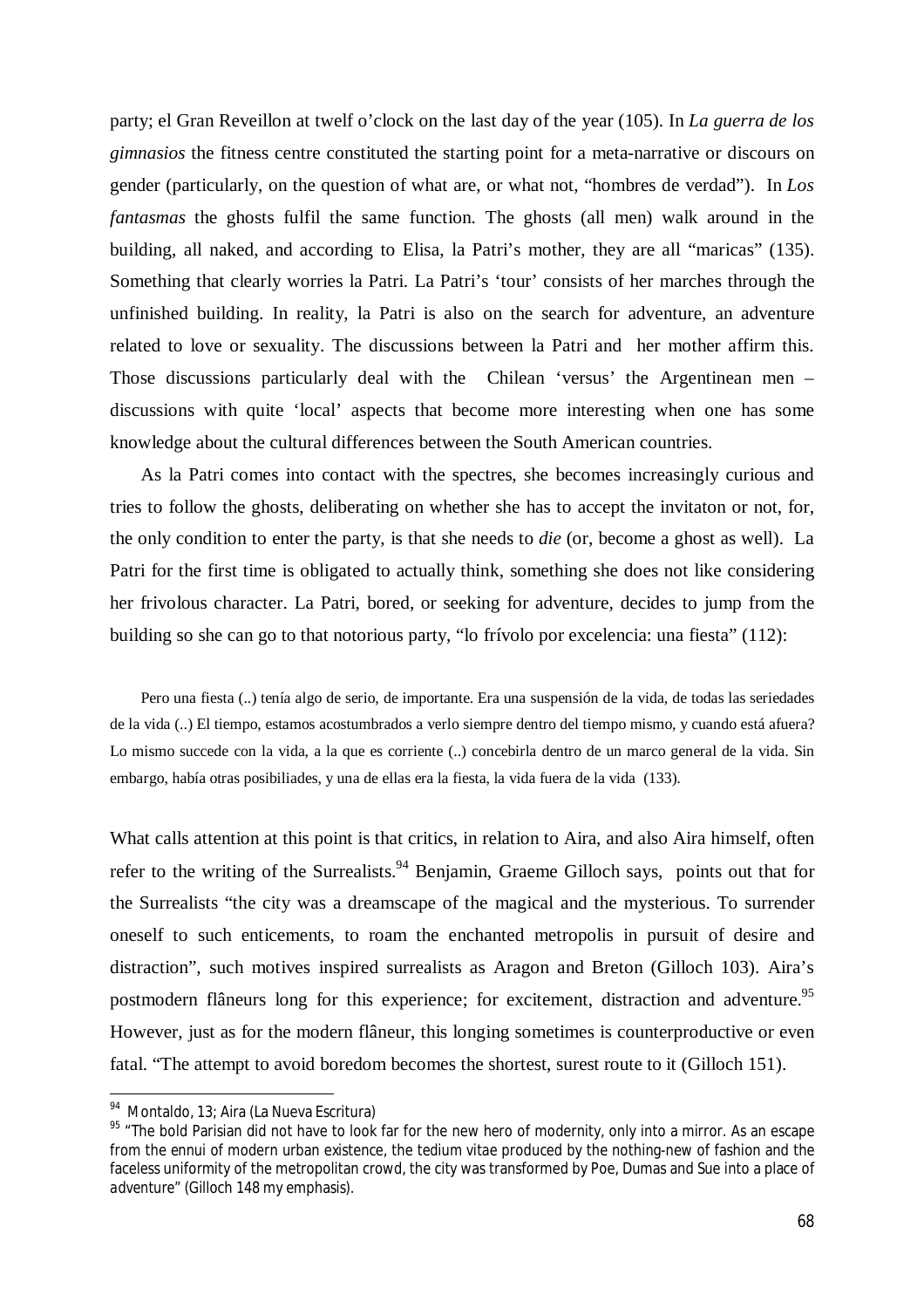party; el Gran Reveillon at twelf o'clock on the last day of the year (105). In *La guerra de los gimnasios* the fitness centre constituted the starting point for a meta-narrative or discours on gender (particularly, on the question of what are, or what not, "hombres de verdad"). In *Los fantasmas* the ghosts fulfil the same function. The ghosts (all men) walk around in the building, all naked, and according to Elisa, la Patri's mother, they are all "maricas" (135). Something that clearly worries la Patri. La Patri's 'tour' consists of her marches through the unfinished building. In reality, la Patri is also on the search for adventure, an adventure related to love or sexuality. The discussions between la Patri and her mother affirm this. Those discussions particularly deal with the Chilean 'versus' the Argentinean men – discussions with quite 'local' aspects that become more interesting when one has some knowledge about the cultural differences between the South American countries.

As la Patri comes into contact with the spectres, she becomes increasingly curious and tries to follow the ghosts, deliberating on whether she has to accept the invitaton or not, for, the only condition to enter the party, is that she needs to *die* (or, become a ghost as well). La Patri for the first time is obligated to actually think, something she does not like considering her frivolous character. La Patri, bored, or seeking for adventure, decides to jump from the building so she can go to that notorious party, "lo frívolo por excelencia: una fiesta" (112):

> Pero una fiesta (..) tenía algo de serio, de importante. Era una suspensión de la vida, de todas las seriedades de la vida (..) El tiempo, estamos acostumbrados a verlo siempre dentro del tiempo mismo, y cuando está afuera? Lo mismo succede con la vida, a la que es corriente (..) concebirla dentro de un marco general de la vida. Sin embargo, había otras posibiliades, y una de ellas era la fiesta, la vida fuera de la vida (133).

What calls attention at this point is that critics, in relation to Aira, and also Aira himself, often refer to the writing of the Surrealists.[94] Benjamin, Graeme Gilloch says, points out that for the Surrealists "the city was a dreamscape of the magical and the mysterious. To surrender oneself to such enticements, to roam the enchanted metropolis in pursuit of desire and distraction", such motives inspired surrealists as Aragon and Breton (Gilloch 103). Aira's postmodern flâneurs long for this experience; for excitement, distraction and adventure.[95] However, just as for the modern flâneur, this longing sometimes is counterproductive or even fatal. "The attempt to avoid boredom becomes the shortest, surest route to it (Gilloch 151).

---

[94] Montaldo, 13; Aira (La Nueva Escritura)

[95] "The bold Parisian did not have to look far for the new hero of modernity, only into a mirror. As an escape from the ennui of modern urban existence, the tedium vitae produced by the nothing-new of fashion and the faceless uniformity of the metropolitan crowd, the city was transformed by Poe, Dumas and Sue into a place of *adventure*" (Gilloch 148 my emphasis).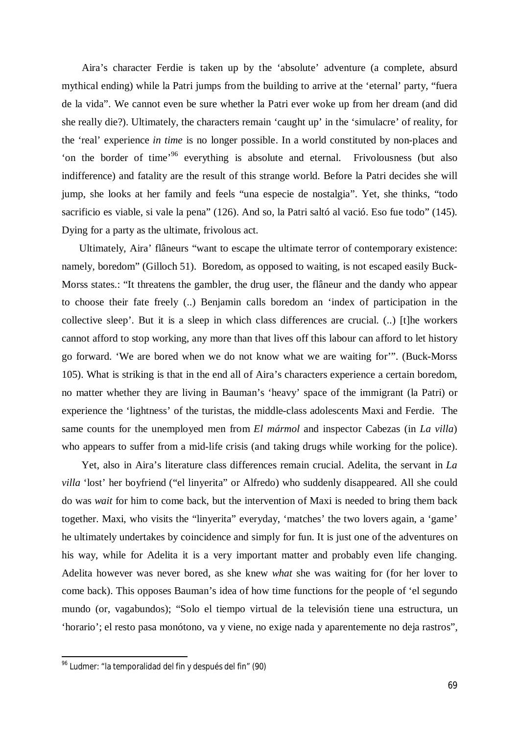Aira's character Ferdie is taken up by the 'absolute' adventure (a complete, absurd mythical ending) while la Patri jumps from the building to arrive at the 'eternal' party, "fuera de la vida". We cannot even be sure whether la Patri ever woke up from her dream (and did she really die?). Ultimately, the characters remain 'caught up' in the 'simulacre' of reality, for the 'real' experience *in time* is no longer possible. In a world constituted by non-places and 'on the border of time'[96] everything is absolute and eternal. Frivolousness (but also indifference) and fatality are the result of this strange world. Before la Patri decides she will jump, she looks at her family and feels "una especie de nostalgia". Yet, she thinks, "todo sacrificio es viable, si vale la pena" (126). And so, la Patri saltó al vació. Eso fue todo" (145). Dying for a party as the ultimate, frivolous act.

Ultimately, Aira' flâneurs "want to escape the ultimate terror of contemporary existence: namely, boredom" (Gilloch 51). Boredom, as opposed to waiting, is not escaped easily Buck-Morss states.: "It threatens the gambler, the drug user, the flâneur and the dandy who appear to choose their fate freely (..) Benjamin calls boredom an 'index of participation in the collective sleep'. But it is a sleep in which class differences are crucial. (..) [t]he workers cannot afford to stop working, any more than that lives off this labour can afford to let history go forward. 'We are bored when we do not know what we are waiting for'". (Buck-Morss 105). What is striking is that in the end all of Aira's characters experience a certain boredom, no matter whether they are living in Bauman's 'heavy' space of the immigrant (la Patri) or experience the 'lightness' of the turistas, the middle-class adolescents Maxi and Ferdie. The same counts for the unemployed men from *El mármol* and inspector Cabezas (in *La villa*) who appears to suffer from a mid-life crisis (and taking drugs while working for the police).

Yet, also in Aira's literature class differences remain crucial. Adelita, the servant in *La villa* 'lost' her boyfriend ("el linyerita" or Alfredo) who suddenly disappeared. All she could do was *wait* for him to come back, but the intervention of Maxi is needed to bring them back together. Maxi, who visits the "linyerita" everyday, 'matches' the two lovers again, a 'game' he ultimately undertakes by coincidence and simply for fun. It is just one of the adventures on his way, while for Adelita it is a very important matter and probably even life changing. Adelita however was never bored, as she knew *what* she was waiting for (for her lover to come back). This opposes Bauman's idea of how time functions for the people of 'el segundo mundo (or, vagabundos); "Solo el tiempo virtual de la televisión tiene una estructura, un 'horario'; el resto pasa monótono, va y viene, no exige nada y aparentemente no deja rastros",

---

[96] Ludmer: "la temporalidad del fin y después del fin" (90)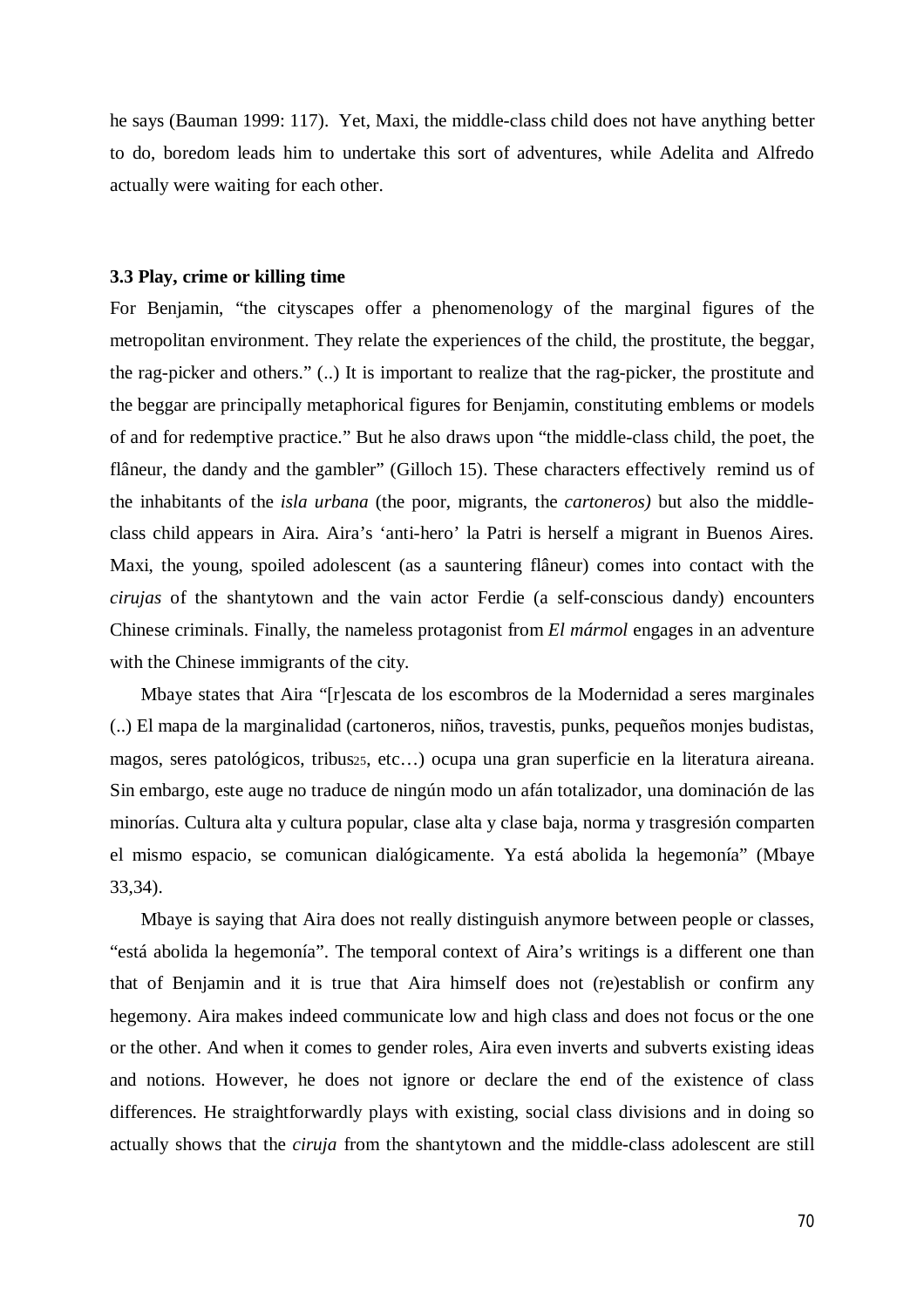he says (Bauman 1999: 117). Yet, Maxi, the middle-class child does not have anything better to do, boredom leads him to undertake this sort of adventures, while Adelita and Alfredo actually were waiting for each other.

### 3.3 Play, crime or killing time

For Benjamin, "the cityscapes offer a phenomenology of the marginal figures of the metropolitan environment. They relate the experiences of the child, the prostitute, the beggar, the rag-picker and others." (..) It is important to realize that the rag-picker, the prostitute and the beggar are principally metaphorical figures for Benjamin, constituting emblems or models of and for redemptive practice." But he also draws upon "the middle-class child, the poet, the flâneur, the dandy and the gambler" (Gilloch 15). These characters effectively remind us of the inhabitants of the *isla urbana* (the poor, migrants, the *cartoneros)* but also the middle-class child appears in Aira. Aira's 'anti-hero' la Patri is herself a migrant in Buenos Aires. Maxi, the young, spoiled adolescent (as a sauntering flâneur) comes into contact with the *cirujas* of the shantytown and the vain actor Ferdie (a self-conscious dandy) encounters Chinese criminals. Finally, the nameless protagonist from *El mármol* engages in an adventure with the Chinese immigrants of the city.

Mbaye states that Aira "[r]escata de los escombros de la Modernidad a seres marginales (..) El mapa de la marginalidad (cartoneros, niños, travestis, punks, pequeños monjes budistas, magos, seres patológicos, tribus[25], etc…) ocupa una gran superficie en la literatura aireana. Sin embargo, este auge no traduce de ningún modo un afán totalizador, una dominación de las minorías. Cultura alta y cultura popular, clase alta y clase baja, norma y trasgresión comparten el mismo espacio, se comunican dialógicamente. Ya está abolida la hegemonía" (Mbaye 33,34).

Mbaye is saying that Aira does not really distinguish anymore between people or classes, "está abolida la hegemonía". The temporal context of Aira's writings is a different one than that of Benjamin and it is true that Aira himself does not (re)establish or confirm any hegemony. Aira makes indeed communicate low and high class and does not focus or the one or the other. And when it comes to gender roles, Aira even inverts and subverts existing ideas and notions. However, he does not ignore or declare the end of the existence of class differences. He straightforwardly plays with existing, social class divisions and in doing so actually shows that the *ciruja* from the shantytown and the middle-class adolescent are still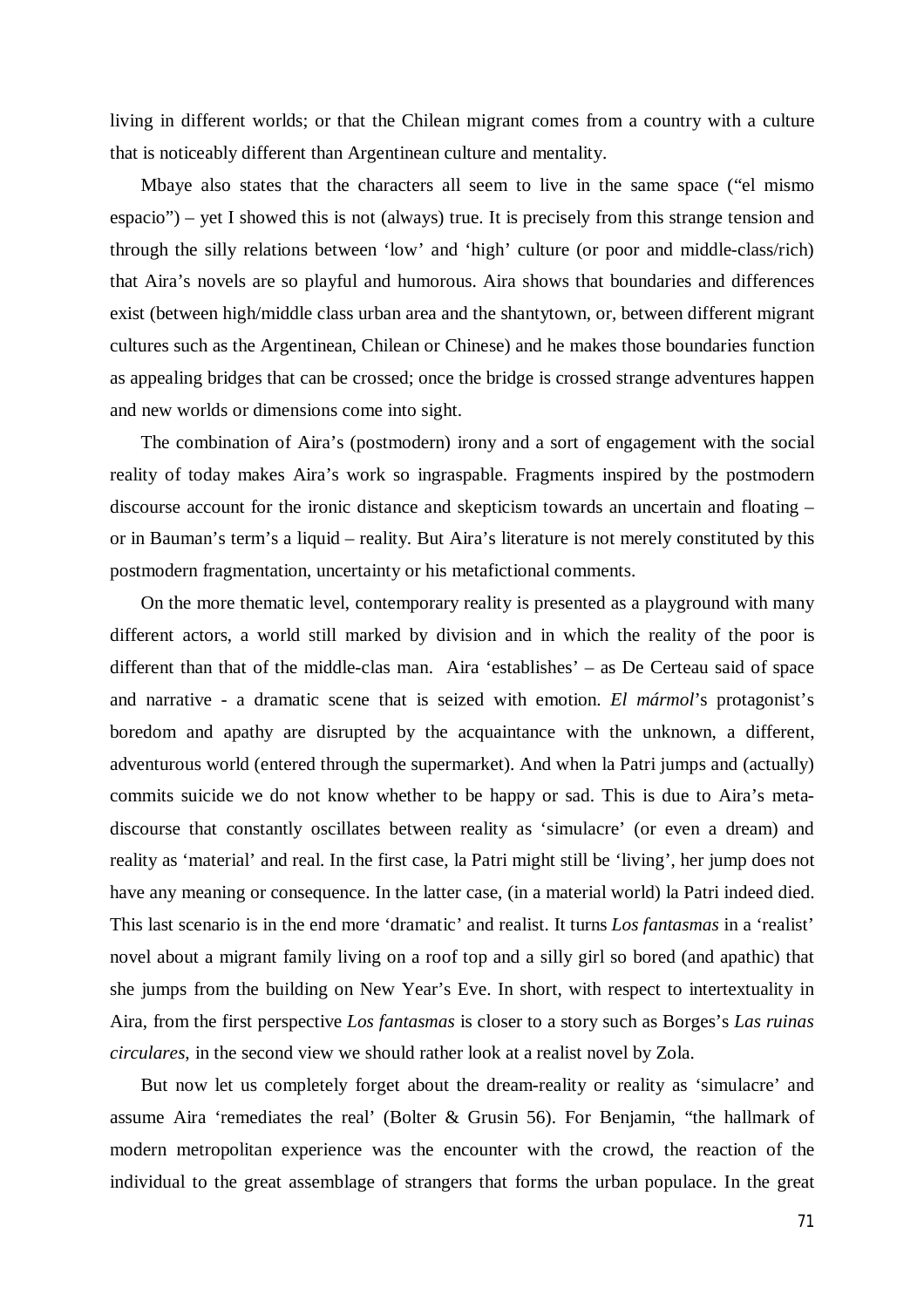living in different worlds; or that the Chilean migrant comes from a country with a culture that is noticeably different than Argentinean culture and mentality.

Mbaye also states that the characters all seem to live in the same space ("el mismo espacio") – yet I showed this is not (always) true. It is precisely from this strange tension and through the silly relations between 'low' and 'high' culture (or poor and middle-class/rich) that Aira's novels are so playful and humorous. Aira shows that boundaries and differences exist (between high/middle class urban area and the shantytown, or, between different migrant cultures such as the Argentinean, Chilean or Chinese) and he makes those boundaries function as appealing bridges that can be crossed; once the bridge is crossed strange adventures happen and new worlds or dimensions come into sight.

The combination of Aira's (postmodern) irony and a sort of engagement with the social reality of today makes Aira's work so ingraspable. Fragments inspired by the postmodern discourse account for the ironic distance and skepticism towards an uncertain and floating – or in Bauman's term's a liquid – reality. But Aira's literature is not merely constituted by this postmodern fragmentation, uncertainty or his metafictional comments.

On the more thematic level, contemporary reality is presented as a playground with many different actors, a world still marked by division and in which the reality of the poor is different than that of the middle-clas man. Aira 'establishes' – as De Certeau said of space and narrative - a dramatic scene that is seized with emotion. *El mármol*'s protagonist's boredom and apathy are disrupted by the acquaintance with the unknown, a different, adventurous world (entered through the supermarket). And when la Patri jumps and (actually) commits suicide we do not know whether to be happy or sad. This is due to Aira's meta-discourse that constantly oscillates between reality as 'simulacre' (or even a dream) and reality as 'material' and real. In the first case, la Patri might still be 'living', her jump does not have any meaning or consequence. In the latter case, (in a material world) la Patri indeed died. This last scenario is in the end more 'dramatic' and realist. It turns *Los fantasmas* in a 'realist' novel about a migrant family living on a roof top and a silly girl so bored (and apathic) that she jumps from the building on New Year's Eve. In short, with respect to intertextuality in Aira, from the first perspective *Los fantasmas* is closer to a story such as Borges's *Las ruinas circulares*, in the second view we should rather look at a realist novel by Zola.

But now let us completely forget about the dream-reality or reality as 'simulacre' and assume Aira 'remediates the real' (Bolter & Grusin 56). For Benjamin, "the hallmark of modern metropolitan experience was the encounter with the crowd, the reaction of the individual to the great assemblage of strangers that forms the urban populace. In the great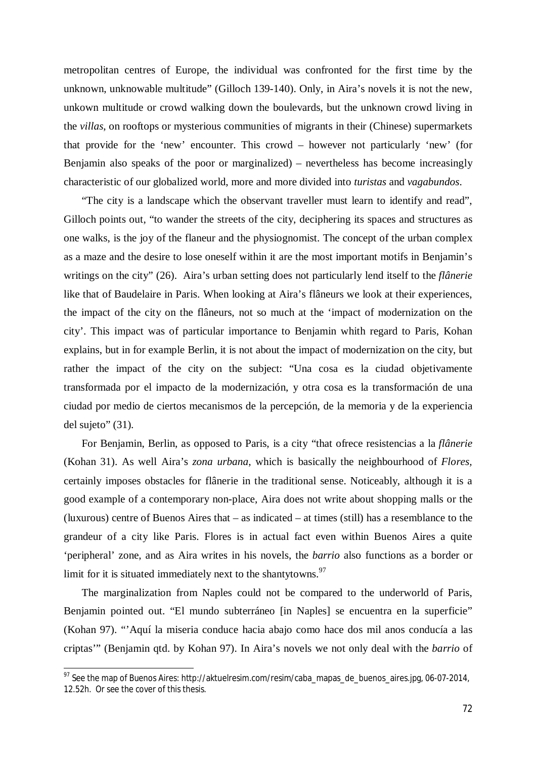metropolitan centres of Europe, the individual was confronted for the first time by the unknown, unknowable multitude" (Gilloch 139-140). Only, in Aira's novels it is not the new, unkown multitude or crowd walking down the boulevards, but the unknown crowd living in the *villas*, on rooftops or mysterious communities of migrants in their (Chinese) supermarkets that provide for the 'new' encounter. This crowd – however not particularly 'new' (for Benjamin also speaks of the poor or marginalized) – nevertheless has become increasingly characteristic of our globalized world, more and more divided into *turistas* and *vagabundos*.

"The city is a landscape which the observant traveller must learn to identify and read", Gilloch points out, "to wander the streets of the city, deciphering its spaces and structures as one walks, is the joy of the flaneur and the physiognomist. The concept of the urban complex as a maze and the desire to lose oneself within it are the most important motifs in Benjamin's writings on the city" (26). Aira's urban setting does not particularly lend itself to the *flânerie* like that of Baudelaire in Paris. When looking at Aira's flâneurs we look at their experiences, the impact of the city on the flâneurs, not so much at the 'impact of modernization on the city'. This impact was of particular importance to Benjamin whith regard to Paris, Kohan explains, but in for example Berlin, it is not about the impact of modernization on the city, but rather the impact of the city on the subject: "Una cosa es la ciudad objetivamente transformada por el impacto de la modernización, y otra cosa es la transformación de una ciudad por medio de ciertos mecanismos de la percepción, de la memoria y de la experiencia del sujeto" (31).

For Benjamin, Berlin, as opposed to Paris, is a city "that ofrece resistencias a la *flânerie* (Kohan 31). As well Aira's *zona urbana*, which is basically the neighbourhood of *Flores*, certainly imposes obstacles for flânerie in the traditional sense. Noticeably, although it is a good example of a contemporary non-place, Aira does not write about shopping malls or the (luxurous) centre of Buenos Aires that – as indicated – at times (still) has a resemblance to the grandeur of a city like Paris. Flores is in actual fact even within Buenos Aires a quite 'peripheral' zone, and as Aira writes in his novels, the *barrio* also functions as a border or limit for it is situated immediately next to the shantytowns.[97]

The marginalization from Naples could not be compared to the underworld of Paris, Benjamin pointed out. "El mundo subterráneo [in Naples] se encuentra en la superficie" (Kohan 97). "'Aquí la miseria conduce hacia abajo como hace dos mil anos conducía a las criptas'" (Benjamin qtd. by Kohan 97). In Aira's novels we not only deal with the *barrio* of

[97] See the map of Buenos Aires: http://aktuelresim.com/resim/caba_mapas_de_buenos_aires.jpg, 06-07-2014, 12.52h. Or see the cover of this thesis.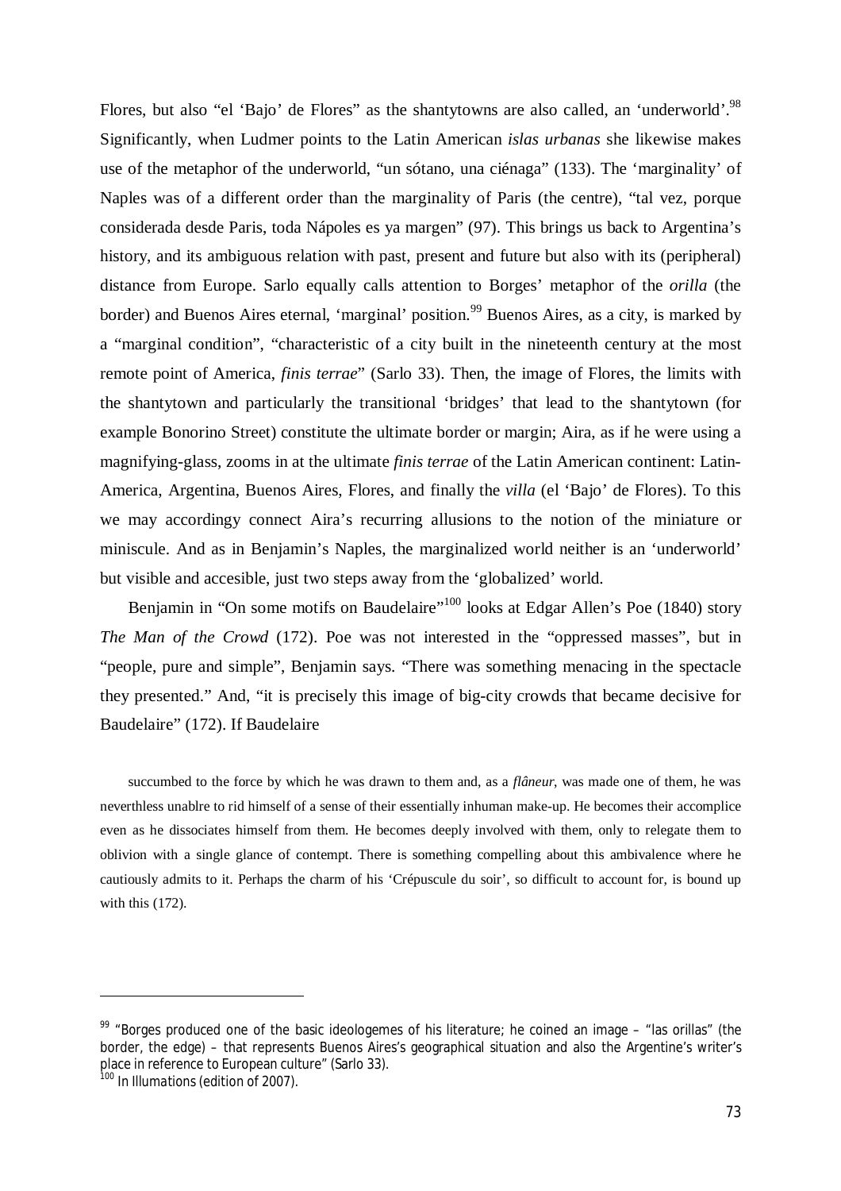Flores, but also "el 'Bajo' de Flores" as the shantytowns are also called, an 'underworld'.[98] Significantly, when Ludmer points to the Latin American *islas urbanas* she likewise makes use of the metaphor of the underworld, "un sótano, una ciénaga" (133). The 'marginality' of Naples was of a different order than the marginality of Paris (the centre), "tal vez, porque considerada desde Paris, toda Nápoles es ya margen" (97). This brings us back to Argentina's history, and its ambiguous relation with past, present and future but also with its (peripheral) distance from Europe. Sarlo equally calls attention to Borges' metaphor of the *orilla* (the border) and Buenos Aires eternal, 'marginal' position.[99] Buenos Aires, as a city, is marked by a "marginal condition", "characteristic of a city built in the nineteenth century at the most remote point of America, *finis terrae*" (Sarlo 33). Then, the image of Flores, the limits with the shantytown and particularly the transitional 'bridges' that lead to the shantytown (for example Bonorino Street) constitute the ultimate border or margin; Aira, as if he were using a magnifying-glass, zooms in at the ultimate *finis terrae* of the Latin American continent: Latin-America, Argentina, Buenos Aires, Flores, and finally the *villa* (el 'Bajo' de Flores). To this we may accordingy connect Aira's recurring allusions to the notion of the miniature or miniscule. And as in Benjamin's Naples, the marginalized world neither is an 'underworld' but visible and accesible, just two steps away from the 'globalized' world.

Benjamin in "On some motifs on Baudelaire"[100] looks at Edgar Allen's Poe (1840) story *The Man of the Crowd* (172). Poe was not interested in the "oppressed masses", but in "people, pure and simple", Benjamin says. "There was something menacing in the spectacle they presented." And, "it is precisely this image of big-city crowds that became decisive for Baudelaire" (172). If Baudelaire

> succumbed to the force by which he was drawn to them and, as a *flâneur*, was made one of them, he was neverthless unablre to rid himself of a sense of their essentially inhuman make-up. He becomes their accomplice even as he dissociates himself from them. He becomes deeply involved with them, only to relegate them to oblivion with a single glance of contempt. There is something compelling about this ambivalence where he cautiously admits to it. Perhaps the charm of his 'Crépuscule du soir', so difficult to account for, is bound up with this (172).

[99] "Borges produced one of the basic ideologemes of his literature; he coined an image – "las orillas" (the border, the edge) – that represents Buenos Aires's geographical situation and also the Argentine's writer's place in reference to European culture" (Sarlo 33).

[100] In Illumations (edition of 2007).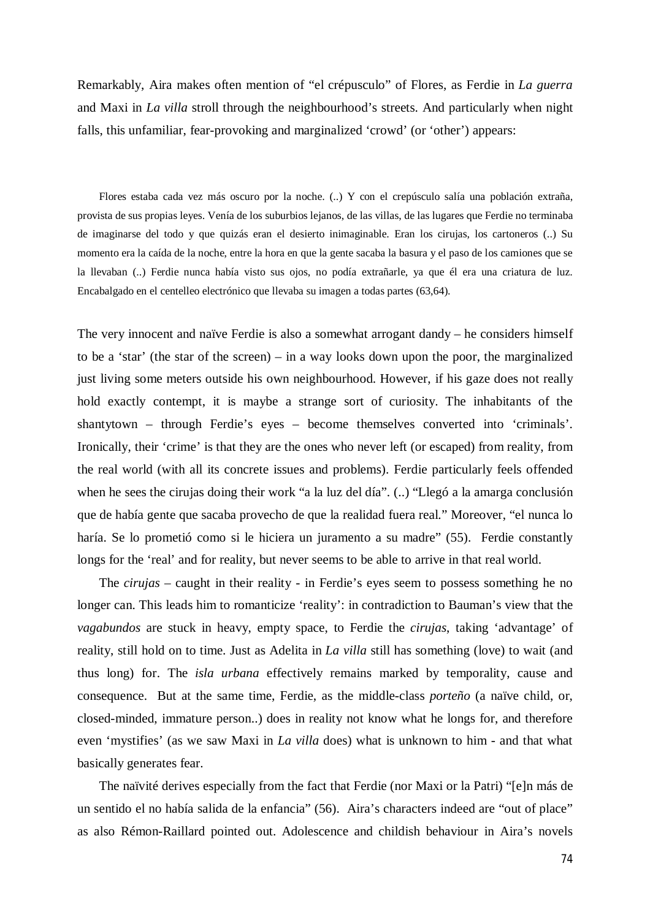Remarkably, Aira makes often mention of "el crépusculo" of Flores, as Ferdie in *La guerra* and Maxi in *La villa* stroll through the neighbourhood's streets. And particularly when night falls, this unfamiliar, fear-provoking and marginalized 'crowd' (or 'other') appears:

> Flores estaba cada vez más oscuro por la noche. (..) Y con el crepúsculo salía una población extraña, provista de sus propias leyes. Venía de los suburbios lejanos, de las villas, de las lugares que Ferdie no terminaba de imaginarse del todo y que quizás eran el desierto inimaginable. Eran los cirujas, los cartoneros (..) Su momento era la caída de la noche, entre la hora en que la gente sacaba la basura y el paso de los camiones que se la llevaban (..) Ferdie nunca había visto sus ojos, no podía extrañarle, ya que él era una criatura de luz. Encabalgado en el centelleo electrónico que llevaba su imagen a todas partes (63,64).

The very innocent and naïve Ferdie is also a somewhat arrogant dandy – he considers himself to be a 'star' (the star of the screen) – in a way looks down upon the poor, the marginalized just living some meters outside his own neighbourhood. However, if his gaze does not really hold exactly contempt, it is maybe a strange sort of curiosity. The inhabitants of the shantytown – through Ferdie's eyes – become themselves converted into 'criminals'. Ironically, their 'crime' is that they are the ones who never left (or escaped) from reality, from the real world (with all its concrete issues and problems). Ferdie particularly feels offended when he sees the cirujas doing their work "a la luz del día". (..) "Llegó a la amarga conclusión que de había gente que sacaba provecho de que la realidad fuera real." Moreover, "el nunca lo haría. Se lo prometió como si le hiciera un juramento a su madre" (55). Ferdie constantly longs for the 'real' and for reality, but never seems to be able to arrive in that real world.

The *cirujas* – caught in their reality - in Ferdie's eyes seem to possess something he no longer can. This leads him to romanticize 'reality': in contradiction to Bauman's view that the *vagabundos* are stuck in heavy, empty space, to Ferdie the *cirujas*, taking 'advantage' of reality, still hold on to time. Just as Adelita in *La villa* still has something (love) to wait (and thus long) for. The *isla urbana* effectively remains marked by temporality, cause and consequence. But at the same time, Ferdie, as the middle-class *porteño* (a naïve child, or, closed-minded, immature person..) does in reality not know what he longs for, and therefore even 'mystifies' (as we saw Maxi in *La villa* does) what is unknown to him - and that what basically generates fear.

The naïvité derives especially from the fact that Ferdie (nor Maxi or la Patri) "[e]n más de un sentido el no había salida de la enfancia" (56). Aira's characters indeed are "out of place" as also Rémon-Raillard pointed out. Adolescence and childish behaviour in Aira's novels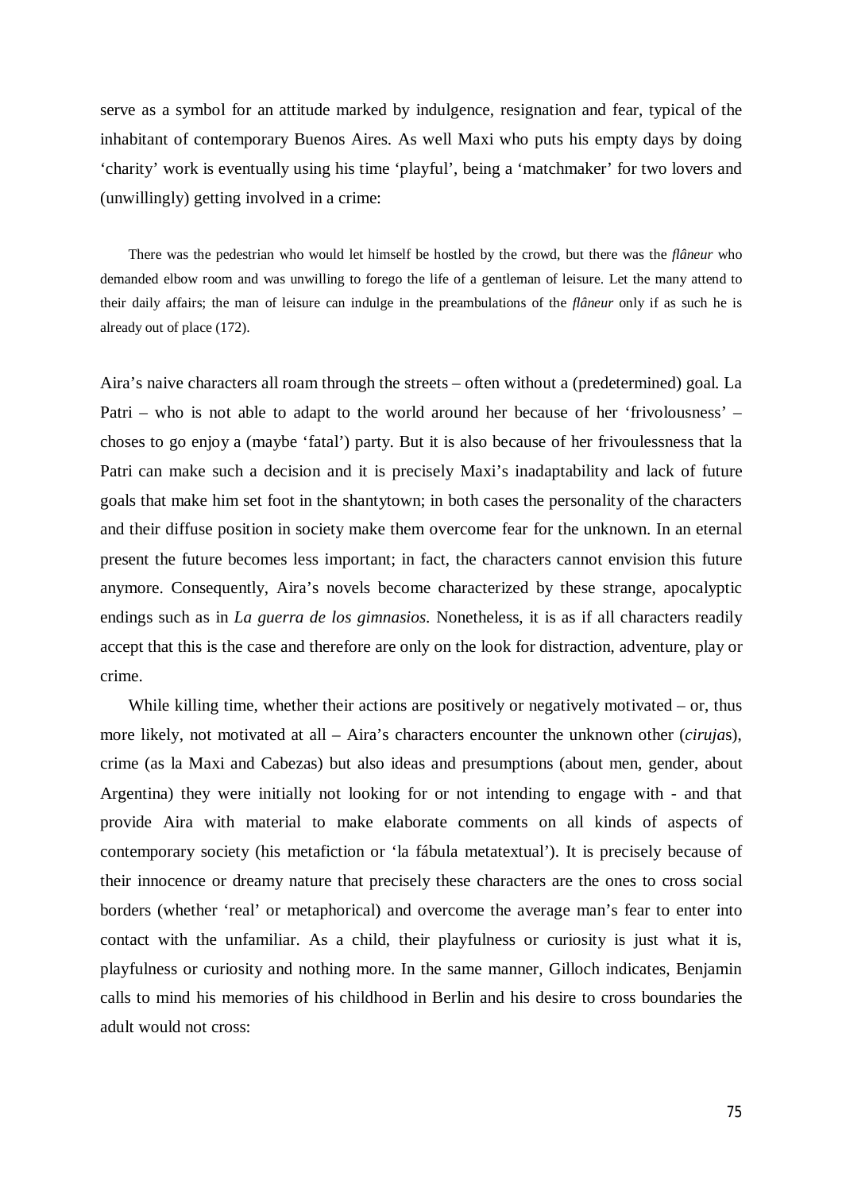serve as a symbol for an attitude marked by indulgence, resignation and fear, typical of the inhabitant of contemporary Buenos Aires. As well Maxi who puts his empty days by doing 'charity' work is eventually using his time 'playful', being a 'matchmaker' for two lovers and (unwillingly) getting involved in a crime:

> There was the pedestrian who would let himself be hostled by the crowd, but there was the *flâneur* who demanded elbow room and was unwilling to forego the life of a gentleman of leisure. Let the many attend to their daily affairs; the man of leisure can indulge in the preambulations of the *flâneur* only if as such he is already out of place (172).

Aira's naive characters all roam through the streets – often without a (predetermined) goal. La Patri – who is not able to adapt to the world around her because of her 'frivolousness' – choses to go enjoy a (maybe 'fatal') party. But it is also because of her frivoulessness that la Patri can make such a decision and it is precisely Maxi's inadaptability and lack of future goals that make him set foot in the shantytown; in both cases the personality of the characters and their diffuse position in society make them overcome fear for the unknown. In an eternal present the future becomes less important; in fact, the characters cannot envision this future anymore. Consequently, Aira's novels become characterized by these strange, apocalyptic endings such as in *La guerra de los gimnasios*. Nonetheless, it is as if all characters readily accept that this is the case and therefore are only on the look for distraction, adventure, play or crime.

While killing time, whether their actions are positively or negatively motivated – or, thus more likely, not motivated at all – Aira's characters encounter the unknown other (*ciruja*s), crime (as la Maxi and Cabezas) but also ideas and presumptions (about men, gender, about Argentina) they were initially not looking for or not intending to engage with - and that provide Aira with material to make elaborate comments on all kinds of aspects of contemporary society (his metafiction or 'la fábula metatextual'). It is precisely because of their innocence or dreamy nature that precisely these characters are the ones to cross social borders (whether 'real' or metaphorical) and overcome the average man's fear to enter into contact with the unfamiliar. As a child, their playfulness or curiosity is just what it is, playfulness or curiosity and nothing more. In the same manner, Gilloch indicates, Benjamin calls to mind his memories of his childhood in Berlin and his desire to cross boundaries the adult would not cross: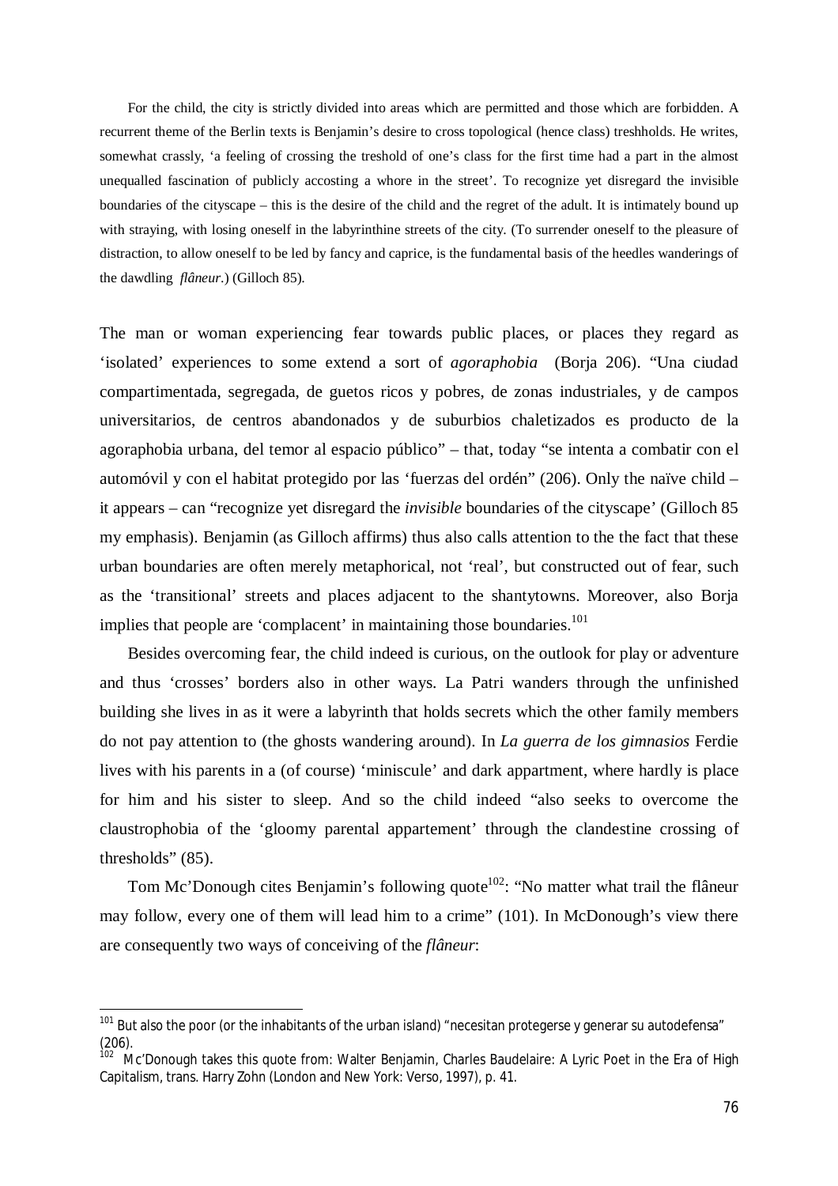> For the child, the city is strictly divided into areas which are permitted and those which are forbidden. A recurrent theme of the Berlin texts is Benjamin's desire to cross topological (hence class) treshholds. He writes, somewhat crassly, 'a feeling of crossing the treshold of one's class for the first time had a part in the almost unequalled fascination of publicly accosting a whore in the street'. To recognize yet disregard the invisible boundaries of the cityscape – this is the desire of the child and the regret of the adult. It is intimately bound up with straying, with losing oneself in the labyrinthine streets of the city. (To surrender oneself to the pleasure of distraction, to allow oneself to be led by fancy and caprice, is the fundamental basis of the heedles wanderings of the dawdling *flâneur*.) (Gilloch 85).

The man or woman experiencing fear towards public places, or places they regard as 'isolated' experiences to some extend a sort of *agoraphobia* (Borja 206). "Una ciudad compartimentada, segregada, de guetos ricos y pobres, de zonas industriales, y de campos universitarios, de centros abandonados y de suburbios chaletizados es producto de la agoraphobia urbana, del temor al espacio público" – that, today "se intenta a combatir con el automóvil y con el habitat protegido por las 'fuerzas del ordén" (206). Only the naïve child – it appears – can "recognize yet disregard the *invisible* boundaries of the cityscape' (Gilloch 85 my emphasis). Benjamin (as Gilloch affirms) thus also calls attention to the the fact that these urban boundaries are often merely metaphorical, not 'real', but constructed out of fear, such as the 'transitional' streets and places adjacent to the shantytowns. Moreover, also Borja implies that people are 'complacent' in maintaining those boundaries.[101]

Besides overcoming fear, the child indeed is curious, on the outlook for play or adventure and thus 'crosses' borders also in other ways. La Patri wanders through the unfinished building she lives in as it were a labyrinth that holds secrets which the other family members do not pay attention to (the ghosts wandering around). In *La guerra de los gimnasios* Ferdie lives with his parents in a (of course) 'miniscule' and dark appartment, where hardly is place for him and his sister to sleep. And so the child indeed "also seeks to overcome the claustrophobia of the 'gloomy parental appartement' through the clandestine crossing of thresholds" (85).

Tom Mc'Donough cites Benjamin's following quote[102]: "No matter what trail the flâneur may follow, every one of them will lead him to a crime" (101). In McDonough's view there are consequently two ways of conceiving of the *flâneur*:

---

[101] But also the poor (or the inhabitants of the urban island) "necesitan protegerse y generar su autodefensa" (206).

[102] Mc'Donough takes this quote from: Walter Benjamin, Charles Baudelaire: A Lyric Poet in the Era of High Capitalism, trans. Harry Zohn (London and New York: Verso, 1997), p. 41.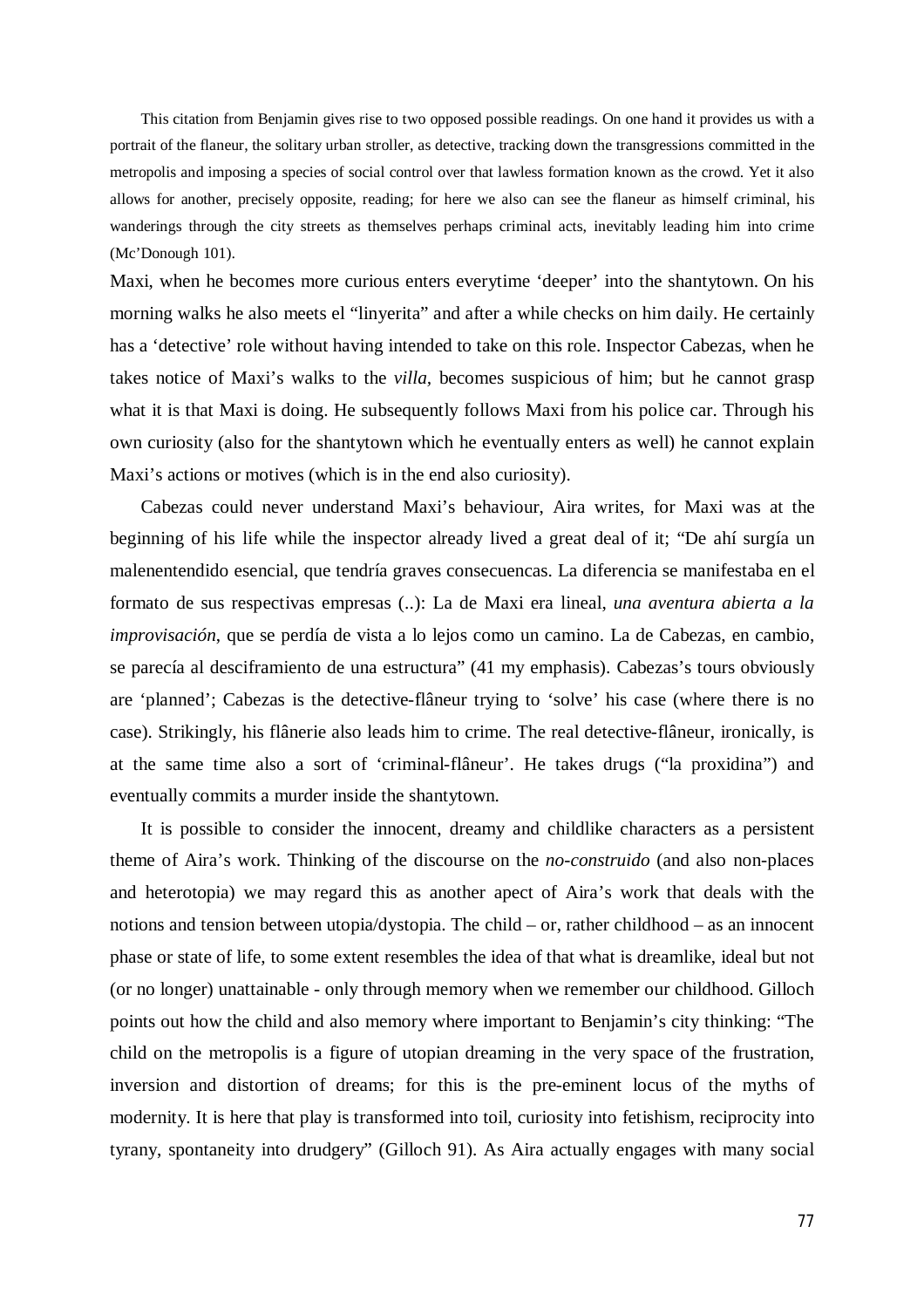> This citation from Benjamin gives rise to two opposed possible readings. On one hand it provides us with a portrait of the flaneur, the solitary urban stroller, as detective, tracking down the transgressions committed in the metropolis and imposing a species of social control over that lawless formation known as the crowd. Yet it also allows for another, precisely opposite, reading; for here we also can see the flaneur as himself criminal, his wanderings through the city streets as themselves perhaps criminal acts, inevitably leading him into crime (Mc'Donough 101).

Maxi, when he becomes more curious enters everytime 'deeper' into the shantytown. On his morning walks he also meets el "linyerita" and after a while checks on him daily. He certainly has a 'detective' role without having intended to take on this role. Inspector Cabezas, when he takes notice of Maxi's walks to the *villa,* becomes suspicious of him; but he cannot grasp what it is that Maxi is doing. He subsequently follows Maxi from his police car. Through his own curiosity (also for the shantytown which he eventually enters as well) he cannot explain Maxi's actions or motives (which is in the end also curiosity).

Cabezas could never understand Maxi's behaviour, Aira writes, for Maxi was at the beginning of his life while the inspector already lived a great deal of it; "De ahí surgía un malenentendido esencial, que tendría graves consecuencas. La diferencia se manifestaba en el formato de sus respectivas empresas (..): La de Maxi era lineal, *una aventura abierta a la improvisación*, que se perdía de vista a lo lejos como un camino. La de Cabezas, en cambio, se parecía al desciframiento de una estructura" (41 my emphasis). Cabezas's tours obviously are 'planned'; Cabezas is the detective-flâneur trying to 'solve' his case (where there is no case). Strikingly, his flânerie also leads him to crime. The real detective-flâneur, ironically, is at the same time also a sort of 'criminal-flâneur'. He takes drugs ("la proxidina") and eventually commits a murder inside the shantytown.

It is possible to consider the innocent, dreamy and childlike characters as a persistent theme of Aira's work. Thinking of the discourse on the *no-construido* (and also non-places and heterotopia) we may regard this as another apect of Aira's work that deals with the notions and tension between utopia/dystopia. The child – or, rather childhood – as an innocent phase or state of life, to some extent resembles the idea of that what is dreamlike, ideal but not (or no longer) unattainable - only through memory when we remember our childhood. Gilloch points out how the child and also memory where important to Benjamin's city thinking: "The child on the metropolis is a figure of utopian dreaming in the very space of the frustration, inversion and distortion of dreams; for this is the pre-eminent locus of the myths of modernity. It is here that play is transformed into toil, curiosity into fetishism, reciprocity into tyrany, spontaneity into drudgery" (Gilloch 91). As Aira actually engages with many social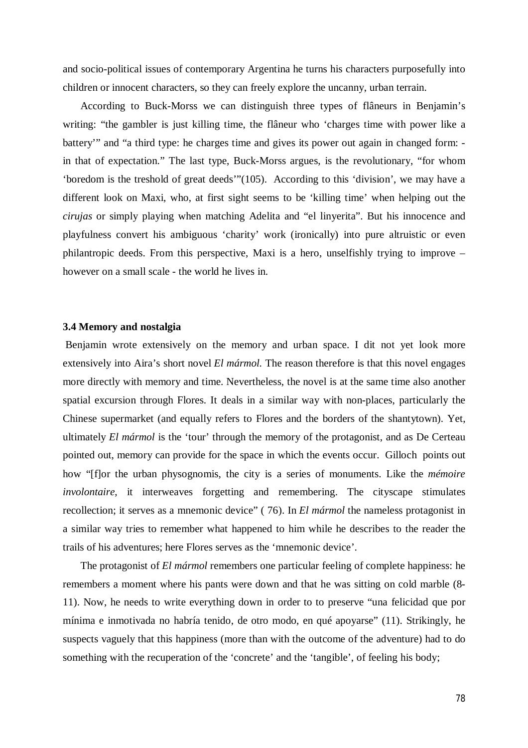and socio-political issues of contemporary Argentina he turns his characters purposefully into children or innocent characters, so they can freely explore the uncanny, urban terrain.

According to Buck-Morss we can distinguish three types of flâneurs in Benjamin's writing: "the gambler is just killing time, the flâneur who 'charges time with power like a battery'" and "a third type: he charges time and gives its power out again in changed form: - in that of expectation." The last type, Buck-Morss argues, is the revolutionary, "for whom 'boredom is the treshold of great deeds'"(105). According to this 'division', we may have a different look on Maxi, who, at first sight seems to be 'killing time' when helping out the *cirujas* or simply playing when matching Adelita and "el linyerita". But his innocence and playfulness convert his ambiguous 'charity' work (ironically) into pure altruistic or even philantropic deeds. From this perspective, Maxi is a hero, unselfishly trying to improve – however on a small scale - the world he lives in.

### 3.4 Memory and nostalgia

Benjamin wrote extensively on the memory and urban space. I dit not yet look more extensively into Aira's short novel *El mármol.* The reason therefore is that this novel engages more directly with memory and time. Nevertheless, the novel is at the same time also another spatial excursion through Flores. It deals in a similar way with non-places, particularly the Chinese supermarket (and equally refers to Flores and the borders of the shantytown). Yet, ultimately *El mármol* is the 'tour' through the memory of the protagonist, and as De Certeau pointed out, memory can provide for the space in which the events occur. Gilloch points out how "[f]or the urban physognomis, the city is a series of monuments. Like the *mémoire involontaire*, it interweaves forgetting and remembering. The cityscape stimulates recollection; it serves as a mnemonic device" ( 76). In *El mármol* the nameless protagonist in a similar way tries to remember what happened to him while he describes to the reader the trails of his adventures; here Flores serves as the 'mnemonic device'.

The protagonist of *El mármol* remembers one particular feeling of complete happiness: he remembers a moment where his pants were down and that he was sitting on cold marble (8-11). Now, he needs to write everything down in order to to preserve "una felicidad que por mínima e inmotivada no habría tenido, de otro modo, en qué apoyarse" (11). Strikingly, he suspects vaguely that this happiness (more than with the outcome of the adventure) had to do something with the recuperation of the 'concrete' and the 'tangible', of feeling his body;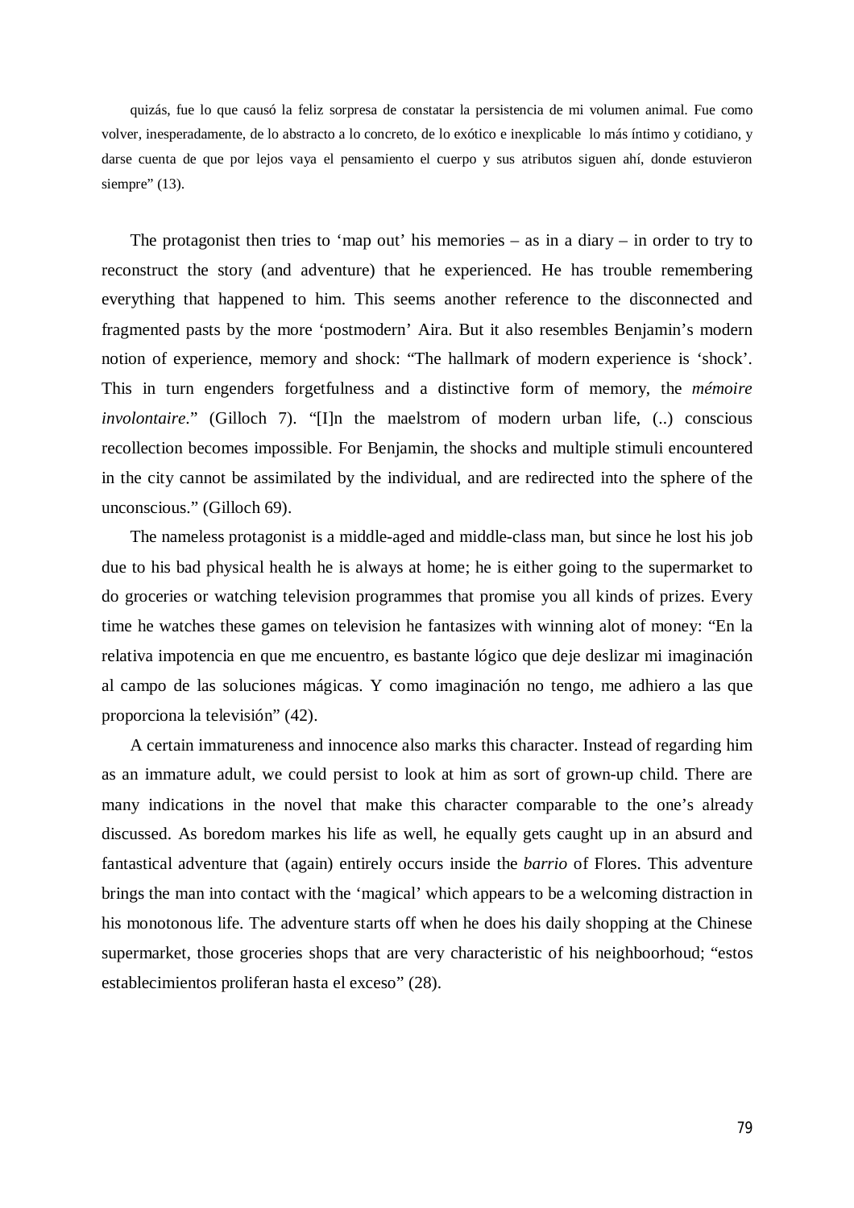quizás, fue lo que causó la feliz sorpresa de constatar la persistencia de mi volumen animal. Fue como volver, inesperadamente, de lo abstracto a lo concreto, de lo exótico e inexplicable lo más íntimo y cotidiano, y darse cuenta de que por lejos vaya el pensamiento el cuerpo y sus atributos siguen ahí, donde estuvieron siempre" (13).

The protagonist then tries to 'map out' his memories – as in a diary – in order to try to reconstruct the story (and adventure) that he experienced. He has trouble remembering everything that happened to him. This seems another reference to the disconnected and fragmented pasts by the more 'postmodern' Aira. But it also resembles Benjamin's modern notion of experience, memory and shock: "The hallmark of modern experience is 'shock'. This in turn engenders forgetfulness and a distinctive form of memory, the *mémoire involontaire*." (Gilloch 7). "[I]n the maelstrom of modern urban life, (..) conscious recollection becomes impossible. For Benjamin, the shocks and multiple stimuli encountered in the city cannot be assimilated by the individual, and are redirected into the sphere of the unconscious." (Gilloch 69).

The nameless protagonist is a middle-aged and middle-class man, but since he lost his job due to his bad physical health he is always at home; he is either going to the supermarket to do groceries or watching television programmes that promise you all kinds of prizes. Every time he watches these games on television he fantasizes with winning alot of money: "En la relativa impotencia en que me encuentro, es bastante lógico que deje deslizar mi imaginación al campo de las soluciones mágicas. Y como imaginación no tengo, me adhiero a las que proporciona la televisión" (42).

A certain immatureness and innocence also marks this character. Instead of regarding him as an immature adult, we could persist to look at him as sort of grown-up child. There are many indications in the novel that make this character comparable to the one's already discussed. As boredom markes his life as well, he equally gets caught up in an absurd and fantastical adventure that (again) entirely occurs inside the *barrio* of Flores. This adventure brings the man into contact with the 'magical' which appears to be a welcoming distraction in his monotonous life. The adventure starts off when he does his daily shopping at the Chinese supermarket, those groceries shops that are very characteristic of his neighboorhoud; "estos establecimientos proliferan hasta el exceso" (28).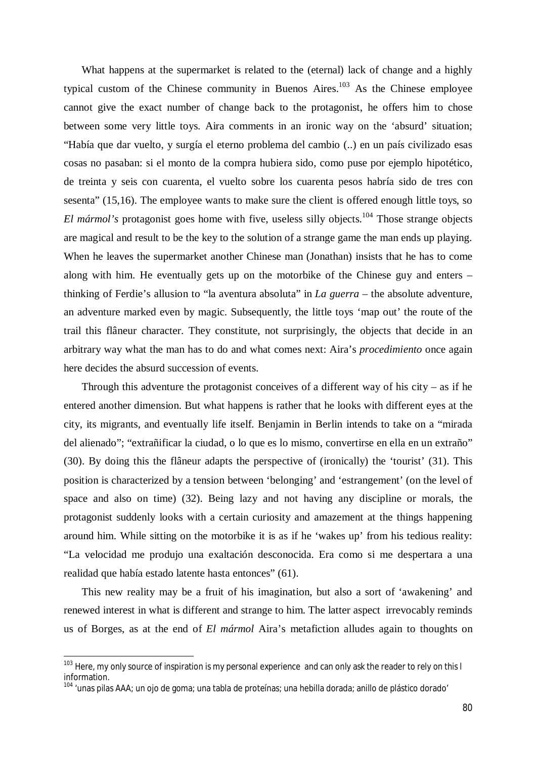What happens at the supermarket is related to the (eternal) lack of change and a highly typical custom of the Chinese community in Buenos Aires.[103] As the Chinese employee cannot give the exact number of change back to the protagonist, he offers him to chose between some very little toys. Aira comments in an ironic way on the 'absurd' situation; "Había que dar vuelto, y surgía el eterno problema del cambio (..) en un país civilizado esas cosas no pasaban: si el monto de la compra hubiera sido, como puse por ejemplo hipotético, de treinta y seis con cuarenta, el vuelto sobre los cuarenta pesos habría sido de tres con sesenta" (15,16). The employee wants to make sure the client is offered enough little toys, so *El mármol's* protagonist goes home with five, useless silly objects.[104] Those strange objects are magical and result to be the key to the solution of a strange game the man ends up playing. When he leaves the supermarket another Chinese man (Jonathan) insists that he has to come along with him. He eventually gets up on the motorbike of the Chinese guy and enters – thinking of Ferdie's allusion to "la aventura absoluta" in *La guerra* – the absolute adventure, an adventure marked even by magic. Subsequently, the little toys 'map out' the route of the trail this flâneur character. They constitute, not surprisingly, the objects that decide in an arbitrary way what the man has to do and what comes next: Aira's *procedimiento* once again here decides the absurd succession of events.

Through this adventure the protagonist conceives of a different way of his city – as if he entered another dimension. But what happens is rather that he looks with different eyes at the city, its migrants, and eventually life itself. Benjamin in Berlin intends to take on a "mirada del alienado"; "extrañificar la ciudad, o lo que es lo mismo, convertirse en ella en un extraño" (30). By doing this the flâneur adapts the perspective of (ironically) the 'tourist' (31). This position is characterized by a tension between 'belonging' and 'estrangement' (on the level of space and also on time) (32). Being lazy and not having any discipline or morals, the protagonist suddenly looks with a certain curiosity and amazement at the things happening around him. While sitting on the motorbike it is as if he 'wakes up' from his tedious reality: "La velocidad me produjo una exaltación desconocida. Era como si me despertara a una realidad que había estado latente hasta entonces" (61).

This new reality may be a fruit of his imagination, but also a sort of 'awakening' and renewed interest in what is different and strange to him. The latter aspect irrevocably reminds us of Borges, as at the end of *El mármol* Aira's metafiction alludes again to thoughts on

---

[103] Here, my only source of inspiration is my personal experience and can only ask the reader to rely on this l information.

[104] 'unas pilas AAA; un ojo de goma; una tabla de proteínas; una hebilla dorada; anillo de plástico dorado'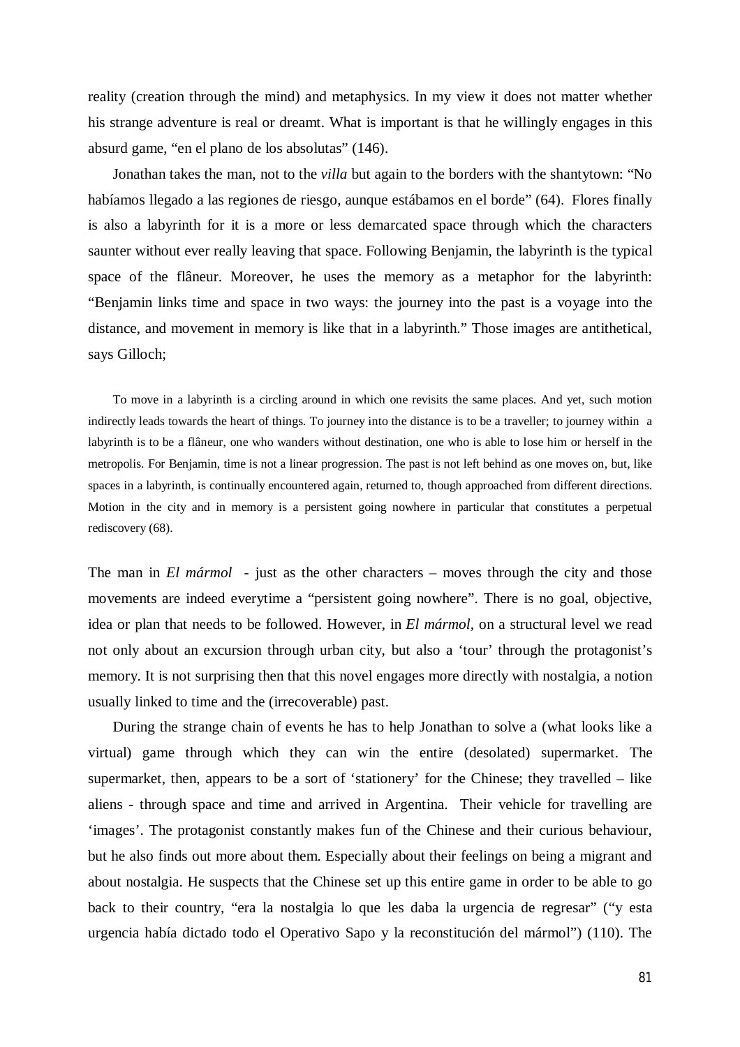reality (creation through the mind) and metaphysics. In my view it does not matter whether his strange adventure is real or dreamt. What is important is that he willingly engages in this absurd game, "en el plano de los absolutas" (146).

Jonathan takes the man, not to the *villa* but again to the borders with the shantytown: "No habíamos llegado a las regiones de riesgo, aunque estábamos en el borde" (64). Flores finally is also a labyrinth for it is a more or less demarcated space through which the characters saunter without ever really leaving that space. Following Benjamin, the labyrinth is the typical space of the flâneur. Moreover, he uses the memory as a metaphor for the labyrinth: "Benjamin links time and space in two ways: the journey into the past is a voyage into the distance, and movement in memory is like that in a labyrinth." Those images are antithetical, says Gilloch;

> To move in a labyrinth is a circling around in which one revisits the same places. And yet, such motion indirectly leads towards the heart of things. To journey into the distance is to be a traveller; to journey within a labyrinth is to be a flâneur, one who wanders without destination, one who is able to lose him or herself in the metropolis. For Benjamin, time is not a linear progression. The past is not left behind as one moves on, but, like spaces in a labyrinth, is continually encountered again, returned to, though approached from different directions. Motion in the city and in memory is a persistent going nowhere in particular that constitutes a perpetual rediscovery (68).

The man in *El mármol* - just as the other characters – moves through the city and those movements are indeed everytime a "persistent going nowhere". There is no goal, objective, idea or plan that needs to be followed. However, in *El mármol*, on a structural level we read not only about an excursion through urban city, but also a 'tour' through the protagonist's memory. It is not surprising then that this novel engages more directly with nostalgia, a notion usually linked to time and the (irrecoverable) past.

During the strange chain of events he has to help Jonathan to solve a (what looks like a virtual) game through which they can win the entire (desolated) supermarket. The supermarket, then, appears to be a sort of 'stationery' for the Chinese; they travelled – like aliens - through space and time and arrived in Argentina. Their vehicle for travelling are 'images'. The protagonist constantly makes fun of the Chinese and their curious behaviour, but he also finds out more about them. Especially about their feelings on being a migrant and about nostalgia. He suspects that the Chinese set up this entire game in order to be able to go back to their country, "era la nostalgia lo que les daba la urgencia de regresar" ("y esta urgencia había dictado todo el Operativo Sapo y la reconstitución del mármol") (110). The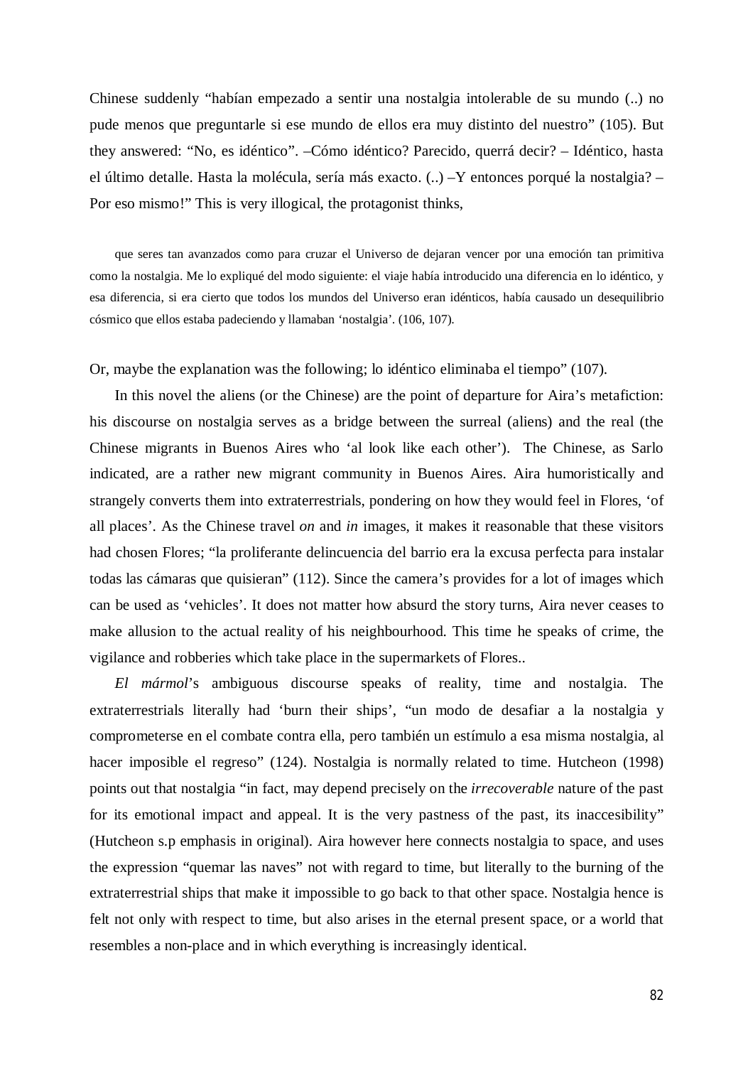Chinese suddenly "habían empezado a sentir una nostalgia intolerable de su mundo (..) no pude menos que preguntarle si ese mundo de ellos era muy distinto del nuestro" (105). But they answered: "No, es idéntico". –Cómo idéntico? Parecido, querrá decir? – Idéntico, hasta el último detalle. Hasta la molécula, sería más exacto. (..) –Y entonces porqué la nostalgia? – Por eso mismo!" This is very illogical, the protagonist thinks,

> que seres tan avanzados como para cruzar el Universo de dejaran vencer por una emoción tan primitiva como la nostalgia. Me lo expliqué del modo siguiente: el viaje había introducido una diferencia en lo idéntico, y esa diferencia, si era cierto que todos los mundos del Universo eran idénticos, había causado un desequilibrio cósmico que ellos estaba padeciendo y llamaban 'nostalgia'. (106, 107).

Or, maybe the explanation was the following; lo idéntico eliminaba el tiempo" (107).

In this novel the aliens (or the Chinese) are the point of departure for Aira's metafiction: his discourse on nostalgia serves as a bridge between the surreal (aliens) and the real (the Chinese migrants in Buenos Aires who 'al look like each other'). The Chinese, as Sarlo indicated, are a rather new migrant community in Buenos Aires. Aira humoristically and strangely converts them into extraterrestrials, pondering on how they would feel in Flores, 'of all places'. As the Chinese travel *on* and *in* images, it makes it reasonable that these visitors had chosen Flores; "la proliferante delincuencia del barrio era la excusa perfecta para instalar todas las cámaras que quisieran" (112). Since the camera's provides for a lot of images which can be used as 'vehicles'. It does not matter how absurd the story turns, Aira never ceases to make allusion to the actual reality of his neighbourhood. This time he speaks of crime, the vigilance and robberies which take place in the supermarkets of Flores..

*El mármol*'s ambiguous discourse speaks of reality, time and nostalgia. The extraterrestrials literally had 'burn their ships', "un modo de desafiar a la nostalgia y comprometerse en el combate contra ella, pero también un estímulo a esa misma nostalgia, al hacer imposible el regreso" (124). Nostalgia is normally related to time. Hutcheon (1998) points out that nostalgia "in fact, may depend precisely on the *irrecoverable* nature of the past for its emotional impact and appeal. It is the very pastness of the past, its inaccesibility" (Hutcheon s.p emphasis in original). Aira however here connects nostalgia to space, and uses the expression "quemar las naves" not with regard to time, but literally to the burning of the extraterrestrial ships that make it impossible to go back to that other space. Nostalgia hence is felt not only with respect to time, but also arises in the eternal present space, or a world that resembles a non-place and in which everything is increasingly identical.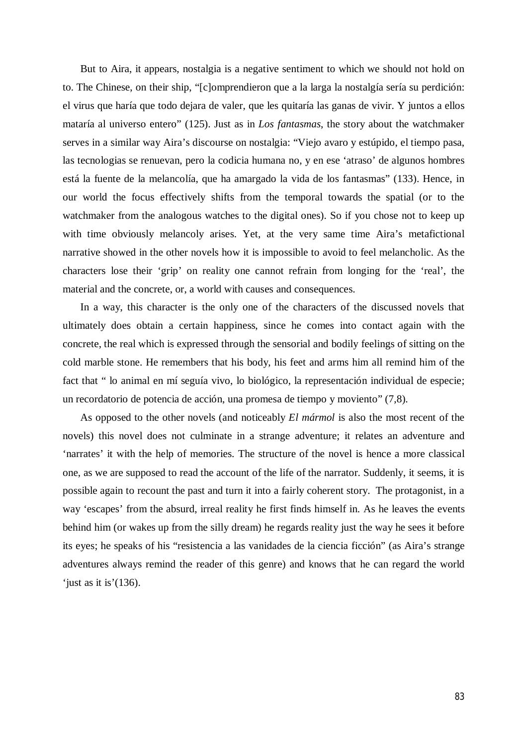But to Aira, it appears, nostalgia is a negative sentiment to which we should not hold on to. The Chinese, on their ship, "[c]omprendieron que a la larga la nostalgía sería su perdición: el virus que haría que todo dejara de valer, que les quitaría las ganas de vivir. Y juntos a ellos mataría al universo entero" (125). Just as in *Los fantasmas*, the story about the watchmaker serves in a similar way Aira's discourse on nostalgia: "Viejo avaro y estúpido, el tiempo pasa, las tecnologias se renuevan, pero la codicia humana no, y en ese 'atraso' de algunos hombres está la fuente de la melancolía, que ha amargado la vida de los fantasmas" (133). Hence, in our world the focus effectively shifts from the temporal towards the spatial (or to the watchmaker from the analogous watches to the digital ones). So if you chose not to keep up with time obviously melancoly arises. Yet, at the very same time Aira's metafictional narrative showed in the other novels how it is impossible to avoid to feel melancholic. As the characters lose their 'grip' on reality one cannot refrain from longing for the 'real', the material and the concrete, or, a world with causes and consequences.

In a way, this character is the only one of the characters of the discussed novels that ultimately does obtain a certain happiness, since he comes into contact again with the concrete, the real which is expressed through the sensorial and bodily feelings of sitting on the cold marble stone. He remembers that his body, his feet and arms him all remind him of the fact that " lo animal en mí seguía vivo, lo biológico, la representación individual de especie; un recordatorio de potencia de acción, una promesa de tiempo y moviento" (7,8).

As opposed to the other novels (and noticeably *El mármol* is also the most recent of the novels) this novel does not culminate in a strange adventure; it relates an adventure and 'narrates' it with the help of memories. The structure of the novel is hence a more classical one, as we are supposed to read the account of the life of the narrator. Suddenly, it seems, it is possible again to recount the past and turn it into a fairly coherent story. The protagonist, in a way 'escapes' from the absurd, irreal reality he first finds himself in. As he leaves the events behind him (or wakes up from the silly dream) he regards reality just the way he sees it before its eyes; he speaks of his "resistencia a las vanidades de la ciencia ficción" (as Aira's strange adventures always remind the reader of this genre) and knows that he can regard the world 'just as it is'(136).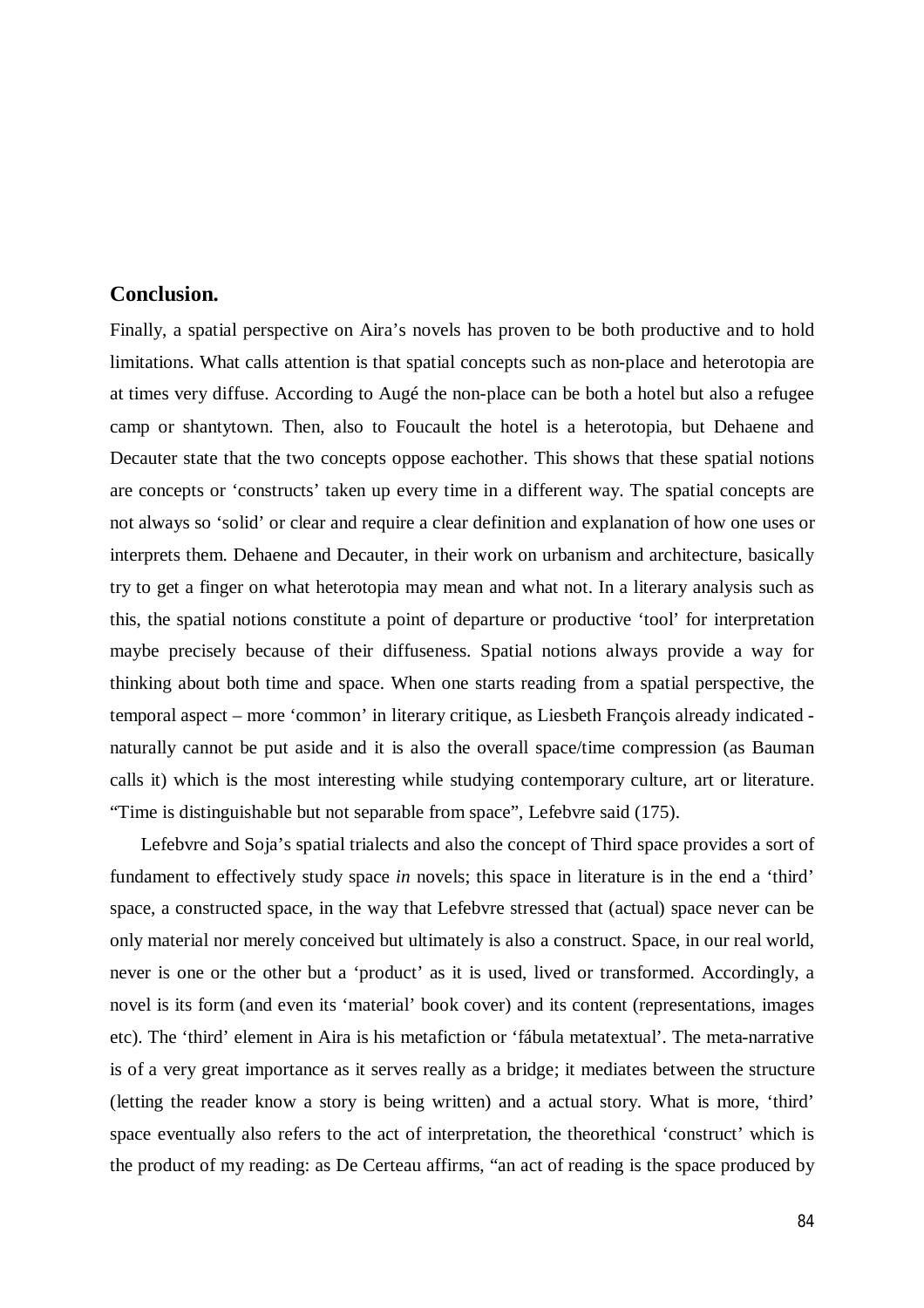## Conclusion.

Finally, a spatial perspective on Aira's novels has proven to be both productive and to hold limitations. What calls attention is that spatial concepts such as non-place and heterotopia are at times very diffuse. According to Augé the non-place can be both a hotel but also a refugee camp or shantytown. Then, also to Foucault the hotel is a heterotopia, but Dehaene and Decauter state that the two concepts oppose eachother. This shows that these spatial notions are concepts or 'constructs' taken up every time in a different way. The spatial concepts are not always so 'solid' or clear and require a clear definition and explanation of how one uses or interprets them. Dehaene and Decauter, in their work on urbanism and architecture, basically try to get a finger on what heterotopia may mean and what not. In a literary analysis such as this, the spatial notions constitute a point of departure or productive 'tool' for interpretation maybe precisely because of their diffuseness. Spatial notions always provide a way for thinking about both time and space. When one starts reading from a spatial perspective, the temporal aspect – more 'common' in literary critique, as Liesbeth François already indicated - naturally cannot be put aside and it is also the overall space/time compression (as Bauman calls it) which is the most interesting while studying contemporary culture, art or literature. "Time is distinguishable but not separable from space", Lefebvre said (175).

Lefebvre and Soja's spatial trialects and also the concept of Third space provides a sort of fundament to effectively study space *in* novels; this space in literature is in the end a 'third' space, a constructed space, in the way that Lefebvre stressed that (actual) space never can be only material nor merely conceived but ultimately is also a construct. Space, in our real world, never is one or the other but a 'product' as it is used, lived or transformed. Accordingly, a novel is its form (and even its 'material' book cover) and its content (representations, images etc). The 'third' element in Aira is his metafiction or 'fábula metatextual'. The meta-narrative is of a very great importance as it serves really as a bridge; it mediates between the structure (letting the reader know a story is being written) and a actual story. What is more, 'third' space eventually also refers to the act of interpretation, the theorethical 'construct' which is the product of my reading: as De Certeau affirms, "an act of reading is the space produced by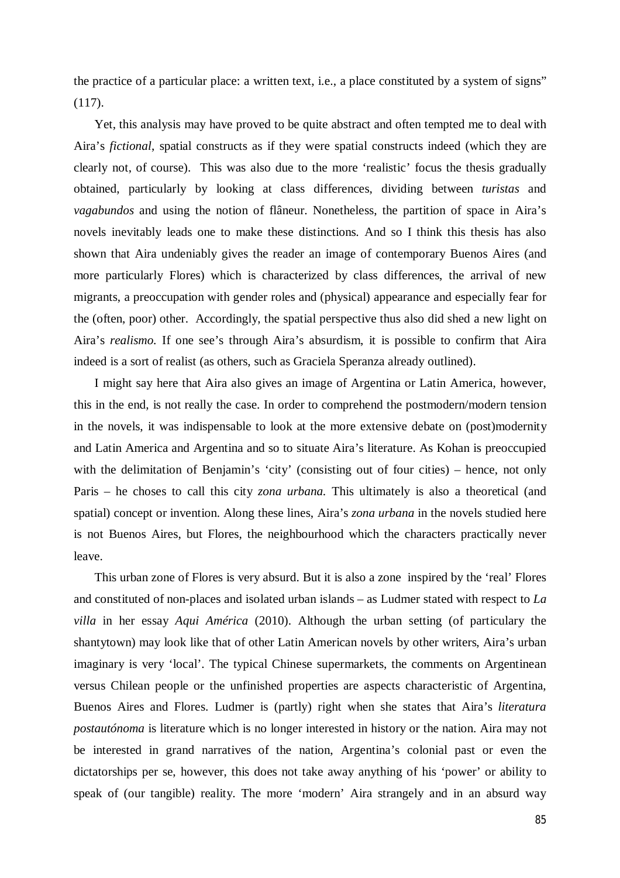the practice of a particular place: a written text, i.e., a place constituted by a system of signs" (117).

Yet, this analysis may have proved to be quite abstract and often tempted me to deal with Aira's *fictional*, spatial constructs as if they were spatial constructs indeed (which they are clearly not, of course). This was also due to the more 'realistic' focus the thesis gradually obtained, particularly by looking at class differences, dividing between *turistas* and *vagabundos* and using the notion of flâneur. Nonetheless, the partition of space in Aira's novels inevitably leads one to make these distinctions. And so I think this thesis has also shown that Aira undeniably gives the reader an image of contemporary Buenos Aires (and more particularly Flores) which is characterized by class differences, the arrival of new migrants, a preoccupation with gender roles and (physical) appearance and especially fear for the (often, poor) other. Accordingly, the spatial perspective thus also did shed a new light on Aira's *realismo.* If one see's through Aira's absurdism, it is possible to confirm that Aira indeed is a sort of realist (as others, such as Graciela Speranza already outlined).

I might say here that Aira also gives an image of Argentina or Latin America, however, this in the end, is not really the case. In order to comprehend the postmodern/modern tension in the novels, it was indispensable to look at the more extensive debate on (post)modernity and Latin America and Argentina and so to situate Aira's literature. As Kohan is preoccupied with the delimitation of Benjamin's 'city' (consisting out of four cities) – hence, not only Paris – he choses to call this city *zona urbana.* This ultimately is also a theoretical (and spatial) concept or invention. Along these lines, Aira's *zona urbana* in the novels studied here is not Buenos Aires, but Flores, the neighbourhood which the characters practically never leave.

This urban zone of Flores is very absurd. But it is also a zone inspired by the 'real' Flores and constituted of non-places and isolated urban islands – as Ludmer stated with respect to *La villa* in her essay *Aqui América* (2010). Although the urban setting (of particulary the shantytown) may look like that of other Latin American novels by other writers, Aira's urban imaginary is very 'local'. The typical Chinese supermarkets, the comments on Argentinean versus Chilean people or the unfinished properties are aspects characteristic of Argentina, Buenos Aires and Flores. Ludmer is (partly) right when she states that Aira's *literatura postautónoma* is literature which is no longer interested in history or the nation. Aira may not be interested in grand narratives of the nation, Argentina's colonial past or even the dictatorships per se, however, this does not take away anything of his 'power' or ability to speak of (our tangible) reality. The more 'modern' Aira strangely and in an absurd way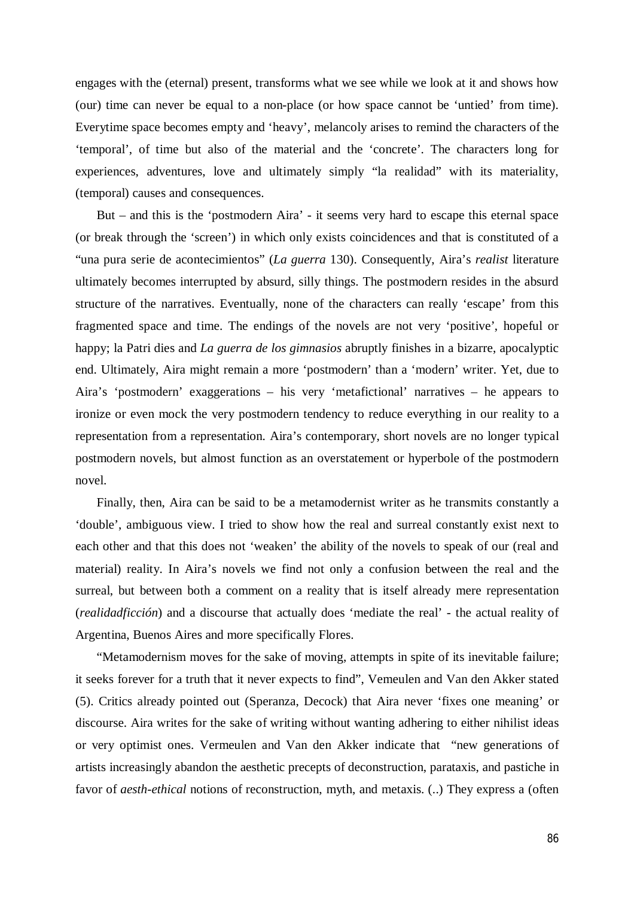engages with the (eternal) present, transforms what we see while we look at it and shows how (our) time can never be equal to a non-place (or how space cannot be 'untied' from time). Everytime space becomes empty and 'heavy', melancoly arises to remind the characters of the 'temporal', of time but also of the material and the 'concrete'. The characters long for experiences, adventures, love and ultimately simply "la realidad" with its materiality, (temporal) causes and consequences.

But – and this is the 'postmodern Aira' - it seems very hard to escape this eternal space (or break through the 'screen') in which only exists coincidences and that is constituted of a "una pura serie de acontecimientos" (*La guerra* 130). Consequently, Aira's *realist* literature ultimately becomes interrupted by absurd, silly things. The postmodern resides in the absurd structure of the narratives. Eventually, none of the characters can really 'escape' from this fragmented space and time. The endings of the novels are not very 'positive', hopeful or happy; la Patri dies and *La guerra de los gimnasios* abruptly finishes in a bizarre, apocalyptic end. Ultimately, Aira might remain a more 'postmodern' than a 'modern' writer. Yet, due to Aira's 'postmodern' exaggerations – his very 'metafictional' narratives – he appears to ironize or even mock the very postmodern tendency to reduce everything in our reality to a representation from a representation. Aira's contemporary, short novels are no longer typical postmodern novels, but almost function as an overstatement or hyperbole of the postmodern novel.

Finally, then, Aira can be said to be a metamodernist writer as he transmits constantly a 'double', ambiguous view. I tried to show how the real and surreal constantly exist next to each other and that this does not 'weaken' the ability of the novels to speak of our (real and material) reality. In Aira's novels we find not only a confusion between the real and the surreal, but between both a comment on a reality that is itself already mere representation (*realidadficción*) and a discourse that actually does 'mediate the real' - the actual reality of Argentina, Buenos Aires and more specifically Flores.

"Metamodernism moves for the sake of moving, attempts in spite of its inevitable failure; it seeks forever for a truth that it never expects to find", Vemeulen and Van den Akker stated (5). Critics already pointed out (Speranza, Decock) that Aira never 'fixes one meaning' or discourse. Aira writes for the sake of writing without wanting adhering to either nihilist ideas or very optimist ones. Vermeulen and Van den Akker indicate that "new generations of artists increasingly abandon the aesthetic precepts of deconstruction, parataxis, and pastiche in favor of *aesth-ethical* notions of reconstruction, myth, and metaxis. (..) They express a (often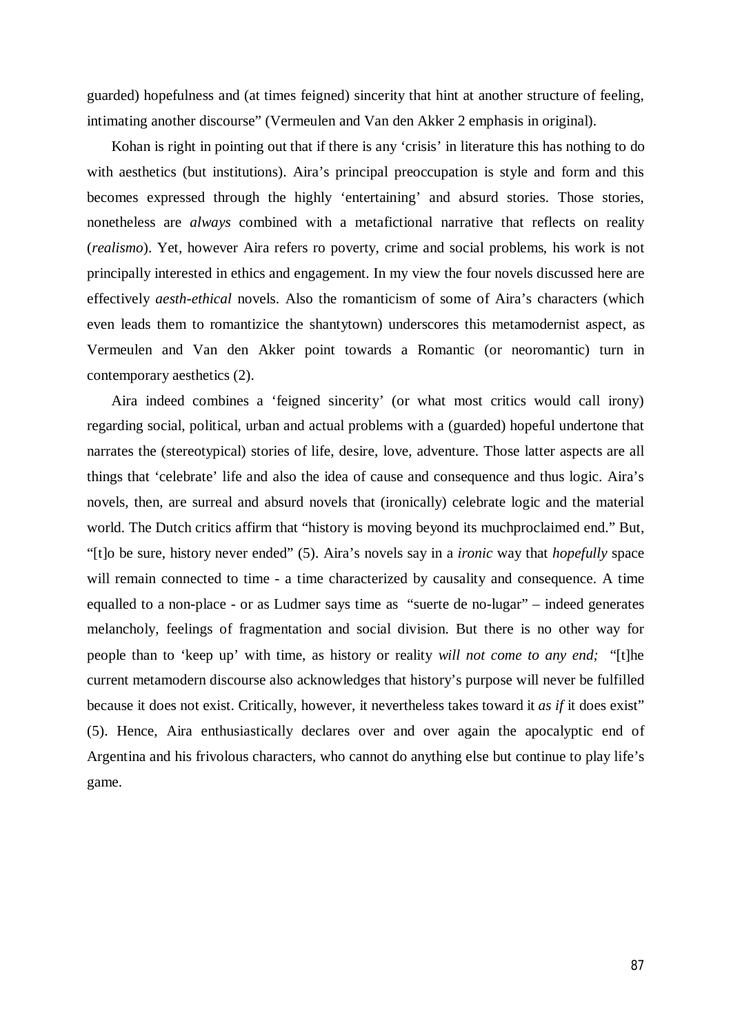guarded) hopefulness and (at times feigned) sincerity that hint at another structure of feeling, intimating another discourse" (Vermeulen and Van den Akker 2 emphasis in original).

Kohan is right in pointing out that if there is any 'crisis' in literature this has nothing to do with aesthetics (but institutions). Aira's principal preoccupation is style and form and this becomes expressed through the highly 'entertaining' and absurd stories. Those stories, nonetheless are *always* combined with a metafictional narrative that reflects on reality (*realismo*). Yet, however Aira refers ro poverty, crime and social problems, his work is not principally interested in ethics and engagement. In my view the four novels discussed here are effectively *aesth-ethical* novels. Also the romanticism of some of Aira's characters (which even leads them to romantizice the shantytown) underscores this metamodernist aspect, as Vermeulen and Van den Akker point towards a Romantic (or neoromantic) turn in contemporary aesthetics (2).

Aira indeed combines a 'feigned sincerity' (or what most critics would call irony) regarding social, political, urban and actual problems with a (guarded) hopeful undertone that narrates the (stereotypical) stories of life, desire, love, adventure. Those latter aspects are all things that 'celebrate' life and also the idea of cause and consequence and thus logic. Aira's novels, then, are surreal and absurd novels that (ironically) celebrate logic and the material world. The Dutch critics affirm that "history is moving beyond its muchproclaimed end." But, "[t]o be sure, history never ended" (5). Aira's novels say in a *ironic* way that *hopefully* space will remain connected to time - a time characterized by causality and consequence. A time equalled to a non-place - or as Ludmer says time as "suerte de no-lugar" – indeed generates melancholy, feelings of fragmentation and social division. But there is no other way for people than to 'keep up' with time, as history or reality *will not come to any end;* "[t]he current metamodern discourse also acknowledges that history's purpose will never be fulfilled because it does not exist. Critically, however, it nevertheless takes toward it *as if* it does exist" (5). Hence, Aira enthusiastically declares over and over again the apocalyptic end of Argentina and his frivolous characters, who cannot do anything else but continue to play life's game.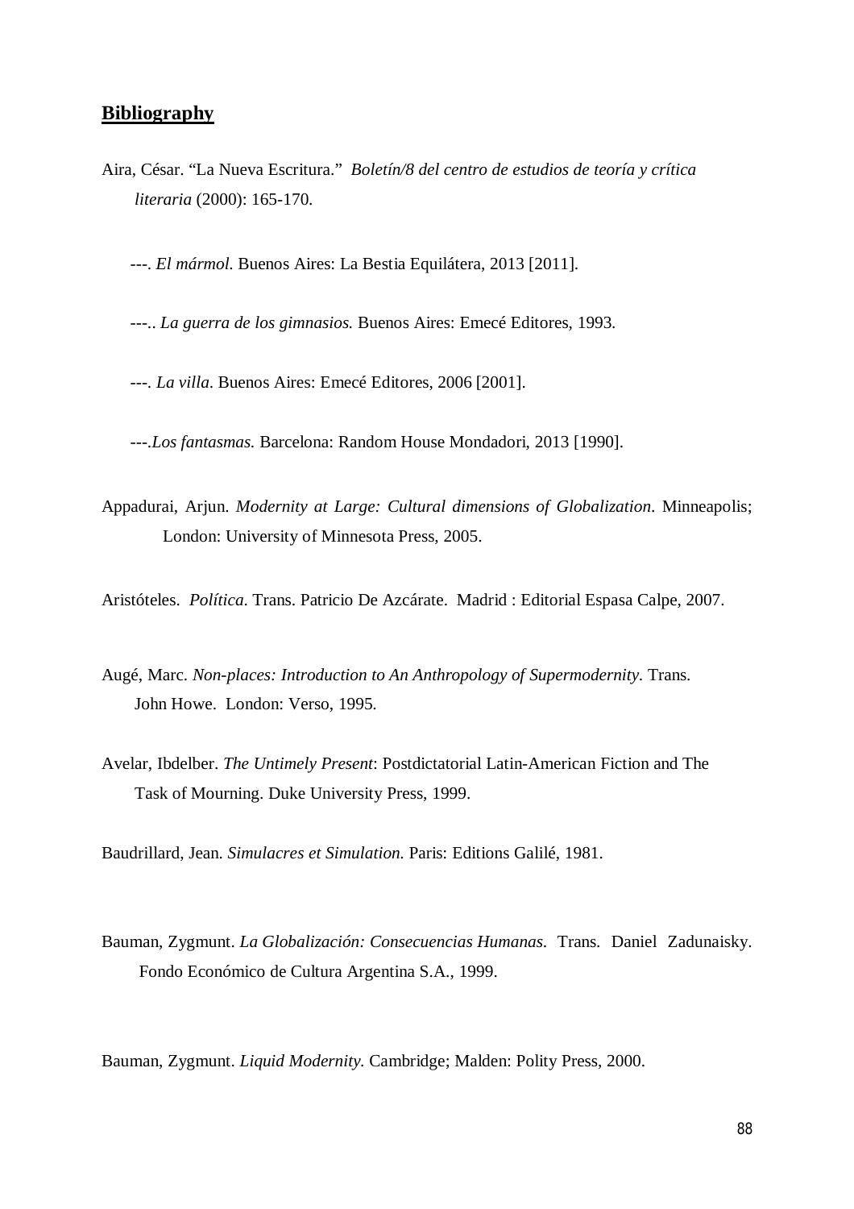## **Bibliography**

Aira, César. "La Nueva Escritura." *Boletín/8 del centro de estudios de teoría y crítica literaria* (2000): 165-170.

---. *El mármol.* Buenos Aires: La Bestia Equilátera, 2013 [2011].

---.. *La guerra de los gimnasios.* Buenos Aires: Emecé Editores, 1993.

---. *La villa*. Buenos Aires: Emecé Editores, 2006 [2001].

---.*Los fantasmas.* Barcelona: Random House Mondadori, 2013 [1990].

Appadurai, Arjun. *Modernity at Large: Cultural dimensions of Globalization*. Minneapolis; London: University of Minnesota Press, 2005.

Aristóteles. *Política*. Trans. Patricio De Azcárate. Madrid : Editorial Espasa Calpe, 2007.

Augé, Marc. *Non-places: Introduction to An Anthropology of Supermodernity.* Trans. John Howe. London: Verso, 1995.

Avelar, Ibdelber. *The Untimely Present*: Postdictatorial Latin-American Fiction and The Task of Mourning. Duke University Press, 1999.

Baudrillard, Jean. *Simulacres et Simulation.* Paris: Editions Galilé, 1981.

Bauman, Zygmunt. *La Globalización: Consecuencias Humanas.* Trans. Daniel Zadunaisky. Fondo Económico de Cultura Argentina S.A., 1999.

Bauman, Zygmunt. *Liquid Modernity.* Cambridge; Malden: Polity Press, 2000.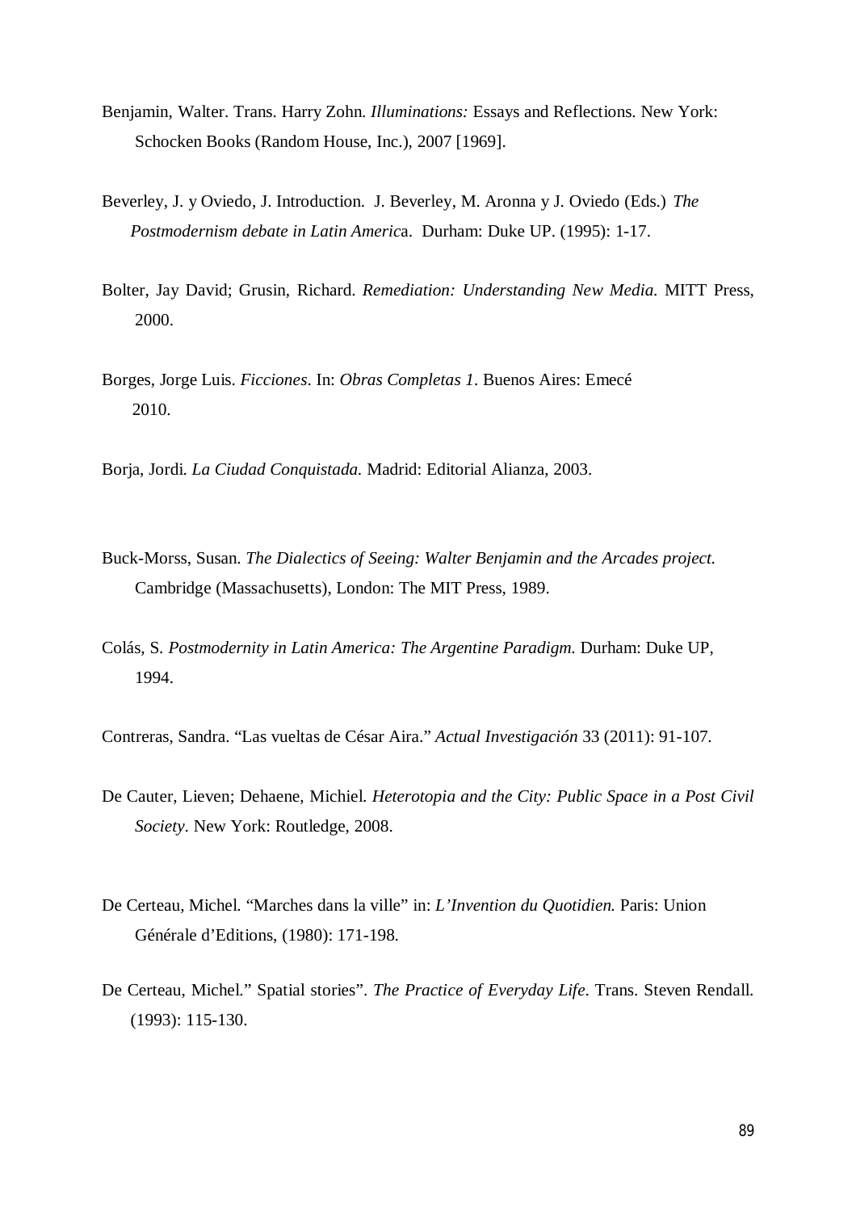Benjamin, Walter. Trans. Harry Zohn. *Illuminations:* Essays and Reflections. New York: Schocken Books (Random House, Inc.), 2007 [1969].

Beverley, J. y Oviedo, J. Introduction. J. Beverley, M. Aronna y J. Oviedo (Eds.) *The Postmodernism debate in Latin Americ*a. Durham: Duke UP. (1995): 1-17.

Bolter, Jay David; Grusin, Richard. *Remediation: Understanding New Media.* MITT Press, 2000.

Borges, Jorge Luis. *Ficciones*. In: *Obras Completas 1*. Buenos Aires: Emecé 2010.

Borja, Jordi. *La Ciudad Conquistada.* Madrid: Editorial Alianza, 2003.

Buck-Morss, Susan. *The Dialectics of Seeing: Walter Benjamin and the Arcades project.* Cambridge (Massachusetts), London: The MIT Press, 1989.

Colás, S. *Postmodernity in Latin America: The Argentine Paradigm.* Durham: Duke UP, 1994.

Contreras, Sandra. "Las vueltas de César Aira." *Actual Investigación* 33 (2011): 91-107.

De Cauter, Lieven; Dehaene, Michiel. *Heterotopia and the City: Public Space in a Post Civil Society*. New York: Routledge, 2008.

De Certeau, Michel. "Marches dans la ville" in: *L'Invention du Quotidien.* Paris: Union Générale d'Editions, (1980): 171-198.

De Certeau, Michel." Spatial stories". *The Practice of Everyday Life.* Trans. Steven Rendall. (1993): 115-130.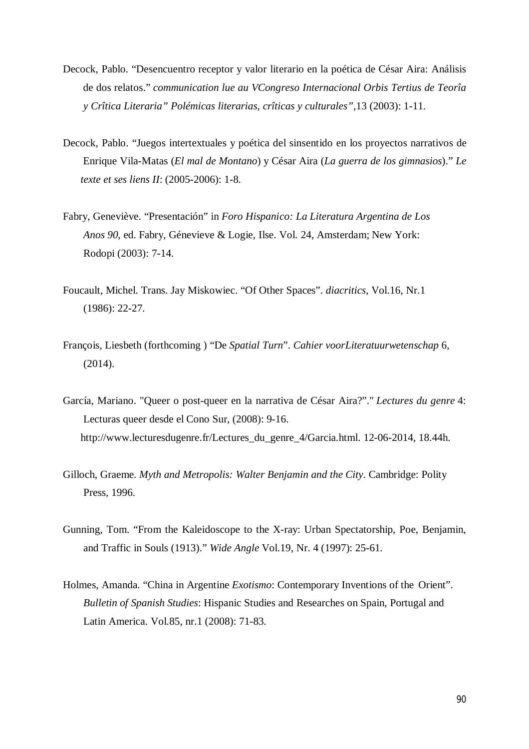Decock, Pablo. “Desencuentro receptor y valor literario en la poética de César Aira: Análisis de dos relatos.” *communication lue au VCongreso Internacional Orbis Tertius de Teorîa y Crîtica Literaria” Polémicas literarias, crîticas y culturales”*,13 (2003): 1-11.

Decock, Pablo. “Juegos intertextuales y poética del sinsentido en los proyectos narrativos de Enrique Vila-Matas (*El mal de Montano*) y César Aira (*La guerra de los gimnasios*).” *Le texte et ses liens II*: (2005-2006): 1-8.

Fabry, Geneviève. “Presentación” in *Foro Hispanico: La Literatura Argentina de Los Anos 90*, ed. Fabry, Génevieve & Logie, Ilse. Vol. 24, Amsterdam; New York: Rodopi (2003): 7-14.

Foucault, Michel. Trans. Jay Miskowiec. “Of Other Spaces”. *diacritics*, Vol.16, Nr.1 (1986): 22-27.

François, Liesbeth (forthcoming ) “De *Spatial Turn*”. *Cahier voorLiteratuurwetenschap* 6, (2014).

García, Mariano. "Queer o post-queer en la narrativa de César Aira?”." *Lectures du genre* 4: Lecturas queer desde el Cono Sur, (2008): 9-16. http://www.lecturesdugenre.fr/Lectures_du_genre_4/Garcia.html. 12-06-2014, 18.44h.

Gilloch, Graeme. *Myth and Metropolis: Walter Benjamin and the City*. Cambridge: Polity Press, 1996.

Gunning, Tom. “From the Kaleidoscope to the X-ray: Urban Spectatorship, Poe, Benjamin, and Traffic in Souls (1913).” *Wide Angle* Vol.19, Nr. 4 (1997): 25-61.

Holmes, Amanda. “China in Argentine *Exotismo*: Contemporary Inventions of the Orient”. *Bulletin of Spanish Studies*: Hispanic Studies and Researches on Spain, Portugal and Latin America. Vol.85, nr.1 (2008): 71-83.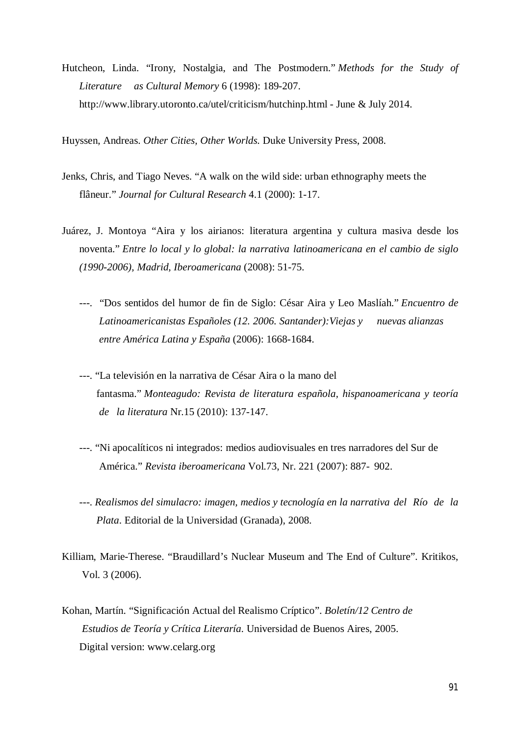Hutcheon, Linda. "Irony, Nostalgia, and The Postmodern." *Methods for the Study of Literature as Cultural Memory* 6 (1998): 189-207. http://www.library.utoronto.ca/utel/criticism/hutchinp.html - June & July 2014.

Huyssen, Andreas. *Other Cities, Other Worlds.* Duke University Press, 2008.

Jenks, Chris, and Tiago Neves. "A walk on the wild side: urban ethnography meets the flâneur." *Journal for Cultural Research* 4.1 (2000): 1-17.

Juárez, J. Montoya "Aira y los airianos: literatura argentina y cultura masiva desde los noventa." *Entre lo local y lo global: la narrativa latinoamericana en el cambio de siglo (1990-2006), Madrid, Iberoamericana* (2008): 51-75.

---. "Dos sentidos del humor de fin de Siglo: César Aira y Leo Maslíah." *Encuentro de Latinoamericanistas Españoles (12. 2006. Santander):Viejas y nuevas alianzas entre América Latina y España* (2006): 1668-1684.

---. "La televisión en la narrativa de César Aira o la mano del fantasma." *Monteagudo: Revista de literatura española, hispanoamericana y teoría de la literatura* Nr.15 (2010): 137-147.

---. "Ni apocalíticos ni integrados: medios audiovisuales en tres narradores del Sur de América." *Revista iberoamericana* Vol.73, Nr. 221 (2007): 887- 902.

---. *Realismos del simulacro: imagen, medios y tecnología en la narrativa del Río de la Plata*. Editorial de la Universidad (Granada), 2008.

Killiam, Marie-Therese. "Braudillard's Nuclear Museum and The End of Culture". Kritikos, Vol. 3 (2006).

Kohan, Martín. "Significación Actual del Realismo Críptico". *Boletín/12 Centro de Estudios de Teoría y Crítica Literaría*. Universidad de Buenos Aires, 2005. Digital version: www.celarg.org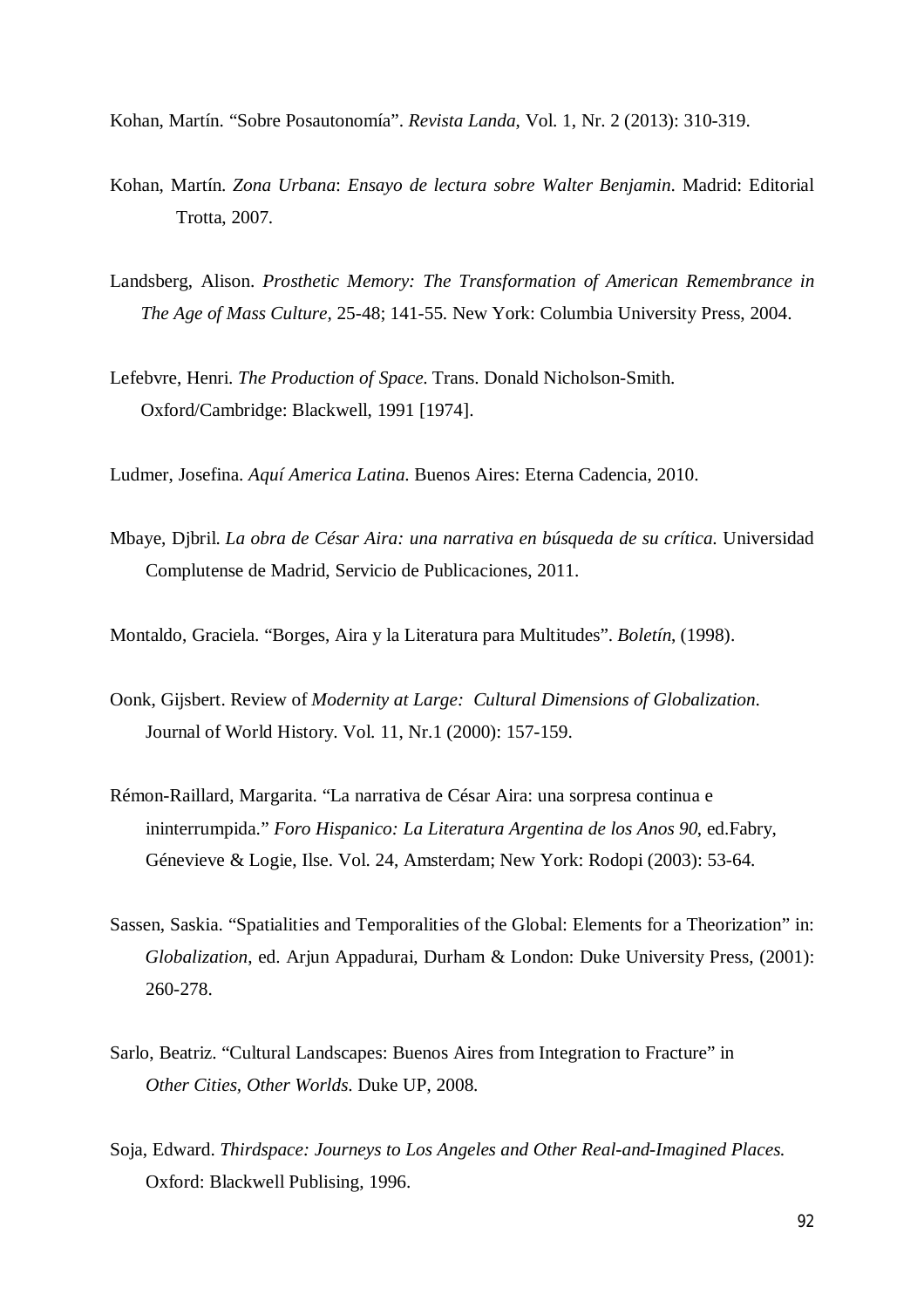Kohan, Martín. “Sobre Posautonomía”. *Revista Landa*, Vol. 1, Nr. 2 (2013): 310-319.

Kohan, Martín. *Zona Urbana*: *Ensayo de lectura sobre Walter Benjamin*. Madrid: Editorial Trotta, 2007.

Landsberg, Alison. *Prosthetic Memory: The Transformation of American Remembrance in The Age of Mass Culture*, 25-48; 141-55. New York: Columbia University Press, 2004.

Lefebvre, Henri. *The Production of Space*. Trans. Donald Nicholson-Smith. Oxford/Cambridge: Blackwell, 1991 [1974].

Ludmer, Josefina. *Aquí America Latina*. Buenos Aires: Eterna Cadencia, 2010.

Mbaye, Djbril. *La obra de César Aira: una narrativa en búsqueda de su crítica*. Universidad Complutense de Madrid, Servicio de Publicaciones, 2011.

Montaldo, Graciela. “Borges, Aira y la Literatura para Multitudes”. *Boletín*, (1998).

Oonk, Gijsbert. Review of *Modernity at Large: Cultural Dimensions of Globalization*. Journal of World History. Vol. 11, Nr.1 (2000): 157-159.

Rémon-Raillard, Margarita. “La narrativa de César Aira: una sorpresa continua e ininterrumpida.” *Foro Hispanico: La Literatura Argentina de los Anos 90*, ed.Fabry, Génevieve & Logie, Ilse. Vol. 24, Amsterdam; New York: Rodopi (2003): 53-64.

Sassen, Saskia. “Spatialities and Temporalities of the Global: Elements for a Theorization” in: *Globalization*, ed. Arjun Appadurai, Durham & London: Duke University Press, (2001): 260-278.

Sarlo, Beatriz. “Cultural Landscapes: Buenos Aires from Integration to Fracture” in *Other Cities, Other Worlds*. Duke UP, 2008.

Soja, Edward. *Thirdspace: Journeys to Los Angeles and Other Real-and-Imagined Places.* Oxford: Blackwell Publising, 1996.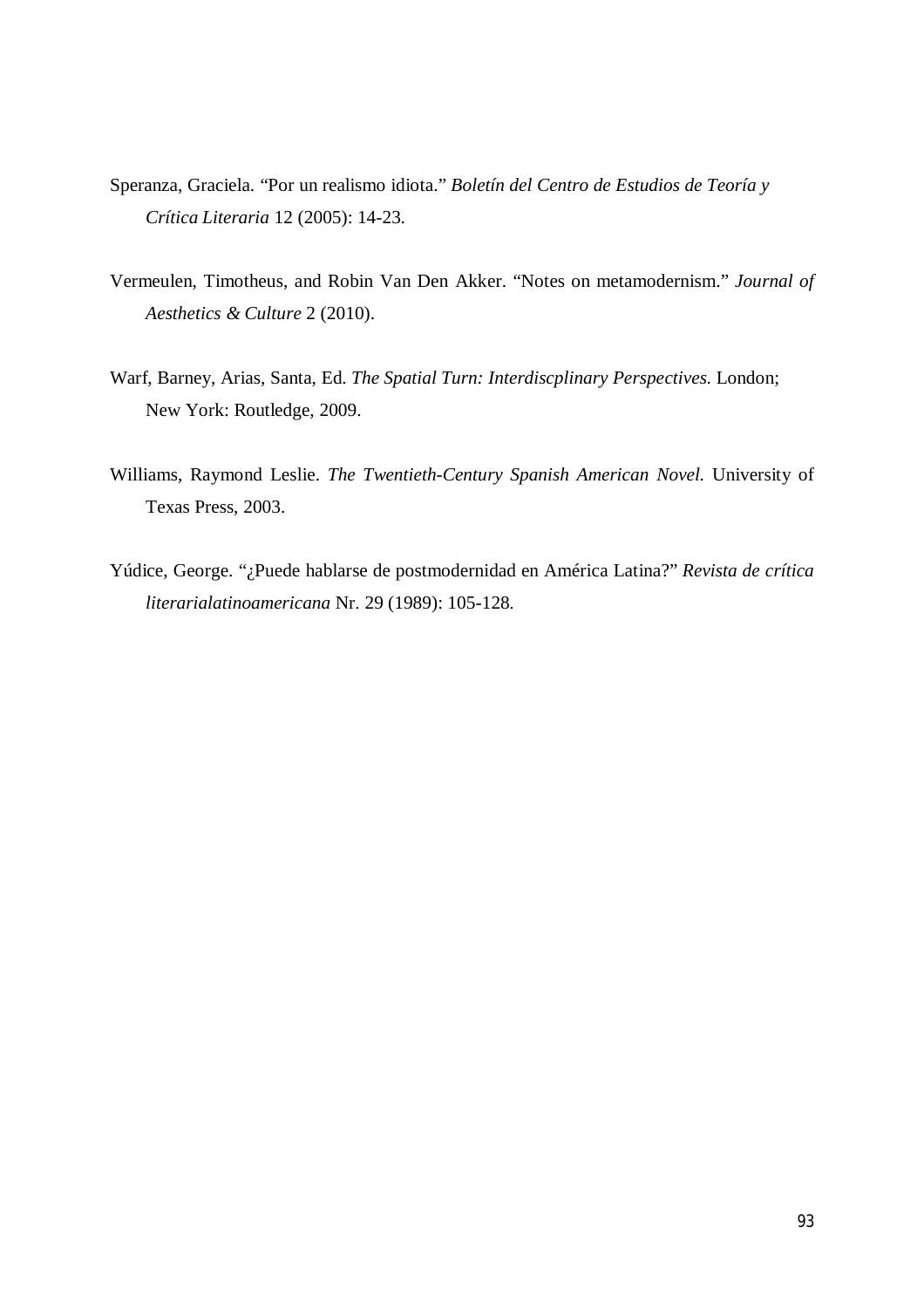Speranza, Graciela. "Por un realismo idiota." *Boletín del Centro de Estudios de Teoría y Crítica Literaria* 12 (2005): 14-23.

Vermeulen, Timotheus, and Robin Van Den Akker. "Notes on metamodernism." *Journal of Aesthetics & Culture* 2 (2010).

Warf, Barney, Arias, Santa, Ed. *The Spatial Turn: Interdiscplinary Perspectives.* London; New York: Routledge, 2009.

Williams, Raymond Leslie. *The Twentieth-Century Spanish American Novel.* University of Texas Press, 2003.

Yúdice, George. "¿Puede hablarse de postmodernidad en América Latina?" *Revista de crítica literarialatinoamericana* Nr. 29 (1989): 105-128.